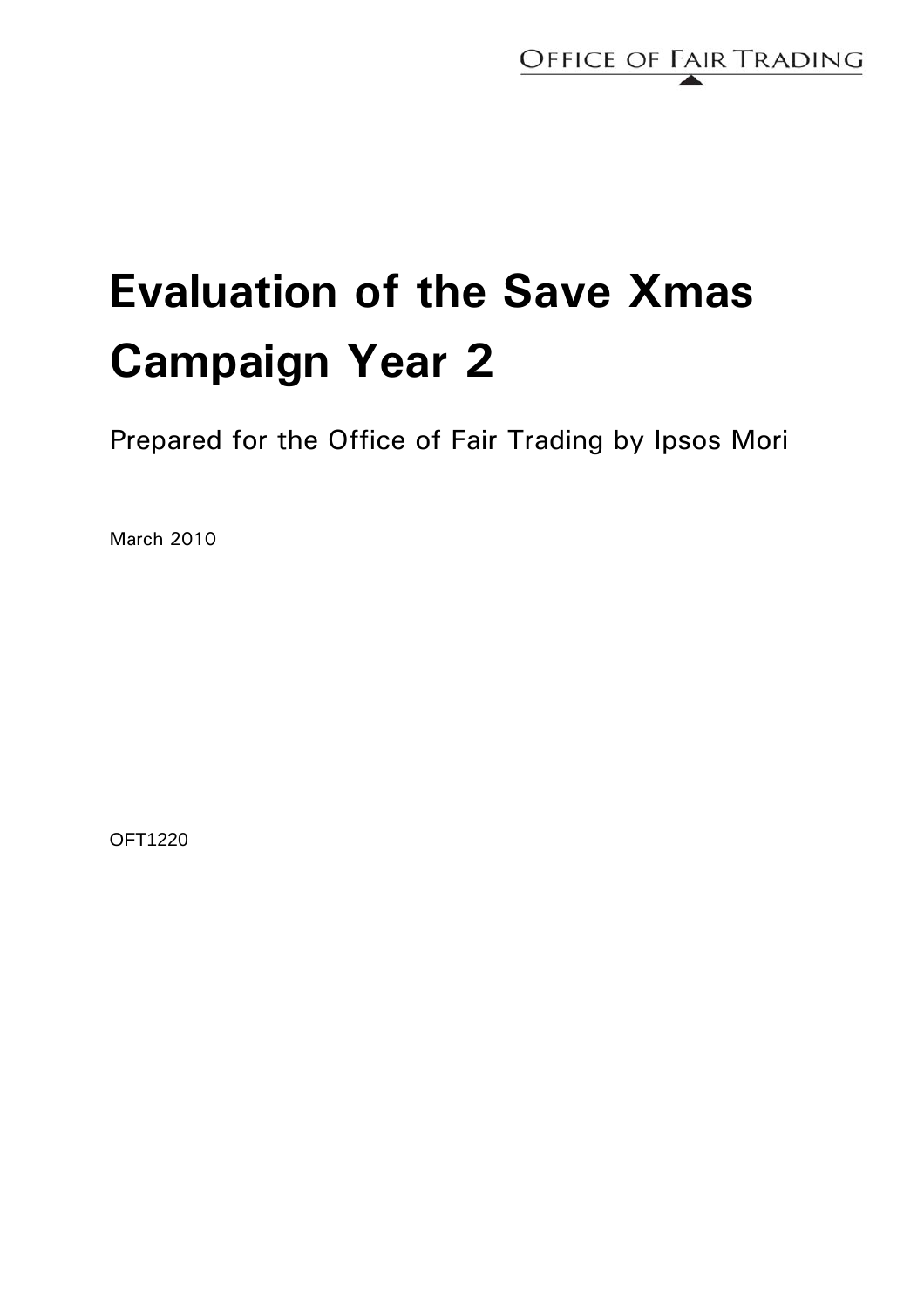OFFICE OF FAIR TRADING

# Evaluation of the Save Xmas Campaign Year 2

Prepared for the Office of Fair Trading by Ipsos Mori

March 2010

OFT1220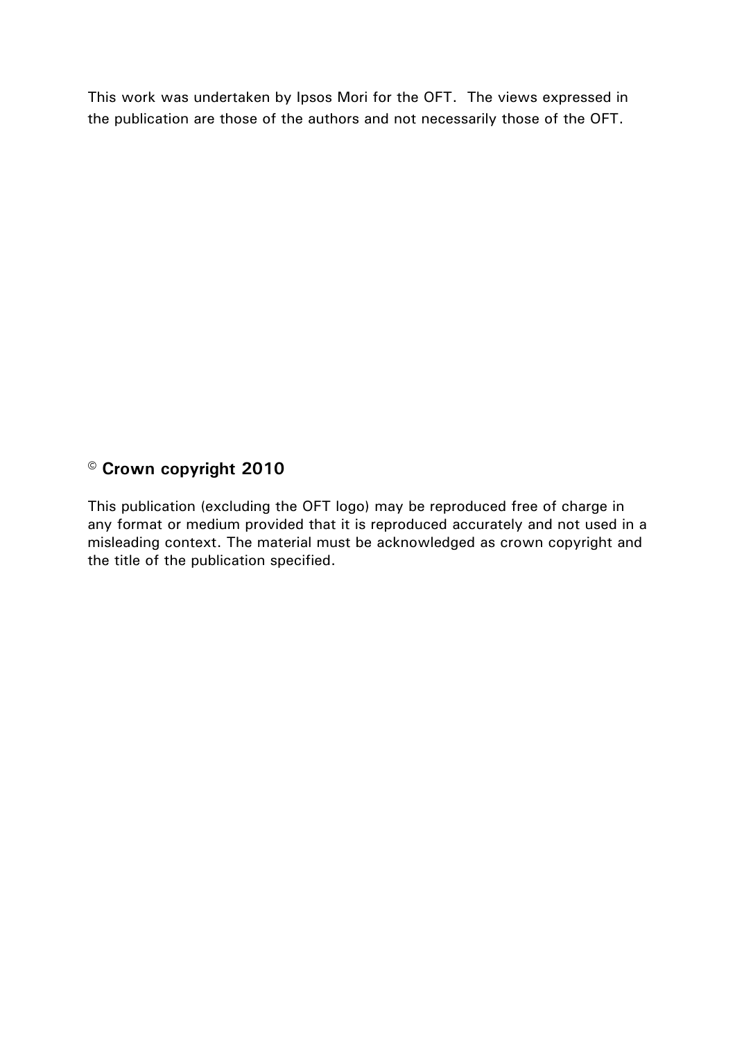This work was undertaken by Ipsos Mori for the OFT. The views expressed in the publication are those of the authors and not necessarily those of the OFT.

**© Crown copyright 2010**

This publication (excluding the OFT logo) may be reproduced free of charge in any format or medium provided that it is reproduced accurately and not used in a misleading context. The material must be acknowledged as crown copyright and the title of the publication specified.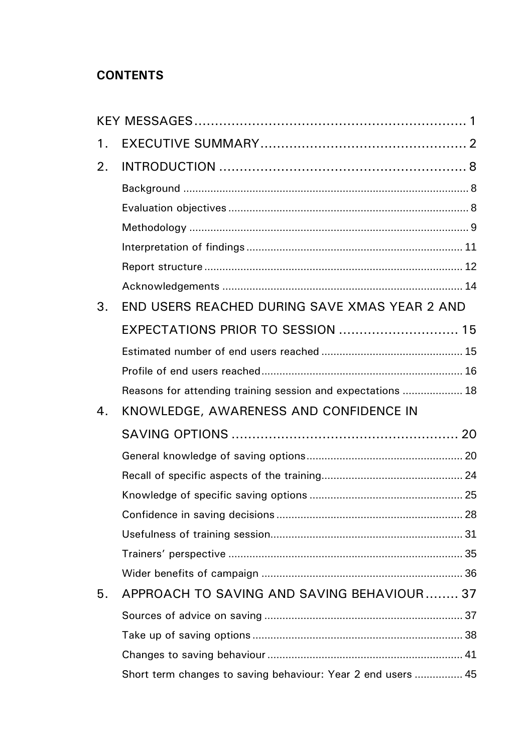**CONTENTS**

KEY MESSAGES ..... 1

1. EXECUTIVE SUMMARY ..... 2

2. INTRODUCTION ..... 8
   - Background ..... 8
   - Evaluation objectives ..... 8
   - Methodology ..... 9
   - Interpretation of findings ..... 11
   - Report structure ..... 12
   - Acknowledgements ..... 14

3. END USERS REACHED DURING SAVE XMAS YEAR 2 AND EXPECTATIONS PRIOR TO SESSION ..... 15
   - Estimated number of end users reached ..... 15
   - Profile of end users reached ..... 16
   - Reasons for attending training session and expectations ..... 18

4. KNOWLEDGE, AWARENESS AND CONFIDENCE IN SAVING OPTIONS ..... 20
   - General knowledge of saving options ..... 20
   - Recall of specific aspects of the training ..... 24
   - Knowledge of specific saving options ..... 25
   - Confidence in saving decisions ..... 28
   - Usefulness of training session ..... 31
   - Trainers' perspective ..... 35
   - Wider benefits of campaign ..... 36

5. APPROACH TO SAVING AND SAVING BEHAVIOUR ..... 37
   - Sources of advice on saving ..... 37
   - Take up of saving options ..... 38
   - Changes to saving behaviour ..... 41
   - Short term changes to saving behaviour: Year 2 end users ..... 45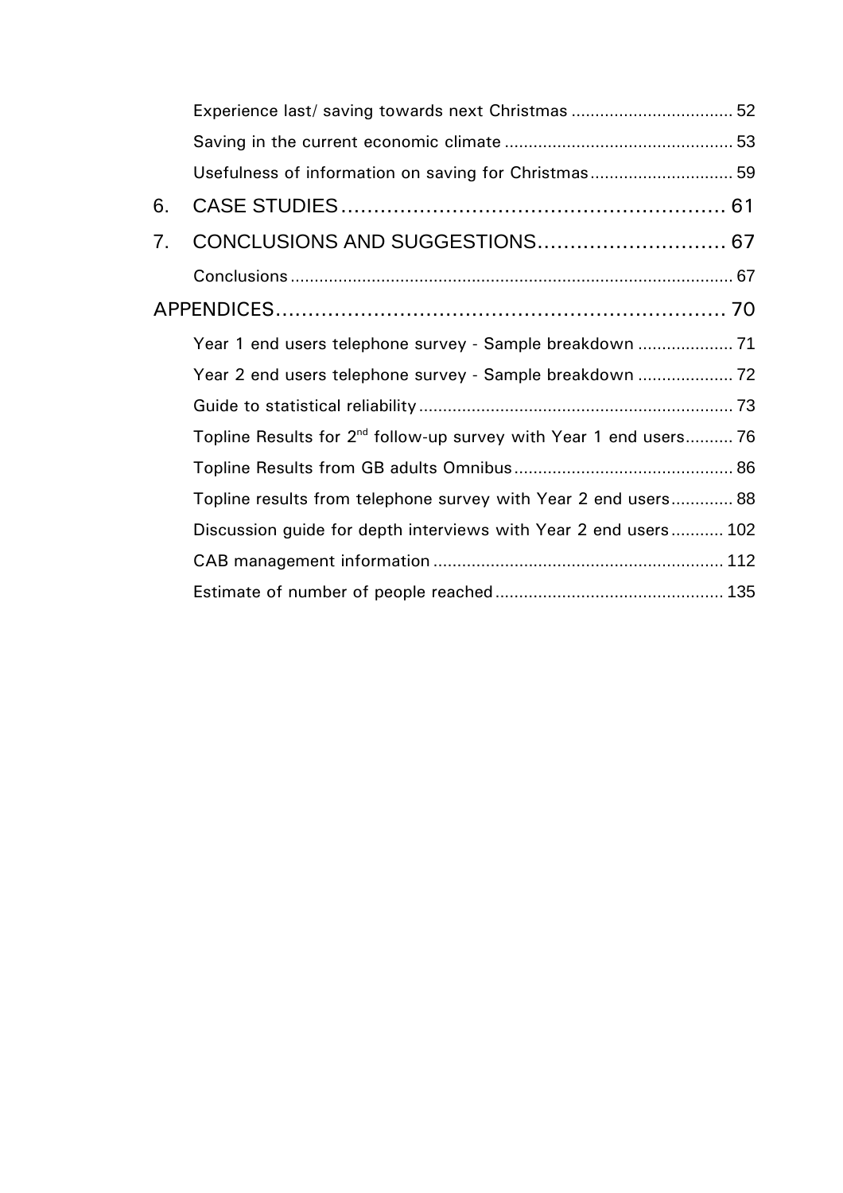Experience last/ saving towards next Christmas .................................. 52

Saving in the current economic climate ............................................... 53

Usefulness of information on saving for Christmas.............................. 59

6. CASE STUDIES........................................................... 61

7. CONCLUSIONS AND SUGGESTIONS............................. 67

Conclusions ............................................................................................ 67

APPENDICES..................................................................... 70

Year 1 end users telephone survey - Sample breakdown .................... 71

Year 2 end users telephone survey - Sample breakdown .................... 72

Guide to statistical reliability .................................................................. 73

Topline Results for 2nd follow-up survey with Year 1 end users.......... 76

Topline Results from GB adults Omnibus .............................................. 86

Topline results from telephone survey with Year 2 end users............. 88

Discussion guide for depth interviews with Year 2 end users ........... 102

CAB management information ............................................................ 112

Estimate of number of people reached ............................................... 135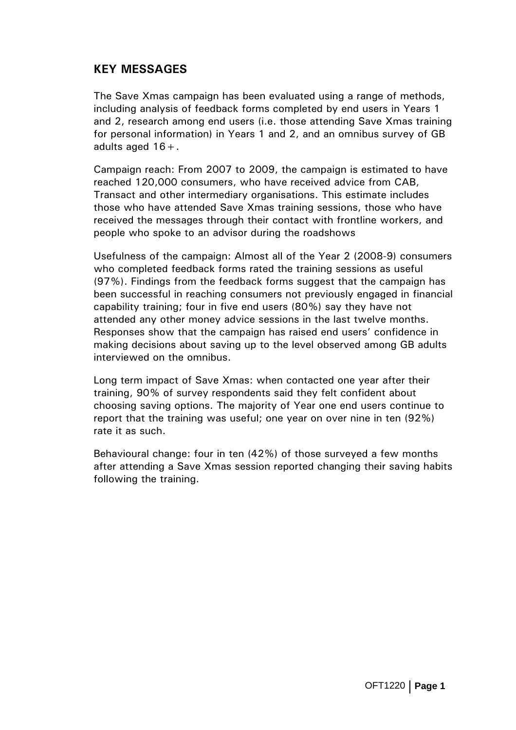## KEY MESSAGES

The Save Xmas campaign has been evaluated using a range of methods, including analysis of feedback forms completed by end users in Years 1 and 2, research among end users (i.e. those attending Save Xmas training for personal information) in Years 1 and 2, and an omnibus survey of GB adults aged 16+.

Campaign reach: From 2007 to 2009, the campaign is estimated to have reached 120,000 consumers, who have received advice from CAB, Transact and other intermediary organisations. This estimate includes those who have attended Save Xmas training sessions, those who have received the messages through their contact with frontline workers, and people who spoke to an advisor during the roadshows

Usefulness of the campaign: Almost all of the Year 2 (2008-9) consumers who completed feedback forms rated the training sessions as useful (97%). Findings from the feedback forms suggest that the campaign has been successful in reaching consumers not previously engaged in financial capability training; four in five end users (80%) say they have not attended any other money advice sessions in the last twelve months. Responses show that the campaign has raised end users' confidence in making decisions about saving up to the level observed among GB adults interviewed on the omnibus.

Long term impact of Save Xmas: when contacted one year after their training, 90% of survey respondents said they felt confident about choosing saving options. The majority of Year one end users continue to report that the training was useful; one year on over nine in ten (92%) rate it as such.

Behavioural change: four in ten (42%) of those surveyed a few months after attending a Save Xmas session reported changing their saving habits following the training.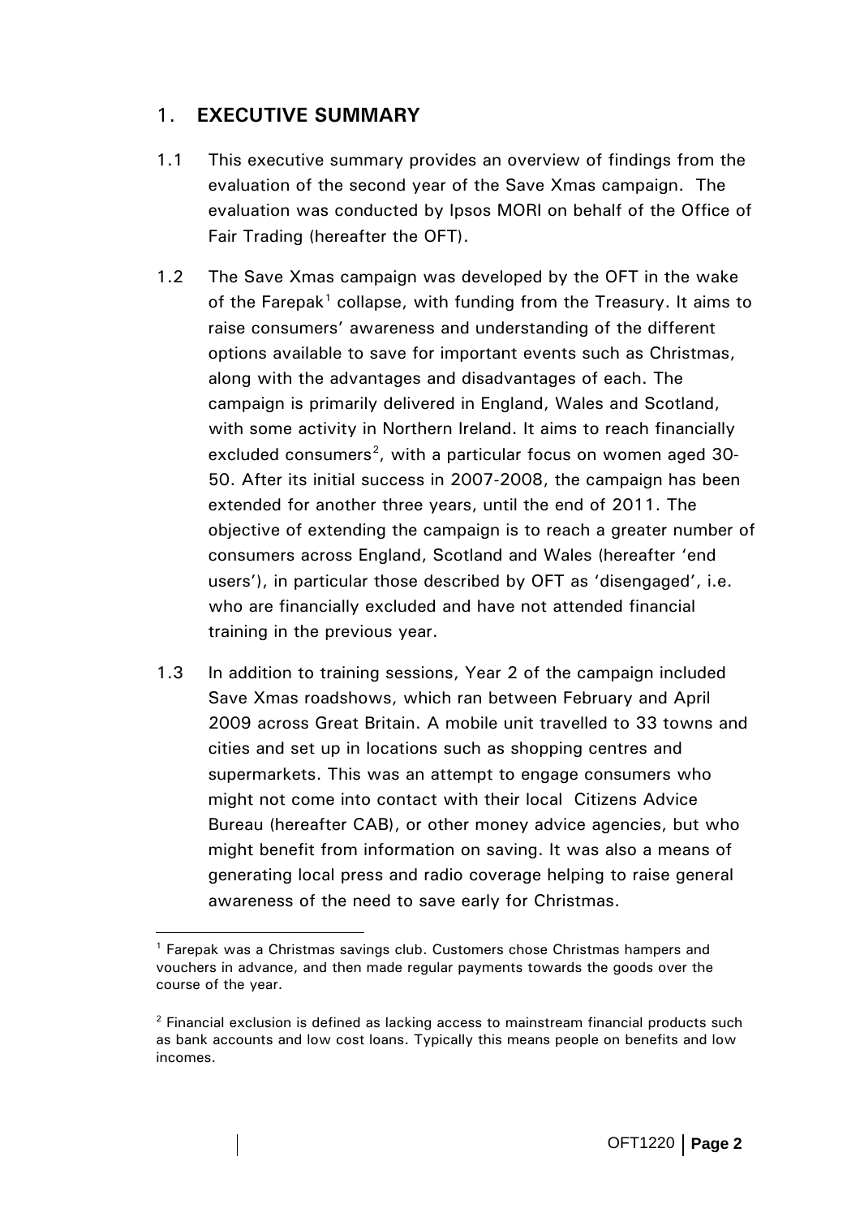## 1. EXECUTIVE SUMMARY

1.1 This executive summary provides an overview of findings from the evaluation of the second year of the Save Xmas campaign. The evaluation was conducted by Ipsos MORI on behalf of the Office of Fair Trading (hereafter the OFT).

1.2 The Save Xmas campaign was developed by the OFT in the wake of the Farepak[1] collapse, with funding from the Treasury. It aims to raise consumers' awareness and understanding of the different options available to save for important events such as Christmas, along with the advantages and disadvantages of each. The campaign is primarily delivered in England, Wales and Scotland, with some activity in Northern Ireland. It aims to reach financially excluded consumers[2], with a particular focus on women aged 30-50. After its initial success in 2007-2008, the campaign has been extended for another three years, until the end of 2011. The objective of extending the campaign is to reach a greater number of consumers across England, Scotland and Wales (hereafter 'end users'), in particular those described by OFT as 'disengaged', i.e. who are financially excluded and have not attended financial training in the previous year.

1.3 In addition to training sessions, Year 2 of the campaign included Save Xmas roadshows, which ran between February and April 2009 across Great Britain. A mobile unit travelled to 33 towns and cities and set up in locations such as shopping centres and supermarkets. This was an attempt to engage consumers who might not come into contact with their local Citizens Advice Bureau (hereafter CAB), or other money advice agencies, but who might benefit from information on saving. It was also a means of generating local press and radio coverage helping to raise general awareness of the need to save early for Christmas.

---

[1] Farepak was a Christmas savings club. Customers chose Christmas hampers and vouchers in advance, and then made regular payments towards the goods over the course of the year.

[2] Financial exclusion is defined as lacking access to mainstream financial products such as bank accounts and low cost loans. Typically this means people on benefits and low incomes.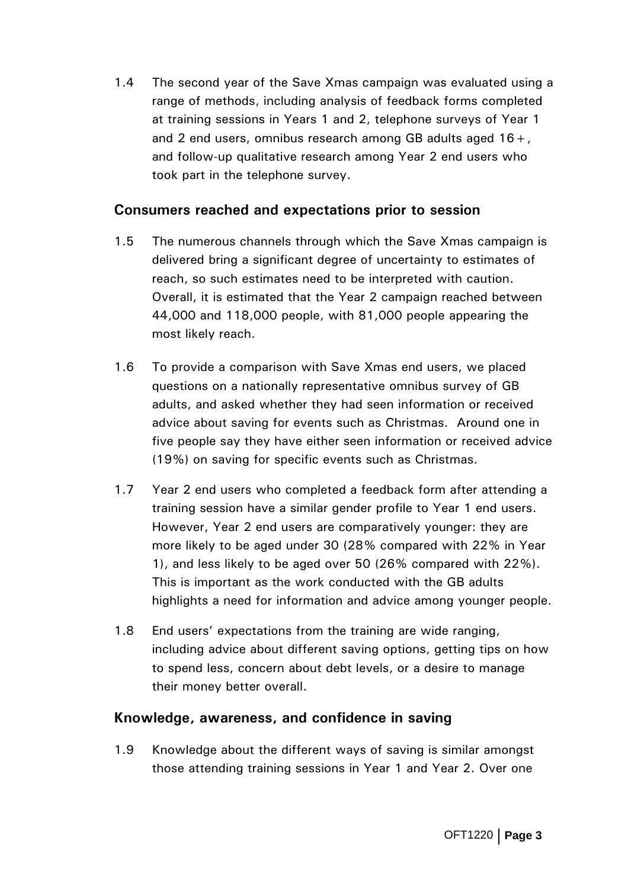1.4 The second year of the Save Xmas campaign was evaluated using a range of methods, including analysis of feedback forms completed at training sessions in Years 1 and 2, telephone surveys of Year 1 and 2 end users, omnibus research among GB adults aged 16+, and follow-up qualitative research among Year 2 end users who took part in the telephone survey.

## Consumers reached and expectations prior to session

1.5 The numerous channels through which the Save Xmas campaign is delivered bring a significant degree of uncertainty to estimates of reach, so such estimates need to be interpreted with caution. Overall, it is estimated that the Year 2 campaign reached between 44,000 and 118,000 people, with 81,000 people appearing the most likely reach.

1.6 To provide a comparison with Save Xmas end users, we placed questions on a nationally representative omnibus survey of GB adults, and asked whether they had seen information or received advice about saving for events such as Christmas. Around one in five people say they have either seen information or received advice (19%) on saving for specific events such as Christmas.

1.7 Year 2 end users who completed a feedback form after attending a training session have a similar gender profile to Year 1 end users. However, Year 2 end users are comparatively younger: they are more likely to be aged under 30 (28% compared with 22% in Year 1), and less likely to be aged over 50 (26% compared with 22%). This is important as the work conducted with the GB adults highlights a need for information and advice among younger people.

1.8 End users' expectations from the training are wide ranging, including advice about different saving options, getting tips on how to spend less, concern about debt levels, or a desire to manage their money better overall.

## Knowledge, awareness, and confidence in saving

1.9 Knowledge about the different ways of saving is similar amongst those attending training sessions in Year 1 and Year 2. Over one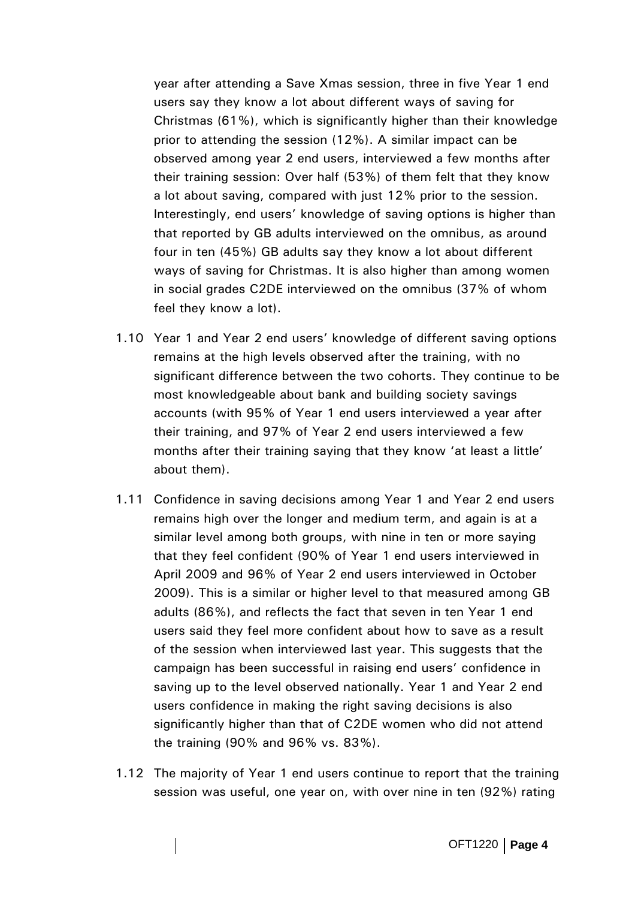year after attending a Save Xmas session, three in five Year 1 end users say they know a lot about different ways of saving for Christmas (61%), which is significantly higher than their knowledge prior to attending the session (12%). A similar impact can be observed among year 2 end users, interviewed a few months after their training session: Over half (53%) of them felt that they know a lot about saving, compared with just 12% prior to the session. Interestingly, end users' knowledge of saving options is higher than that reported by GB adults interviewed on the omnibus, as around four in ten (45%) GB adults say they know a lot about different ways of saving for Christmas. It is also higher than among women in social grades C2DE interviewed on the omnibus (37% of whom feel they know a lot).

1.10 Year 1 and Year 2 end users' knowledge of different saving options remains at the high levels observed after the training, with no significant difference between the two cohorts. They continue to be most knowledgeable about bank and building society savings accounts (with 95% of Year 1 end users interviewed a year after their training, and 97% of Year 2 end users interviewed a few months after their training saying that they know 'at least a little' about them).

1.11 Confidence in saving decisions among Year 1 and Year 2 end users remains high over the longer and medium term, and again is at a similar level among both groups, with nine in ten or more saying that they feel confident (90% of Year 1 end users interviewed in April 2009 and 96% of Year 2 end users interviewed in October 2009). This is a similar or higher level to that measured among GB adults (86%), and reflects the fact that seven in ten Year 1 end users said they feel more confident about how to save as a result of the session when interviewed last year. This suggests that the campaign has been successful in raising end users' confidence in saving up to the level observed nationally. Year 1 and Year 2 end users confidence in making the right saving decisions is also significantly higher than that of C2DE women who did not attend the training (90% and 96% vs. 83%).

1.12 The majority of Year 1 end users continue to report that the training session was useful, one year on, with over nine in ten (92%) rating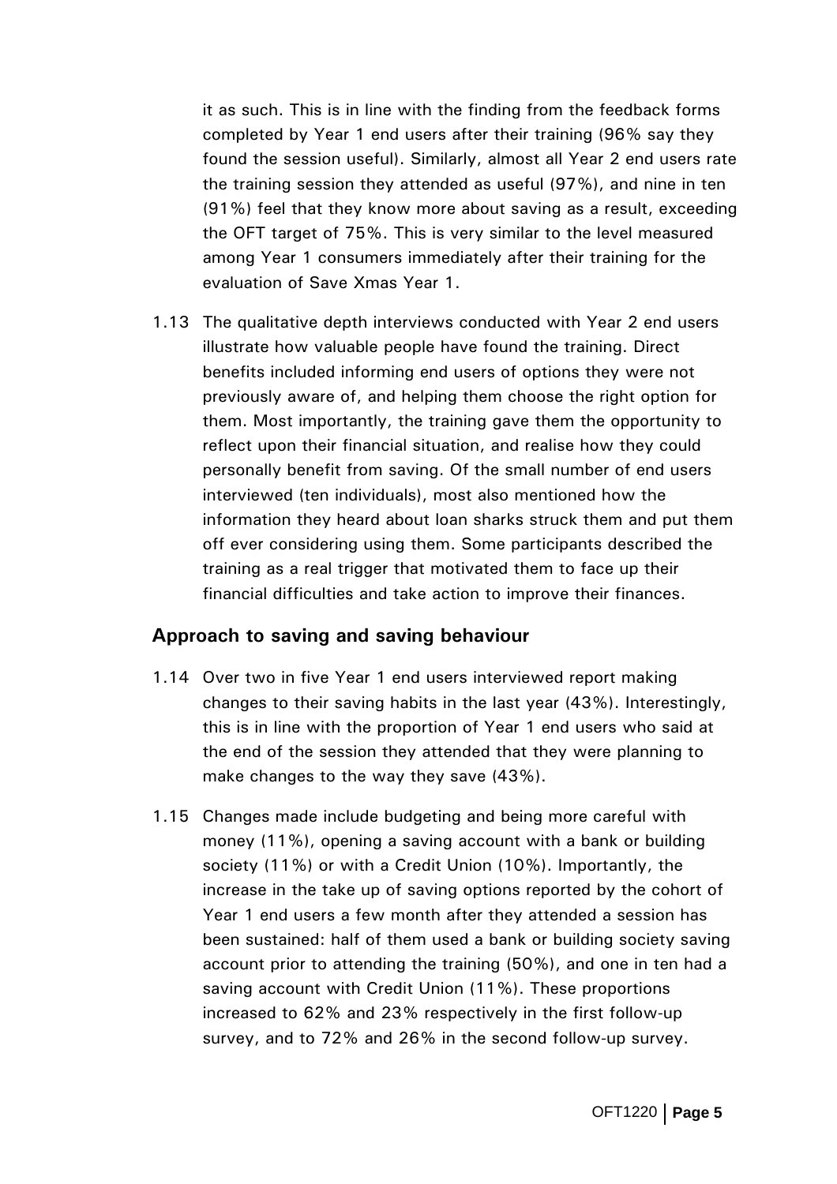it as such. This is in line with the finding from the feedback forms completed by Year 1 end users after their training (96% say they found the session useful). Similarly, almost all Year 2 end users rate the training session they attended as useful (97%), and nine in ten (91%) feel that they know more about saving as a result, exceeding the OFT target of 75%. This is very similar to the level measured among Year 1 consumers immediately after their training for the evaluation of Save Xmas Year 1.

1.13 The qualitative depth interviews conducted with Year 2 end users illustrate how valuable people have found the training. Direct benefits included informing end users of options they were not previously aware of, and helping them choose the right option for them. Most importantly, the training gave them the opportunity to reflect upon their financial situation, and realise how they could personally benefit from saving. Of the small number of end users interviewed (ten individuals), most also mentioned how the information they heard about loan sharks struck them and put them off ever considering using them. Some participants described the training as a real trigger that motivated them to face up their financial difficulties and take action to improve their finances.

## Approach to saving and saving behaviour

1.14 Over two in five Year 1 end users interviewed report making changes to their saving habits in the last year (43%). Interestingly, this is in line with the proportion of Year 1 end users who said at the end of the session they attended that they were planning to make changes to the way they save (43%).

1.15 Changes made include budgeting and being more careful with money (11%), opening a saving account with a bank or building society (11%) or with a Credit Union (10%). Importantly, the increase in the take up of saving options reported by the cohort of Year 1 end users a few month after they attended a session has been sustained: half of them used a bank or building society saving account prior to attending the training (50%), and one in ten had a saving account with Credit Union (11%). These proportions increased to 62% and 23% respectively in the first follow-up survey, and to 72% and 26% in the second follow-up survey.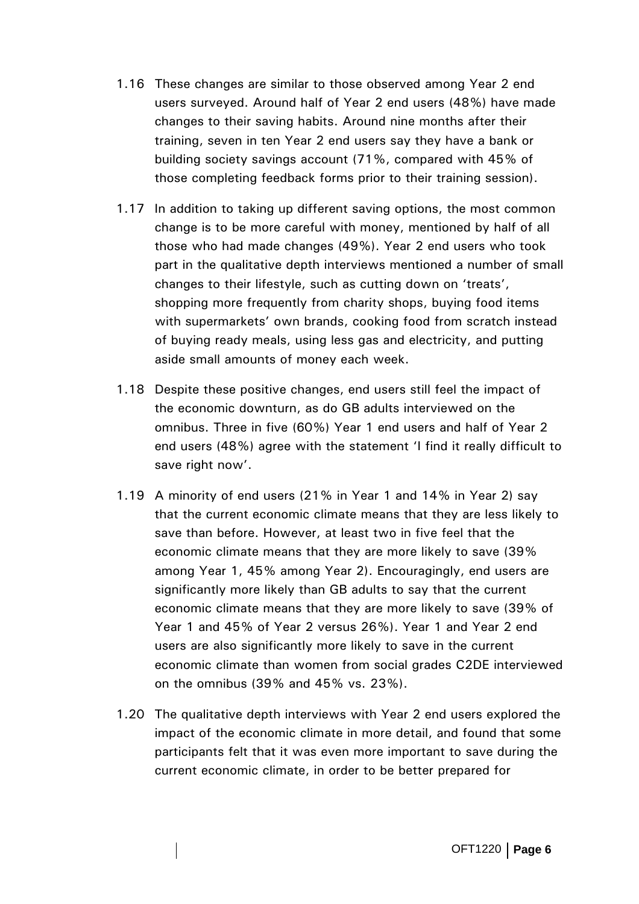1.16 These changes are similar to those observed among Year 2 end users surveyed. Around half of Year 2 end users (48%) have made changes to their saving habits. Around nine months after their training, seven in ten Year 2 end users say they have a bank or building society savings account (71%, compared with 45% of those completing feedback forms prior to their training session).

1.17 In addition to taking up different saving options, the most common change is to be more careful with money, mentioned by half of all those who had made changes (49%). Year 2 end users who took part in the qualitative depth interviews mentioned a number of small changes to their lifestyle, such as cutting down on 'treats', shopping more frequently from charity shops, buying food items with supermarkets' own brands, cooking food from scratch instead of buying ready meals, using less gas and electricity, and putting aside small amounts of money each week.

1.18 Despite these positive changes, end users still feel the impact of the economic downturn, as do GB adults interviewed on the omnibus. Three in five (60%) Year 1 end users and half of Year 2 end users (48%) agree with the statement 'I find it really difficult to save right now'.

1.19 A minority of end users (21% in Year 1 and 14% in Year 2) say that the current economic climate means that they are less likely to save than before. However, at least two in five feel that the economic climate means that they are more likely to save (39% among Year 1, 45% among Year 2). Encouragingly, end users are significantly more likely than GB adults to say that the current economic climate means that they are more likely to save (39% of Year 1 and 45% of Year 2 versus 26%). Year 1 and Year 2 end users are also significantly more likely to save in the current economic climate than women from social grades C2DE interviewed on the omnibus (39% and 45% vs. 23%).

1.20 The qualitative depth interviews with Year 2 end users explored the impact of the economic climate in more detail, and found that some participants felt that it was even more important to save during the current economic climate, in order to be better prepared for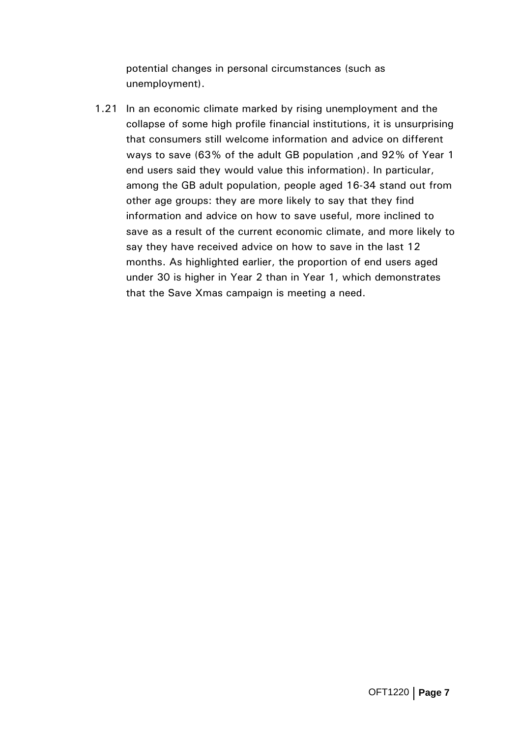potential changes in personal circumstances (such as unemployment).

1.21 In an economic climate marked by rising unemployment and the collapse of some high profile financial institutions, it is unsurprising that consumers still welcome information and advice on different ways to save (63% of the adult GB population ,and 92% of Year 1 end users said they would value this information). In particular, among the GB adult population, people aged 16-34 stand out from other age groups: they are more likely to say that they find information and advice on how to save useful, more inclined to save as a result of the current economic climate, and more likely to say they have received advice on how to save in the last 12 months. As highlighted earlier, the proportion of end users aged under 30 is higher in Year 2 than in Year 1, which demonstrates that the Save Xmas campaign is meeting a need.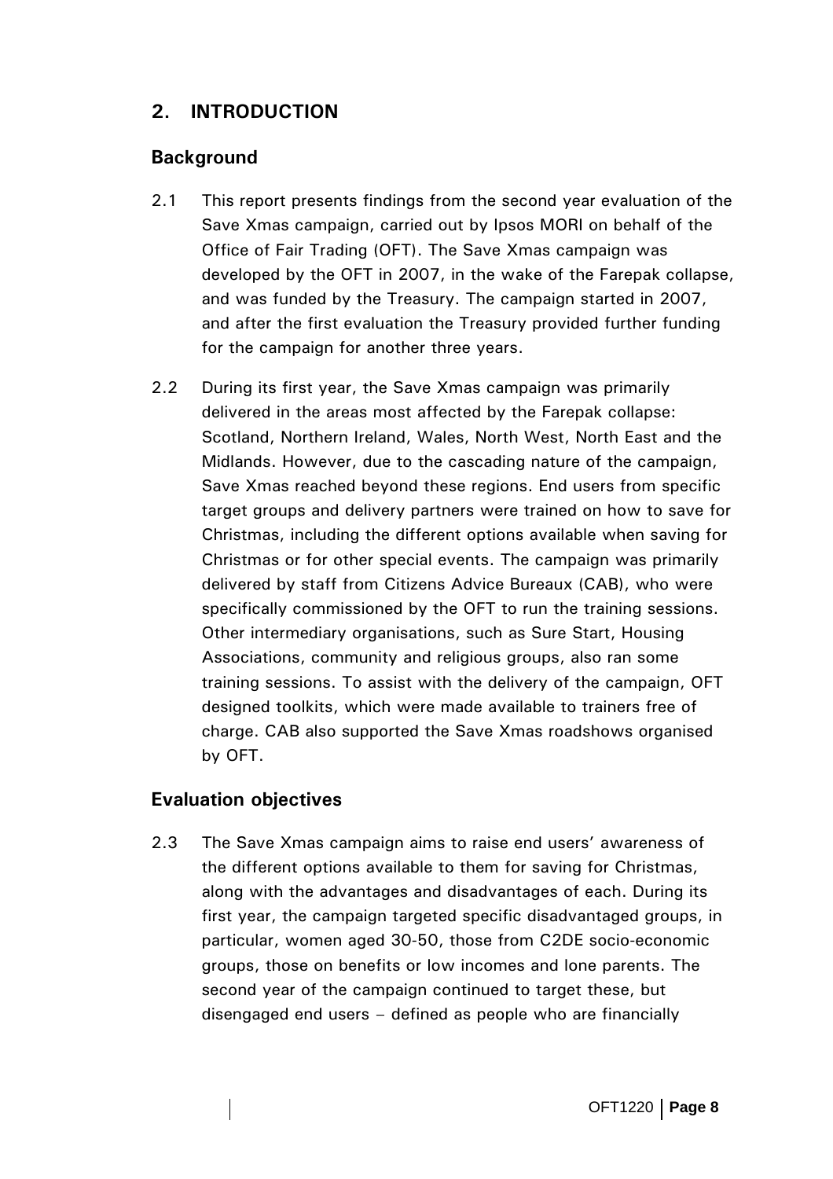## 2. INTRODUCTION

### Background

2.1 This report presents findings from the second year evaluation of the Save Xmas campaign, carried out by Ipsos MORI on behalf of the Office of Fair Trading (OFT). The Save Xmas campaign was developed by the OFT in 2007, in the wake of the Farepak collapse, and was funded by the Treasury. The campaign started in 2007, and after the first evaluation the Treasury provided further funding for the campaign for another three years.

2.2 During its first year, the Save Xmas campaign was primarily delivered in the areas most affected by the Farepak collapse: Scotland, Northern Ireland, Wales, North West, North East and the Midlands. However, due to the cascading nature of the campaign, Save Xmas reached beyond these regions. End users from specific target groups and delivery partners were trained on how to save for Christmas, including the different options available when saving for Christmas or for other special events. The campaign was primarily delivered by staff from Citizens Advice Bureaux (CAB), who were specifically commissioned by the OFT to run the training sessions. Other intermediary organisations, such as Sure Start, Housing Associations, community and religious groups, also ran some training sessions. To assist with the delivery of the campaign, OFT designed toolkits, which were made available to trainers free of charge. CAB also supported the Save Xmas roadshows organised by OFT.

### Evaluation objectives

2.3 The Save Xmas campaign aims to raise end users' awareness of the different options available to them for saving for Christmas, along with the advantages and disadvantages of each. During its first year, the campaign targeted specific disadvantaged groups, in particular, women aged 30-50, those from C2DE socio-economic groups, those on benefits or low incomes and lone parents. The second year of the campaign continued to target these, but disengaged end users – defined as people who are financially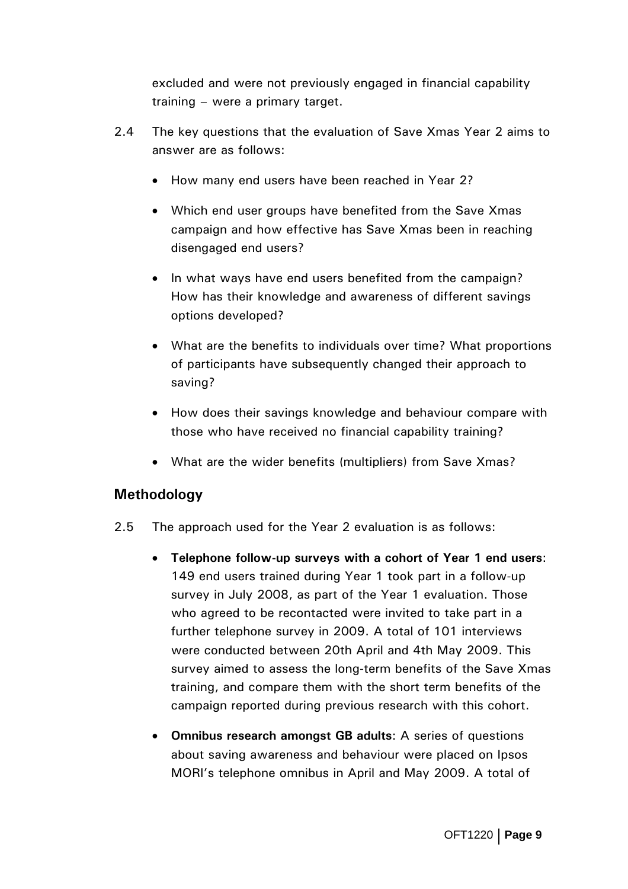excluded and were not previously engaged in financial capability training – were a primary target.

2.4 The key questions that the evaluation of Save Xmas Year 2 aims to answer are as follows:

- How many end users have been reached in Year 2?
- Which end user groups have benefited from the Save Xmas campaign and how effective has Save Xmas been in reaching disengaged end users?
- In what ways have end users benefited from the campaign? How has their knowledge and awareness of different savings options developed?
- What are the benefits to individuals over time? What proportions of participants have subsequently changed their approach to saving?
- How does their savings knowledge and behaviour compare with those who have received no financial capability training?
- What are the wider benefits (multipliers) from Save Xmas?

## Methodology

2.5 The approach used for the Year 2 evaluation is as follows:

- **Telephone follow-up surveys with a cohort of Year 1 end users**: 149 end users trained during Year 1 took part in a follow-up survey in July 2008, as part of the Year 1 evaluation. Those who agreed to be recontacted were invited to take part in a further telephone survey in 2009. A total of 101 interviews were conducted between 20th April and 4th May 2009. This survey aimed to assess the long-term benefits of the Save Xmas training, and compare them with the short term benefits of the campaign reported during previous research with this cohort.
- **Omnibus research amongst GB adults**: A series of questions about saving awareness and behaviour were placed on Ipsos MORI's telephone omnibus in April and May 2009. A total of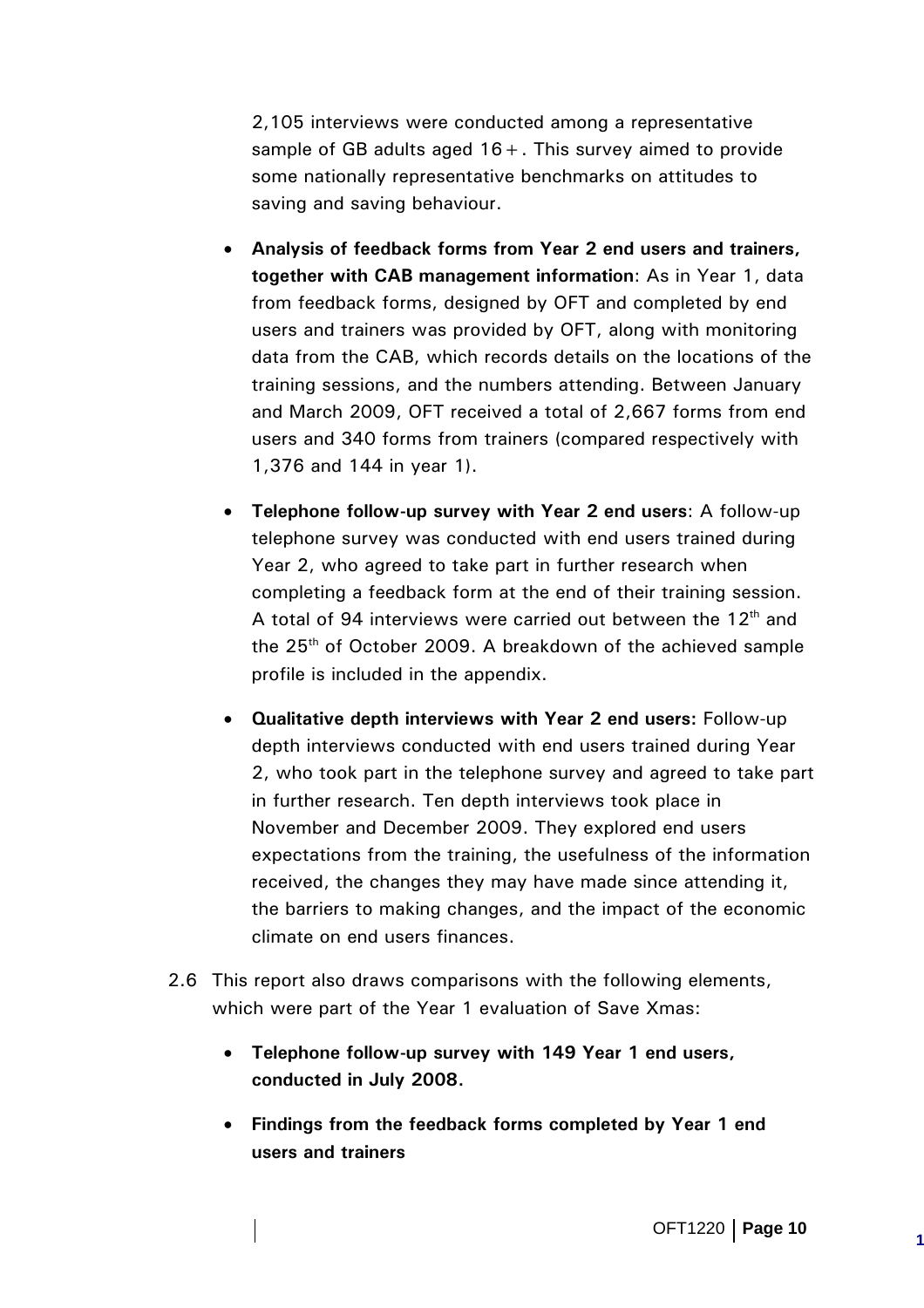2,105 interviews were conducted among a representative sample of GB adults aged 16+. This survey aimed to provide some nationally representative benchmarks on attitudes to saving and saving behaviour.

- **Analysis of feedback forms from Year 2 end users and trainers, together with CAB management information**: As in Year 1, data from feedback forms, designed by OFT and completed by end users and trainers was provided by OFT, along with monitoring data from the CAB, which records details on the locations of the training sessions, and the numbers attending. Between January and March 2009, OFT received a total of 2,667 forms from end users and 340 forms from trainers (compared respectively with 1,376 and 144 in year 1).

- **Telephone follow-up survey with Year 2 end users**: A follow-up telephone survey was conducted with end users trained during Year 2, who agreed to take part in further research when completing a feedback form at the end of their training session. A total of 94 interviews were carried out between the 12th and the 25th of October 2009. A breakdown of the achieved sample profile is included in the appendix.

- **Qualitative depth interviews with Year 2 end users:** Follow-up depth interviews conducted with end users trained during Year 2, who took part in the telephone survey and agreed to take part in further research. Ten depth interviews took place in November and December 2009. They explored end users expectations from the training, the usefulness of the information received, the changes they may have made since attending it, the barriers to making changes, and the impact of the economic climate on end users finances.

2.6 This report also draws comparisons with the following elements, which were part of the Year 1 evaluation of Save Xmas:

- **Telephone follow-up survey with 149 Year 1 end users, conducted in July 2008.**

- **Findings from the feedback forms completed by Year 1 end users and trainers**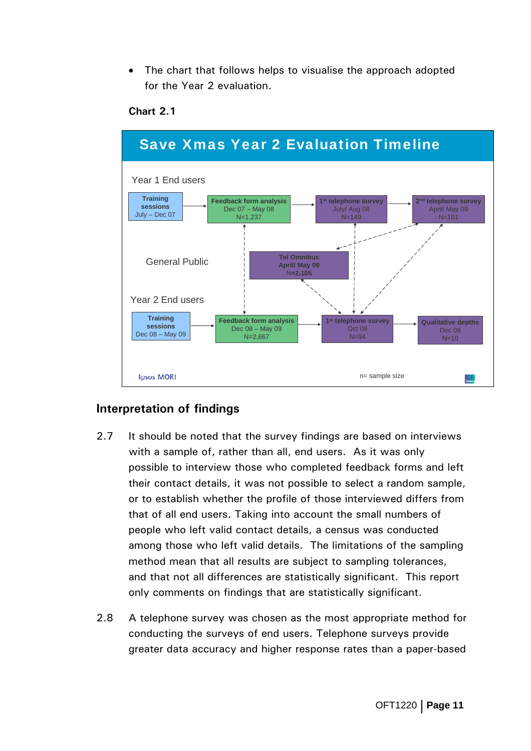- The chart that follows helps to visualise the approach adopted for the Year 2 evaluation.

**Chart 2.1**

**Save Xmas Year 2 Evaluation Timeline**

Year 1 End users

- **Training sessions** July – Dec 07 → **Feedback form analysis** Dec 07 – May 08 N=1,237 → **1st telephone survey** July/ Aug 08 N=149 → **2nd telephone survey** April/ May 09 N=101

General Public

- **Tel Omnibus April/ May 09** N=2,105

Year 2 End users

- **Training sessions** Dec 08 – May 09 → **Feedback form analysis** Dec 08 – May 09 N=2,667 → **1st telephone survey** Oct 09 N=94 → **Qualitative depths** Dec 09 N=10

Ipsos MORI

n= sample size

## Interpretation of findings

2.7 It should be noted that the survey findings are based on interviews with a sample of, rather than all, end users. As it was only possible to interview those who completed feedback forms and left their contact details, it was not possible to select a random sample, or to establish whether the profile of those interviewed differs from that of all end users. Taking into account the small numbers of people who left valid contact details, a census was conducted among those who left valid details. The limitations of the sampling method mean that all results are subject to sampling tolerances, and that not all differences are statistically significant. This report only comments on findings that are statistically significant.

2.8 A telephone survey was chosen as the most appropriate method for conducting the surveys of end users. Telephone surveys provide greater data accuracy and higher response rates than a paper-based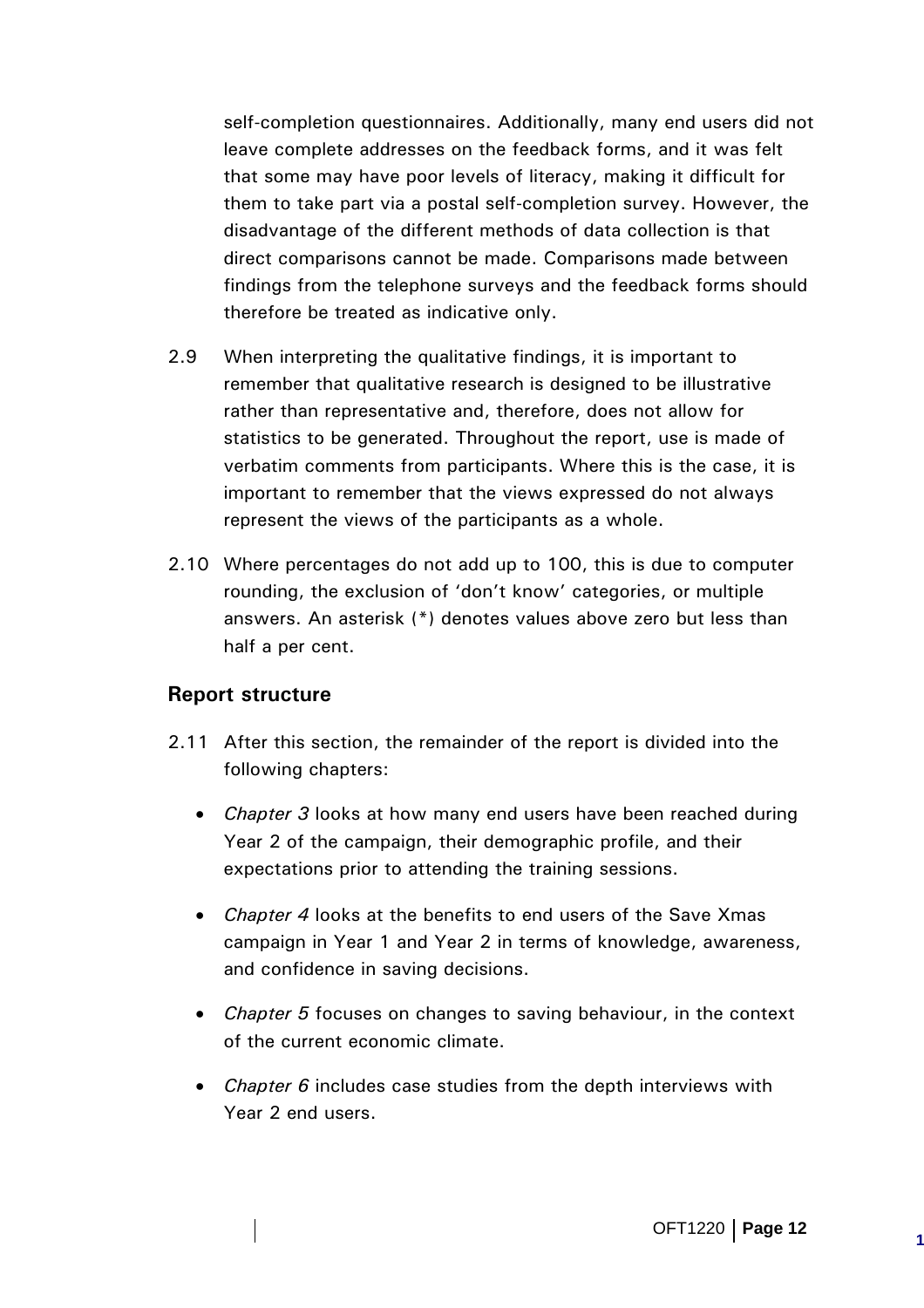self-completion questionnaires. Additionally, many end users did not leave complete addresses on the feedback forms, and it was felt that some may have poor levels of literacy, making it difficult for them to take part via a postal self-completion survey. However, the disadvantage of the different methods of data collection is that direct comparisons cannot be made. Comparisons made between findings from the telephone surveys and the feedback forms should therefore be treated as indicative only.

2.9 When interpreting the qualitative findings, it is important to remember that qualitative research is designed to be illustrative rather than representative and, therefore, does not allow for statistics to be generated. Throughout the report, use is made of verbatim comments from participants. Where this is the case, it is important to remember that the views expressed do not always represent the views of the participants as a whole.

2.10 Where percentages do not add up to 100, this is due to computer rounding, the exclusion of 'don't know' categories, or multiple answers. An asterisk (*) denotes values above zero but less than half a per cent.

### Report structure

2.11 After this section, the remainder of the report is divided into the following chapters:

- *Chapter 3* looks at how many end users have been reached during Year 2 of the campaign, their demographic profile, and their expectations prior to attending the training sessions.
- *Chapter 4* looks at the benefits to end users of the Save Xmas campaign in Year 1 and Year 2 in terms of knowledge, awareness, and confidence in saving decisions.
- *Chapter 5* focuses on changes to saving behaviour, in the context of the current economic climate.
- *Chapter 6* includes case studies from the depth interviews with Year 2 end users.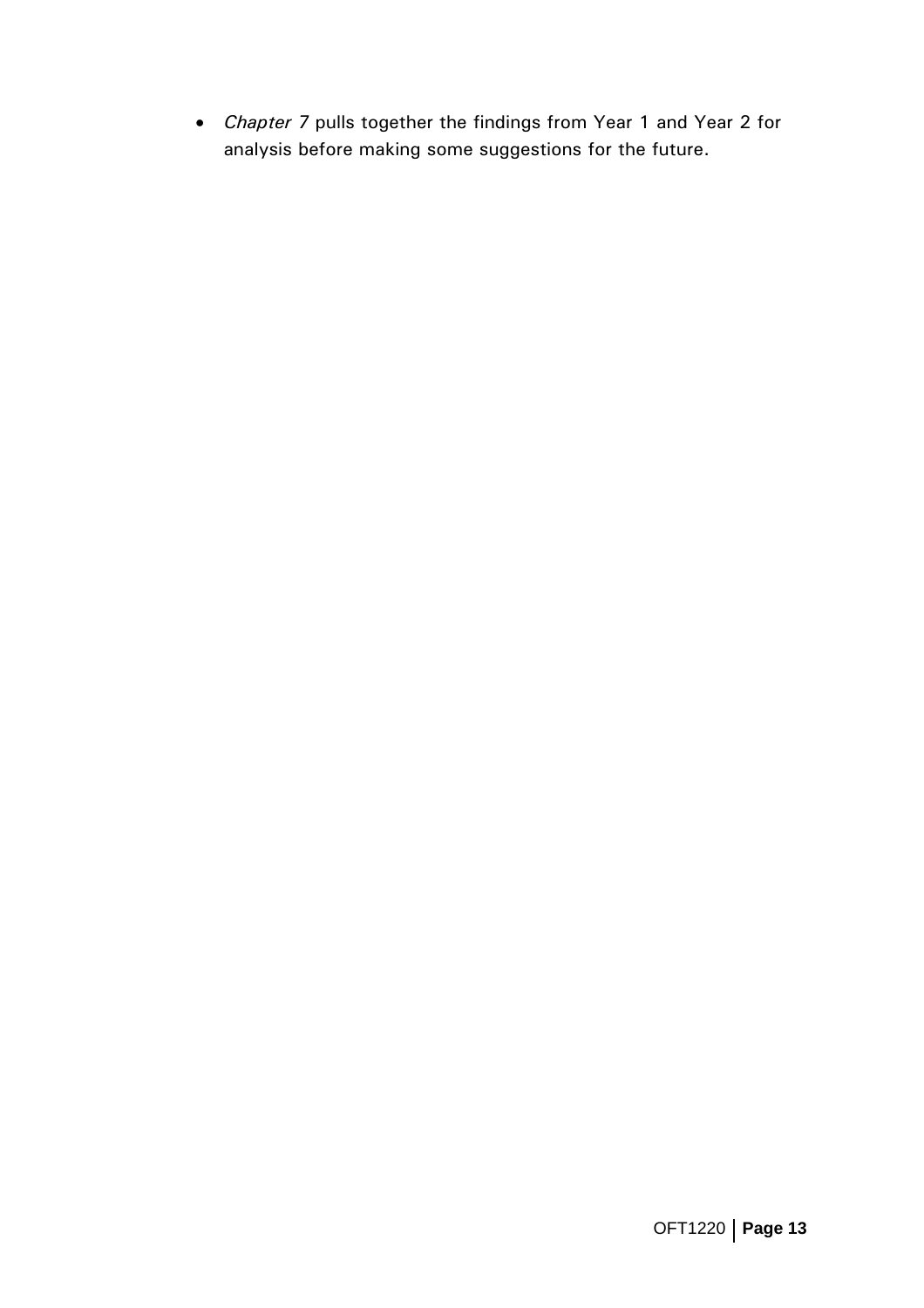- *Chapter 7* pulls together the findings from Year 1 and Year 2 for analysis before making some suggestions for the future.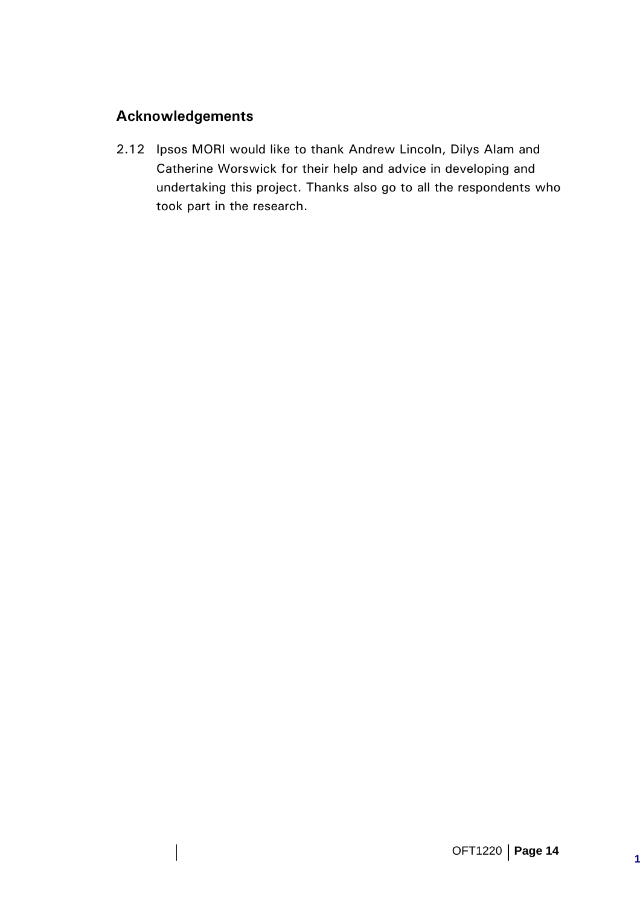## Acknowledgements

2.12 Ipsos MORI would like to thank Andrew Lincoln, Dilys Alam and Catherine Worswick for their help and advice in developing and undertaking this project. Thanks also go to all the respondents who took part in the research.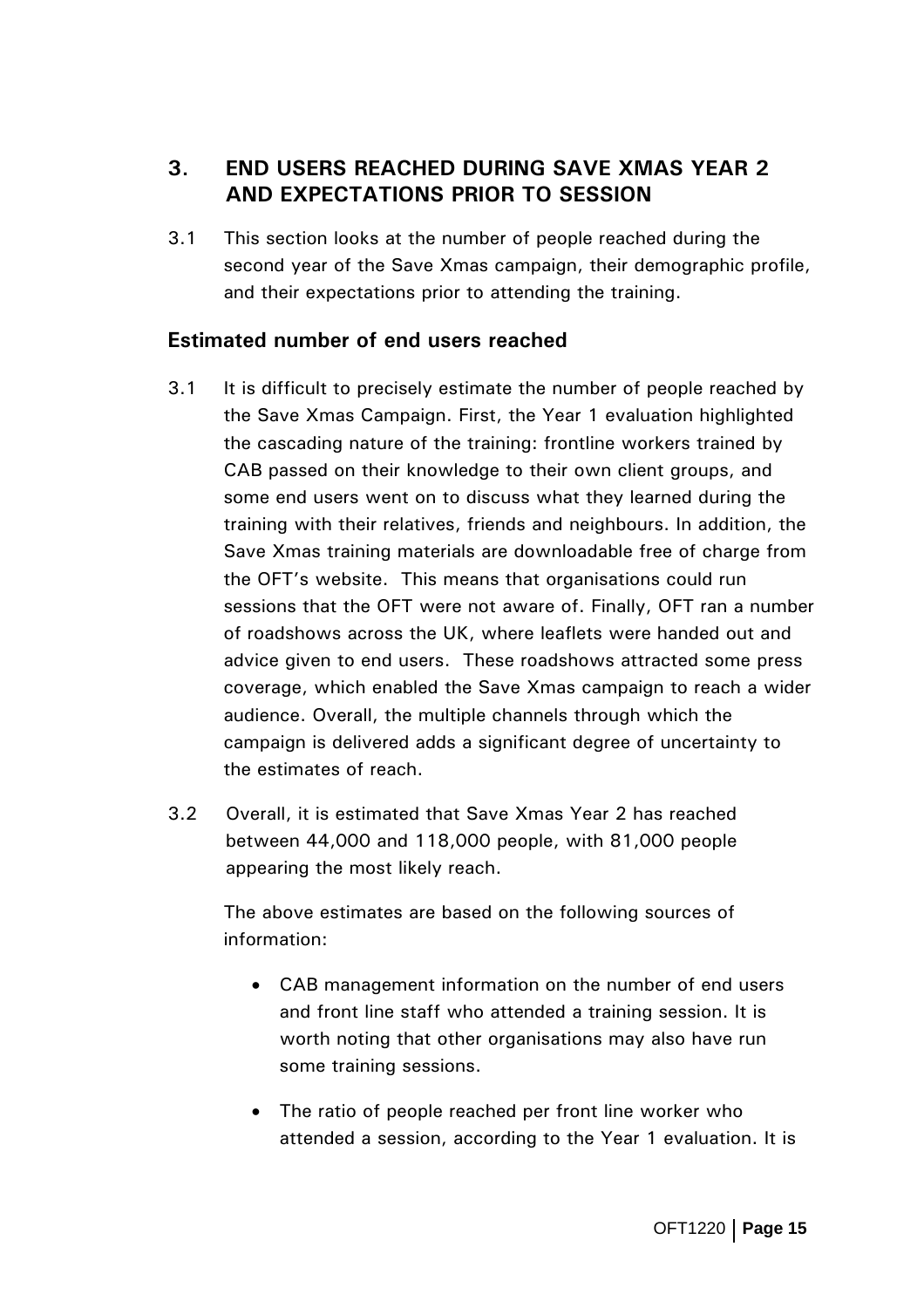## 3. END USERS REACHED DURING SAVE XMAS YEAR 2 AND EXPECTATIONS PRIOR TO SESSION

3.1 This section looks at the number of people reached during the second year of the Save Xmas campaign, their demographic profile, and their expectations prior to attending the training.

### Estimated number of end users reached

3.1 It is difficult to precisely estimate the number of people reached by the Save Xmas Campaign. First, the Year 1 evaluation highlighted the cascading nature of the training: frontline workers trained by CAB passed on their knowledge to their own client groups, and some end users went on to discuss what they learned during the training with their relatives, friends and neighbours. In addition, the Save Xmas training materials are downloadable free of charge from the OFT's website. This means that organisations could run sessions that the OFT were not aware of. Finally, OFT ran a number of roadshows across the UK, where leaflets were handed out and advice given to end users. These roadshows attracted some press coverage, which enabled the Save Xmas campaign to reach a wider audience. Overall, the multiple channels through which the campaign is delivered adds a significant degree of uncertainty to the estimates of reach.

3.2 Overall, it is estimated that Save Xmas Year 2 has reached between 44,000 and 118,000 people, with 81,000 people appearing the most likely reach.

The above estimates are based on the following sources of information:

- CAB management information on the number of end users and front line staff who attended a training session. It is worth noting that other organisations may also have run some training sessions.
- The ratio of people reached per front line worker who attended a session, according to the Year 1 evaluation. It is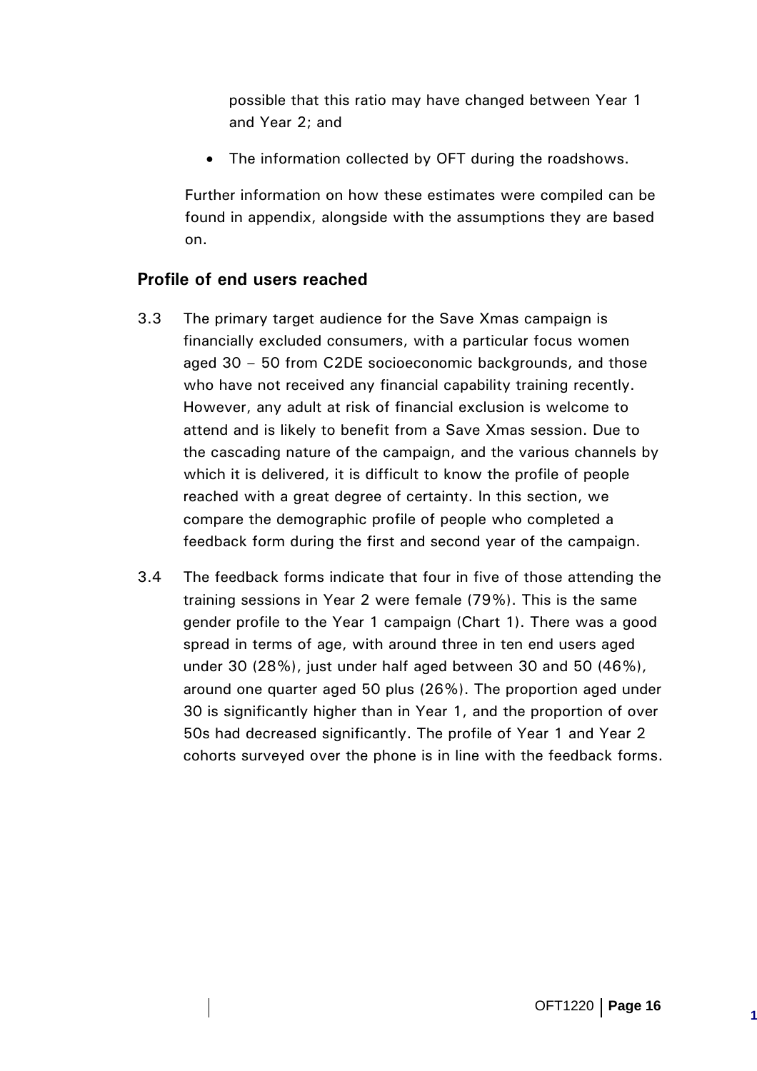possible that this ratio may have changed between Year 1 and Year 2; and

- The information collected by OFT during the roadshows.

Further information on how these estimates were compiled can be found in appendix, alongside with the assumptions they are based on.

### Profile of end users reached

3.3 The primary target audience for the Save Xmas campaign is financially excluded consumers, with a particular focus women aged 30 – 50 from C2DE socioeconomic backgrounds, and those who have not received any financial capability training recently. However, any adult at risk of financial exclusion is welcome to attend and is likely to benefit from a Save Xmas session. Due to the cascading nature of the campaign, and the various channels by which it is delivered, it is difficult to know the profile of people reached with a great degree of certainty. In this section, we compare the demographic profile of people who completed a feedback form during the first and second year of the campaign.

3.4 The feedback forms indicate that four in five of those attending the training sessions in Year 2 were female (79%). This is the same gender profile to the Year 1 campaign (Chart 1). There was a good spread in terms of age, with around three in ten end users aged under 30 (28%), just under half aged between 30 and 50 (46%), around one quarter aged 50 plus (26%). The proportion aged under 30 is significantly higher than in Year 1, and the proportion of over 50s had decreased significantly. The profile of Year 1 and Year 2 cohorts surveyed over the phone is in line with the feedback forms.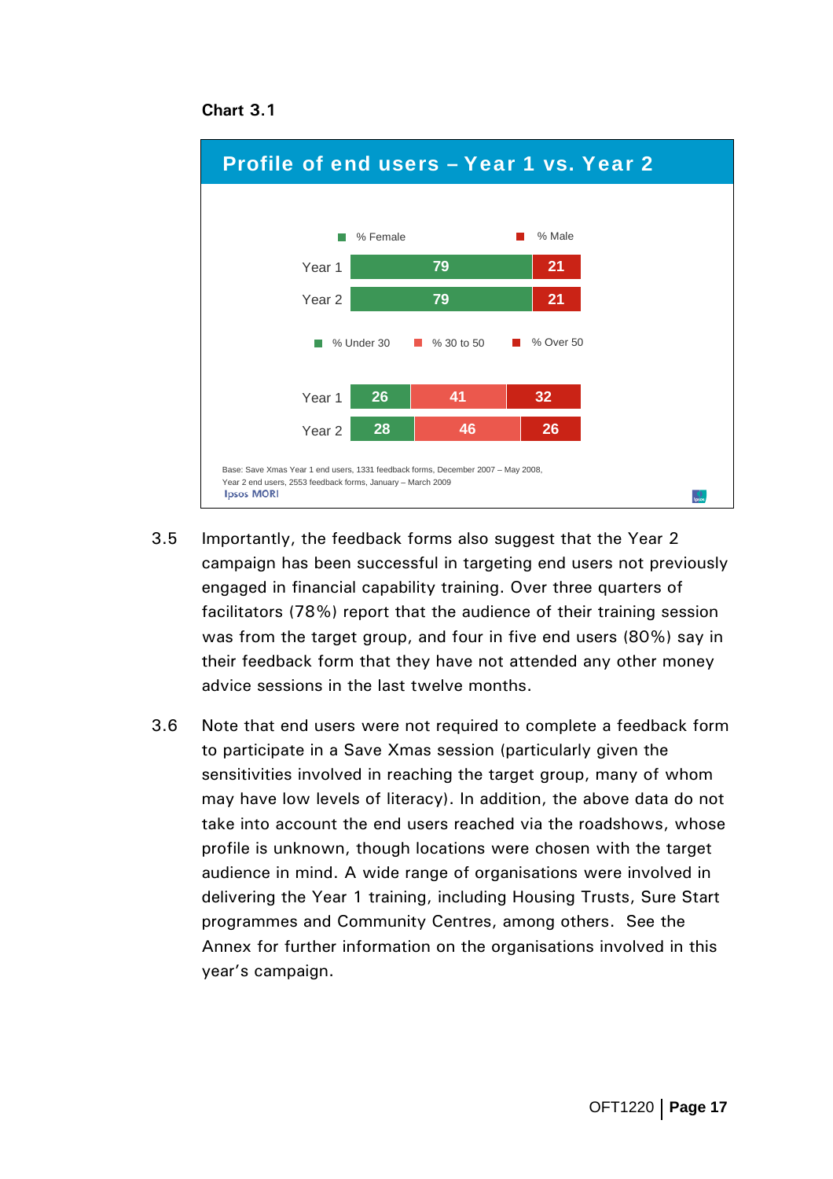**Chart 3.1**

**Profile of end users – Year 1 vs. Year 2**

| | % Female | % Male |
|---|---|---|
| Year 1 | 79 | 21 |
| Year 2 | 79 | 21 |

| | % Under 30 | % 30 to 50 | % Over 50 |
|---|---|---|---|
| Year 1 | 26 | 41 | 32 |
| Year 2 | 28 | 46 | 26 |

Base: Save Xmas Year 1 end users, 1331 feedback forms, December 2007 – May 2008, Year 2 end users, 2553 feedback forms, January – March 2009

Ipsos MORI

3.5 Importantly, the feedback forms also suggest that the Year 2 campaign has been successful in targeting end users not previously engaged in financial capability training. Over three quarters of facilitators (78%) report that the audience of their training session was from the target group, and four in five end users (80%) say in their feedback form that they have not attended any other money advice sessions in the last twelve months.

3.6 Note that end users were not required to complete a feedback form to participate in a Save Xmas session (particularly given the sensitivities involved in reaching the target group, many of whom may have low levels of literacy). In addition, the above data do not take into account the end users reached via the roadshows, whose profile is unknown, though locations were chosen with the target audience in mind. A wide range of organisations were involved in delivering the Year 1 training, including Housing Trusts, Sure Start programmes and Community Centres, among others. See the Annex for further information on the organisations involved in this year's campaign.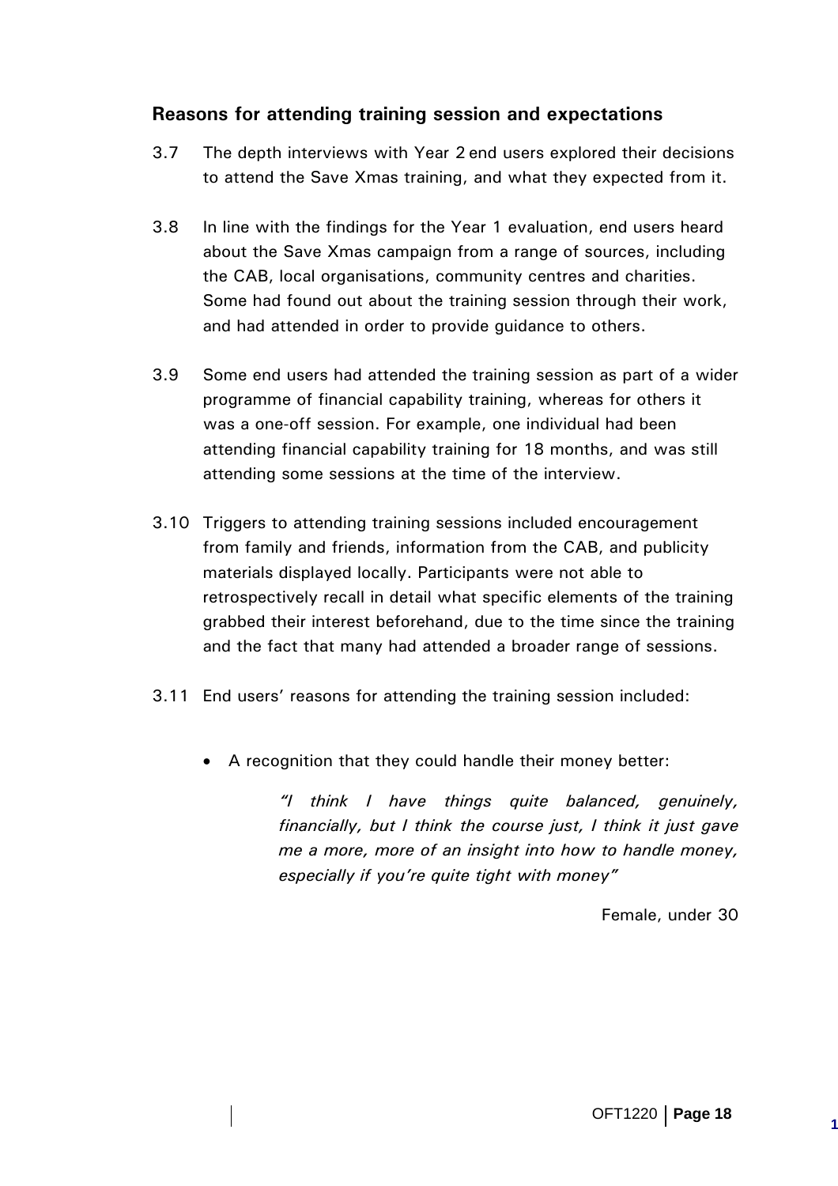### Reasons for attending training session and expectations

3.7 The depth interviews with Year 2 end users explored their decisions to attend the Save Xmas training, and what they expected from it.

3.8 In line with the findings for the Year 1 evaluation, end users heard about the Save Xmas campaign from a range of sources, including the CAB, local organisations, community centres and charities. Some had found out about the training session through their work, and had attended in order to provide guidance to others.

3.9 Some end users had attended the training session as part of a wider programme of financial capability training, whereas for others it was a one-off session. For example, one individual had been attending financial capability training for 18 months, and was still attending some sessions at the time of the interview.

3.10 Triggers to attending training sessions included encouragement from family and friends, information from the CAB, and publicity materials displayed locally. Participants were not able to retrospectively recall in detail what specific elements of the training grabbed their interest beforehand, due to the time since the training and the fact that many had attended a broader range of sessions.

3.11 End users' reasons for attending the training session included:

- A recognition that they could handle their money better:

> *"I think I have things quite balanced, genuinely, financially, but I think the course just, I think it just gave me a more, more of an insight into how to handle money, especially if you're quite tight with money"*
>
> Female, under 30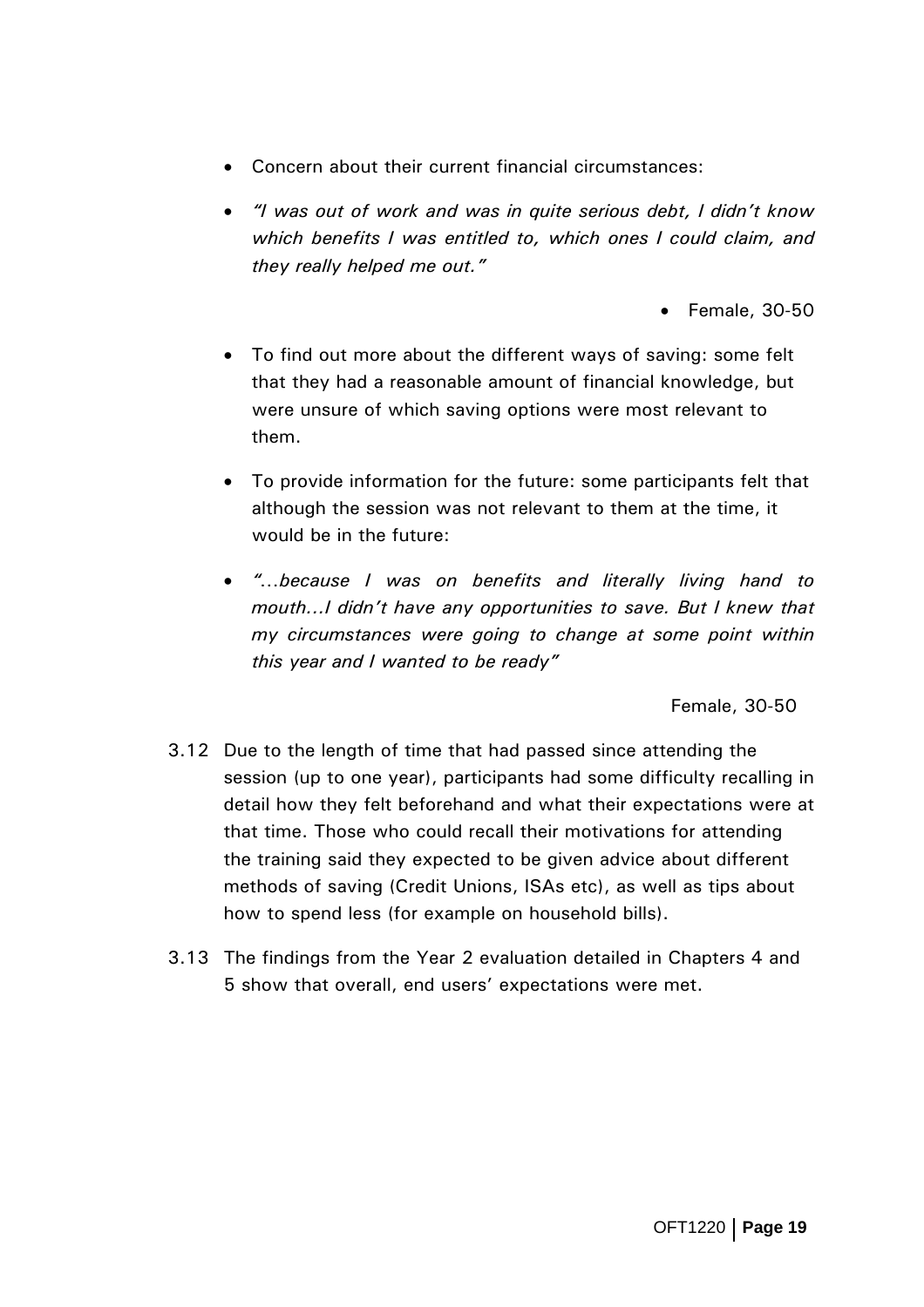- Concern about their current financial circumstances:

- *"I was out of work and was in quite serious debt, I didn't know which benefits I was entitled to, which ones I could claim, and they really helped me out."*

  - Female, 30-50

- To find out more about the different ways of saving: some felt that they had a reasonable amount of financial knowledge, but were unsure of which saving options were most relevant to them.

- To provide information for the future: some participants felt that although the session was not relevant to them at the time, it would be in the future:

- *"…because I was on benefits and literally living hand to mouth…I didn't have any opportunities to save. But I knew that my circumstances were going to change at some point within this year and I wanted to be ready"*

  Female, 30-50

3.12 Due to the length of time that had passed since attending the session (up to one year), participants had some difficulty recalling in detail how they felt beforehand and what their expectations were at that time. Those who could recall their motivations for attending the training said they expected to be given advice about different methods of saving (Credit Unions, ISAs etc), as well as tips about how to spend less (for example on household bills).

3.13 The findings from the Year 2 evaluation detailed in Chapters 4 and 5 show that overall, end users' expectations were met.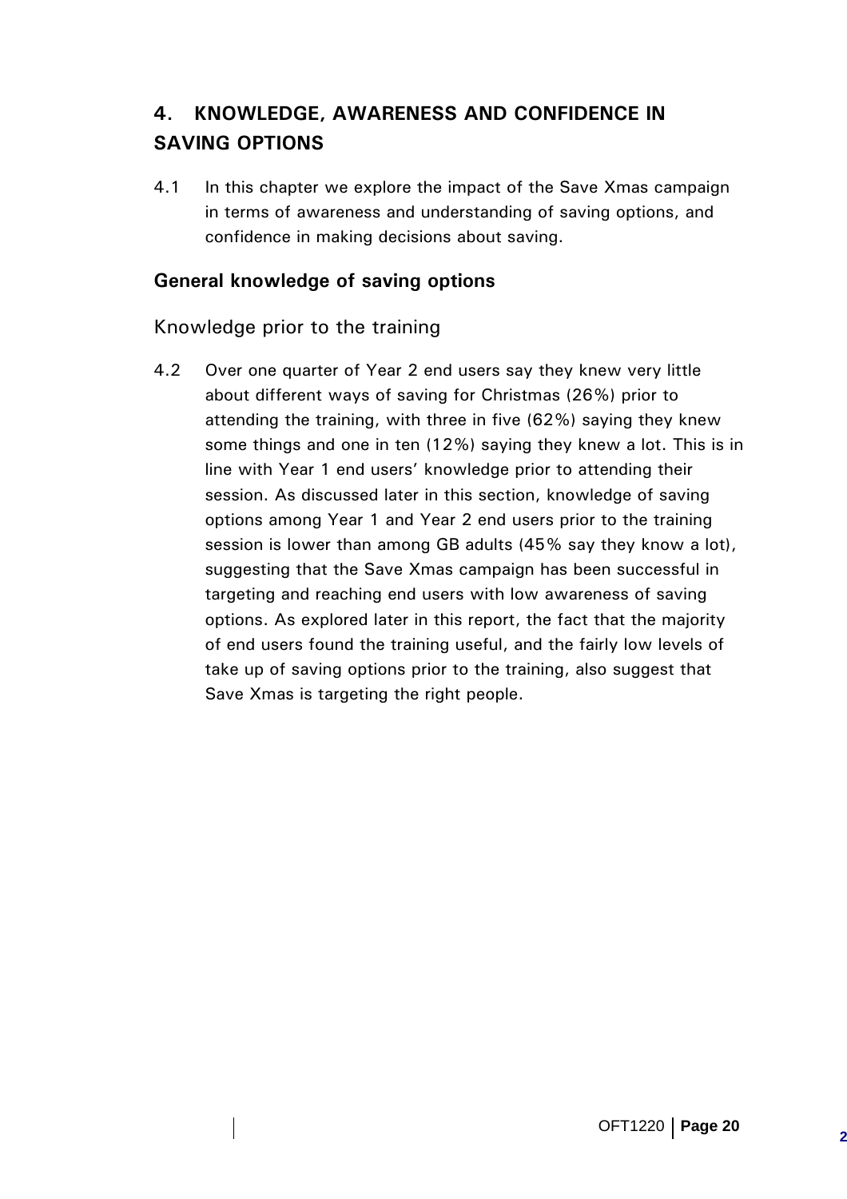## 4. KNOWLEDGE, AWARENESS AND CONFIDENCE IN SAVING OPTIONS

4.1 In this chapter we explore the impact of the Save Xmas campaign in terms of awareness and understanding of saving options, and confidence in making decisions about saving.

### General knowledge of saving options

#### Knowledge prior to the training

4.2 Over one quarter of Year 2 end users say they knew very little about different ways of saving for Christmas (26%) prior to attending the training, with three in five (62%) saying they knew some things and one in ten (12%) saying they knew a lot. This is in line with Year 1 end users' knowledge prior to attending their session. As discussed later in this section, knowledge of saving options among Year 1 and Year 2 end users prior to the training session is lower than among GB adults (45% say they know a lot), suggesting that the Save Xmas campaign has been successful in targeting and reaching end users with low awareness of saving options. As explored later in this report, the fact that the majority of end users found the training useful, and the fairly low levels of take up of saving options prior to the training, also suggest that Save Xmas is targeting the right people.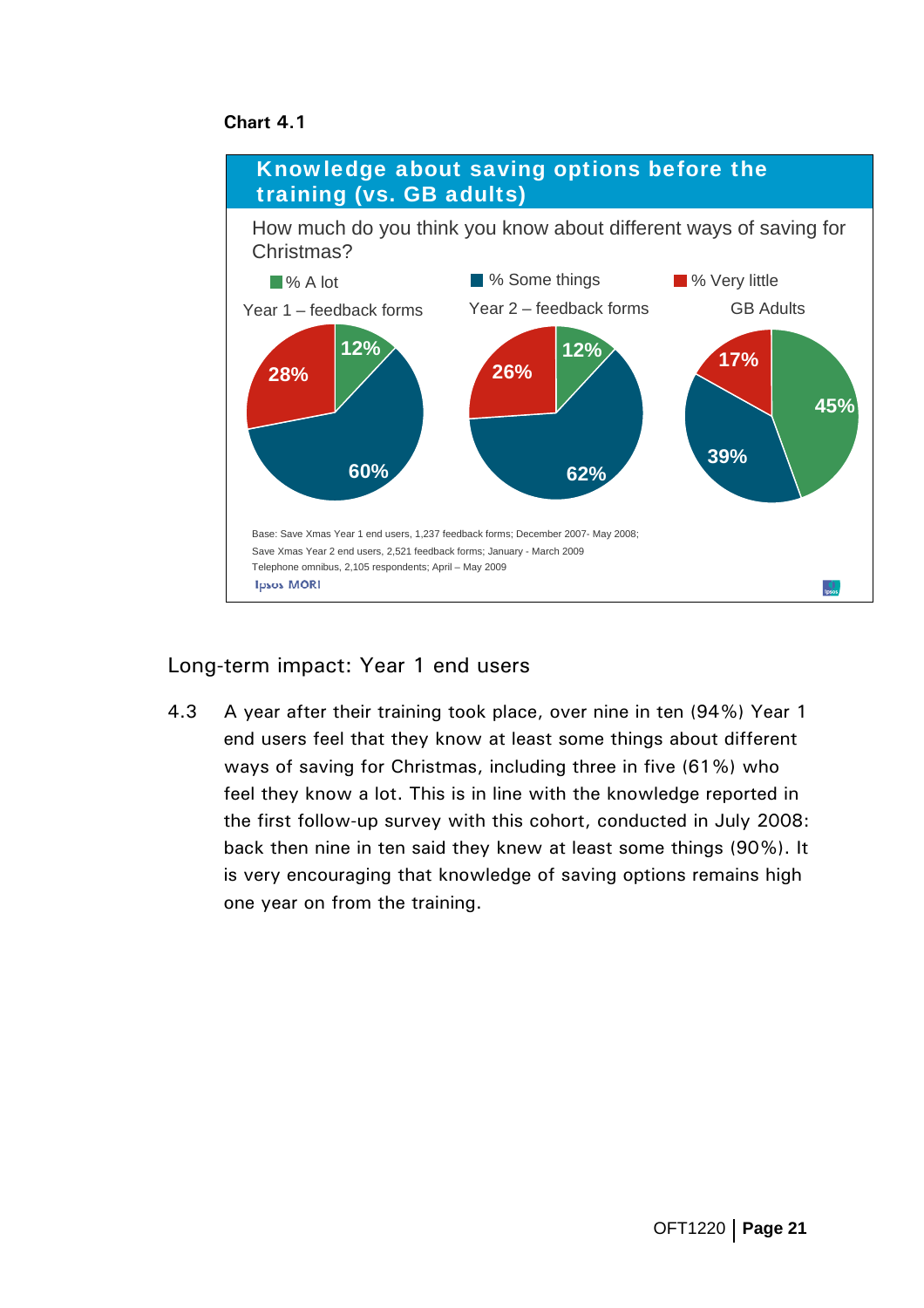**Chart 4.1**

**Knowledge about saving options before the training (vs. GB adults)**

How much do you think you know about different ways of saving for Christmas?

| | Year 1 – feedback forms | Year 2 – feedback forms | GB Adults |
|---|---|---|---|
| % A lot | 12% | 12% | 45% |
| % Some things | 60% | 62% | 39% |
| % Very little | 28% | 26% | 17% |

Base: Save Xmas Year 1 end users, 1,237 feedback forms; December 2007- May 2008;
Save Xmas Year 2 end users, 2,521 feedback forms; January - March 2009
Telephone omnibus, 2,105 respondents; April – May 2009

Ipsos MORI

## Long-term impact: Year 1 end users

4.3 A year after their training took place, over nine in ten (94%) Year 1 end users feel that they know at least some things about different ways of saving for Christmas, including three in five (61%) who feel they know a lot. This is in line with the knowledge reported in the first follow-up survey with this cohort, conducted in July 2008: back then nine in ten said they knew at least some things (90%). It is very encouraging that knowledge of saving options remains high one year on from the training.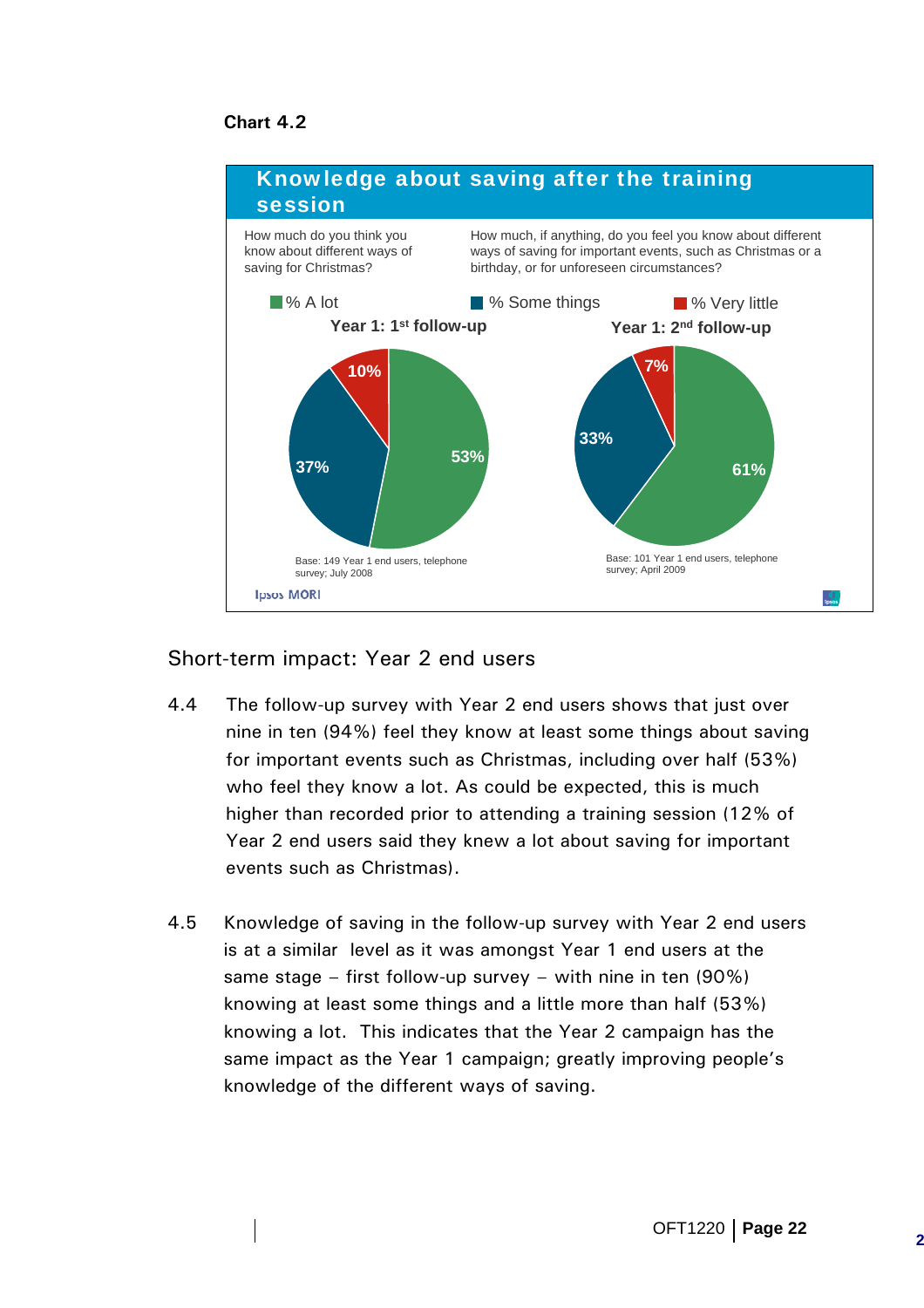**Chart 4.2**

**Knowledge about saving after the training session**

How much do you think you know about different ways of saving for Christmas?

How much, if anything, do you feel you know about different ways of saving for important events, such as Christmas or a birthday, or for unforeseen circumstances?

% A lot | % Some things | % Very little

| | Year 1: 1st follow-up | Year 1: 2nd follow-up |
|---|---|---|
| % A lot | 53% | 61% |
| % Some things | 37% | 33% |
| % Very little | 10% | 7% |

Base: 149 Year 1 end users, telephone survey; July 2008

Base: 101 Year 1 end users, telephone survey; April 2009

## Short-term impact: Year 2 end users

4.4 The follow-up survey with Year 2 end users shows that just over nine in ten (94%) feel they know at least some things about saving for important events such as Christmas, including over half (53%) who feel they know a lot. As could be expected, this is much higher than recorded prior to attending a training session (12% of Year 2 end users said they knew a lot about saving for important events such as Christmas).

4.5 Knowledge of saving in the follow-up survey with Year 2 end users is at a similar level as it was amongst Year 1 end users at the same stage – first follow-up survey – with nine in ten (90%) knowing at least some things and a little more than half (53%) knowing a lot. This indicates that the Year 2 campaign has the same impact as the Year 1 campaign; greatly improving people's knowledge of the different ways of saving.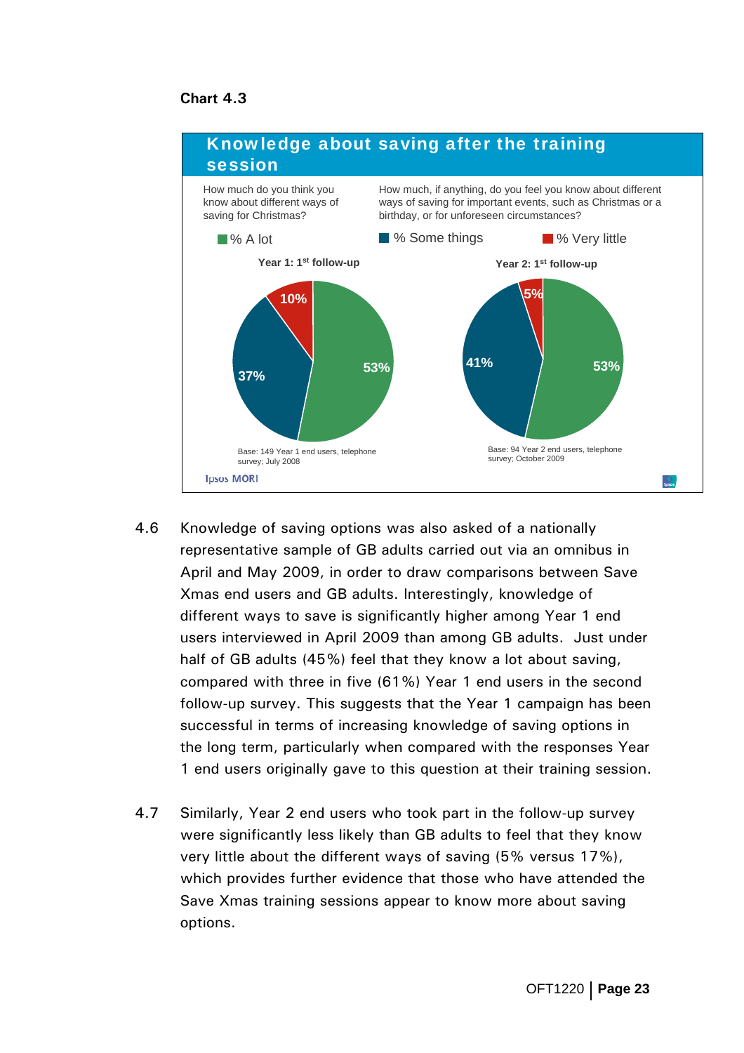**Chart 4.3**

**Knowledge about saving after the training session**

How much do you think you know about different ways of saving for Christmas?

How much, if anything, do you feel you know about different ways of saving for important events, such as Christmas or a birthday, or for unforeseen circumstances?

| | % A lot | % Some things | % Very little |
|---|---|---|---|
| Year 1: 1st follow-up | 53% | 37% | 10% |
| Year 2: 1st follow-up | 53% | 41% | 5% |

Base: 149 Year 1 end users, telephone survey; July 2008

Base: 94 Year 2 end users, telephone survey; October 2009

Ipsos MORI

4.6 Knowledge of saving options was also asked of a nationally representative sample of GB adults carried out via an omnibus in April and May 2009, in order to draw comparisons between Save Xmas end users and GB adults. Interestingly, knowledge of different ways to save is significantly higher among Year 1 end users interviewed in April 2009 than among GB adults. Just under half of GB adults (45%) feel that they know a lot about saving, compared with three in five (61%) Year 1 end users in the second follow-up survey. This suggests that the Year 1 campaign has been successful in terms of increasing knowledge of saving options in the long term, particularly when compared with the responses Year 1 end users originally gave to this question at their training session.

4.7 Similarly, Year 2 end users who took part in the follow-up survey were significantly less likely than GB adults to feel that they know very little about the different ways of saving (5% versus 17%), which provides further evidence that those who have attended the Save Xmas training sessions appear to know more about saving options.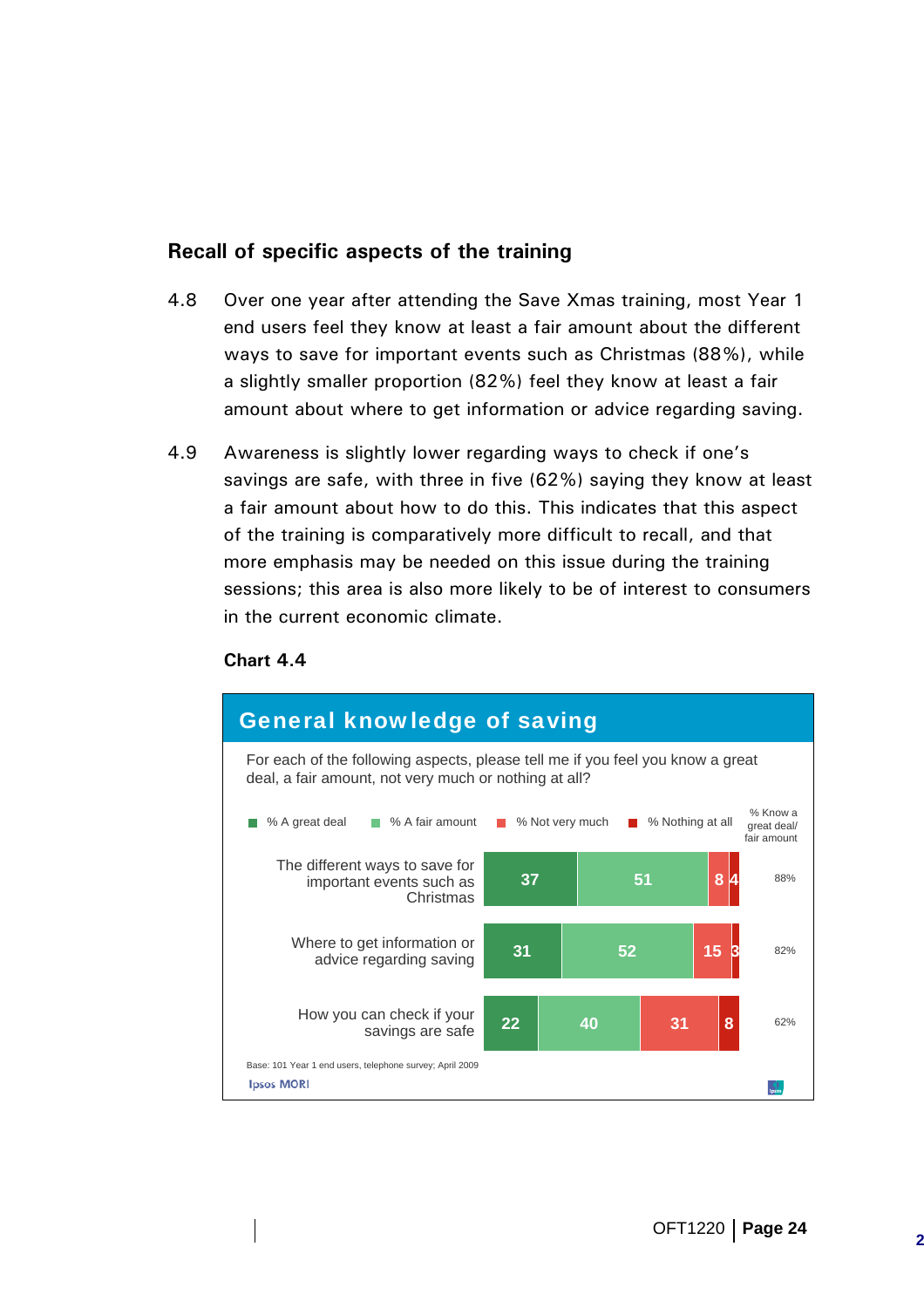### Recall of specific aspects of the training

4.8 Over one year after attending the Save Xmas training, most Year 1 end users feel they know at least a fair amount about the different ways to save for important events such as Christmas (88%), while a slightly smaller proportion (82%) feel they know at least a fair amount about where to get information or advice regarding saving.

4.9 Awareness is slightly lower regarding ways to check if one's savings are safe, with three in five (62%) saying they know at least a fair amount about how to do this. This indicates that this aspect of the training is comparatively more difficult to recall, and that more emphasis may be needed on this issue during the training sessions; this area is also more likely to be of interest to consumers in the current economic climate.

**Chart 4.4**

**General knowledge of saving**

For each of the following aspects, please tell me if you feel you know a great deal, a fair amount, not very much or nothing at all?

| | % A great deal | % A fair amount | % Not very much | % Nothing at all | % Know a great deal/ fair amount |
|---|---|---|---|---|---|
| The different ways to save for important events such as Christmas | 37 | 51 | 8 | 4 | 88% |
| Where to get information or advice regarding saving | 31 | 52 | 15 | 3 | 82% |
| How you can check if your savings are safe | 22 | 40 | 31 | 8 | 62% |

Base: 101 Year 1 end users, telephone survey; April 2009

Ipsos MORI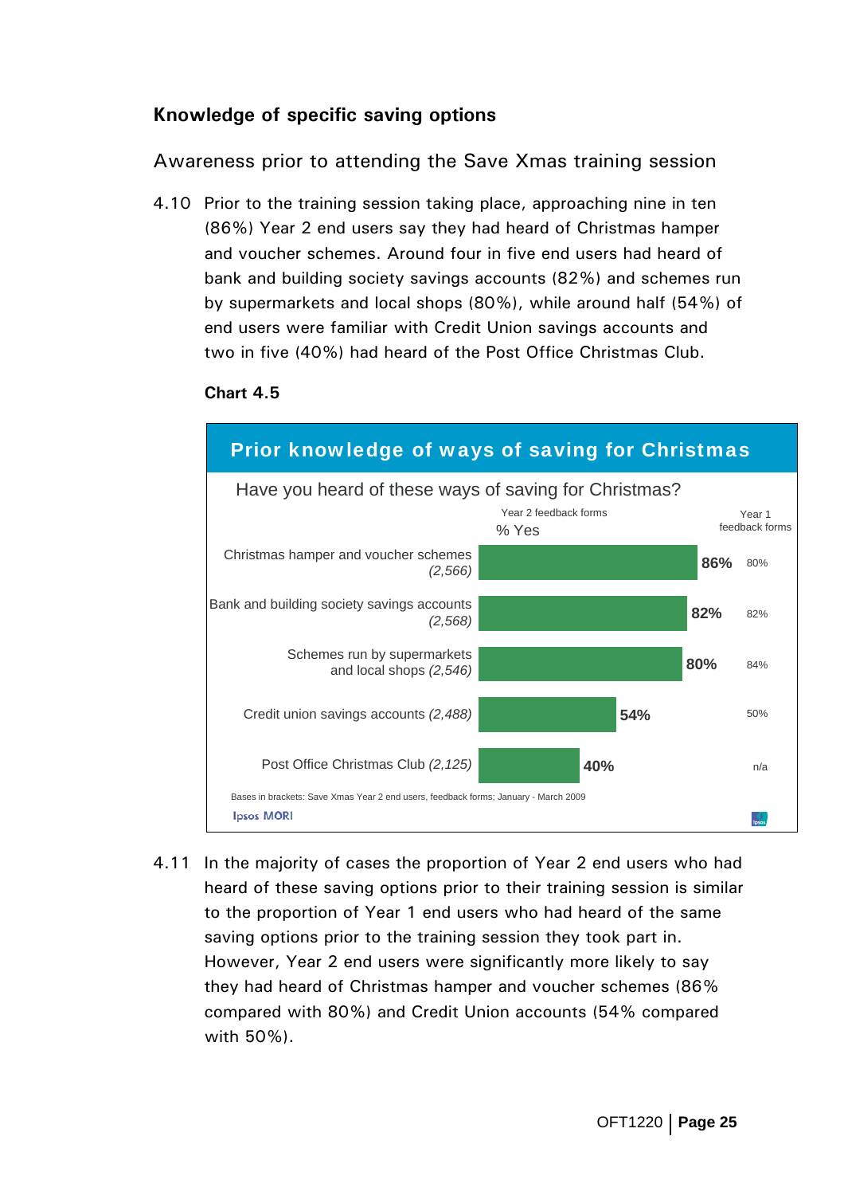### Knowledge of specific saving options

Awareness prior to attending the Save Xmas training session

4.10 Prior to the training session taking place, approaching nine in ten (86%) Year 2 end users say they had heard of Christmas hamper and voucher schemes. Around four in five end users had heard of bank and building society savings accounts (82%) and schemes run by supermarkets and local shops (80%), while around half (54%) of end users were familiar with Credit Union savings accounts and two in five (40%) had heard of the Post Office Christmas Club.

**Chart 4.5**

**Prior knowledge of ways of saving for Christmas**

Have you heard of these ways of saving for Christmas?

| | Year 2 feedback forms % Yes | Year 1 feedback forms |
|---|---|---|
| Christmas hamper and voucher schemes *(2,566)* | 86% | 80% |
| Bank and building society savings accounts *(2,568)* | 82% | 82% |
| Schemes run by supermarkets and local shops *(2,546)* | 80% | 84% |
| Credit union savings accounts *(2,488)* | 54% | 50% |
| Post Office Christmas Club *(2,125)* | 40% | n/a |

Bases in brackets: Save Xmas Year 2 end users, feedback forms; January - March 2009

Ipsos MORI

4.11 In the majority of cases the proportion of Year 2 end users who had heard of these saving options prior to their training session is similar to the proportion of Year 1 end users who had heard of the same saving options prior to the training session they took part in. However, Year 2 end users were significantly more likely to say they had heard of Christmas hamper and voucher schemes (86% compared with 80%) and Credit Union accounts (54% compared with 50%).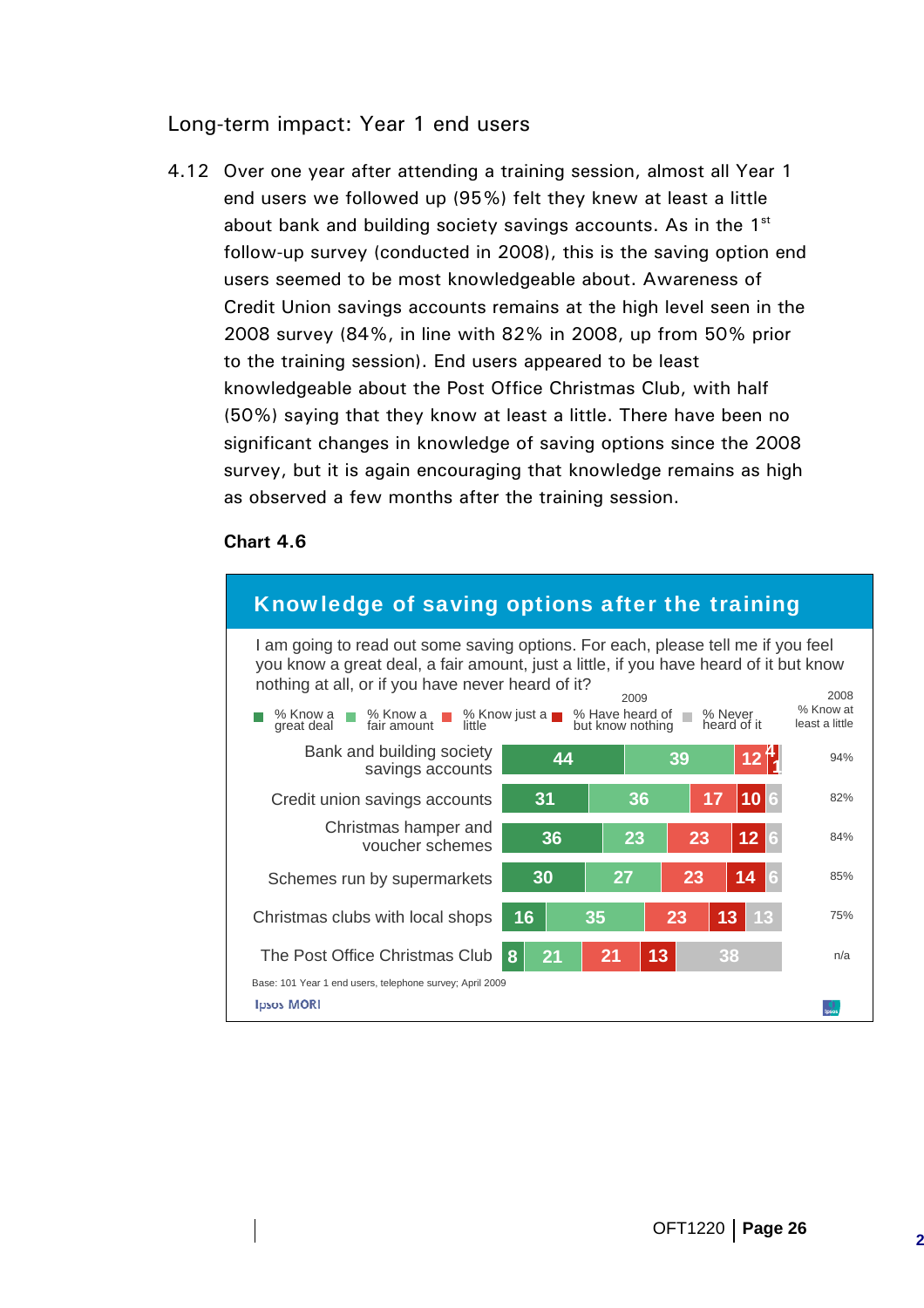## Long-term impact: Year 1 end users

4.12 Over one year after attending a training session, almost all Year 1 end users we followed up (95%) felt they knew at least a little about bank and building society savings accounts. As in the 1st follow-up survey (conducted in 2008), this is the saving option end users seemed to be most knowledgeable about. Awareness of Credit Union savings accounts remains at the high level seen in the 2008 survey (84%, in line with 82% in 2008, up from 50% prior to the training session). End users appeared to be least knowledgeable about the Post Office Christmas Club, with half (50%) saying that they know at least a little. There have been no significant changes in knowledge of saving options since the 2008 survey, but it is again encouraging that knowledge remains as high as observed a few months after the training session.

**Chart 4.6**

**Knowledge of saving options after the training**

I am going to read out some saving options. For each, please tell me if you feel you know a great deal, a fair amount, just a little, if you have heard of it but know nothing at all, or if you have never heard of it?

| 2009 | % Know a great deal | % Know a fair amount | % Know just a little | % Have heard of but know nothing | % Never heard of it | 2008 % Know at least a little |
|---|---|---|---|---|---|---|
| Bank and building society savings accounts | 44 | 39 | 12 | 4 | 1 | 94% |
| Credit union savings accounts | 31 | 36 | 17 | 10 | 6 | 82% |
| Christmas hamper and voucher schemes | 36 | 23 | 23 | 12 | 6 | 84% |
| Schemes run by supermarkets | 30 | 27 | 23 | 14 | 6 | 85% |
| Christmas clubs with local shops | 16 | 35 | 23 | 13 | 13 | 75% |
| The Post Office Christmas Club | 8 | 21 | 21 | 13 | 38 | n/a |

Base: 101 Year 1 end users, telephone survey; April 2009

Ipsos MORI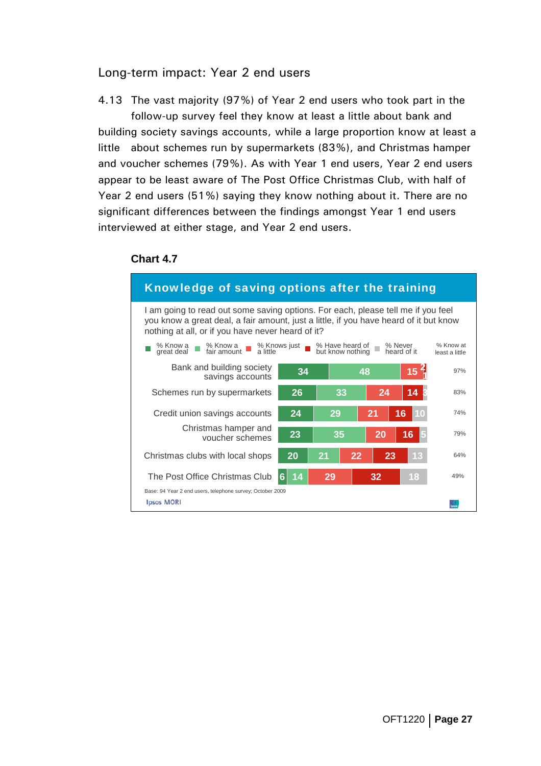## Long-term impact: Year 2 end users

4.13 The vast majority (97%) of Year 2 end users who took part in the follow-up survey feel they know at least a little about bank and building society savings accounts, while a large proportion know at least a little about schemes run by supermarkets (83%), and Christmas hamper and voucher schemes (79%). As with Year 1 end users, Year 2 end users appear to be least aware of The Post Office Christmas Club, with half of Year 2 end users (51%) saying they know nothing about it. There are no significant differences between the findings amongst Year 1 end users interviewed at either stage, and Year 2 end users.

**Chart 4.7**

**Knowledge of saving options after the training**

I am going to read out some saving options. For each, please tell me if you feel you know a great deal, a fair amount, just a little, if you have heard of it but know nothing at all, or if you have never heard of it?

| | % Know a great deal | % Know a fair amount | % Knows just a little | % Have heard of but know nothing | % Never heard of it | % Know at least a little |
|---|---|---|---|---|---|---|
| Bank and building society savings accounts | 34 | 48 | 15 | 2 | 1 | 97% |
| Schemes run by supermarkets | 26 | 33 | 24 | 14 | 3 | 83% |
| Credit union savings accounts | 24 | 29 | 21 | 16 | 10 | 74% |
| Christmas hamper and voucher schemes | 23 | 35 | 20 | 16 | 5 | 79% |
| Christmas clubs with local shops | 20 | 21 | 22 | 23 | 13 | 64% |
| The Post Office Christmas Club | 6 | 14 | 29 | 32 | 18 | 49% |

Base: 94 Year 2 end users, telephone survey; October 2009

Ipsos MORI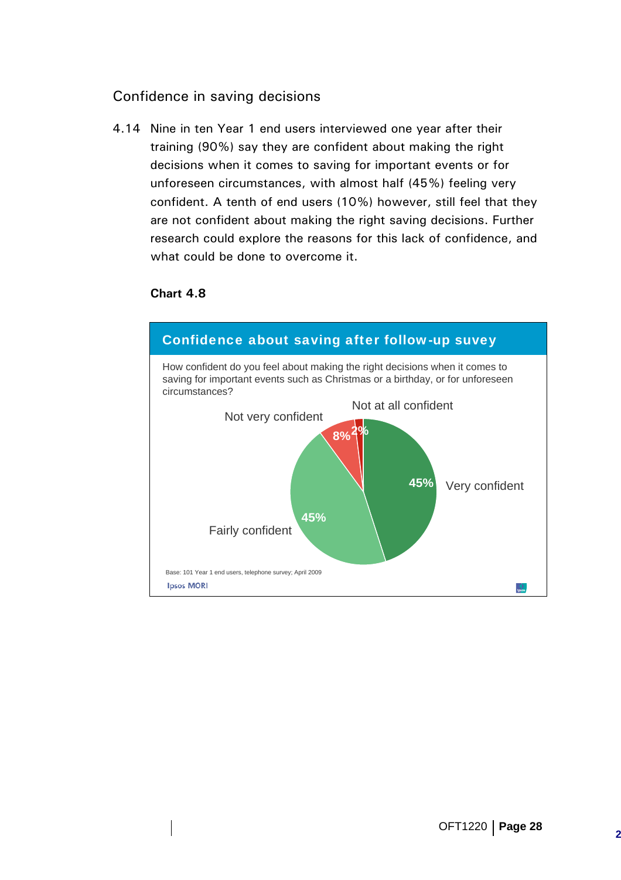## Confidence in saving decisions

4.14 Nine in ten Year 1 end users interviewed one year after their training (90%) say they are confident about making the right decisions when it comes to saving for important events or for unforeseen circumstances, with almost half (45%) feeling very confident. A tenth of end users (10%) however, still feel that they are not confident about making the right saving decisions. Further research could explore the reasons for this lack of confidence, and what could be done to overcome it.

**Chart 4.8**

**Confidence about saving after follow-up suvey**

How confident do you feel about making the right decisions when it comes to saving for important events such as Christmas or a birthday, or for unforeseen circumstances?

| Response | % |
|---|---|
| Very confident | 45% |
| Fairly confident | 45% |
| Not very confident | 8% |
| Not at all confident | 2% |

Base: 101 Year 1 end users, telephone survey; April 2009

Ipsos MORI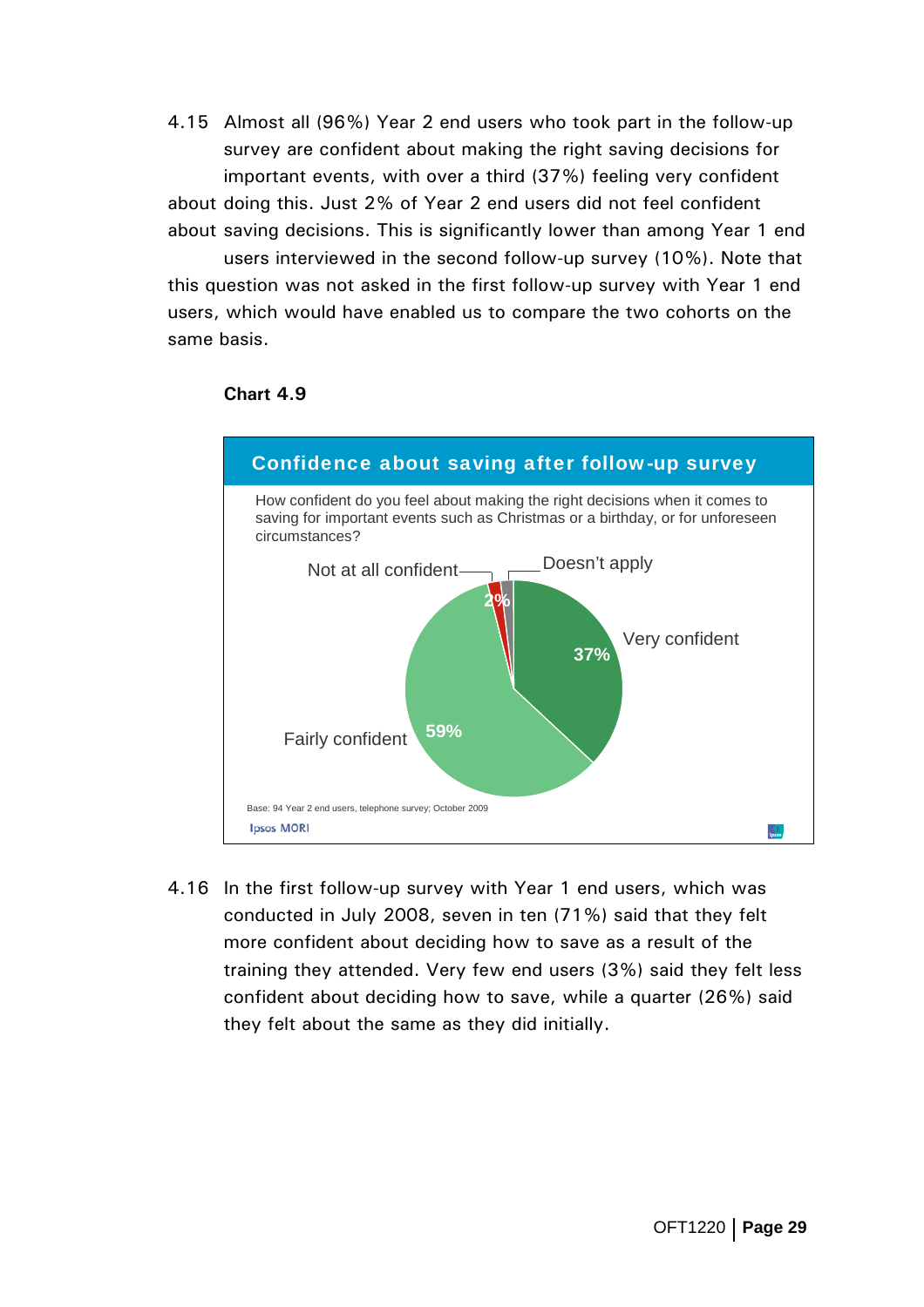4.15 Almost all (96%) Year 2 end users who took part in the follow-up survey are confident about making the right saving decisions for important events, with over a third (37%) feeling very confident about doing this. Just 2% of Year 2 end users did not feel confident about saving decisions. This is significantly lower than among Year 1 end users interviewed in the second follow-up survey (10%). Note that this question was not asked in the first follow-up survey with Year 1 end users, which would have enabled us to compare the two cohorts on the same basis.

**Chart 4.9**

**Confidence about saving after follow-up survey**

How confident do you feel about making the right decisions when it comes to saving for important events such as Christmas or a birthday, or for unforeseen circumstances?

| Response | % |
|---|---|
| Very confident | 37% |
| Fairly confident | 59% |
| Not at all confident | 2% |
| Doesn't apply | |

Base: 94 Year 2 end users, telephone survey; October 2009

Ipsos MORI

4.16 In the first follow-up survey with Year 1 end users, which was conducted in July 2008, seven in ten (71%) said that they felt more confident about deciding how to save as a result of the training they attended. Very few end users (3%) said they felt less confident about deciding how to save, while a quarter (26%) said they felt about the same as they did initially.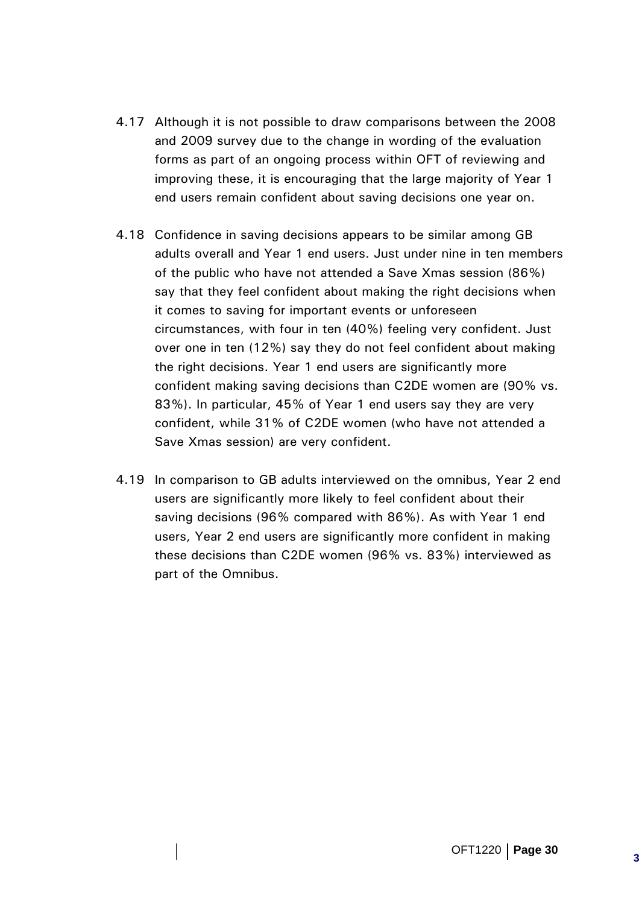4.17 Although it is not possible to draw comparisons between the 2008 and 2009 survey due to the change in wording of the evaluation forms as part of an ongoing process within OFT of reviewing and improving these, it is encouraging that the large majority of Year 1 end users remain confident about saving decisions one year on.

4.18 Confidence in saving decisions appears to be similar among GB adults overall and Year 1 end users. Just under nine in ten members of the public who have not attended a Save Xmas session (86%) say that they feel confident about making the right decisions when it comes to saving for important events or unforeseen circumstances, with four in ten (40%) feeling very confident. Just over one in ten (12%) say they do not feel confident about making the right decisions. Year 1 end users are significantly more confident making saving decisions than C2DE women are (90% vs. 83%). In particular, 45% of Year 1 end users say they are very confident, while 31% of C2DE women (who have not attended a Save Xmas session) are very confident.

4.19 In comparison to GB adults interviewed on the omnibus, Year 2 end users are significantly more likely to feel confident about their saving decisions (96% compared with 86%). As with Year 1 end users, Year 2 end users are significantly more confident in making these decisions than C2DE women (96% vs. 83%) interviewed as part of the Omnibus.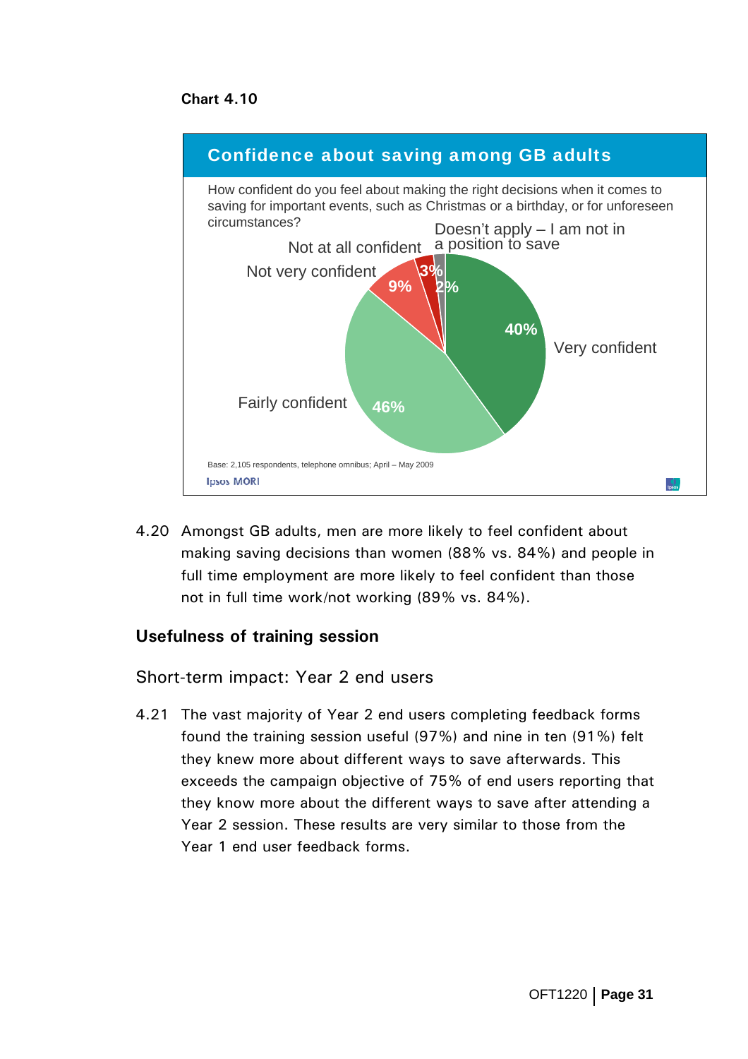**Chart 4.10**

**Confidence about saving among GB adults**

How confident do you feel about making the right decisions when it comes to saving for important events, such as Christmas or a birthday, or for unforeseen circumstances?

| Response | % |
|---|---|
| Very confident | 40% |
| Fairly confident | 46% |
| Not very confident | 9% |
| Not at all confident | 3% |
| Doesn't apply – I am not in a position to save | 2% |

Base: 2,105 respondents, telephone omnibus; April – May 2009

Ipsos MORI

4.20 Amongst GB adults, men are more likely to feel confident about making saving decisions than women (88% vs. 84%) and people in full time employment are more likely to feel confident than those not in full time work/not working (89% vs. 84%).

## Usefulness of training session

### Short-term impact: Year 2 end users

4.21 The vast majority of Year 2 end users completing feedback forms found the training session useful (97%) and nine in ten (91%) felt they knew more about different ways to save afterwards. This exceeds the campaign objective of 75% of end users reporting that they know more about the different ways to save after attending a Year 2 session. These results are very similar to those from the Year 1 end user feedback forms.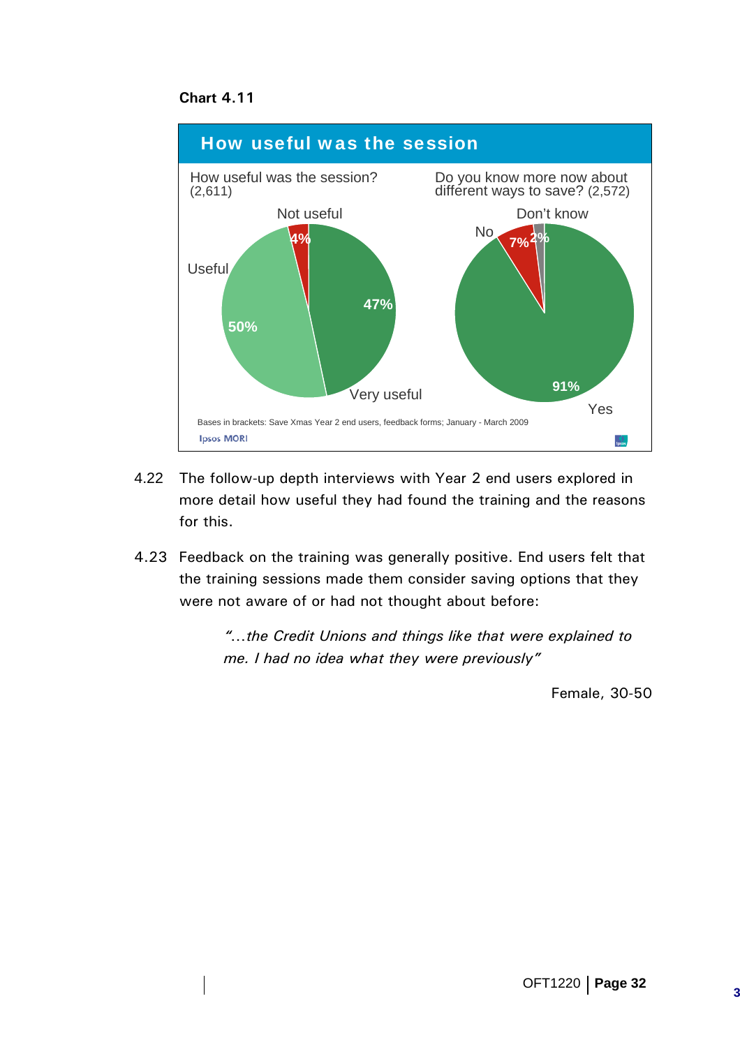**Chart 4.11**

**How useful was the session**

How useful was the session? (2,611)

- Very useful: 47%
- Useful: 50%
- Not useful: 4%

Do you know more now about different ways to save? (2,572)

- Yes: 91%
- No: 7%
- Don't know: 2%

Bases in brackets: Save Xmas Year 2 end users, feedback forms; January - March 2009

Ipsos MORI

4.22 The follow-up depth interviews with Year 2 end users explored in more detail how useful they had found the training and the reasons for this.

4.23 Feedback on the training was generally positive. End users felt that the training sessions made them consider saving options that they were not aware of or had not thought about before:

> *"…the Credit Unions and things like that were explained to me. I had no idea what they were previously"*
>
> Female, 30-50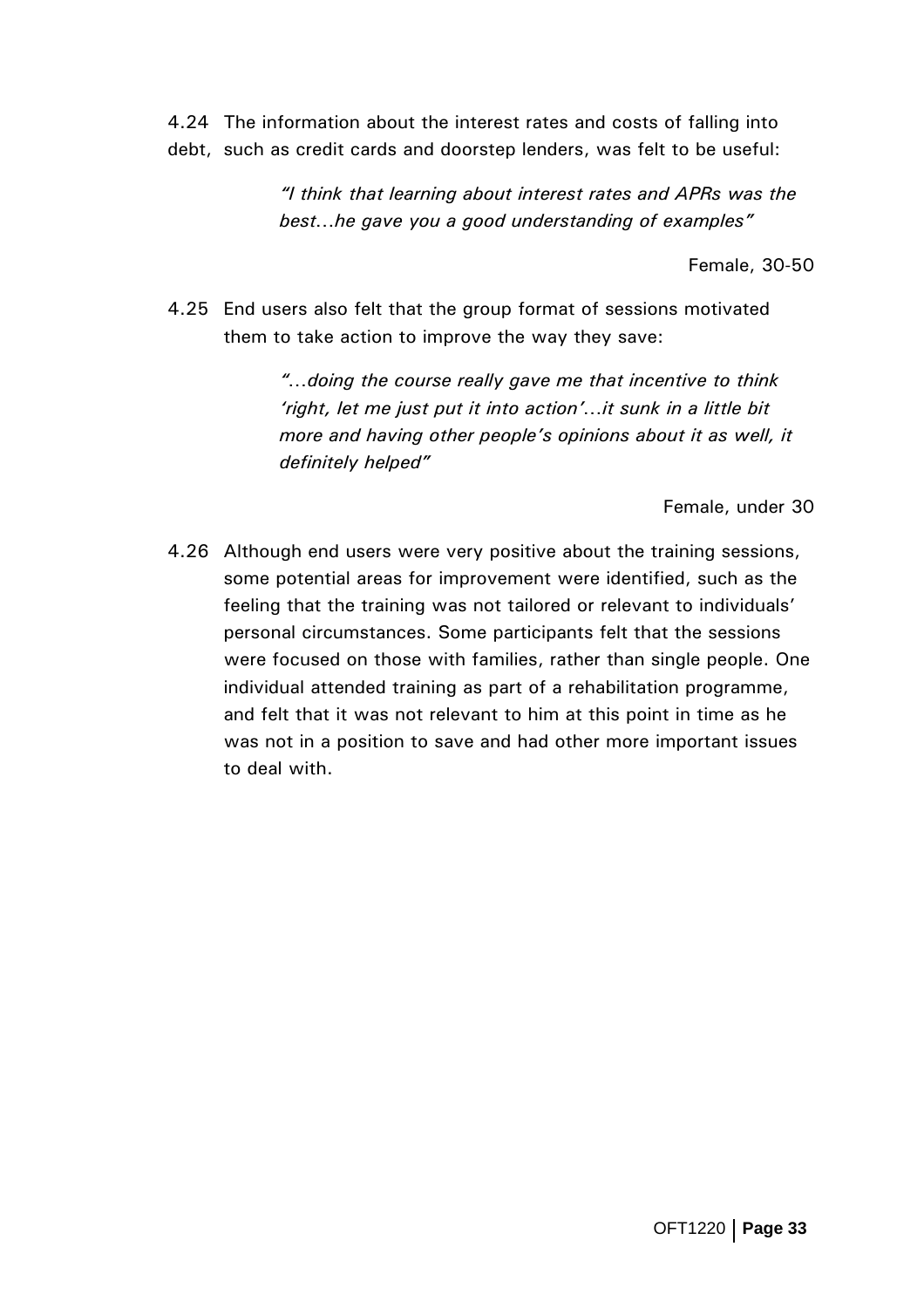4.24 The information about the interest rates and costs of falling into debt, such as credit cards and doorstep lenders, was felt to be useful:

> *"I think that learning about interest rates and APRs was the best…he gave you a good understanding of examples"*
>
> Female, 30-50

4.25 End users also felt that the group format of sessions motivated them to take action to improve the way they save:

> *"…doing the course really gave me that incentive to think 'right, let me just put it into action'…it sunk in a little bit more and having other people's opinions about it as well, it definitely helped"*
>
> Female, under 30

4.26 Although end users were very positive about the training sessions, some potential areas for improvement were identified, such as the feeling that the training was not tailored or relevant to individuals' personal circumstances. Some participants felt that the sessions were focused on those with families, rather than single people. One individual attended training as part of a rehabilitation programme, and felt that it was not relevant to him at this point in time as he was not in a position to save and had other more important issues to deal with.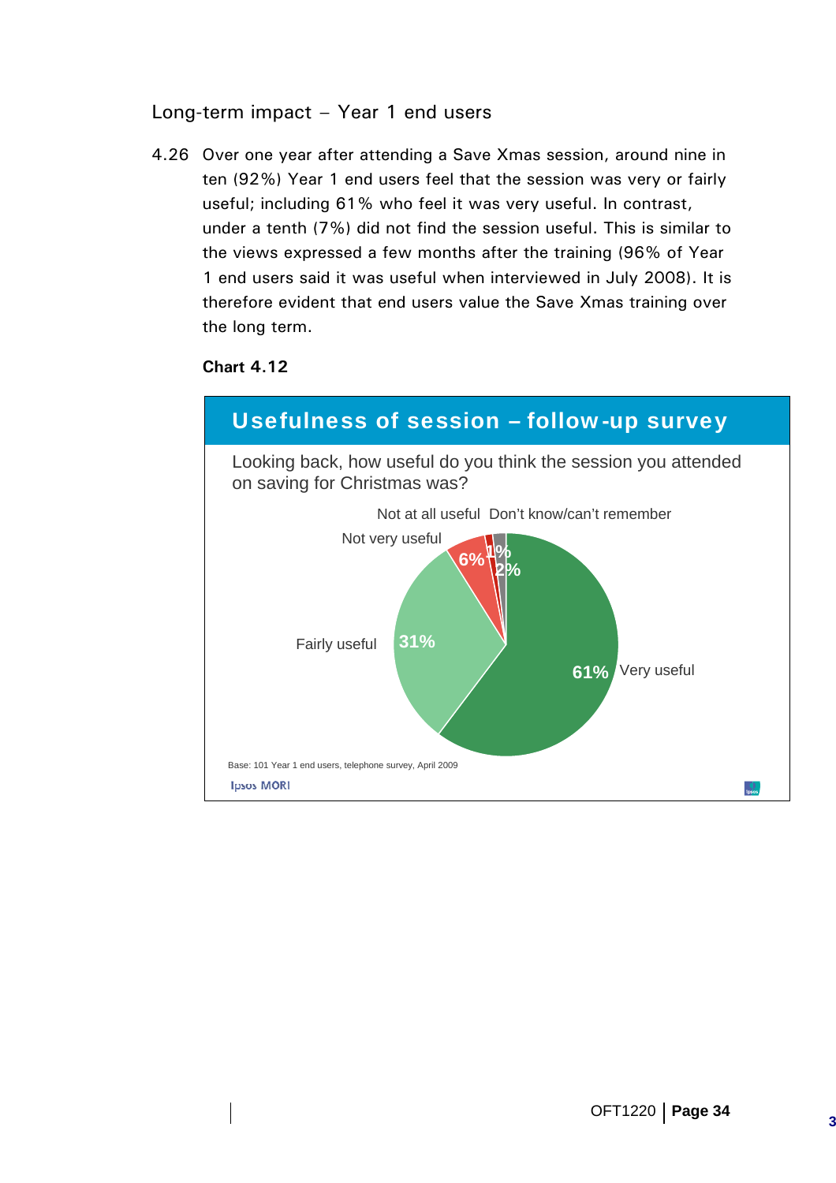### Long-term impact – Year 1 end users

4.26 Over one year after attending a Save Xmas session, around nine in ten (92%) Year 1 end users feel that the session was very or fairly useful; including 61% who feel it was very useful. In contrast, under a tenth (7%) did not find the session useful. This is similar to the views expressed a few months after the training (96% of Year 1 end users said it was useful when interviewed in July 2008). It is therefore evident that end users value the Save Xmas training over the long term.

**Chart 4.12**

**Usefulness of session – follow-up survey**

Looking back, how useful do you think the session you attended on saving for Christmas was?

| Response | % |
|---|---|
| Very useful | 61% |
| Fairly useful | 31% |
| Not very useful | 6% |
| Not at all useful | 1% |
| Don't know/can't remember | 2% |

Base: 101 Year 1 end users, telephone survey, April 2009

Ipsos MORI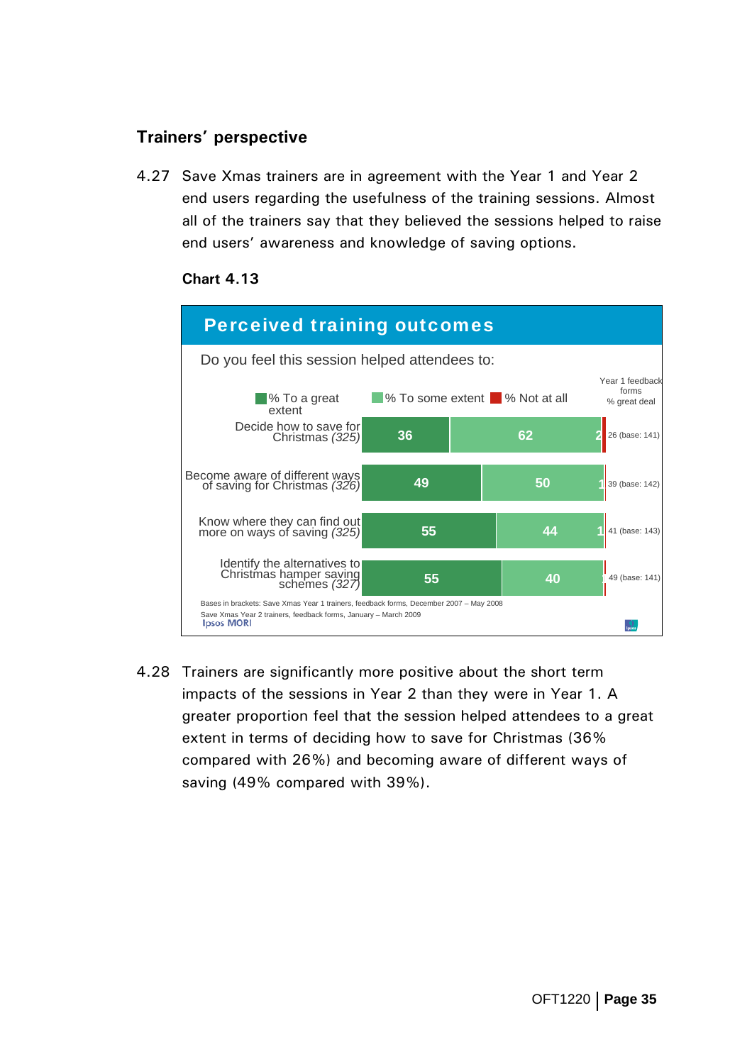### Trainers' perspective

4.27 Save Xmas trainers are in agreement with the Year 1 and Year 2 end users regarding the usefulness of the training sessions. Almost all of the trainers say that they believed the sessions helped to raise end users' awareness and knowledge of saving options.

**Chart 4.13**

**Perceived training outcomes**

Do you feel this session helped attendees to:

| | % To a great extent | % To some extent | % Not at all | Year 1 feedback forms % great deal |
|---|---|---|---|---|
| Decide how to save for Christmas *(325)* | 36 | 62 | 2 | 26 (base: 141) |
| Become aware of different ways of saving for Christmas *(326)* | 49 | 50 | 1 | 39 (base: 142) |
| Know where they can find out more on ways of saving *(325)* | 55 | 44 | 1 | 41 (base: 143) |
| Identify the alternatives to Christmas hamper saving schemes *(327)* | 55 | 40 | | 49 (base: 141) |

Bases in brackets: Save Xmas Year 1 trainers, feedback forms, December 2007 – May 2008

Save Xmas Year 2 trainers, feedback forms, January – March 2009

Ipsos MORI

4.28 Trainers are significantly more positive about the short term impacts of the sessions in Year 2 than they were in Year 1. A greater proportion feel that the session helped attendees to a great extent in terms of deciding how to save for Christmas (36% compared with 26%) and becoming aware of different ways of saving (49% compared with 39%).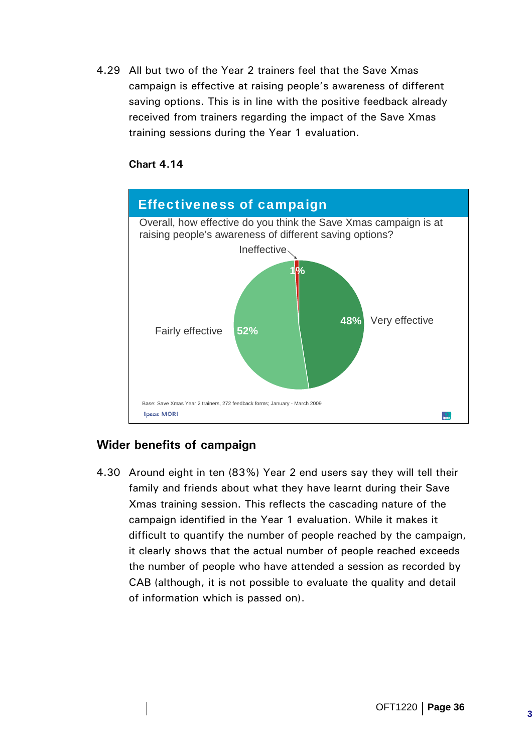4.29 All but two of the Year 2 trainers feel that the Save Xmas campaign is effective at raising people's awareness of different saving options. This is in line with the positive feedback already received from trainers regarding the impact of the Save Xmas training sessions during the Year 1 evaluation.

**Chart 4.14**

**Effectiveness of campaign**

Overall, how effective do you think the Save Xmas campaign is at raising people's awareness of different saving options?

| Response | % |
|---|---|
| Very effective | 48% |
| Fairly effective | 52% |
| Ineffective | 1% |

Base: Save Xmas Year 2 trainers, 272 feedback forms; January - March 2009

Ipsos MORI

## Wider benefits of campaign

4.30 Around eight in ten (83%) Year 2 end users say they will tell their family and friends about what they have learnt during their Save Xmas training session. This reflects the cascading nature of the campaign identified in the Year 1 evaluation. While it makes it difficult to quantify the number of people reached by the campaign, it clearly shows that the actual number of people reached exceeds the number of people who have attended a session as recorded by CAB (although, it is not possible to evaluate the quality and detail of information which is passed on).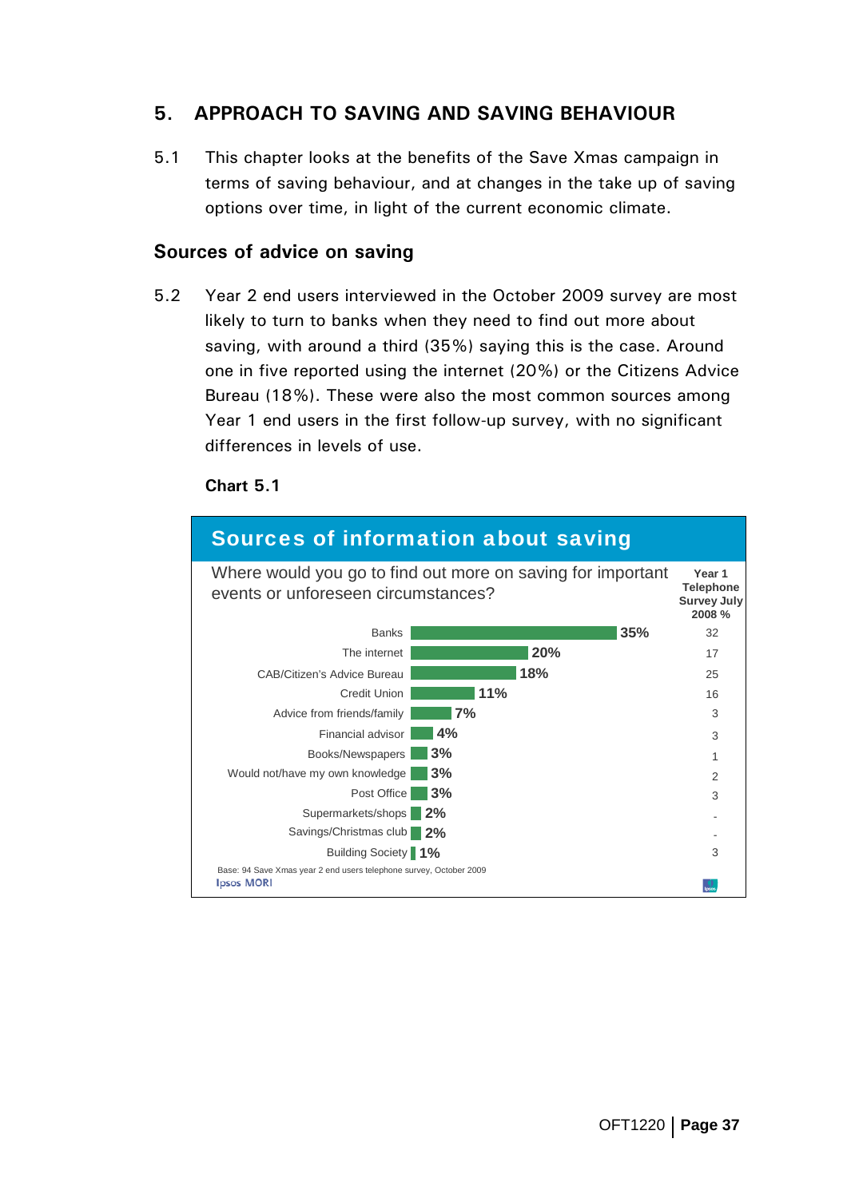# 5. APPROACH TO SAVING AND SAVING BEHAVIOUR

5.1 This chapter looks at the benefits of the Save Xmas campaign in terms of saving behaviour, and at changes in the take up of saving options over time, in light of the current economic climate.

## Sources of advice on saving

5.2 Year 2 end users interviewed in the October 2009 survey are most likely to turn to banks when they need to find out more about saving, with around a third (35%) saying this is the case. Around one in five reported using the internet (20%) or the Citizens Advice Bureau (18%). These were also the most common sources among Year 1 end users in the first follow-up survey, with no significant differences in levels of use.

**Chart 5.1**

**Sources of information about saving**

Where would you go to find out more on saving for important events or unforeseen circumstances?

| | October 2009 | Year 1 Telephone Survey July 2008 % |
|---|---|---|
| Banks | 35% | 32 |
| The internet | 20% | 17 |
| CAB/Citizen's Advice Bureau | 18% | 25 |
| Credit Union | 11% | 16 |
| Advice from friends/family | 7% | 3 |
| Financial advisor | 4% | 3 |
| Books/Newspapers | 3% | 1 |
| Would not/have my own knowledge | 3% | 2 |
| Post Office | 3% | 3 |
| Supermarkets/shops | 2% | - |
| Savings/Christmas club | 2% | - |
| Building Society | 1% | 3 |

Base: 94 Save Xmas year 2 end users telephone survey, October 2009

Ipsos MORI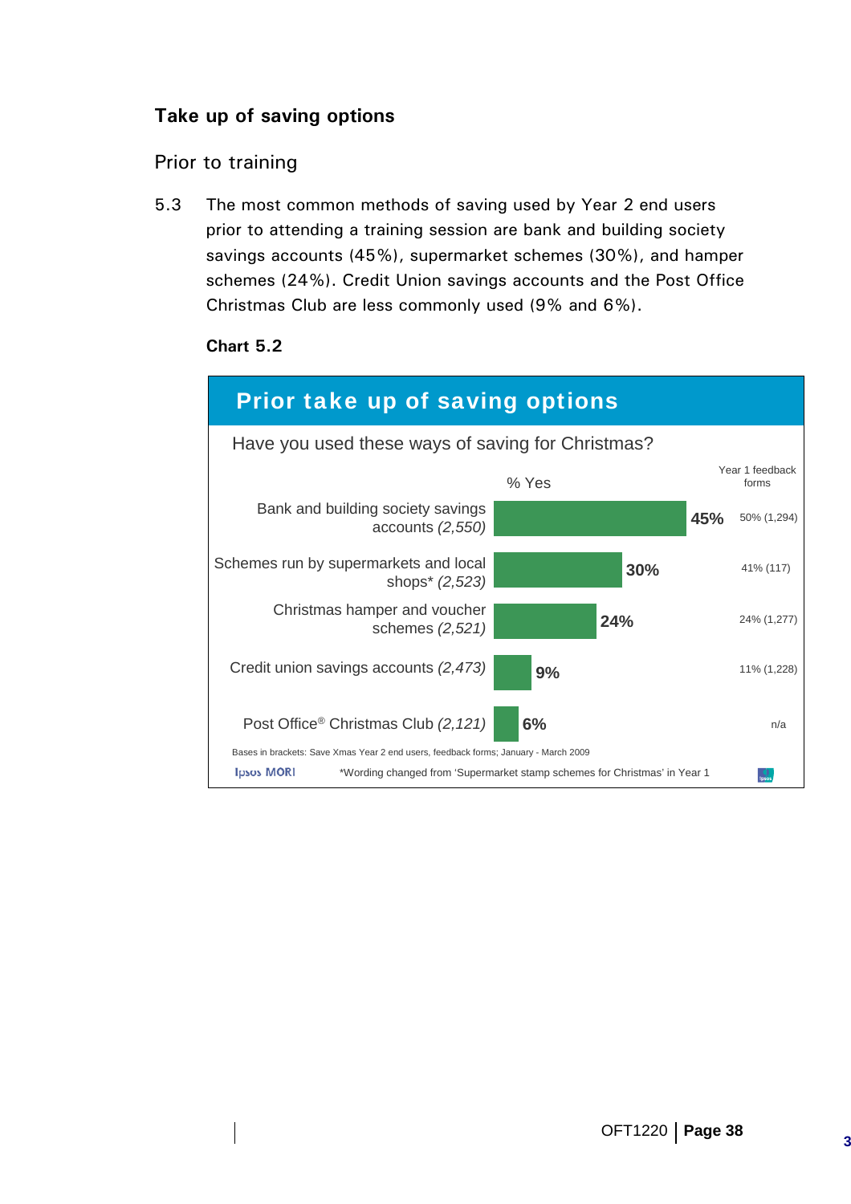## Take up of saving options

### Prior to training

5.3 The most common methods of saving used by Year 2 end users prior to attending a training session are bank and building society savings accounts (45%), supermarket schemes (30%), and hamper schemes (24%). Credit Union savings accounts and the Post Office Christmas Club are less commonly used (9% and 6%).

**Chart 5.2**

**Prior take up of saving options**

Have you used these ways of saving for Christmas?

| | % Yes | Year 1 feedback forms |
|---|---|---|
| Bank and building society savings accounts *(2,550)* | 45% | 50% (1,294) |
| Schemes run by supermarkets and local shops* *(2,523)* | 30% | 41% (117) |
| Christmas hamper and voucher schemes *(2,521)* | 24% | 24% (1,277) |
| Credit union savings accounts *(2,473)* | 9% | 11% (1,228) |
| Post Office® Christmas Club *(2,121)* | 6% | n/a |

Bases in brackets: Save Xmas Year 2 end users, feedback forms; January - March 2009

*Wording changed from 'Supermarket stamp schemes for Christmas' in Year 1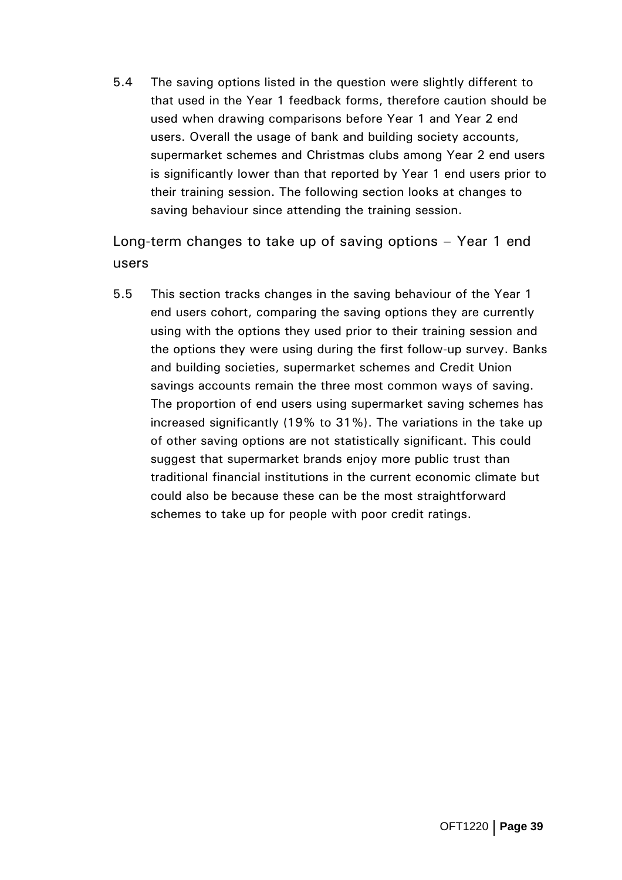5.4 The saving options listed in the question were slightly different to that used in the Year 1 feedback forms, therefore caution should be used when drawing comparisons before Year 1 and Year 2 end users. Overall the usage of bank and building society accounts, supermarket schemes and Christmas clubs among Year 2 end users is significantly lower than that reported by Year 1 end users prior to their training session. The following section looks at changes to saving behaviour since attending the training session.

## Long-term changes to take up of saving options – Year 1 end users

5.5 This section tracks changes in the saving behaviour of the Year 1 end users cohort, comparing the saving options they are currently using with the options they used prior to their training session and the options they were using during the first follow-up survey. Banks and building societies, supermarket schemes and Credit Union savings accounts remain the three most common ways of saving. The proportion of end users using supermarket saving schemes has increased significantly (19% to 31%). The variations in the take up of other saving options are not statistically significant. This could suggest that supermarket brands enjoy more public trust than traditional financial institutions in the current economic climate but could also be because these can be the most straightforward schemes to take up for people with poor credit ratings.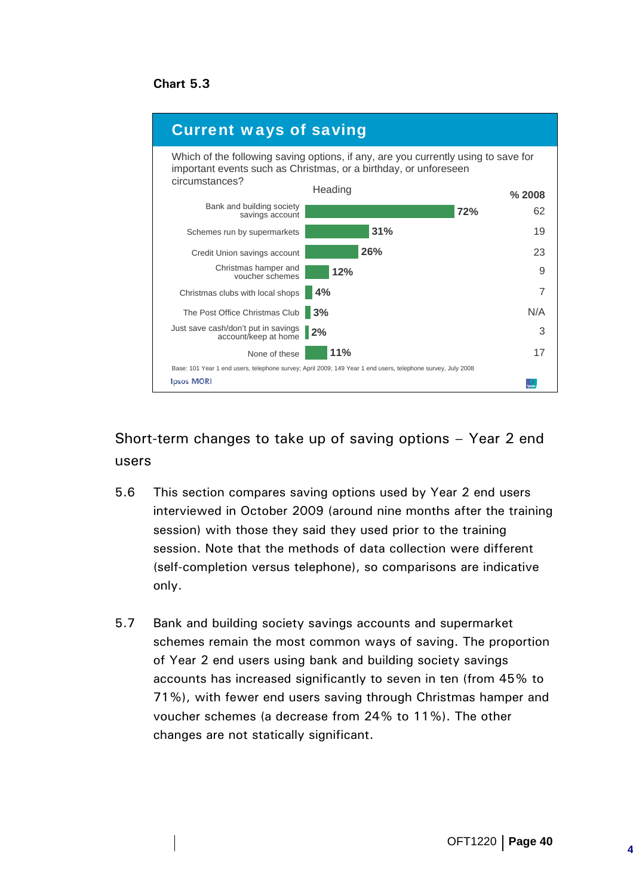**Chart 5.3**

## Current ways of saving

Which of the following saving options, if any, are you currently using to save for important events such as Christmas, or a birthday, or unforeseen circumstances?

| Heading | | % 2008 |
|---|---|---|
| Bank and building society savings account | 72% | 62 |
| Schemes run by supermarkets | 31% | 19 |
| Credit Union savings account | 26% | 23 |
| Christmas hamper and voucher schemes | 12% | 9 |
| Christmas clubs with local shops | 4% | 7 |
| The Post Office Christmas Club | 3% | N/A |
| Just save cash/don't put in savings account/keep at home | 2% | 3 |
| None of these | 11% | 17 |

Base: 101 Year 1 end users, telephone survey; April 2009; 149 Year 1 end users, telephone survey, July 2008

Ipsos MORI

### Short-term changes to take up of saving options – Year 2 end users

5.6 This section compares saving options used by Year 2 end users interviewed in October 2009 (around nine months after the training session) with those they said they used prior to the training session. Note that the methods of data collection were different (self-completion versus telephone), so comparisons are indicative only.

5.7 Bank and building society savings accounts and supermarket schemes remain the most common ways of saving. The proportion of Year 2 end users using bank and building society savings accounts has increased significantly to seven in ten (from 45% to 71%), with fewer end users saving through Christmas hamper and voucher schemes (a decrease from 24% to 11%). The other changes are not statically significant.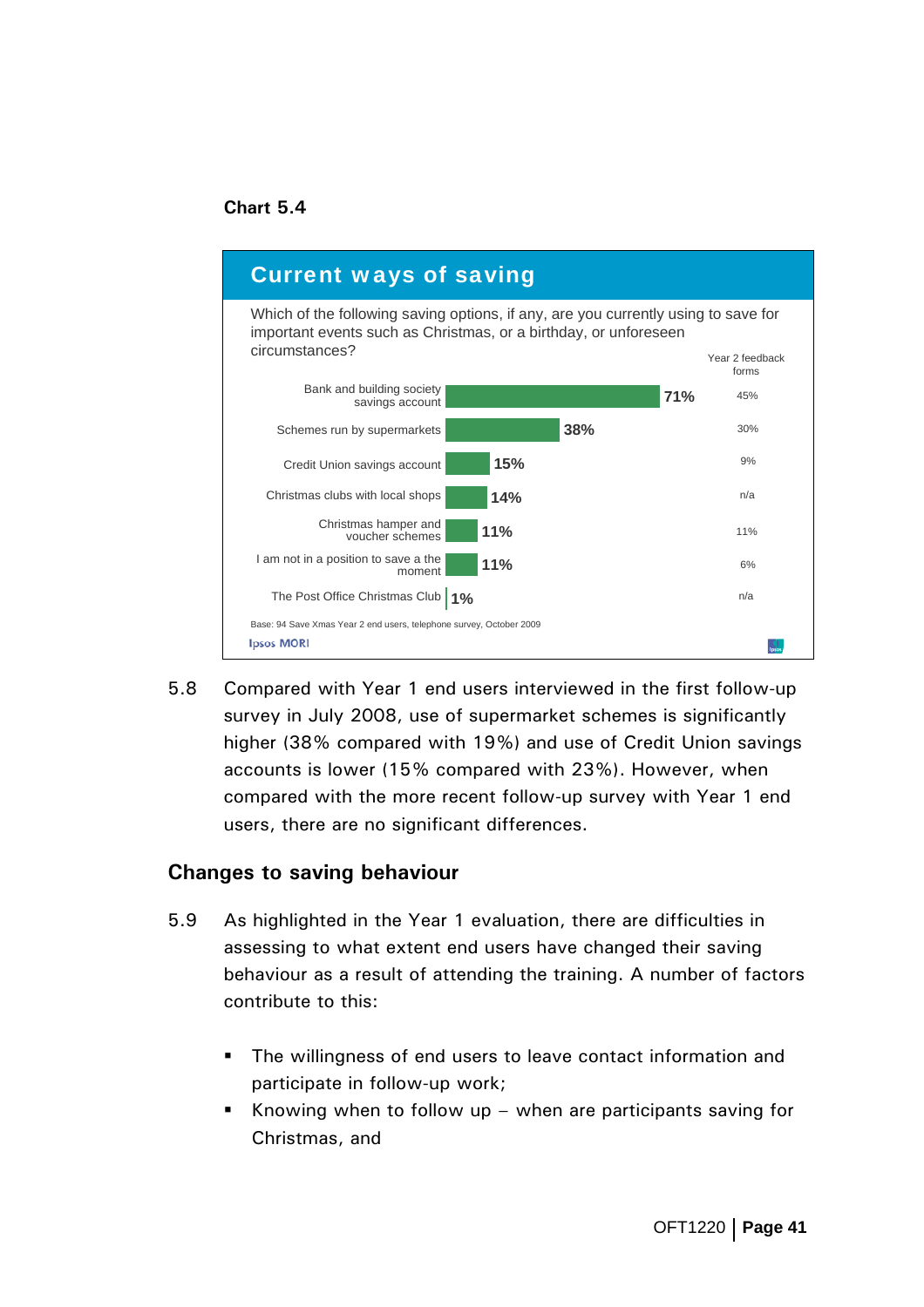**Chart 5.4**

## Current ways of saving

Which of the following saving options, if any, are you currently using to save for important events such as Christmas, or a birthday, or unforeseen circumstances?

| | | Year 2 feedback forms |
|---|---|---|
| Bank and building society savings account | 71% | 45% |
| Schemes run by supermarkets | 38% | 30% |
| Credit Union savings account | 15% | 9% |
| Christmas clubs with local shops | 14% | n/a |
| Christmas hamper and voucher schemes | 11% | 11% |
| I am not in a position to save a the moment | 11% | 6% |
| The Post Office Christmas Club | 1% | n/a |

Base: 94 Save Xmas Year 2 end users, telephone survey, October 2009

Ipsos MORI

5.8 Compared with Year 1 end users interviewed in the first follow-up survey in July 2008, use of supermarket schemes is significantly higher (38% compared with 19%) and use of Credit Union savings accounts is lower (15% compared with 23%). However, when compared with the more recent follow-up survey with Year 1 end users, there are no significant differences.

## Changes to saving behaviour

5.9 As highlighted in the Year 1 evaluation, there are difficulties in assessing to what extent end users have changed their saving behaviour as a result of attending the training. A number of factors contribute to this:

- The willingness of end users to leave contact information and participate in follow-up work;
- Knowing when to follow up – when are participants saving for Christmas, and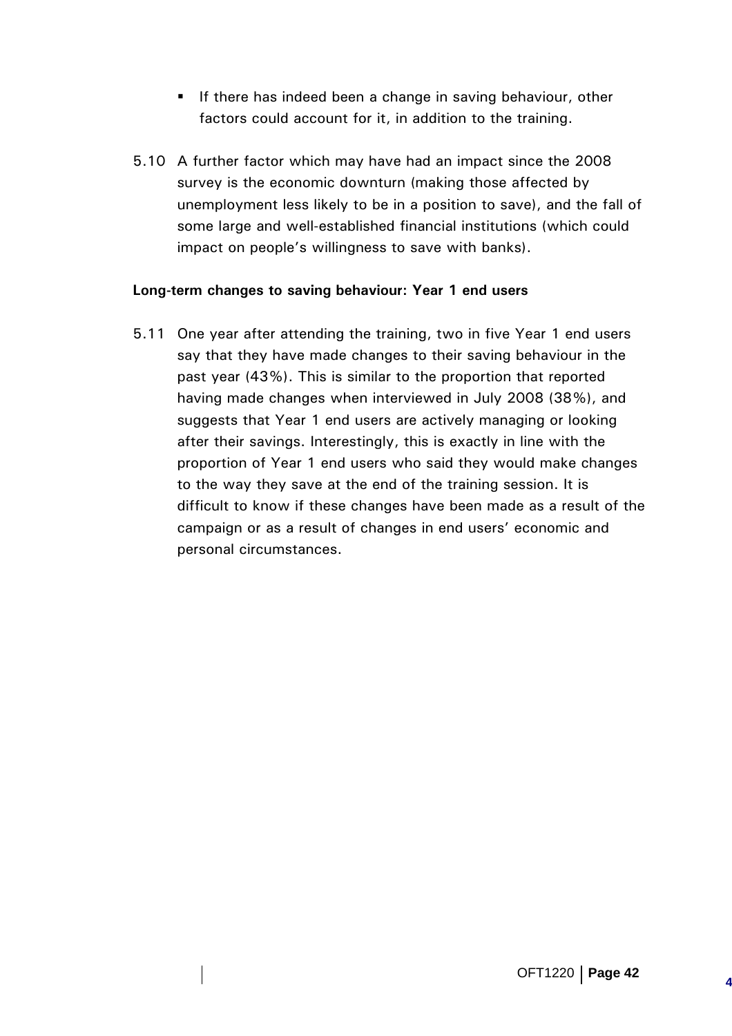- If there has indeed been a change in saving behaviour, other factors could account for it, in addition to the training.

5.10 A further factor which may have had an impact since the 2008 survey is the economic downturn (making those affected by unemployment less likely to be in a position to save), and the fall of some large and well-established financial institutions (which could impact on people's willingness to save with banks).

**Long-term changes to saving behaviour: Year 1 end users**

5.11 One year after attending the training, two in five Year 1 end users say that they have made changes to their saving behaviour in the past year (43%). This is similar to the proportion that reported having made changes when interviewed in July 2008 (38%), and suggests that Year 1 end users are actively managing or looking after their savings. Interestingly, this is exactly in line with the proportion of Year 1 end users who said they would make changes to the way they save at the end of the training session. It is difficult to know if these changes have been made as a result of the campaign or as a result of changes in end users' economic and personal circumstances.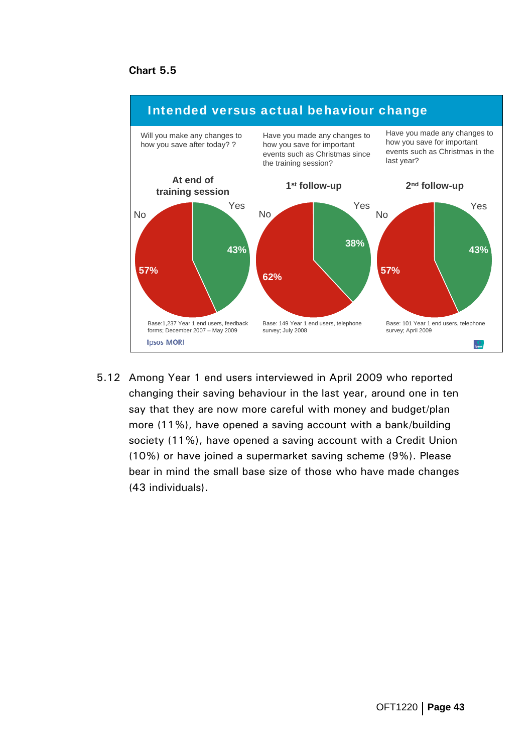**Chart 5.5**

**Intended versus actual behaviour change**

| | At end of training session | 1st follow-up | 2nd follow-up |
|---|---|---|---|
| Question | Will you make any changes to how you save after today? ? | Have you made any changes to how you save for important events such as Christmas since the training session? | Have you made any changes to how you save for important events such as Christmas in the last year? |
| Yes | 43% | 38% | 43% |
| No | 57% | 62% | 57% |
| Base | Base:1,237 Year 1 end users, feedback forms; December 2007 – May 2009 | Base: 149 Year 1 end users, telephone survey; July 2008 | Base: 101 Year 1 end users, telephone survey; April 2009 |

Ipsos MORI

5.12 Among Year 1 end users interviewed in April 2009 who reported changing their saving behaviour in the last year, around one in ten say that they are now more careful with money and budget/plan more (11%), have opened a saving account with a bank/building society (11%), have opened a saving account with a Credit Union (10%) or have joined a supermarket saving scheme (9%). Please bear in mind the small base size of those who have made changes (43 individuals).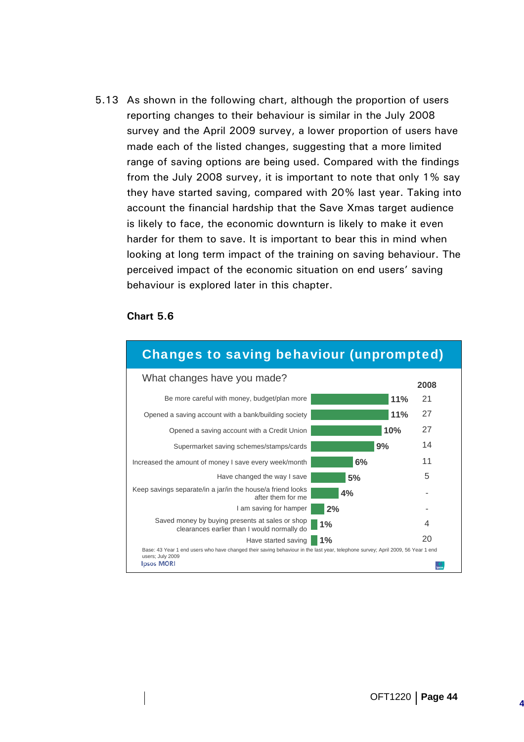5.13 As shown in the following chart, although the proportion of users reporting changes to their behaviour is similar in the July 2008 survey and the April 2009 survey, a lower proportion of users have made each of the listed changes, suggesting that a more limited range of saving options are being used. Compared with the findings from the July 2008 survey, it is important to note that only 1% say they have started saving, compared with 20% last year. Taking into account the financial hardship that the Save Xmas target audience is likely to face, the economic downturn is likely to make it even harder for them to save. It is important to bear this in mind when looking at long term impact of the training on saving behaviour. The perceived impact of the economic situation on end users' saving behaviour is explored later in this chapter.

**Chart 5.6**

**Changes to saving behaviour (unprompted)**

What changes have you made?

| | 2009 | 2008 |
|---|---|---|
| Be more careful with money, budget/plan more | 11% | 21 |
| Opened a saving account with a bank/building society | 11% | 27 |
| Opened a saving account with a Credit Union | 10% | 27 |
| Supermarket saving schemes/stamps/cards | 9% | 14 |
| Increased the amount of money I save every week/month | 6% | 11 |
| Have changed the way I save | 5% | 5 |
| Keep savings separate/in a jar/in the house/a friend looks after them for me | 4% | - |
| I am saving for hamper | 2% | - |
| Saved money by buying presents at sales or shop clearances earlier than I would normally do | 1% | 4 |
| Have started saving | 1% | 20 |

Base: 43 Year 1 end users who have changed their saving behaviour in the last year, telephone survey; April 2009, 56 Year 1 end users; July 2009

Ipsos MORI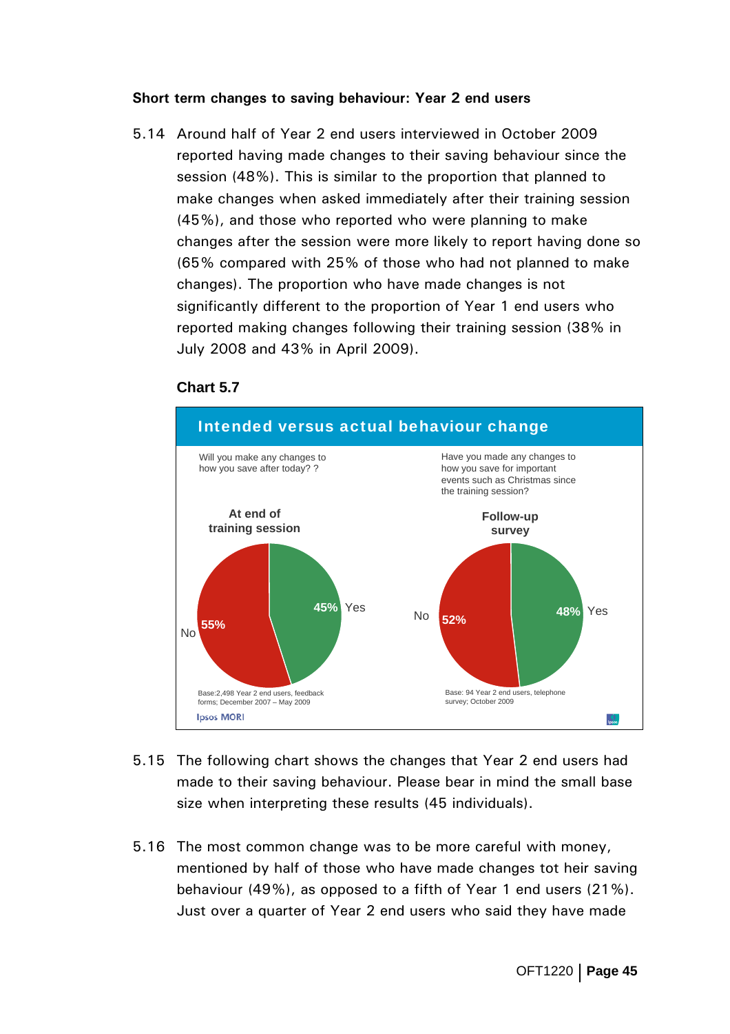### Short term changes to saving behaviour: Year 2 end users

5.14 Around half of Year 2 end users interviewed in October 2009 reported having made changes to their saving behaviour since the session (48%). This is similar to the proportion that planned to make changes when asked immediately after their training session (45%), and those who reported who were planning to make changes after the session were more likely to report having done so (65% compared with 25% of those who had not planned to make changes). The proportion who have made changes is not significantly different to the proportion of Year 1 end users who reported making changes following their training session (38% in July 2008 and 43% in April 2009).

**Chart 5.7**

**Intended versus actual behaviour change**

Will you make any changes to how you save after today? ?

**At end of training session**

- Yes: 45%
- No: 55%

Base:2,498 Year 2 end users, feedback forms; December 2007 – May 2009

Have you made any changes to how you save for important events such as Christmas since the training session?

**Follow-up survey**

- Yes: 48%
- No: 52%

Base: 94 Year 2 end users, telephone survey; October 2009

Ipsos MORI

5.15 The following chart shows the changes that Year 2 end users had made to their saving behaviour. Please bear in mind the small base size when interpreting these results (45 individuals).

5.16 The most common change was to be more careful with money, mentioned by half of those who have made changes tot heir saving behaviour (49%), as opposed to a fifth of Year 1 end users (21%). Just over a quarter of Year 2 end users who said they have made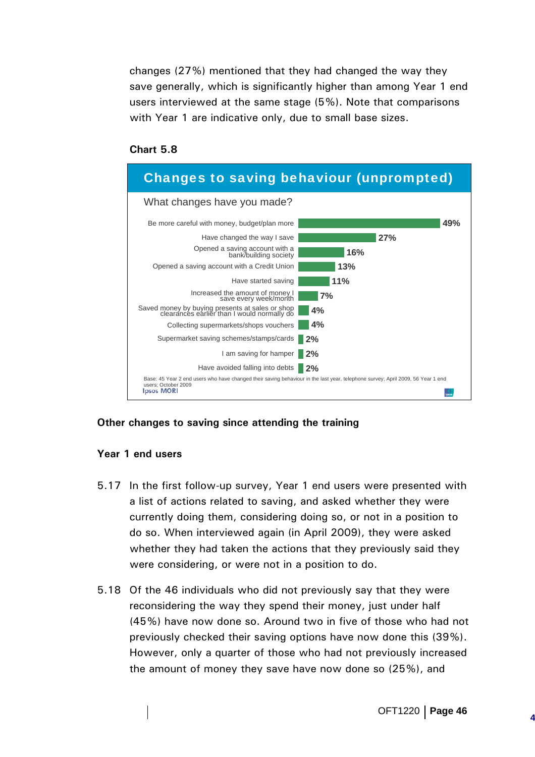changes (27%) mentioned that they had changed the way they save generally, which is significantly higher than among Year 1 end users interviewed at the same stage (5%). Note that comparisons with Year 1 are indicative only, due to small base sizes.

**Chart 5.8**

**Changes to saving behaviour (unprompted)**

What changes have you made?

| Change | % |
|---|---|
| Be more careful with money, budget/plan more | 49% |
| Have changed the way I save | 27% |
| Opened a saving account with a bank/building society | 16% |
| Opened a saving account with a Credit Union | 13% |
| Have started saving | 11% |
| Increased the amount of money I save every week/month | 7% |
| Saved money by buying presents at sales or shop clearances earlier than I would normally do | 4% |
| Collecting supermarkets/shops vouchers | 4% |
| Supermarket saving schemes/stamps/cards | 2% |
| I am saving for hamper | 2% |
| Have avoided falling into debts | 2% |

Base: 45 Year 2 end users who have changed their saving behaviour in the last year, telephone survey; April 2009, 56 Year 1 end users; October 2009

Ipsos MORI

### Other changes to saving since attending the training

#### Year 1 end users

5.17 In the first follow-up survey, Year 1 end users were presented with a list of actions related to saving, and asked whether they were currently doing them, considering doing so, or not in a position to do so. When interviewed again (in April 2009), they were asked whether they had taken the actions that they previously said they were considering, or were not in a position to do.

5.18 Of the 46 individuals who did not previously say that they were reconsidering the way they spend their money, just under half (45%) have now done so. Around two in five of those who had not previously checked their saving options have now done this (39%). However, only a quarter of those who had not previously increased the amount of money they save have now done so (25%), and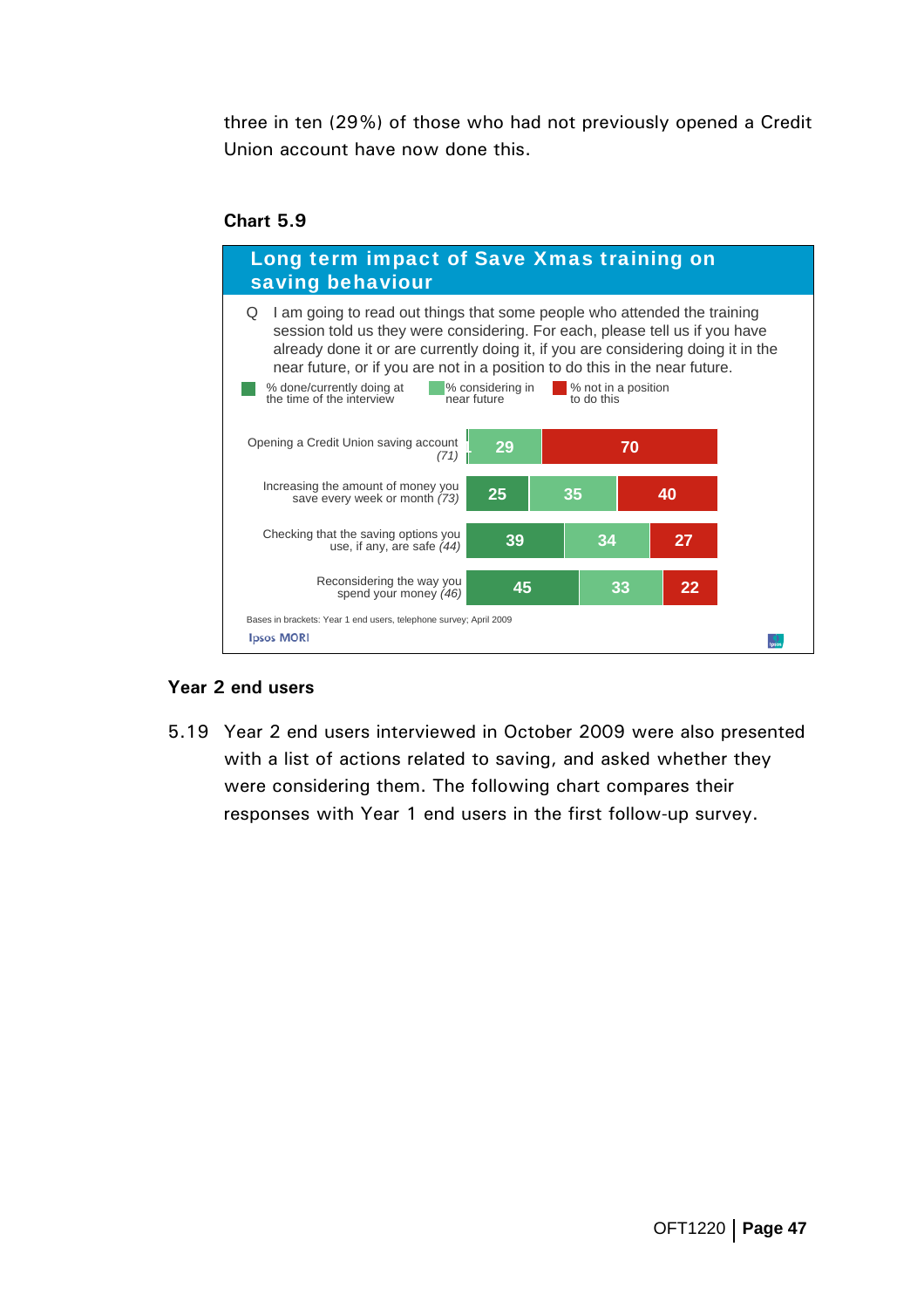three in ten (29%) of those who had not previously opened a Credit Union account have now done this.

**Chart 5.9**

**Long term impact of Save Xmas training on saving behaviour**

Q I am going to read out things that some people who attended the training session told us they were considering. For each, please tell us if you have already done it or are currently doing it, if you are considering doing it in the near future, or if you are not in a position to do this in the near future.

| | % done/currently doing at the time of the interview | % considering in near future | % not in a position to do this |
|---|---|---|---|
| Opening a Credit Union saving account *(71)* | | 29 | 70 |
| Increasing the amount of money you save every week or month *(73)* | 25 | 35 | 40 |
| Checking that the saving options you use, if any, are safe *(44)* | 39 | 34 | 27 |
| Reconsidering the way you spend your money *(46)* | 45 | 33 | 22 |

Bases in brackets: Year 1 end users, telephone survey; April 2009

Ipsos MORI

### Year 2 end users

5.19 Year 2 end users interviewed in October 2009 were also presented with a list of actions related to saving, and asked whether they were considering them. The following chart compares their responses with Year 1 end users in the first follow-up survey.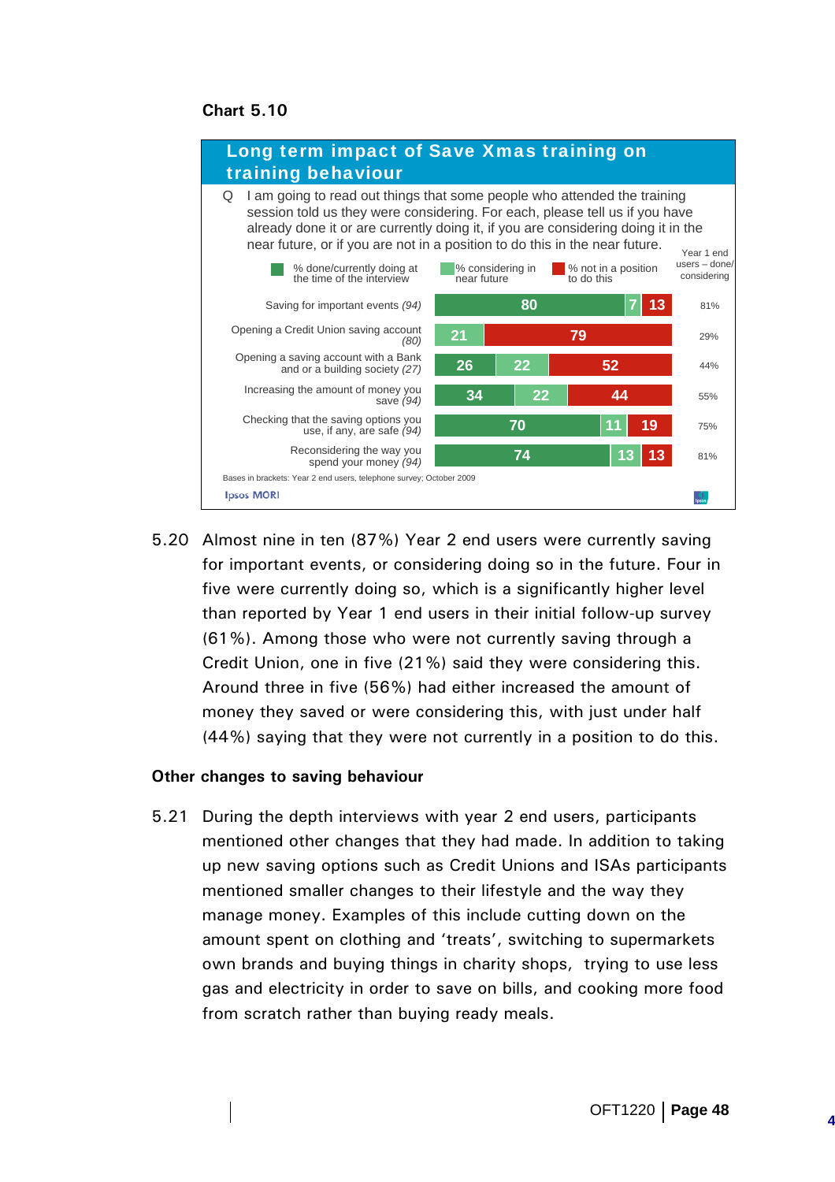**Chart 5.10**

**Long term impact of Save Xmas training on training behaviour**

Q I am going to read out things that some people who attended the training session told us they were considering. For each, please tell us if you have already done it or are currently doing it, if you are considering doing it in the near future, or if you are not in a position to do this in the near future.

| | % done/currently doing at the time of the interview | % considering in near future | % not in a position to do this | Year 1 end users – done/ considering |
|---|---|---|---|---|
| Saving for important events *(94)* | 80 | 7 | 13 | 81% |
| Opening a Credit Union saving account *(80)* | | 21 | 79 | 29% |
| Opening a saving account with a Bank and or a building society *(27)* | 26 | 22 | 52 | 44% |
| Increasing the amount of money you save *(94)* | 34 | 22 | 44 | 55% |
| Checking that the saving options you use, if any, are safe *(94)* | 70 | 11 | 19 | 75% |
| Reconsidering the way you spend your money *(94)* | 74 | 13 | 13 | 81% |

Bases in brackets: Year 2 end users, telephone survey; October 2009

Ipsos MORI

5.20 Almost nine in ten (87%) Year 2 end users were currently saving for important events, or considering doing so in the future. Four in five were currently doing so, which is a significantly higher level than reported by Year 1 end users in their initial follow-up survey (61%). Among those who were not currently saving through a Credit Union, one in five (21%) said they were considering this. Around three in five (56%) had either increased the amount of money they saved or were considering this, with just under half (44%) saying that they were not currently in a position to do this.

### Other changes to saving behaviour

5.21 During the depth interviews with year 2 end users, participants mentioned other changes that they had made. In addition to taking up new saving options such as Credit Unions and ISAs participants mentioned smaller changes to their lifestyle and the way they manage money. Examples of this include cutting down on the amount spent on clothing and 'treats', switching to supermarkets own brands and buying things in charity shops, trying to use less gas and electricity in order to save on bills, and cooking more food from scratch rather than buying ready meals.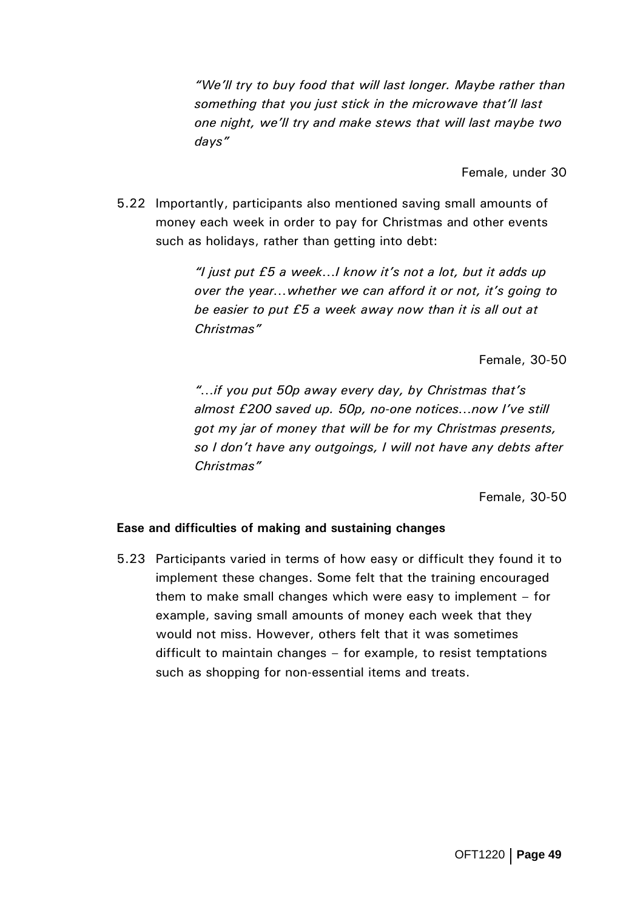*"We'll try to buy food that will last longer. Maybe rather than something that you just stick in the microwave that'll last one night, we'll try and make stews that will last maybe two days"*

Female, under 30

5.22 Importantly, participants also mentioned saving small amounts of money each week in order to pay for Christmas and other events such as holidays, rather than getting into debt:

*"I just put £5 a week…I know it's not a lot, but it adds up over the year…whether we can afford it or not, it's going to be easier to put £5 a week away now than it is all out at Christmas"*

Female, 30-50

*"…if you put 50p away every day, by Christmas that's almost £200 saved up. 50p, no-one notices…now I've still got my jar of money that will be for my Christmas presents, so I don't have any outgoings, I will not have any debts after Christmas"*

Female, 30-50

**Ease and difficulties of making and sustaining changes**

5.23 Participants varied in terms of how easy or difficult they found it to implement these changes. Some felt that the training encouraged them to make small changes which were easy to implement – for example, saving small amounts of money each week that they would not miss. However, others felt that it was sometimes difficult to maintain changes – for example, to resist temptations such as shopping for non-essential items and treats.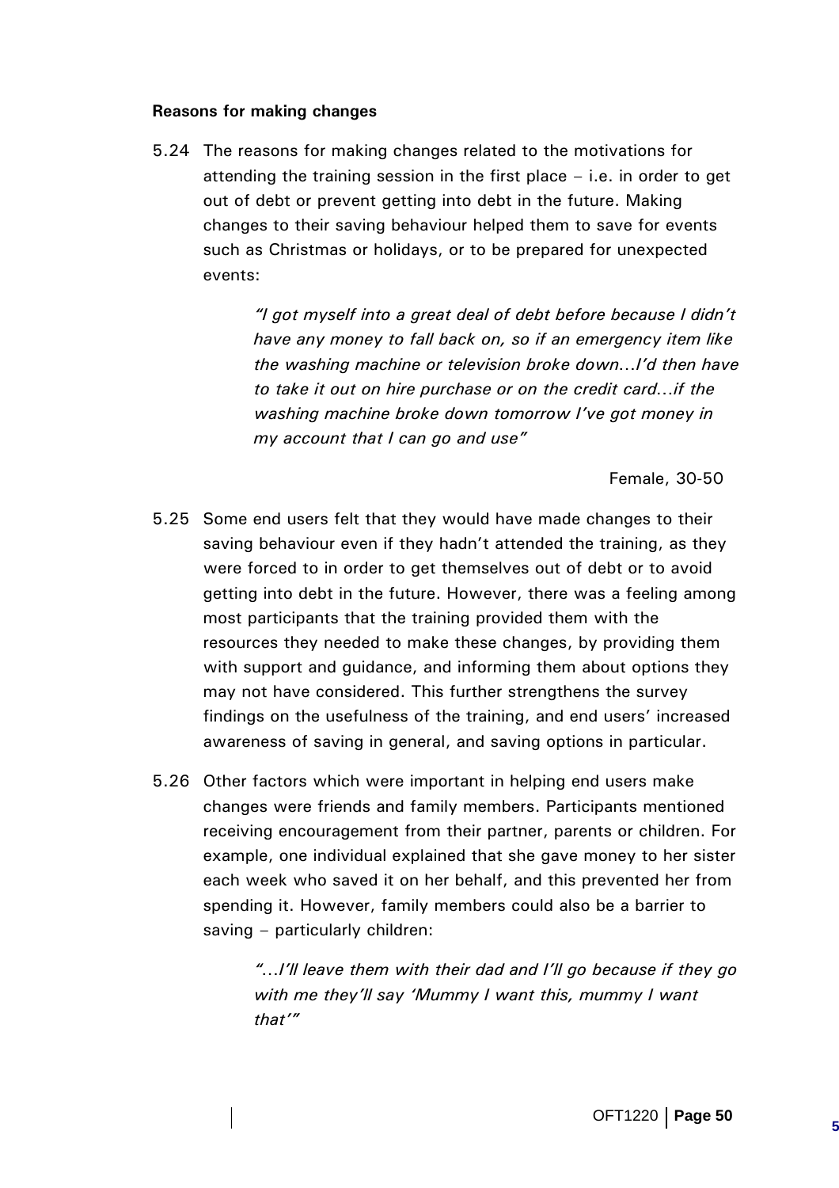**Reasons for making changes**

5.24 The reasons for making changes related to the motivations for attending the training session in the first place – i.e. in order to get out of debt or prevent getting into debt in the future. Making changes to their saving behaviour helped them to save for events such as Christmas or holidays, or to be prepared for unexpected events:

> *"I got myself into a great deal of debt before because I didn't have any money to fall back on, so if an emergency item like the washing machine or television broke down...I'd then have to take it out on hire purchase or on the credit card...if the washing machine broke down tomorrow I've got money in my account that I can go and use"*
>
> Female, 30-50

5.25 Some end users felt that they would have made changes to their saving behaviour even if they hadn't attended the training, as they were forced to in order to get themselves out of debt or to avoid getting into debt in the future. However, there was a feeling among most participants that the training provided them with the resources they needed to make these changes, by providing them with support and guidance, and informing them about options they may not have considered. This further strengthens the survey findings on the usefulness of the training, and end users' increased awareness of saving in general, and saving options in particular.

5.26 Other factors which were important in helping end users make changes were friends and family members. Participants mentioned receiving encouragement from their partner, parents or children. For example, one individual explained that she gave money to her sister each week who saved it on her behalf, and this prevented her from spending it. However, family members could also be a barrier to saving – particularly children:

> *"...I'll leave them with their dad and I'll go because if they go with me they'll say 'Mummy I want this, mummy I want that'"*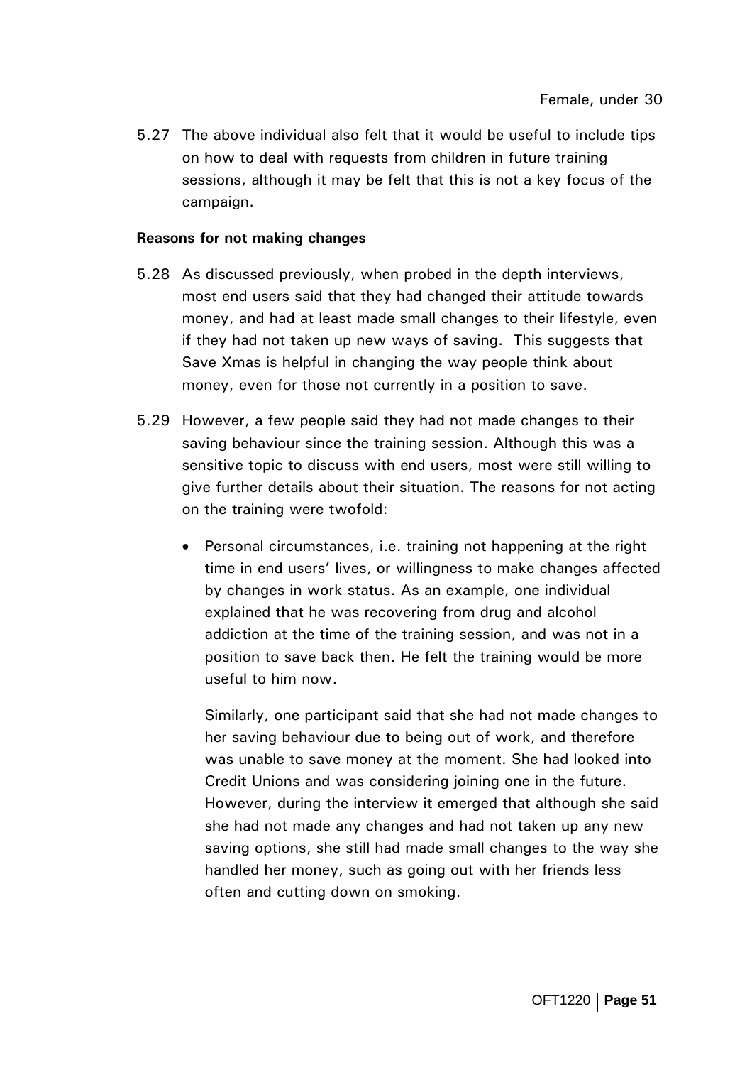Female, under 30

5.27 The above individual also felt that it would be useful to include tips on how to deal with requests from children in future training sessions, although it may be felt that this is not a key focus of the campaign.

**Reasons for not making changes**

5.28 As discussed previously, when probed in the depth interviews, most end users said that they had changed their attitude towards money, and had at least made small changes to their lifestyle, even if they had not taken up new ways of saving. This suggests that Save Xmas is helpful in changing the way people think about money, even for those not currently in a position to save.

5.29 However, a few people said they had not made changes to their saving behaviour since the training session. Although this was a sensitive topic to discuss with end users, most were still willing to give further details about their situation. The reasons for not acting on the training were twofold:

- Personal circumstances, i.e. training not happening at the right time in end users' lives, or willingness to make changes affected by changes in work status. As an example, one individual explained that he was recovering from drug and alcohol addiction at the time of the training session, and was not in a position to save back then. He felt the training would be more useful to him now.

  Similarly, one participant said that she had not made changes to her saving behaviour due to being out of work, and therefore was unable to save money at the moment. She had looked into Credit Unions and was considering joining one in the future. However, during the interview it emerged that although she said she had not made any changes and had not taken up any new saving options, she still had made small changes to the way she handled her money, such as going out with her friends less often and cutting down on smoking.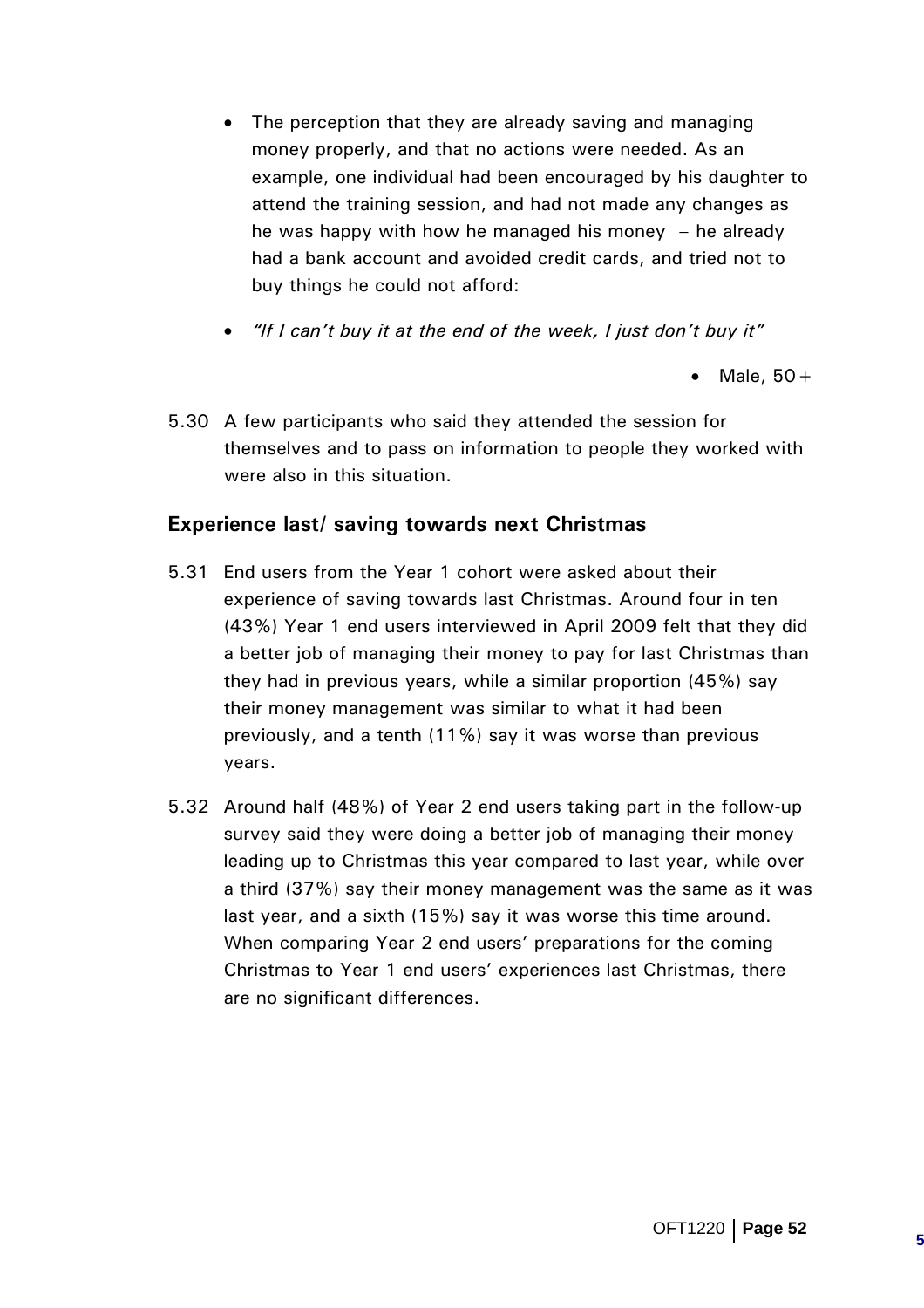- The perception that they are already saving and managing money properly, and that no actions were needed. As an example, one individual had been encouraged by his daughter to attend the training session, and had not made any changes as he was happy with how he managed his money – he already had a bank account and avoided credit cards, and tried not to buy things he could not afford:

- *"If I can't buy it at the end of the week, I just don't buy it"*

  - Male, 50+

5.30 A few participants who said they attended the session for themselves and to pass on information to people they worked with were also in this situation.

## Experience last/ saving towards next Christmas

5.31 End users from the Year 1 cohort were asked about their experience of saving towards last Christmas. Around four in ten (43%) Year 1 end users interviewed in April 2009 felt that they did a better job of managing their money to pay for last Christmas than they had in previous years, while a similar proportion (45%) say their money management was similar to what it had been previously, and a tenth (11%) say it was worse than previous years.

5.32 Around half (48%) of Year 2 end users taking part in the follow-up survey said they were doing a better job of managing their money leading up to Christmas this year compared to last year, while over a third (37%) say their money management was the same as it was last year, and a sixth (15%) say it was worse this time around. When comparing Year 2 end users' preparations for the coming Christmas to Year 1 end users' experiences last Christmas, there are no significant differences.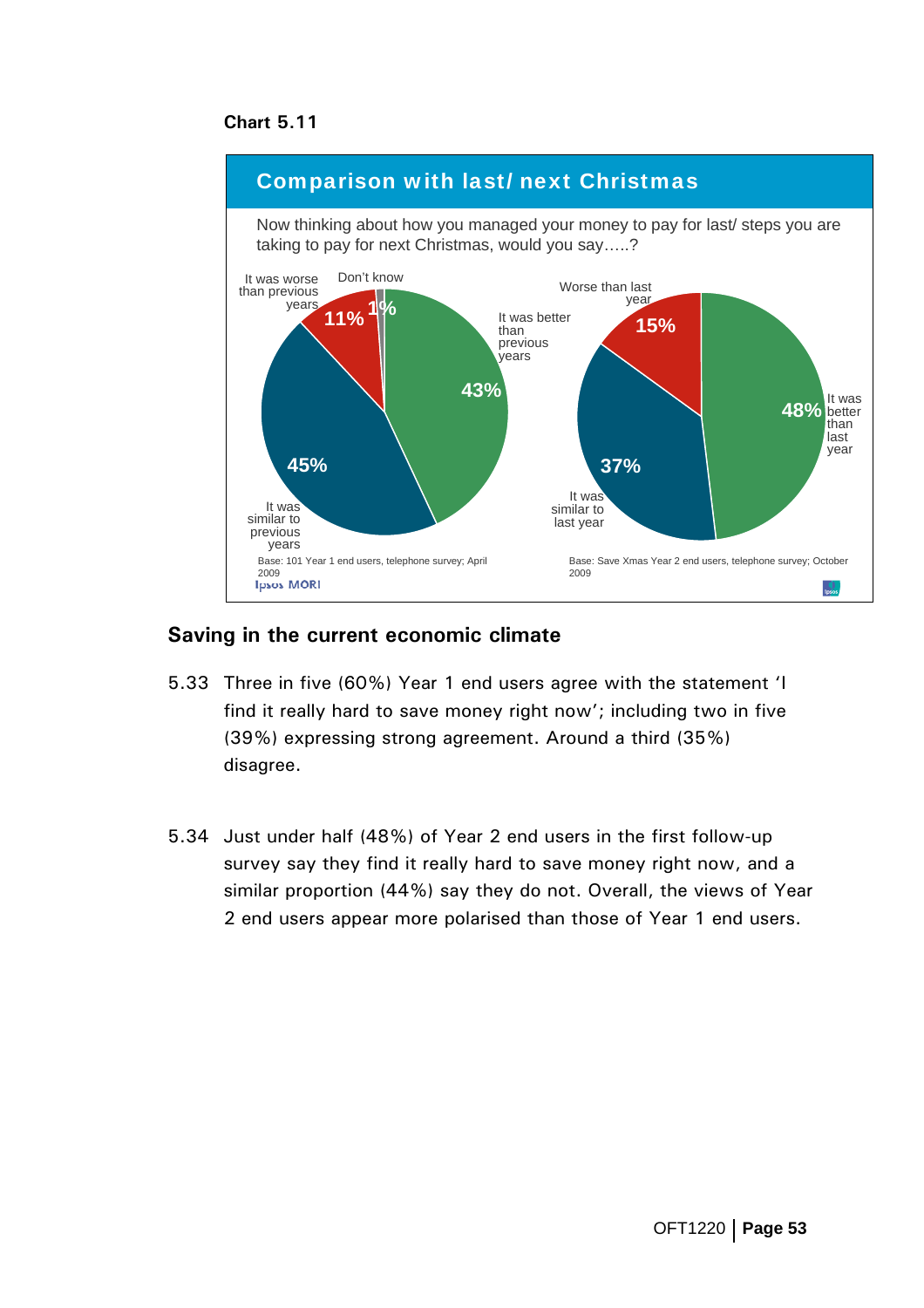**Chart 5.11**

**Comparison with last/ next Christmas**

Now thinking about how you managed your money to pay for last/ steps you are taking to pay for next Christmas, would you say…..?

| Response (Year 1) | % |
| --- | --- |
| It was better than previous years | 43% |
| It was similar to previous years | 45% |
| It was worse than previous years | 11% |
| Don't know | 1% |

Base: 101 Year 1 end users, telephone survey; April 2009

| Response (Year 2) | % |
| --- | --- |
| It was better than last year | 48% |
| It was similar to last year | 37% |
| Worse than last year | 15% |

Base: Save Xmas Year 2 end users, telephone survey; October 2009

## Saving in the current economic climate

5.33 Three in five (60%) Year 1 end users agree with the statement 'I find it really hard to save money right now'; including two in five (39%) expressing strong agreement. Around a third (35%) disagree.

5.34 Just under half (48%) of Year 2 end users in the first follow-up survey say they find it really hard to save money right now, and a similar proportion (44%) say they do not. Overall, the views of Year 2 end users appear more polarised than those of Year 1 end users.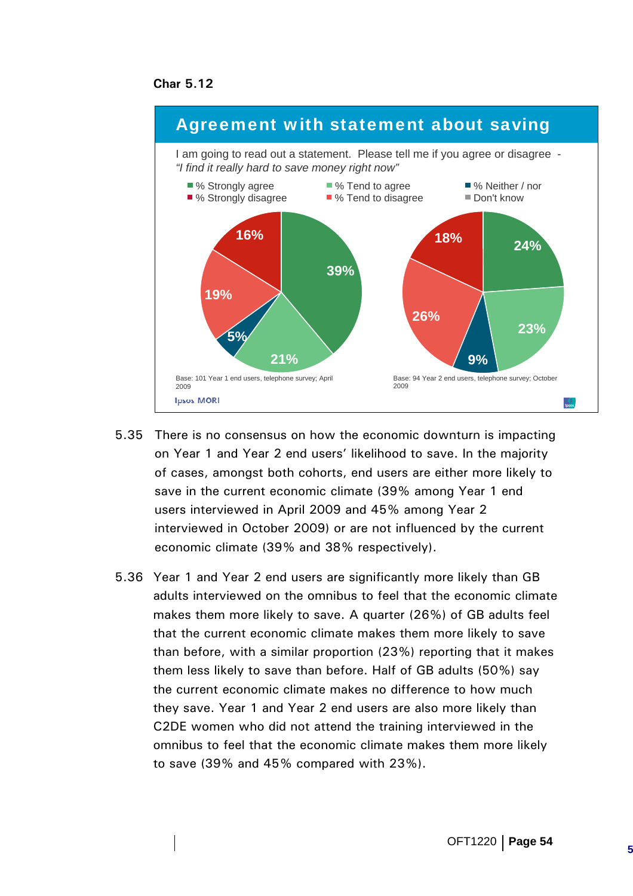**Char 5.12**

## Agreement with statement about saving

I am going to read out a statement. Please tell me if you agree or disagree - *"I find it really hard to save money right now"*

| | Year 1 (April 2009) | Year 2 (October 2009) |
|---|---|---|
| % Strongly agree | 39% | 24% |
| % Tend to agree | 21% | 23% |
| % Neither / nor | 5% | 9% |
| % Tend to disagree | 19% | 26% |
| % Strongly disagree | 16% | 18% |
| Don't know | | |

Base: 101 Year 1 end users, telephone survey; April 2009

Base: 94 Year 2 end users, telephone survey; October 2009

Ipsos MORI

5.35 There is no consensus on how the economic downturn is impacting on Year 1 and Year 2 end users' likelihood to save. In the majority of cases, amongst both cohorts, end users are either more likely to save in the current economic climate (39% among Year 1 end users interviewed in April 2009 and 45% among Year 2 interviewed in October 2009) or are not influenced by the current economic climate (39% and 38% respectively).

5.36 Year 1 and Year 2 end users are significantly more likely than GB adults interviewed on the omnibus to feel that the economic climate makes them more likely to save. A quarter (26%) of GB adults feel that the current economic climate makes them more likely to save than before, with a similar proportion (23%) reporting that it makes them less likely to save than before. Half of GB adults (50%) say the current economic climate makes no difference to how much they save. Year 1 and Year 2 end users are also more likely than C2DE women who did not attend the training interviewed in the omnibus to feel that the economic climate makes them more likely to save (39% and 45% compared with 23%).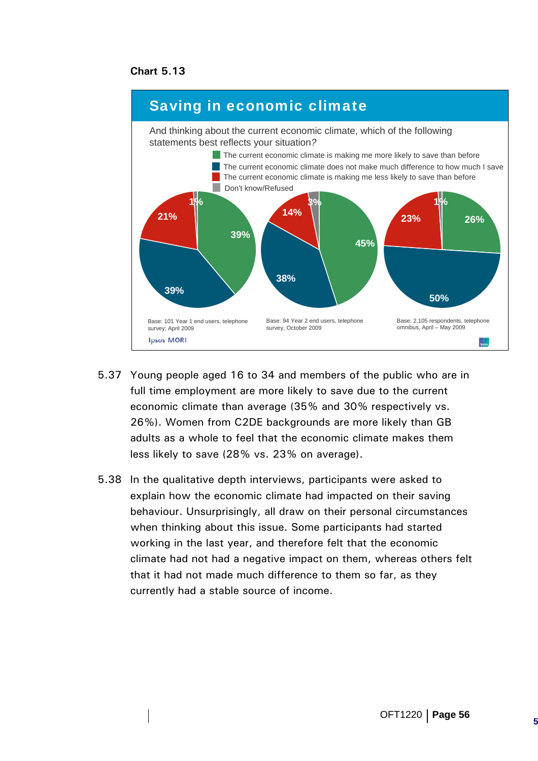**Chart 5.13**

## Saving in economic climate

And thinking about the current economic climate, which of the following statements best reflects your situation?

- The current economic climate is making me more likely to save than before
- The current economic climate does not make much difference to how much I save
- The current economic climate is making me less likely to save than before
- Don't know/Refused

| | Year 1 end users (April 2009) | Year 2 end users (October 2009) | Omnibus (April – May 2009) |
|---|---|---|---|
| More likely to save than before | 39% | 45% | 26% |
| Does not make much difference | 39% | 38% | 50% |
| Less likely to save than before | 21% | 14% | 23% |
| Don't know/Refused | 1% | 3% | 1% |

Base: 101 Year 1 end users, telephone survey; April 2009

Base: 94 Year 2 end users, telephone survey, October 2009

Base: 2,105 respondents, telephone omnibus, April – May 2009

Ipsos MORI

5.37 Young people aged 16 to 34 and members of the public who are in full time employment are more likely to save due to the current economic climate than average (35% and 30% respectively vs. 26%). Women from C2DE backgrounds are more likely than GB adults as a whole to feel that the economic climate makes them less likely to save (28% vs. 23% on average).

5.38 In the qualitative depth interviews, participants were asked to explain how the economic climate had impacted on their saving behaviour. Unsurprisingly, all draw on their personal circumstances when thinking about this issue. Some participants had started working in the last year, and therefore felt that the economic climate had not had a negative impact on them, whereas others felt that it had not made much difference to them so far, as they currently had a stable source of income.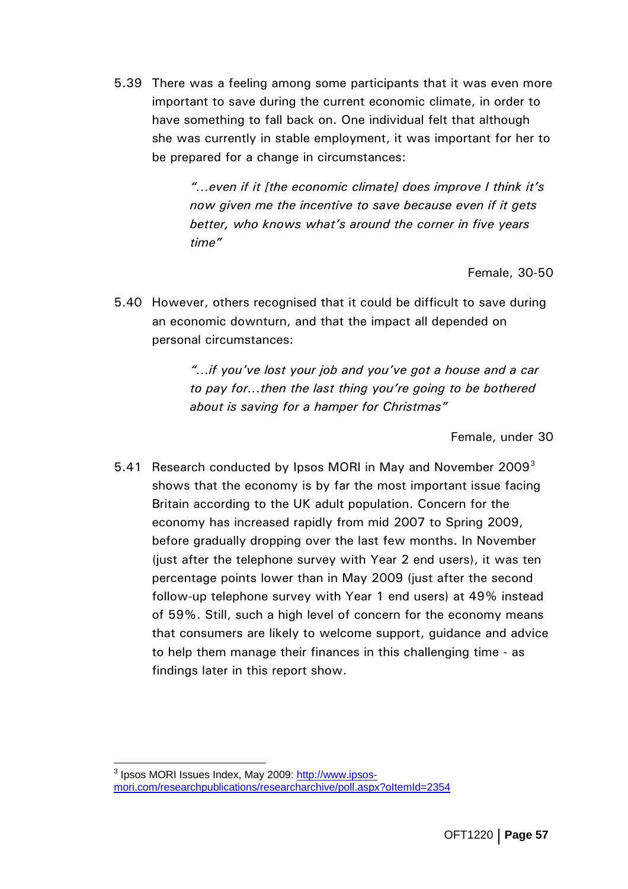5.39 There was a feeling among some participants that it was even more important to save during the current economic climate, in order to have something to fall back on. One individual felt that although she was currently in stable employment, it was important for her to be prepared for a change in circumstances:

> *"...even if it [the economic climate] does improve I think it's now given me the incentive to save because even if it gets better, who knows what's around the corner in five years time"*
>
> Female, 30-50

5.40 However, others recognised that it could be difficult to save during an economic downturn, and that the impact all depended on personal circumstances:

> *"...if you've lost your job and you've got a house and a car to pay for...then the last thing you're going to be bothered about is saving for a hamper for Christmas"*
>
> Female, under 30

5.41 Research conducted by Ipsos MORI in May and November 2009[3] shows that the economy is by far the most important issue facing Britain according to the UK adult population. Concern for the economy has increased rapidly from mid 2007 to Spring 2009, before gradually dropping over the last few months. In November (just after the telephone survey with Year 2 end users), it was ten percentage points lower than in May 2009 (just after the second follow-up telephone survey with Year 1 end users) at 49% instead of 59%. Still, such a high level of concern for the economy means that consumers are likely to welcome support, guidance and advice to help them manage their finances in this challenging time - as findings later in this report show.

---

[3] Ipsos MORI Issues Index, May 2009: http://www.ipsos-mori.com/researchpublications/researcharchive/poll.aspx?oItemId=2354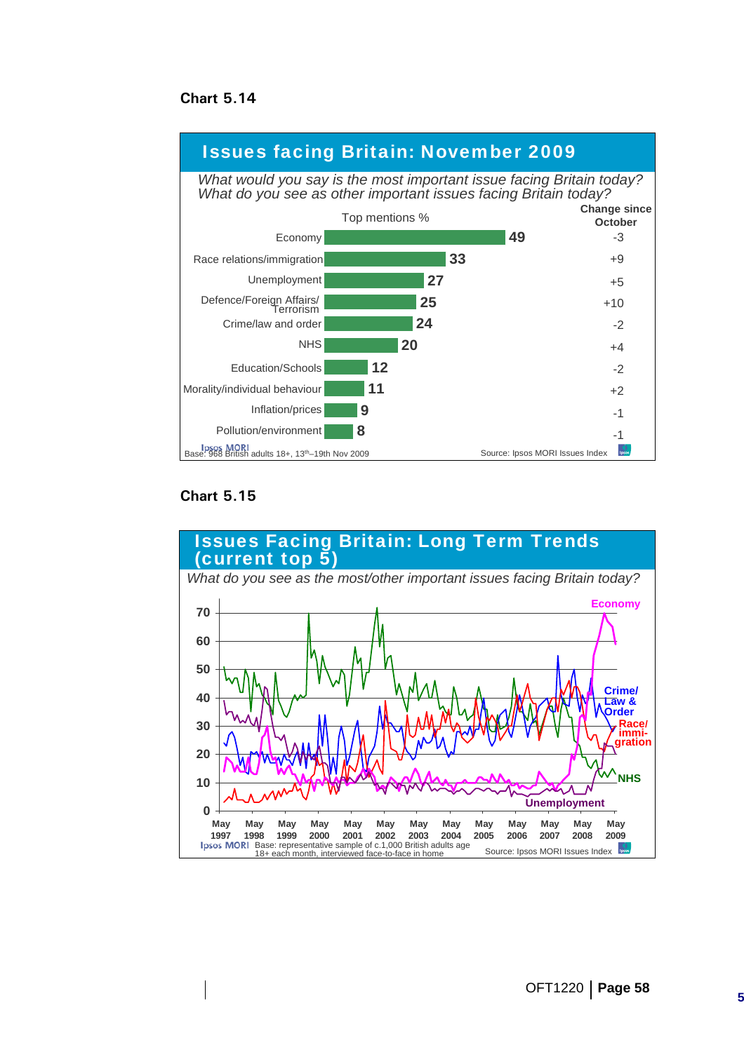**Chart 5.14**

## Issues facing Britain: November 2009

*What would you say is the most important issue facing Britain today? What do you see as other important issues facing Britain today?*

| Issue | Top mentions % | Change since October |
|---|---|---|
| Economy | 49 | -3 |
| Race relations/immigration | 33 | +9 |
| Unemployment | 27 | +5 |
| Defence/Foreign Affairs/ Terrorism | 25 | +10 |
| Crime/law and order | 24 | -2 |
| NHS | 20 | +4 |
| Education/Schools | 12 | -2 |
| Morality/individual behaviour | 11 | +2 |
| Inflation/prices | 9 | -1 |
| Pollution/environment | 8 | -1 |

Base: 968 British adults 18+, 13th–19th Nov 2009

Source: Ipsos MORI Issues Index

**Chart 5.15**

## Issues Facing Britain: Long Term Trends (current top 5)

*What do you see as the most/other important issues facing Britain today?*

Base: representative sample of c.1,000 British adults age 18+ each month, interviewed face-to-face in home

Source: Ipsos MORI Issues Index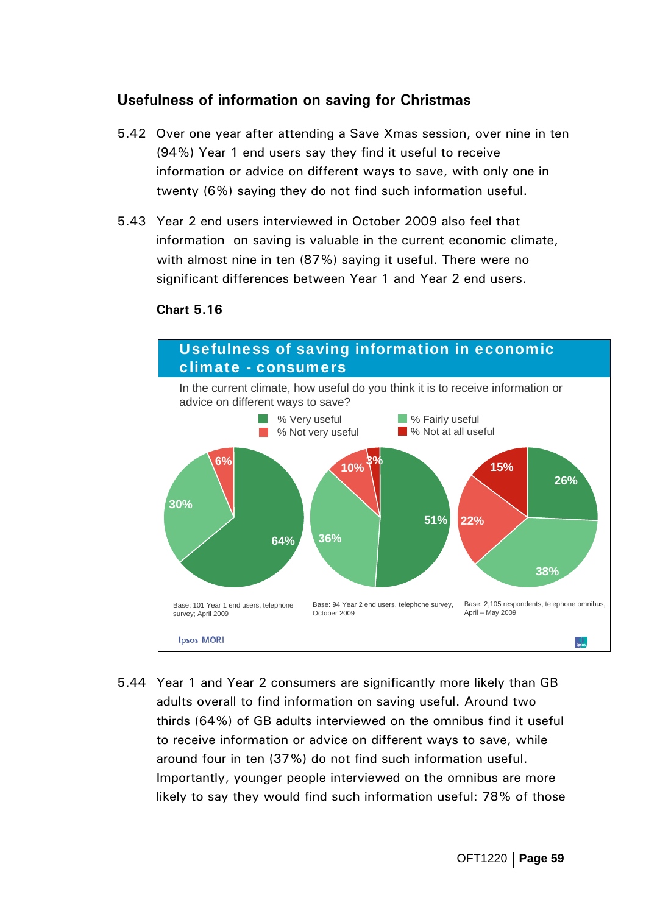### Usefulness of information on saving for Christmas

5.42 Over one year after attending a Save Xmas session, over nine in ten (94%) Year 1 end users say they find it useful to receive information or advice on different ways to save, with only one in twenty (6%) saying they do not find such information useful.

5.43 Year 2 end users interviewed in October 2009 also feel that information on saving is valuable in the current economic climate, with almost nine in ten (87%) saying it useful. There were no significant differences between Year 1 and Year 2 end users.

**Chart 5.16**

**Usefulness of saving information in economic climate - consumers**

In the current climate, how useful do you think it is to receive information or advice on different ways to save?

| | Year 1 end users | Year 2 end users | Omnibus respondents |
|---|---|---|---|
| % Very useful | 64% | 51% | 26% |
| % Fairly useful | 30% | 36% | 38% |
| % Not very useful | 6% | 10% | 22% |
| % Not at all useful | | 3% | 15% |

Base: 101 Year 1 end users, telephone survey; April 2009

Base: 94 Year 2 end users, telephone survey, October 2009

Base: 2,105 respondents, telephone omnibus, April – May 2009

Ipsos MORI

5.44 Year 1 and Year 2 consumers are significantly more likely than GB adults overall to find information on saving useful. Around two thirds (64%) of GB adults interviewed on the omnibus find it useful to receive information or advice on different ways to save, while around four in ten (37%) do not find such information useful. Importantly, younger people interviewed on the omnibus are more likely to say they would find such information useful: 78% of those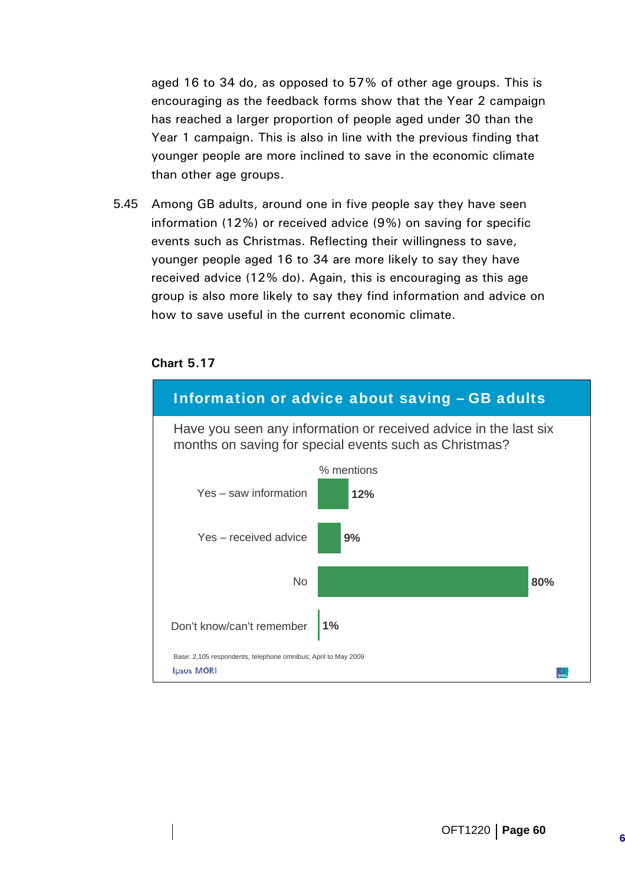aged 16 to 34 do, as opposed to 57% of other age groups. This is encouraging as the feedback forms show that the Year 2 campaign has reached a larger proportion of people aged under 30 than the Year 1 campaign. This is also in line with the previous finding that younger people are more inclined to save in the economic climate than other age groups.

5.45 Among GB adults, around one in five people say they have seen information (12%) or received advice (9%) on saving for specific events such as Christmas. Reflecting their willingness to save, younger people aged 16 to 34 are more likely to say they have received advice (12% do). Again, this is encouraging as this age group is also more likely to say they find information and advice on how to save useful in the current economic climate.

**Chart 5.17**

**Information or advice about saving – GB adults**

Have you seen any information or received advice in the last six months on saving for special events such as Christmas?

| | % mentions |
|---|---|
| Yes – saw information | 12% |
| Yes – received advice | 9% |
| No | 80% |
| Don't know/can't remember | 1% |

Base: 2,105 respondents, telephone omnibus; April to May 2009

Ipsos MORI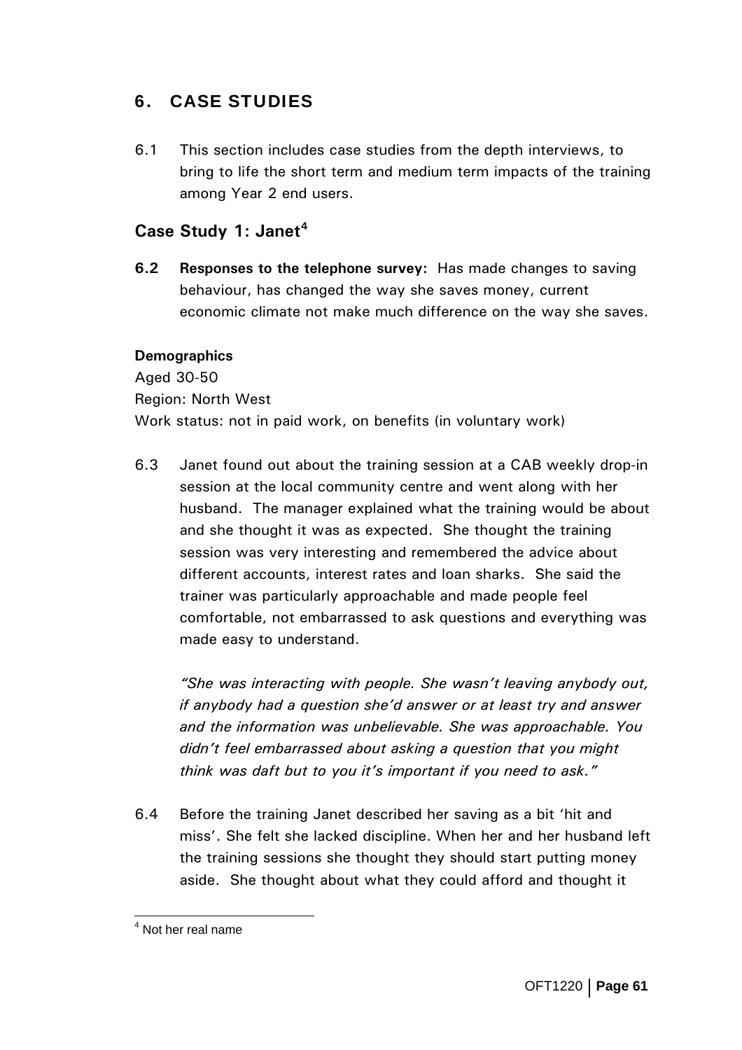## 6. CASE STUDIES

6.1 This section includes case studies from the depth interviews, to bring to life the short term and medium term impacts of the training among Year 2 end users.

### Case Study 1: Janet[4]

**6.2 Responses to the telephone survey:** Has made changes to saving behaviour, has changed the way she saves money, current economic climate not make much difference on the way she saves.

**Demographics**

Aged 30-50

Region: North West

Work status: not in paid work, on benefits (in voluntary work)

6.3 Janet found out about the training session at a CAB weekly drop-in session at the local community centre and went along with her husband. The manager explained what the training would be about and she thought it was as expected. She thought the training session was very interesting and remembered the advice about different accounts, interest rates and loan sharks. She said the trainer was particularly approachable and made people feel comfortable, not embarrassed to ask questions and everything was made easy to understand.

*"She was interacting with people. She wasn't leaving anybody out, if anybody had a question she'd answer or at least try and answer and the information was unbelievable. She was approachable. You didn't feel embarrassed about asking a question that you might think was daft but to you it's important if you need to ask."*

6.4 Before the training Janet described her saving as a bit 'hit and miss'. She felt she lacked discipline. When her and her husband left the training sessions she thought they should start putting money aside. She thought about what they could afford and thought it

[4] Not her real name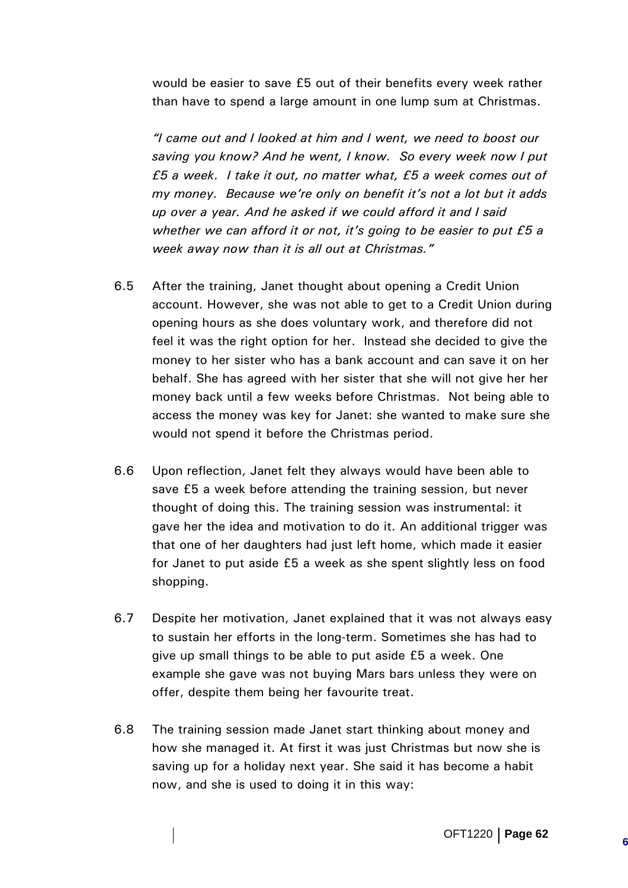would be easier to save £5 out of their benefits every week rather than have to spend a large amount in one lump sum at Christmas.

*"I came out and I looked at him and I went, we need to boost our saving you know? And he went, I know. So every week now I put £5 a week. I take it out, no matter what, £5 a week comes out of my money. Because we're only on benefit it's not a lot but it adds up over a year. And he asked if we could afford it and I said whether we can afford it or not, it's going to be easier to put £5 a week away now than it is all out at Christmas."*

6.5 After the training, Janet thought about opening a Credit Union account. However, she was not able to get to a Credit Union during opening hours as she does voluntary work, and therefore did not feel it was the right option for her. Instead she decided to give the money to her sister who has a bank account and can save it on her behalf. She has agreed with her sister that she will not give her her money back until a few weeks before Christmas. Not being able to access the money was key for Janet: she wanted to make sure she would not spend it before the Christmas period.

6.6 Upon reflection, Janet felt they always would have been able to save £5 a week before attending the training session, but never thought of doing this. The training session was instrumental: it gave her the idea and motivation to do it. An additional trigger was that one of her daughters had just left home, which made it easier for Janet to put aside £5 a week as she spent slightly less on food shopping.

6.7 Despite her motivation, Janet explained that it was not always easy to sustain her efforts in the long-term. Sometimes she has had to give up small things to be able to put aside £5 a week. One example she gave was not buying Mars bars unless they were on offer, despite them being her favourite treat.

6.8 The training session made Janet start thinking about money and how she managed it. At first it was just Christmas but now she is saving up for a holiday next year. She said it has become a habit now, and she is used to doing it in this way: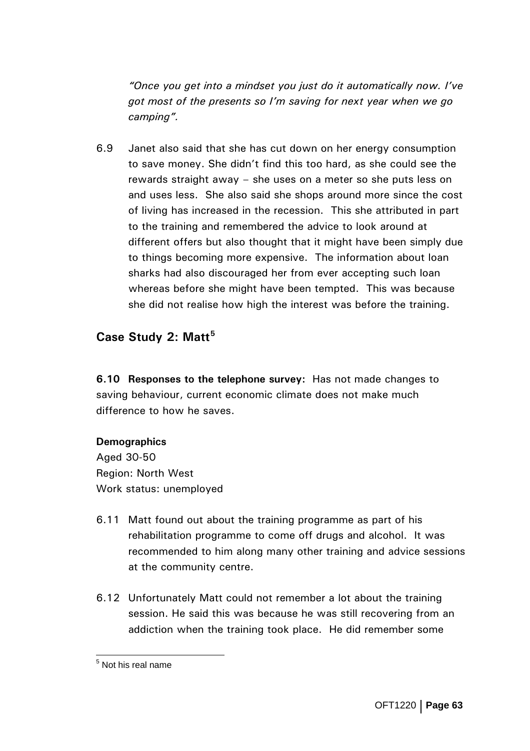*"Once you get into a mindset you just do it automatically now. I've got most of the presents so I'm saving for next year when we go camping".*

6.9 Janet also said that she has cut down on her energy consumption to save money. She didn't find this too hard, as she could see the rewards straight away – she uses on a meter so she puts less on and uses less. She also said she shops around more since the cost of living has increased in the recession. This she attributed in part to the training and remembered the advice to look around at different offers but also thought that it might have been simply due to things becoming more expensive. The information about loan sharks had also discouraged her from ever accepting such loan whereas before she might have been tempted. This was because she did not realise how high the interest was before the training.

## Case Study 2: Matt[5]

**6.10 Responses to the telephone survey:** Has not made changes to saving behaviour, current economic climate does not make much difference to how he saves.

**Demographics**
Aged 30-50
Region: North West
Work status: unemployed

6.11 Matt found out about the training programme as part of his rehabilitation programme to come off drugs and alcohol. It was recommended to him along many other training and advice sessions at the community centre.

6.12 Unfortunately Matt could not remember a lot about the training session. He said this was because he was still recovering from an addiction when the training took place. He did remember some

[5] Not his real name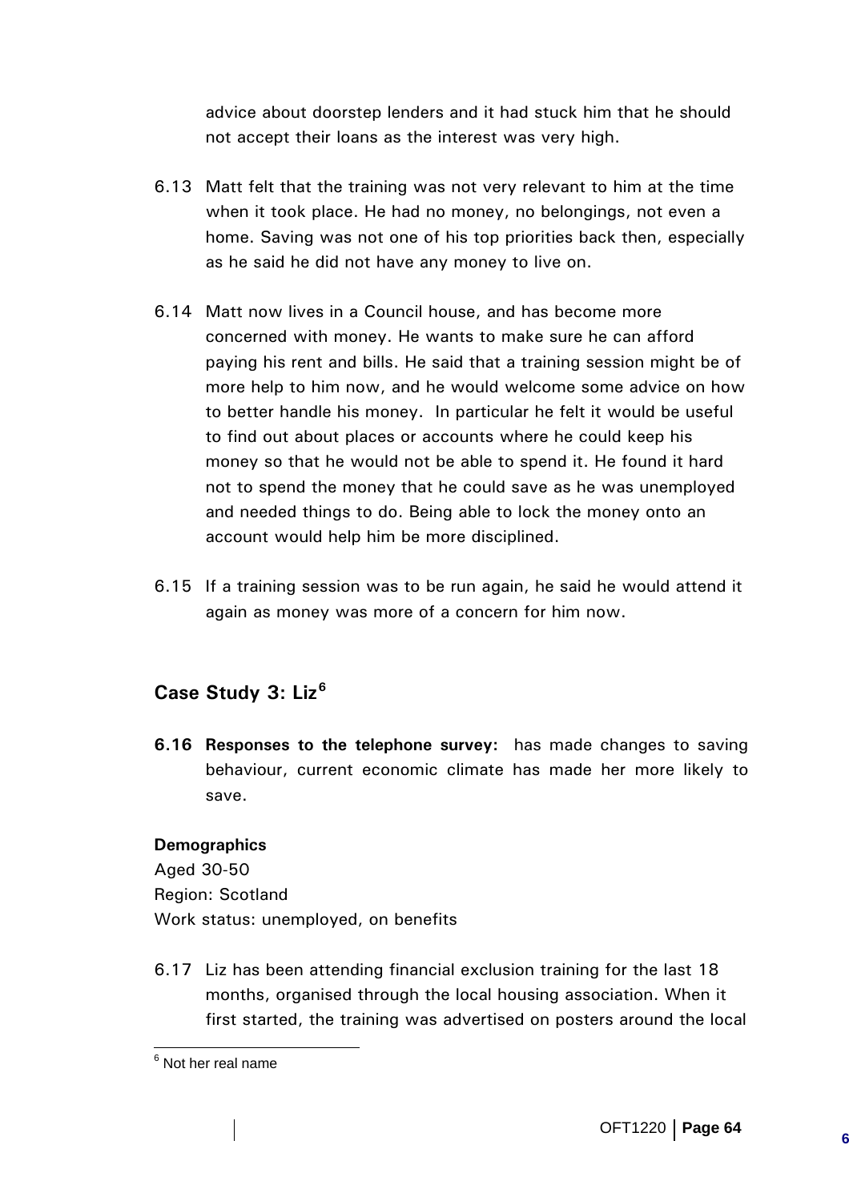advice about doorstep lenders and it had stuck him that he should not accept their loans as the interest was very high.

6.13 Matt felt that the training was not very relevant to him at the time when it took place. He had no money, no belongings, not even a home. Saving was not one of his top priorities back then, especially as he said he did not have any money to live on.

6.14 Matt now lives in a Council house, and has become more concerned with money. He wants to make sure he can afford paying his rent and bills. He said that a training session might be of more help to him now, and he would welcome some advice on how to better handle his money. In particular he felt it would be useful to find out about places or accounts where he could keep his money so that he would not be able to spend it. He found it hard not to spend the money that he could save as he was unemployed and needed things to do. Being able to lock the money onto an account would help him be more disciplined.

6.15 If a training session was to be run again, he said he would attend it again as money was more of a concern for him now.

## Case Study 3: Liz[6]

**6.16 Responses to the telephone survey:** has made changes to saving behaviour, current economic climate has made her more likely to save.

**Demographics**

Aged 30-50

Region: Scotland

Work status: unemployed, on benefits

6.17 Liz has been attending financial exclusion training for the last 18 months, organised through the local housing association. When it first started, the training was advertised on posters around the local

[6] Not her real name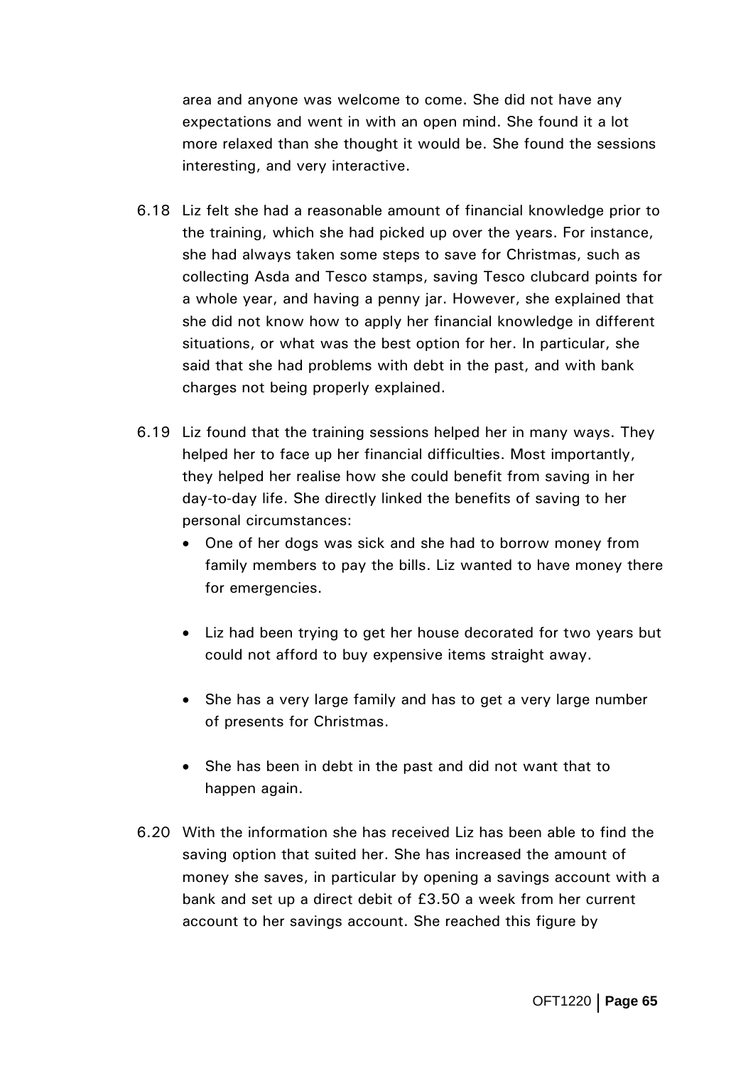area and anyone was welcome to come. She did not have any expectations and went in with an open mind. She found it a lot more relaxed than she thought it would be. She found the sessions interesting, and very interactive.

6.18 Liz felt she had a reasonable amount of financial knowledge prior to the training, which she had picked up over the years. For instance, she had always taken some steps to save for Christmas, such as collecting Asda and Tesco stamps, saving Tesco clubcard points for a whole year, and having a penny jar. However, she explained that she did not know how to apply her financial knowledge in different situations, or what was the best option for her. In particular, she said that she had problems with debt in the past, and with bank charges not being properly explained.

6.19 Liz found that the training sessions helped her in many ways. They helped her to face up her financial difficulties. Most importantly, they helped her realise how she could benefit from saving in her day-to-day life. She directly linked the benefits of saving to her personal circumstances:

- One of her dogs was sick and she had to borrow money from family members to pay the bills. Liz wanted to have money there for emergencies.
- Liz had been trying to get her house decorated for two years but could not afford to buy expensive items straight away.
- She has a very large family and has to get a very large number of presents for Christmas.
- She has been in debt in the past and did not want that to happen again.

6.20 With the information she has received Liz has been able to find the saving option that suited her. She has increased the amount of money she saves, in particular by opening a savings account with a bank and set up a direct debit of £3.50 a week from her current account to her savings account. She reached this figure by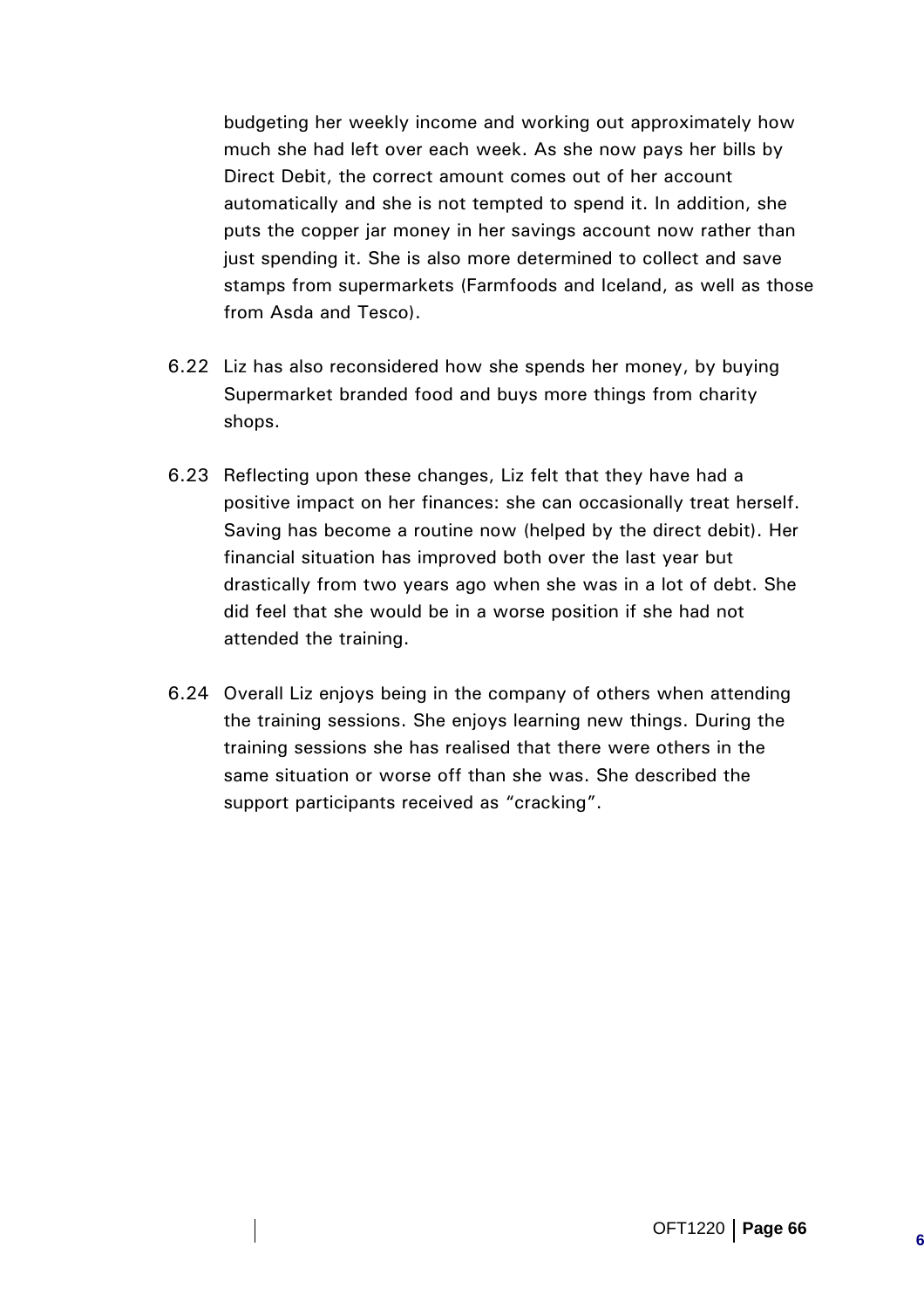budgeting her weekly income and working out approximately how much she had left over each week. As she now pays her bills by Direct Debit, the correct amount comes out of her account automatically and she is not tempted to spend it. In addition, she puts the copper jar money in her savings account now rather than just spending it. She is also more determined to collect and save stamps from supermarkets (Farmfoods and Iceland, as well as those from Asda and Tesco).

6.22 Liz has also reconsidered how she spends her money, by buying Supermarket branded food and buys more things from charity shops.

6.23 Reflecting upon these changes, Liz felt that they have had a positive impact on her finances: she can occasionally treat herself. Saving has become a routine now (helped by the direct debit). Her financial situation has improved both over the last year but drastically from two years ago when she was in a lot of debt. She did feel that she would be in a worse position if she had not attended the training.

6.24 Overall Liz enjoys being in the company of others when attending the training sessions. She enjoys learning new things. During the training sessions she has realised that there were others in the same situation or worse off than she was. She described the support participants received as "cracking".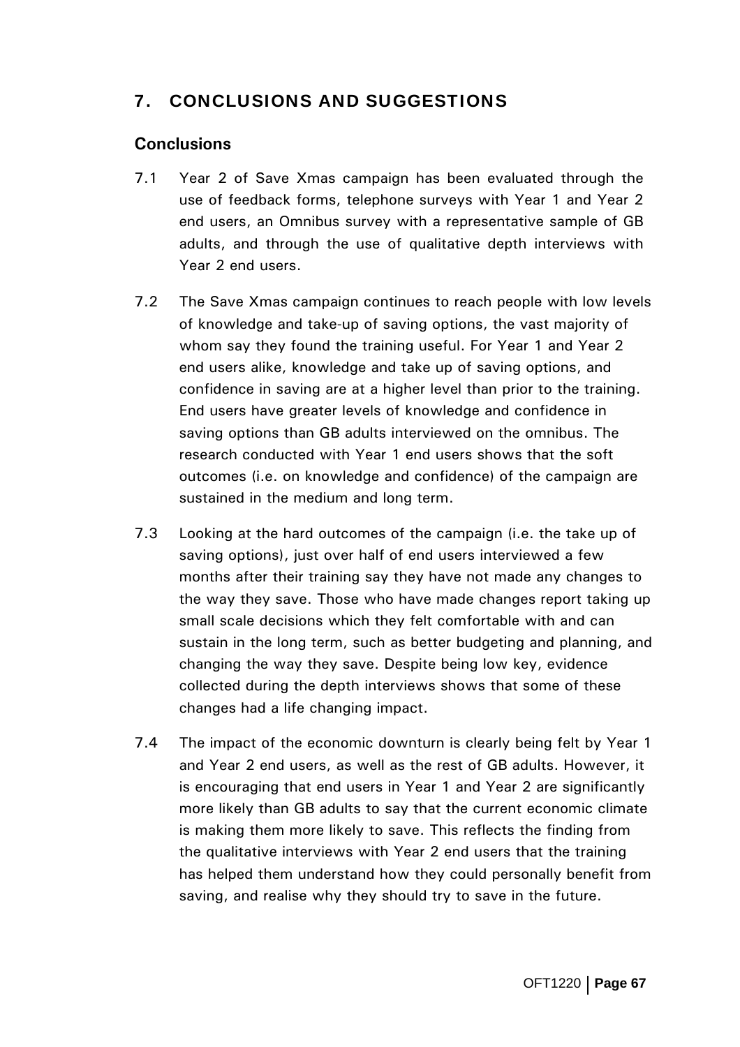## 7. CONCLUSIONS AND SUGGESTIONS

### Conclusions

7.1 Year 2 of Save Xmas campaign has been evaluated through the use of feedback forms, telephone surveys with Year 1 and Year 2 end users, an Omnibus survey with a representative sample of GB adults, and through the use of qualitative depth interviews with Year 2 end users.

7.2 The Save Xmas campaign continues to reach people with low levels of knowledge and take-up of saving options, the vast majority of whom say they found the training useful. For Year 1 and Year 2 end users alike, knowledge and take up of saving options, and confidence in saving are at a higher level than prior to the training. End users have greater levels of knowledge and confidence in saving options than GB adults interviewed on the omnibus. The research conducted with Year 1 end users shows that the soft outcomes (i.e. on knowledge and confidence) of the campaign are sustained in the medium and long term.

7.3 Looking at the hard outcomes of the campaign (i.e. the take up of saving options), just over half of end users interviewed a few months after their training say they have not made any changes to the way they save. Those who have made changes report taking up small scale decisions which they felt comfortable with and can sustain in the long term, such as better budgeting and planning, and changing the way they save. Despite being low key, evidence collected during the depth interviews shows that some of these changes had a life changing impact.

7.4 The impact of the economic downturn is clearly being felt by Year 1 and Year 2 end users, as well as the rest of GB adults. However, it is encouraging that end users in Year 1 and Year 2 are significantly more likely than GB adults to say that the current economic climate is making them more likely to save. This reflects the finding from the qualitative interviews with Year 2 end users that the training has helped them understand how they could personally benefit from saving, and realise why they should try to save in the future.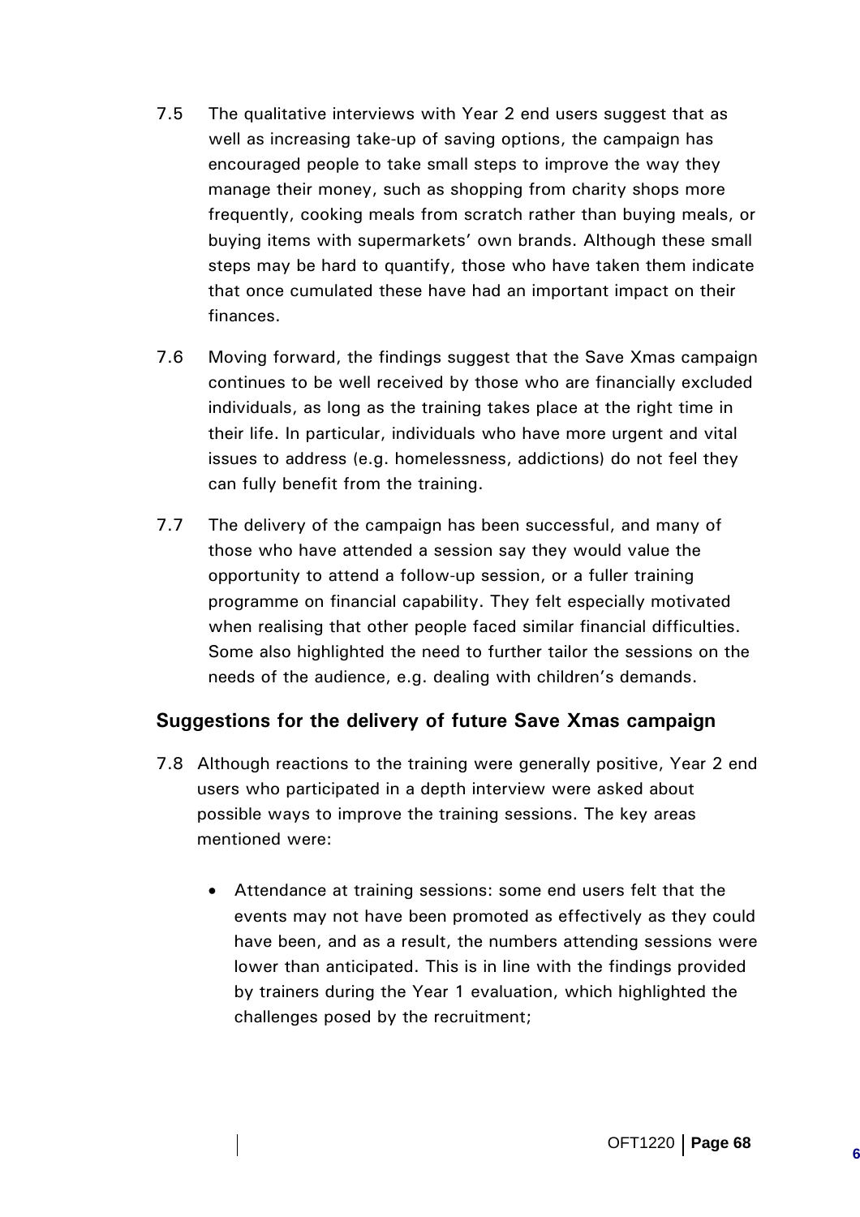7.5 The qualitative interviews with Year 2 end users suggest that as well as increasing take-up of saving options, the campaign has encouraged people to take small steps to improve the way they manage their money, such as shopping from charity shops more frequently, cooking meals from scratch rather than buying meals, or buying items with supermarkets' own brands. Although these small steps may be hard to quantify, those who have taken them indicate that once cumulated these have had an important impact on their finances.

7.6 Moving forward, the findings suggest that the Save Xmas campaign continues to be well received by those who are financially excluded individuals, as long as the training takes place at the right time in their life. In particular, individuals who have more urgent and vital issues to address (e.g. homelessness, addictions) do not feel they can fully benefit from the training.

7.7 The delivery of the campaign has been successful, and many of those who have attended a session say they would value the opportunity to attend a follow-up session, or a fuller training programme on financial capability. They felt especially motivated when realising that other people faced similar financial difficulties. Some also highlighted the need to further tailor the sessions on the needs of the audience, e.g. dealing with children's demands.

### Suggestions for the delivery of future Save Xmas campaign

7.8 Although reactions to the training were generally positive, Year 2 end users who participated in a depth interview were asked about possible ways to improve the training sessions. The key areas mentioned were:

- Attendance at training sessions: some end users felt that the events may not have been promoted as effectively as they could have been, and as a result, the numbers attending sessions were lower than anticipated. This is in line with the findings provided by trainers during the Year 1 evaluation, which highlighted the challenges posed by the recruitment;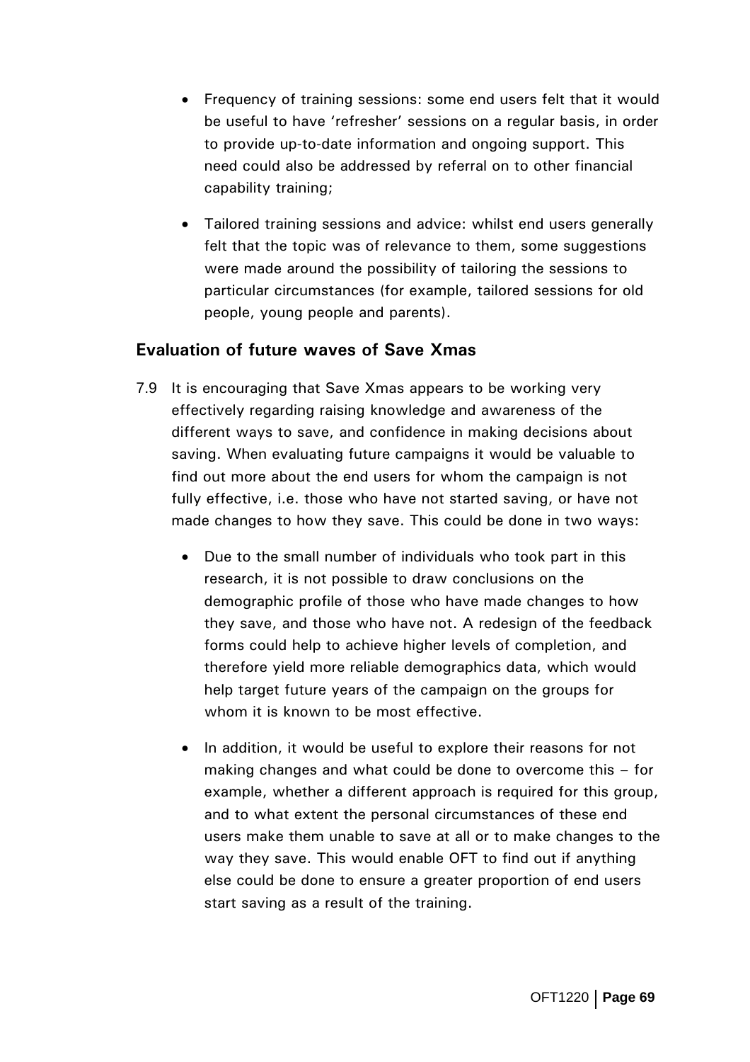- Frequency of training sessions: some end users felt that it would be useful to have 'refresher' sessions on a regular basis, in order to provide up-to-date information and ongoing support. This need could also be addressed by referral on to other financial capability training;

- Tailored training sessions and advice: whilst end users generally felt that the topic was of relevance to them, some suggestions were made around the possibility of tailoring the sessions to particular circumstances (for example, tailored sessions for old people, young people and parents).

## Evaluation of future waves of Save Xmas

7.9 It is encouraging that Save Xmas appears to be working very effectively regarding raising knowledge and awareness of the different ways to save, and confidence in making decisions about saving. When evaluating future campaigns it would be valuable to find out more about the end users for whom the campaign is not fully effective, i.e. those who have not started saving, or have not made changes to how they save. This could be done in two ways:

- Due to the small number of individuals who took part in this research, it is not possible to draw conclusions on the demographic profile of those who have made changes to how they save, and those who have not. A redesign of the feedback forms could help to achieve higher levels of completion, and therefore yield more reliable demographics data, which would help target future years of the campaign on the groups for whom it is known to be most effective.

- In addition, it would be useful to explore their reasons for not making changes and what could be done to overcome this – for example, whether a different approach is required for this group, and to what extent the personal circumstances of these end users make them unable to save at all or to make changes to the way they save. This would enable OFT to find out if anything else could be done to ensure a greater proportion of end users start saving as a result of the training.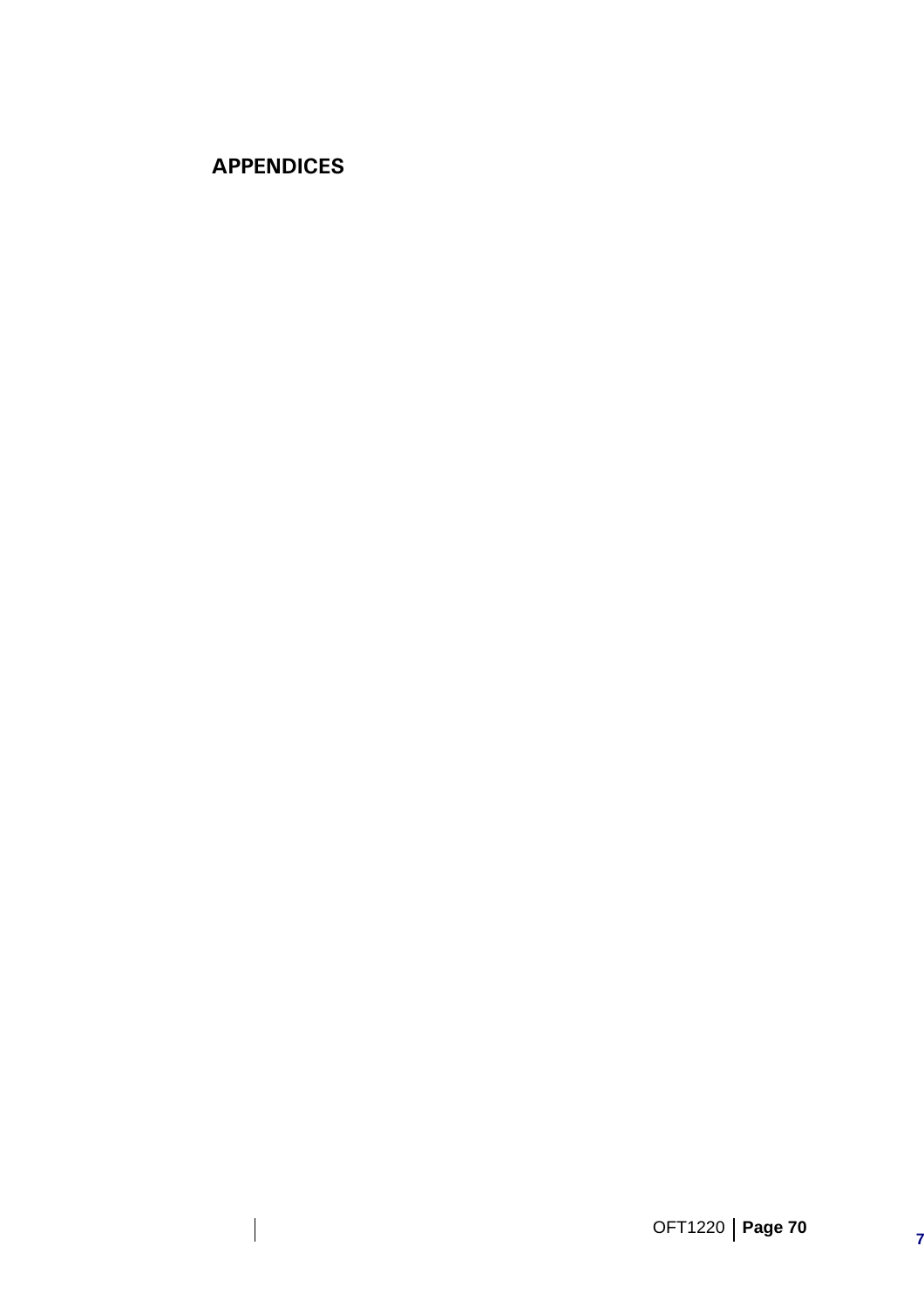# APPENDICES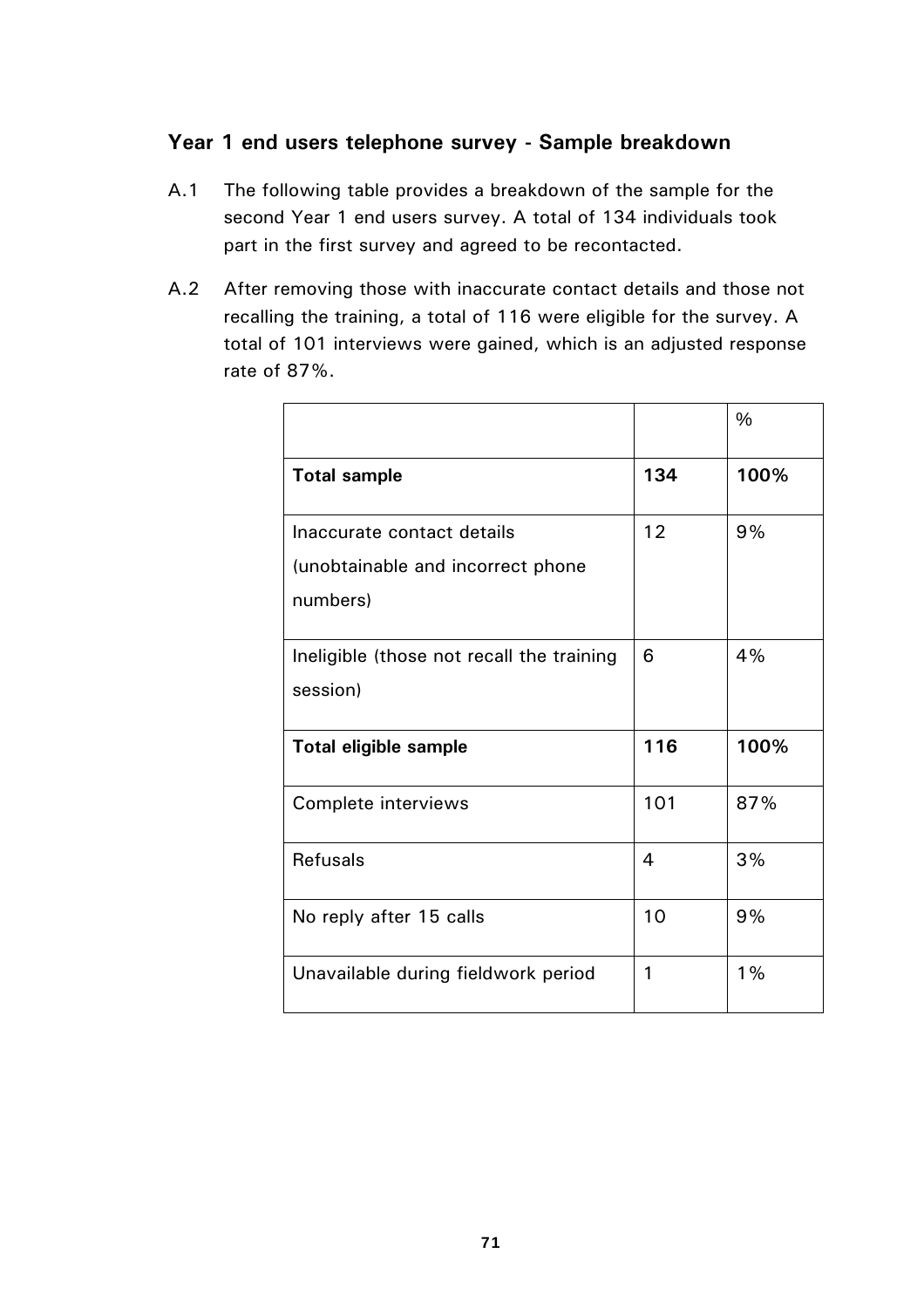### Year 1 end users telephone survey - Sample breakdown

A.1 The following table provides a breakdown of the sample for the second Year 1 end users survey. A total of 134 individuals took part in the first survey and agreed to be recontacted.

A.2 After removing those with inaccurate contact details and those not recalling the training, a total of 116 were eligible for the survey. A total of 101 interviews were gained, which is an adjusted response rate of 87%.

| | | % |
|---|---|---|
| **Total sample** | **134** | **100%** |
| Inaccurate contact details (unobtainable and incorrect phone numbers) | 12 | 9% |
| Ineligible (those not recall the training session) | 6 | 4% |
| **Total eligible sample** | **116** | **100%** |
| Complete interviews | 101 | 87% |
| Refusals | 4 | 3% |
| No reply after 15 calls | 10 | 9% |
| Unavailable during fieldwork period | 1 | 1% |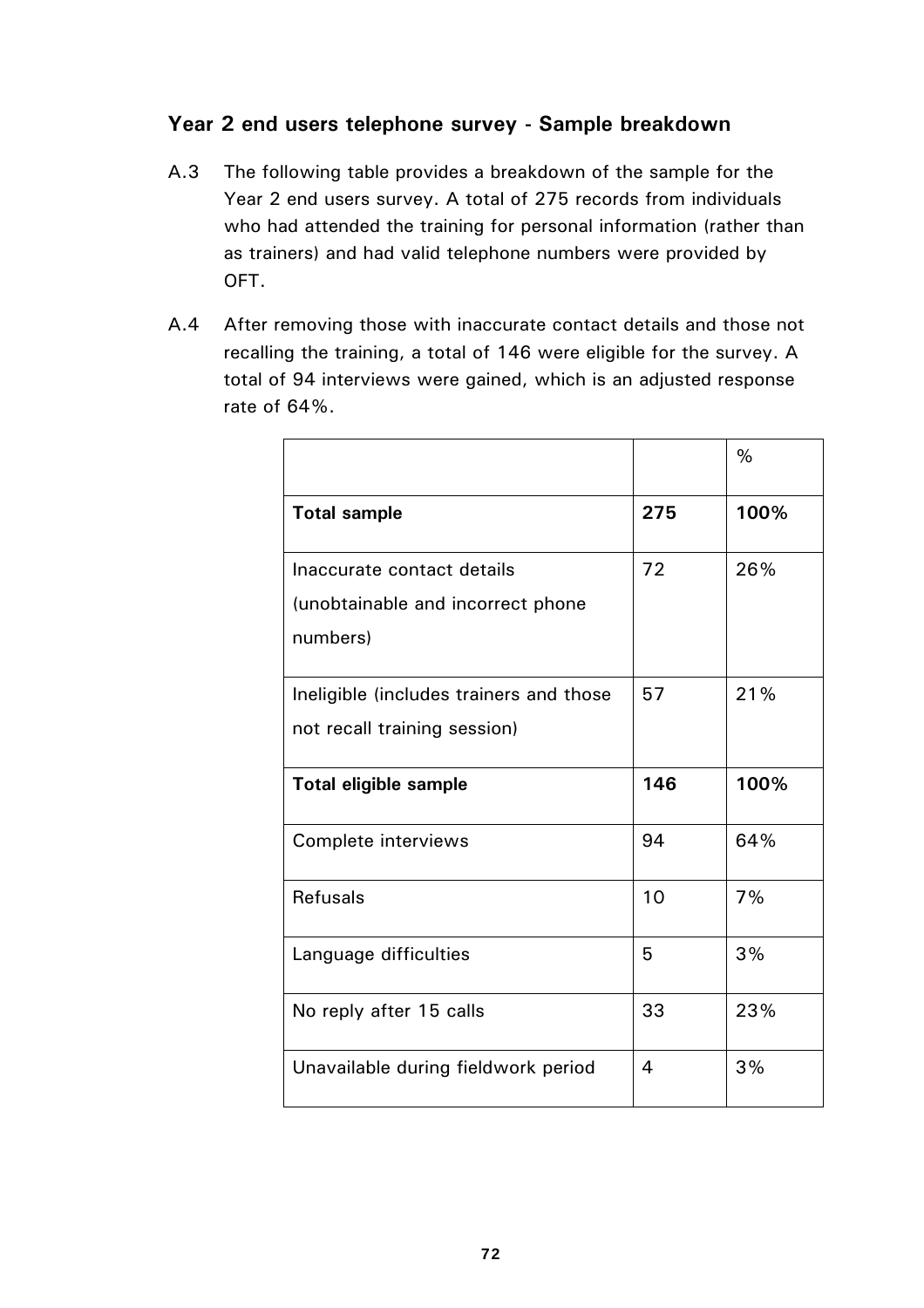## Year 2 end users telephone survey - Sample breakdown

A.3 The following table provides a breakdown of the sample for the Year 2 end users survey. A total of 275 records from individuals who had attended the training for personal information (rather than as trainers) and had valid telephone numbers were provided by OFT.

A.4 After removing those with inaccurate contact details and those not recalling the training, a total of 146 were eligible for the survey. A total of 94 interviews were gained, which is an adjusted response rate of 64%.

| | | % |
|---|---|---|
| **Total sample** | **275** | **100%** |
| Inaccurate contact details (unobtainable and incorrect phone numbers) | 72 | 26% |
| Ineligible (includes trainers and those not recall training session) | 57 | 21% |
| **Total eligible sample** | **146** | **100%** |
| Complete interviews | 94 | 64% |
| Refusals | 10 | 7% |
| Language difficulties | 5 | 3% |
| No reply after 15 calls | 33 | 23% |
| Unavailable during fieldwork period | 4 | 3% |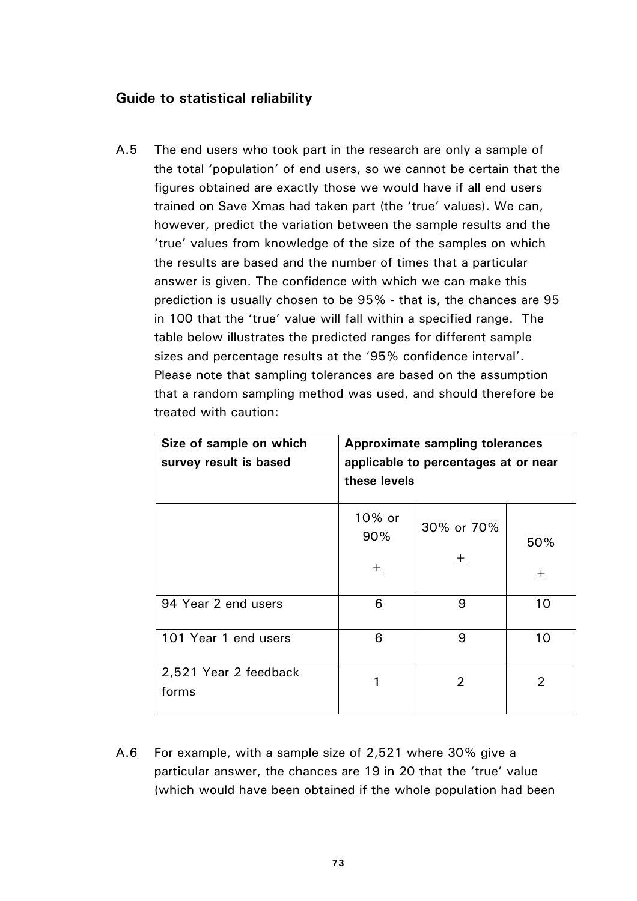## Guide to statistical reliability

A.5 The end users who took part in the research are only a sample of the total 'population' of end users, so we cannot be certain that the figures obtained are exactly those we would have if all end users trained on Save Xmas had taken part (the 'true' values). We can, however, predict the variation between the sample results and the 'true' values from knowledge of the size of the samples on which the results are based and the number of times that a particular answer is given. The confidence with which we can make this prediction is usually chosen to be 95% - that is, the chances are 95 in 100 that the 'true' value will fall within a specified range. The table below illustrates the predicted ranges for different sample sizes and percentage results at the '95% confidence interval'. Please note that sampling tolerances are based on the assumption that a random sampling method was used, and should therefore be treated with caution:

| Size of sample on which survey result is based | Approximate sampling tolerances applicable to percentages at or near these levels | | |
|---|---|---|---|
| | 10% or 90% ± | 30% or 70% ± | 50% ± |
| 94 Year 2 end users | 6 | 9 | 10 |
| 101 Year 1 end users | 6 | 9 | 10 |
| 2,521 Year 2 feedback forms | 1 | 2 | 2 |

A.6 For example, with a sample size of 2,521 where 30% give a particular answer, the chances are 19 in 20 that the 'true' value (which would have been obtained if the whole population had been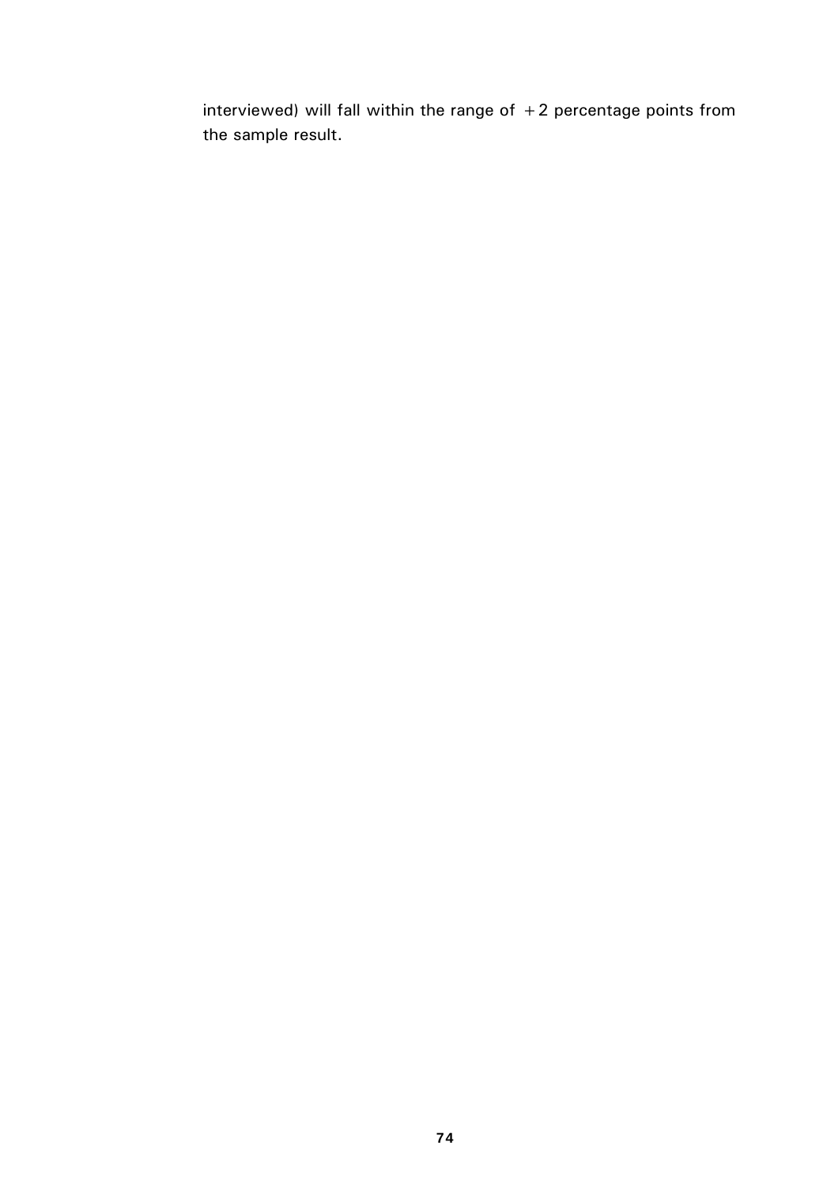interviewed) will fall within the range of +2 percentage points from the sample result.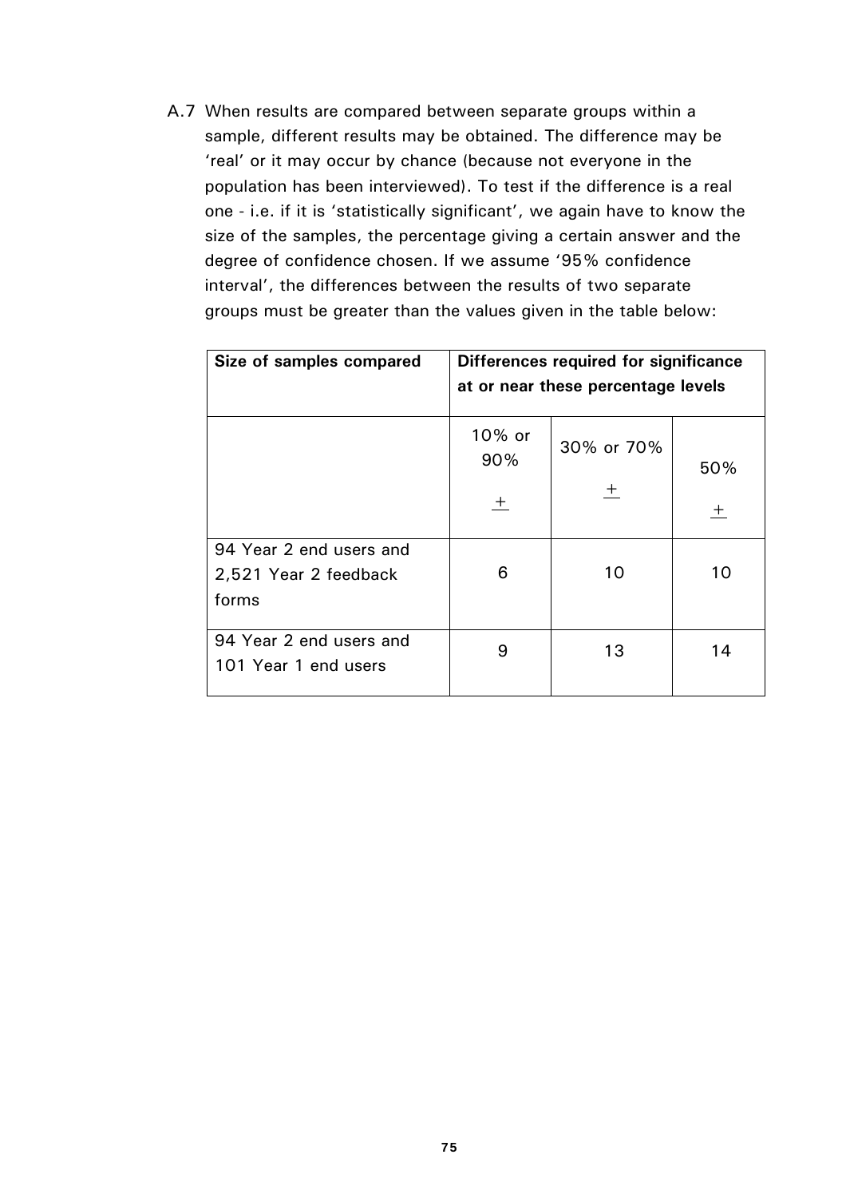A.7 When results are compared between separate groups within a sample, different results may be obtained. The difference may be 'real' or it may occur by chance (because not everyone in the population has been interviewed). To test if the difference is a real one - i.e. if it is 'statistically significant', we again have to know the size of the samples, the percentage giving a certain answer and the degree of confidence chosen. If we assume '95% confidence interval', the differences between the results of two separate groups must be greater than the values given in the table below:

| Size of samples compared | Differences required for significance at or near these percentage levels | | |
|---|---|---|---|
| | 10% or 90% ± | 30% or 70% ± | 50% ± |
| 94 Year 2 end users and 2,521 Year 2 feedback forms | 6 | 10 | 10 |
| 94 Year 2 end users and 101 Year 1 end users | 9 | 13 | 14 |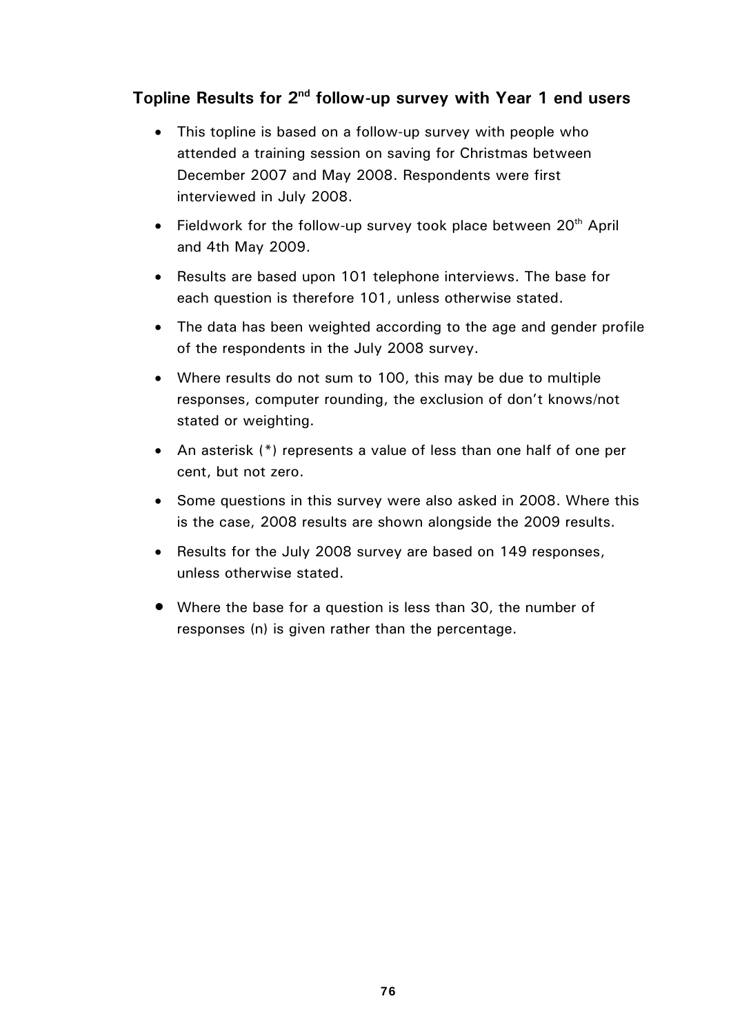## Topline Results for 2nd follow-up survey with Year 1 end users

- This topline is based on a follow-up survey with people who attended a training session on saving for Christmas between December 2007 and May 2008. Respondents were first interviewed in July 2008.
- Fieldwork for the follow-up survey took place between 20th April and 4th May 2009.
- Results are based upon 101 telephone interviews. The base for each question is therefore 101, unless otherwise stated.
- The data has been weighted according to the age and gender profile of the respondents in the July 2008 survey.
- Where results do not sum to 100, this may be due to multiple responses, computer rounding, the exclusion of don't knows/not stated or weighting.
- An asterisk (*) represents a value of less than one half of one per cent, but not zero.
- Some questions in this survey were also asked in 2008. Where this is the case, 2008 results are shown alongside the 2009 results.
- Results for the July 2008 survey are based on 149 responses, unless otherwise stated.
- Where the base for a question is less than 30, the number of responses (n) is given rather than the percentage.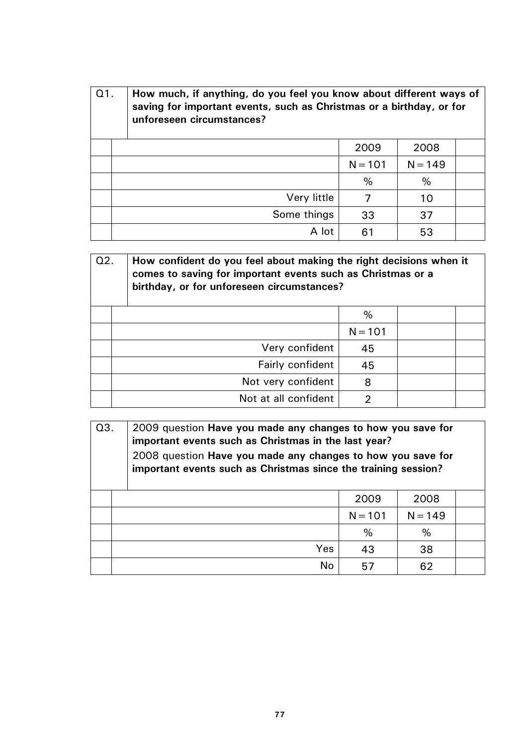| Q1. | **How much, if anything, do you feel you know about different ways of saving for important events, such as Christmas or a birthday, or for unforeseen circumstances?** | | |
|---|---|---|---|
| | | 2009 | 2008 |
| | | N = 101 | N = 149 |
| | | % | % |
| | Very little | 7 | 10 |
| | Some things | 33 | 37 |
| | A lot | 61 | 53 |

| Q2. | **How confident do you feel about making the right decisions when it comes to saving for important events such as Christmas or a birthday, or for unforeseen circumstances?** | |
|---|---|---|
| | | % |
| | | N = 101 |
| | Very confident | 45 |
| | Fairly confident | 45 |
| | Not very confident | 8 |
| | Not at all confident | 2 |

| Q3. | 2009 question **Have you made any changes to how you save for important events such as Christmas in the last year?** 2008 question **Have you made any changes to how you save for important events such as Christmas since the training session?** | | |
|---|---|---|---|
| | | 2009 | 2008 |
| | | N = 101 | N = 149 |
| | | % | % |
| | Yes | 43 | 38 |
| | No | 57 | 62 |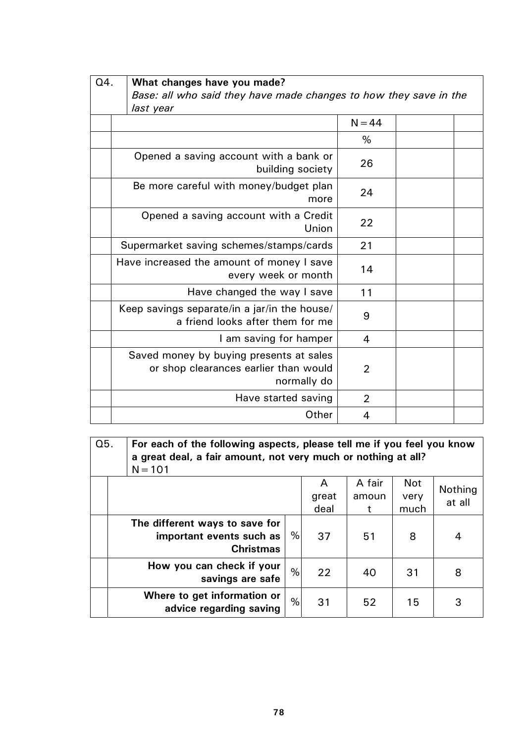| Q4. | **What changes have you made?** *Base: all who said they have made changes to how they save in the last year* | | |
|---|---|---|---|
| | | N = 44 | |
| | | % | |
| | Opened a saving account with a bank or building society | 26 | |
| | Be more careful with money/budget plan more | 24 | |
| | Opened a saving account with a Credit Union | 22 | |
| | Supermarket saving schemes/stamps/cards | 21 | |
| | Have increased the amount of money I save every week or month | 14 | |
| | Have changed the way I save | 11 | |
| | Keep savings separate/in a jar/in the house/ a friend looks after them for me | 9 | |
| | I am saving for hamper | 4 | |
| | Saved money by buying presents at sales or shop clearances earlier than would normally do | 2 | |
| | Have started saving | 2 | |
| | Other | 4 | |

| Q5. | **For each of the following aspects, please tell me if you feel you know a great deal, a fair amount, not very much or nothing at all?** N = 101 | | | | | |
|---|---|---|---|---|---|---|
| | | | A great deal | A fair amount | Not very much | Nothing at all |
| | **The different ways to save for important events such as Christmas** | % | 37 | 51 | 8 | 4 |
| | **How you can check if your savings are safe** | % | 22 | 40 | 31 | 8 |
| | **Where to get information or advice regarding saving** | % | 31 | 52 | 15 | 3 |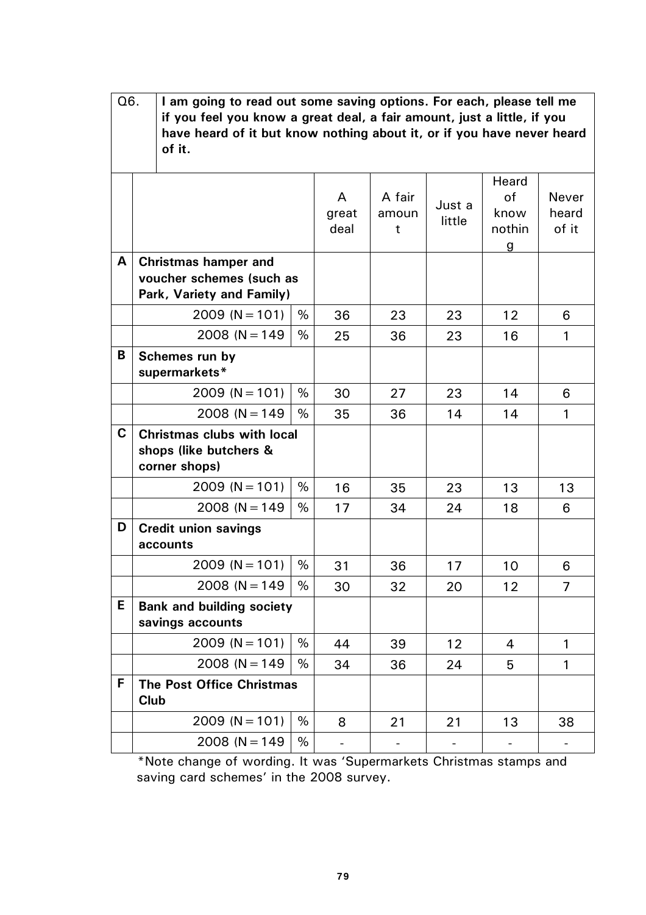| Q6. | I am going to read out some saving options. For each, please tell me if you feel you know a great deal, a fair amount, just a little, if you have heard of it but know nothing about it, or if you have never heard of it. | | | | | | |
|---|---|---|---|---|---|---|---|
| | | | A great deal | A fair amount | Just a little | Heard of know nothing | Never heard of it |
| **A** | **Christmas hamper and voucher schemes (such as Park, Variety and Family)** | | | | | | |
| | 2009 (N=101) | % | 36 | 23 | 23 | 12 | 6 |
| | 2008 (N=149 | % | 25 | 36 | 23 | 16 | 1 |
| **B** | **Schemes run by supermarkets*** | | | | | | |
| | 2009 (N=101) | % | 30 | 27 | 23 | 14 | 6 |
| | 2008 (N=149 | % | 35 | 36 | 14 | 14 | 1 |
| **C** | **Christmas clubs with local shops (like butchers & corner shops)** | | | | | | |
| | 2009 (N=101) | % | 16 | 35 | 23 | 13 | 13 |
| | 2008 (N=149 | % | 17 | 34 | 24 | 18 | 6 |
| **D** | **Credit union savings accounts** | | | | | | |
| | 2009 (N=101) | % | 31 | 36 | 17 | 10 | 6 |
| | 2008 (N=149 | % | 30 | 32 | 20 | 12 | 7 |
| **E** | **Bank and building society savings accounts** | | | | | | |
| | 2009 (N=101) | % | 44 | 39 | 12 | 4 | 1 |
| | 2008 (N=149 | % | 34 | 36 | 24 | 5 | 1 |
| **F** | **The Post Office Christmas Club** | | | | | | |
| | 2009 (N=101) | % | 8 | 21 | 21 | 13 | 38 |
| | 2008 (N=149 | % | - | - | - | - | - |

*Note change of wording. It was 'Supermarkets Christmas stamps and saving card schemes' in the 2008 survey.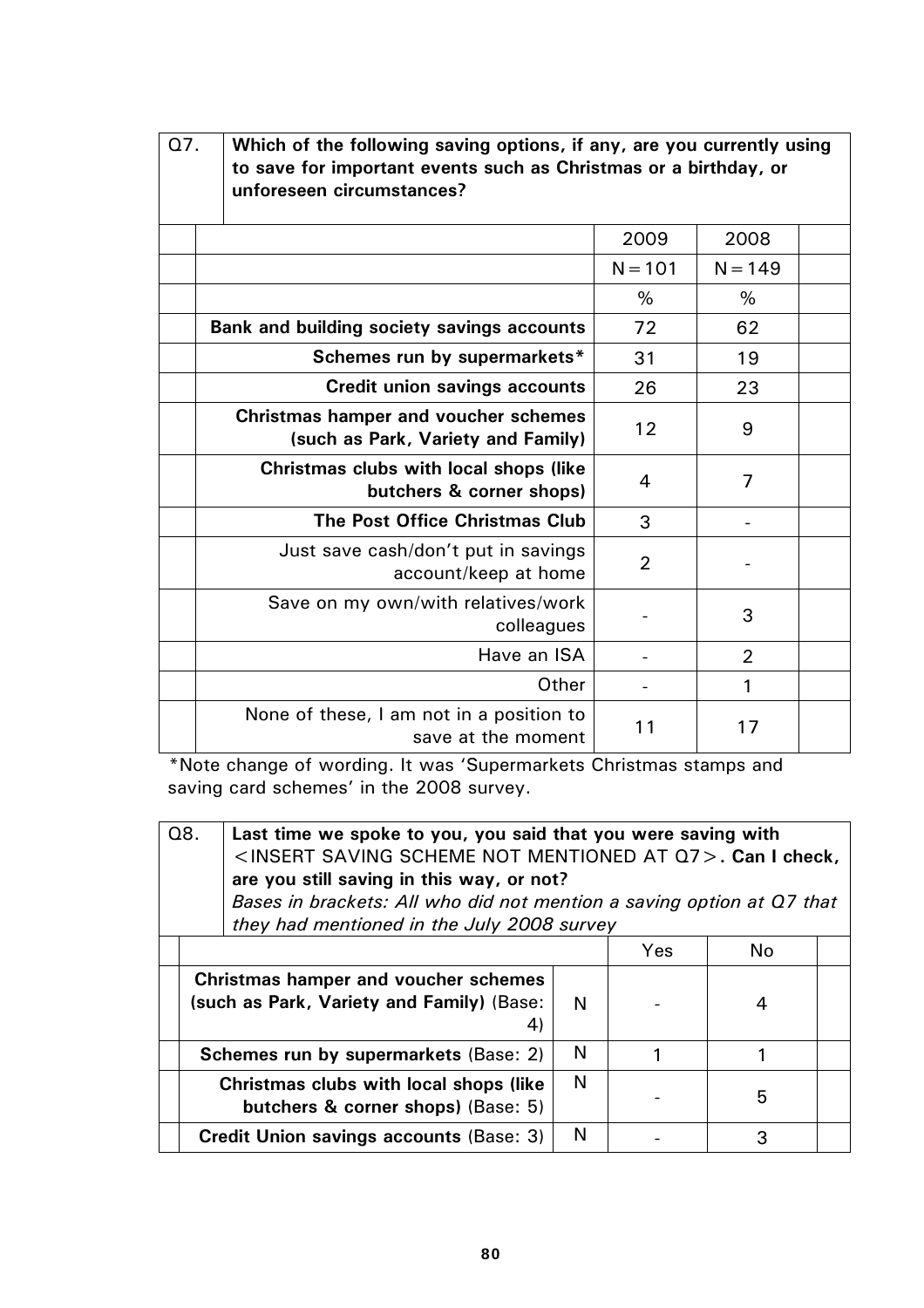| Q7. | **Which of the following saving options, if any, are you currently using to save for important events such as Christmas or a birthday, or unforeseen circumstances?** | |
|---|---|---|
| | **2009** | **2008** |
| | N = 101 | N = 149 |
| | % | % |
| **Bank and building society savings accounts** | 72 | 62 |
| **Schemes run by supermarkets*** | 31 | 19 |
| **Credit union savings accounts** | 26 | 23 |
| **Christmas hamper and voucher schemes (such as Park, Variety and Family)** | 12 | 9 |
| **Christmas clubs with local shops (like butchers & corner shops)** | 4 | 7 |
| **The Post Office Christmas Club** | 3 | - |
| Just save cash/don't put in savings account/keep at home | 2 | - |
| Save on my own/with relatives/work colleagues | - | 3 |
| Have an ISA | - | 2 |
| Other | - | 1 |
| None of these, I am not in a position to save at the moment | 11 | 17 |

*Note change of wording. It was 'Supermarkets Christmas stamps and saving card schemes' in the 2008 survey.

| Q8. | **Last time we spoke to you, you said that you were saving with <INSERT SAVING SCHEME NOT MENTIONED AT Q7>. Can I check, are you still saving in this way, or not?** *Bases in brackets: All who did not mention a saving option at Q7 that they had mentioned in the July 2008 survey* | | |
|---|---|---|---|
| | | **Yes** | **No** |
| **Christmas hamper and voucher schemes (such as Park, Variety and Family)** (Base: 4) | N | - | 4 |
| **Schemes run by supermarkets** (Base: 2) | N | 1 | 1 |
| **Christmas clubs with local shops (like butchers & corner shops)** (Base: 5) | N | - | 5 |
| **Credit Union savings accounts** (Base: 3) | N | - | 3 |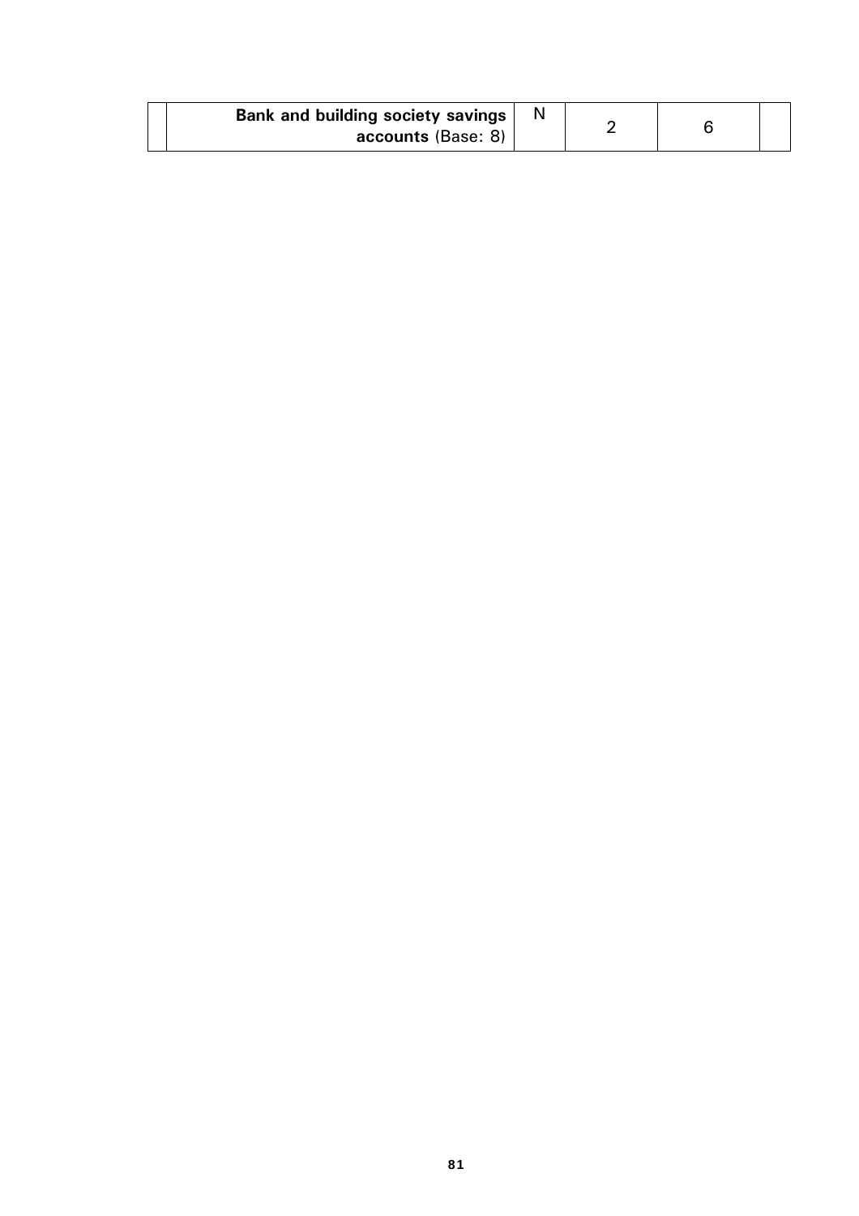| | | | | | |
|---|---|---|---|---|---|
| | **Bank and building society savings accounts** (Base: 8) | N | 2 | 6 | |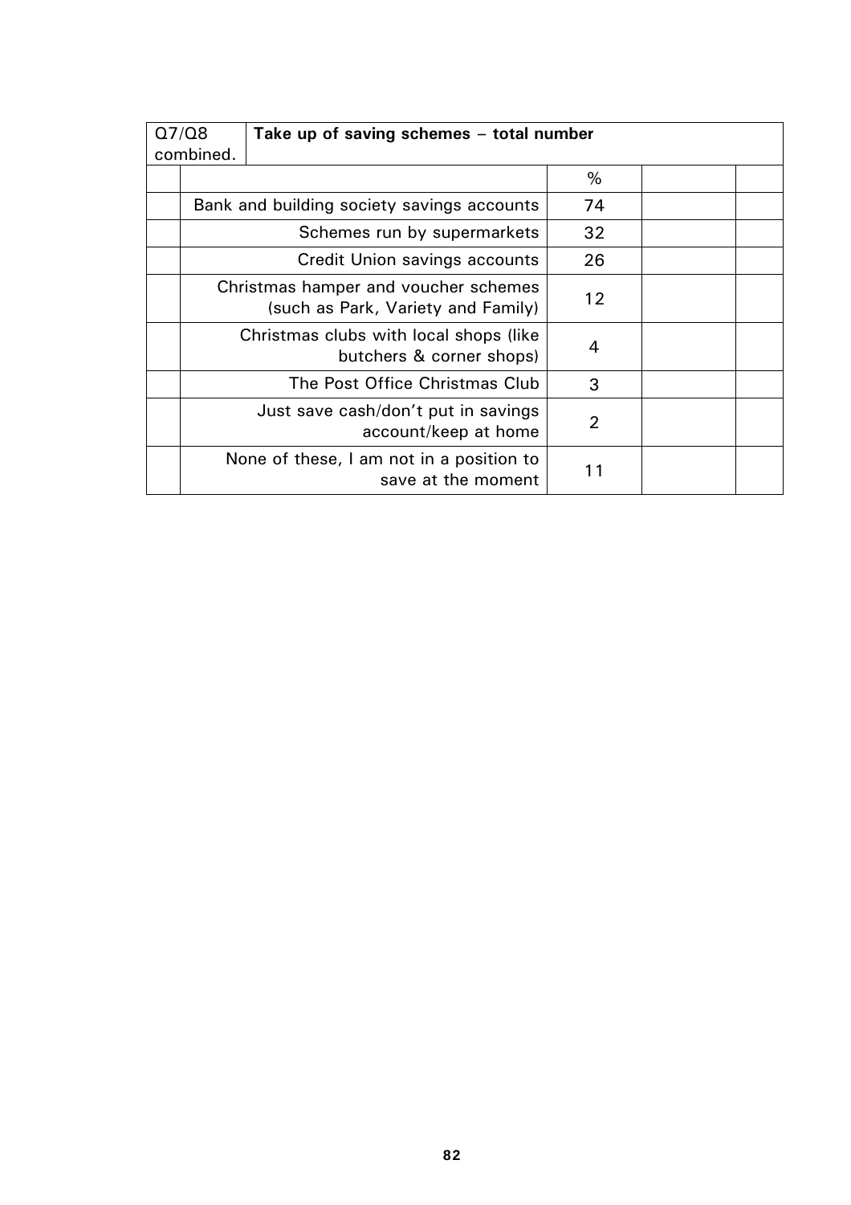| Q7/Q8 combined. | Take up of saving schemes – total number | | | |
|---|---|---|---|---|
| | | % | | |
| | Bank and building society savings accounts | 74 | | |
| | Schemes run by supermarkets | 32 | | |
| | Credit Union savings accounts | 26 | | |
| | Christmas hamper and voucher schemes (such as Park, Variety and Family) | 12 | | |
| | Christmas clubs with local shops (like butchers & corner shops) | 4 | | |
| | The Post Office Christmas Club | 3 | | |
| | Just save cash/don't put in savings account/keep at home | 2 | | |
| | None of these, I am not in a position to save at the moment | 11 | | |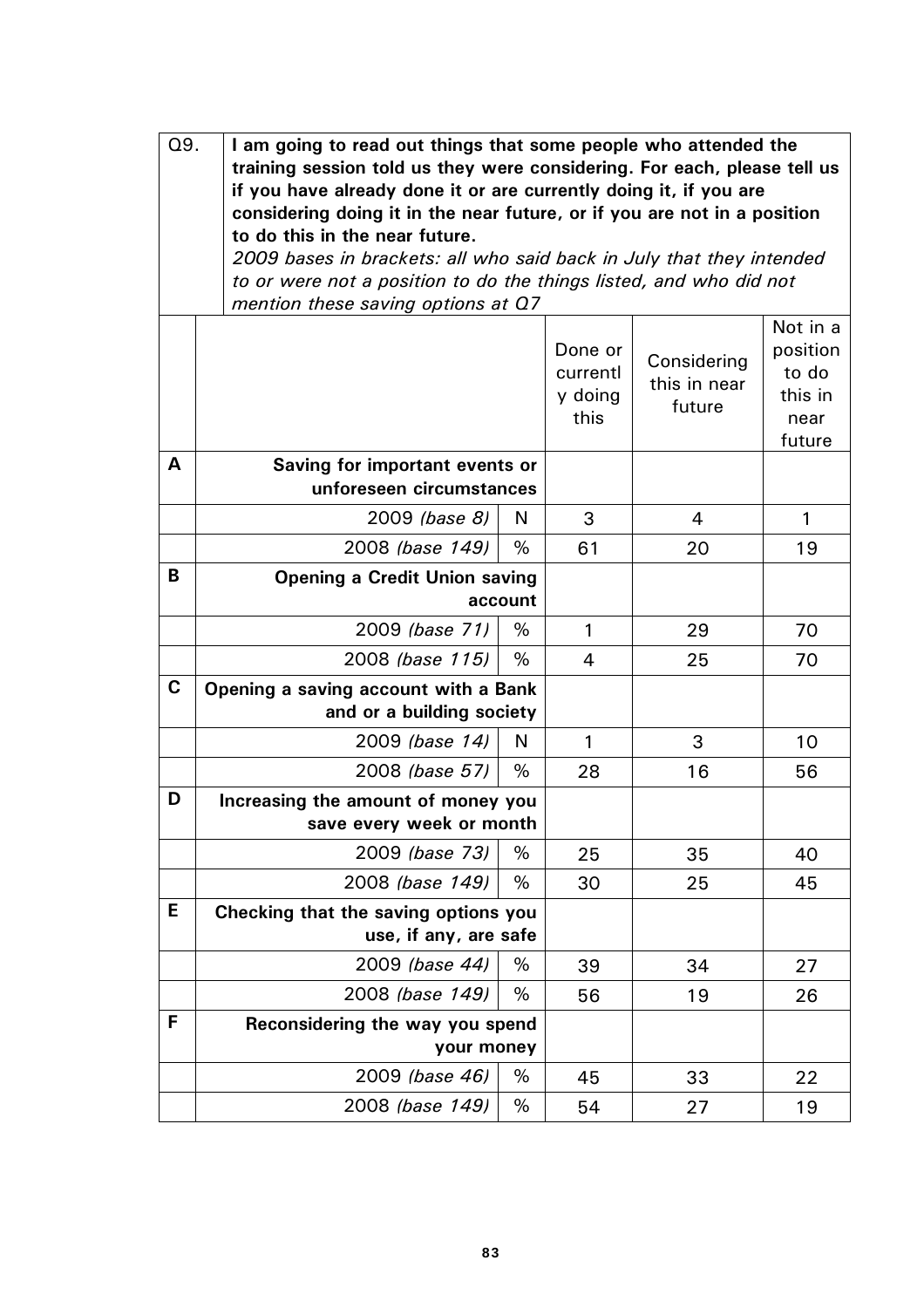| Q9. | **I am going to read out things that some people who attended the training session told us they were considering. For each, please tell us if you have already done it or are currently doing it, if you are considering doing it in the near future, or if you are not in a position to do this in the near future.** *2009 bases in brackets: all who said back in July that they intended to or were not a position to do the things listed, and who did not mention these saving options at Q7* | | | | |
|---|---|---|---|---|---|
| | | | Done or currently doing this | Considering this in near future | Not in a position to do this in near future |
| **A** | **Saving for important events or unforeseen circumstances** | | | | |
| | 2009 *(base 8)* | N | 3 | 4 | 1 |
| | 2008 *(base 149)* | % | 61 | 20 | 19 |
| **B** | **Opening a Credit Union saving account** | | | | |
| | 2009 *(base 71)* | % | 1 | 29 | 70 |
| | 2008 *(base 115)* | % | 4 | 25 | 70 |
| **C** | **Opening a saving account with a Bank and or a building society** | | | | |
| | 2009 *(base 14)* | N | 1 | 3 | 10 |
| | 2008 *(base 57)* | % | 28 | 16 | 56 |
| **D** | **Increasing the amount of money you save every week or month** | | | | |
| | 2009 *(base 73)* | % | 25 | 35 | 40 |
| | 2008 *(base 149)* | % | 30 | 25 | 45 |
| **E** | **Checking that the saving options you use, if any, are safe** | | | | |
| | 2009 *(base 44)* | % | 39 | 34 | 27 |
| | 2008 *(base 149)* | % | 56 | 19 | 26 |
| **F** | **Reconsidering the way you spend your money** | | | | |
| | 2009 *(base 46)* | % | 45 | 33 | 22 |
| | 2008 *(base 149)* | % | 54 | 27 | 19 |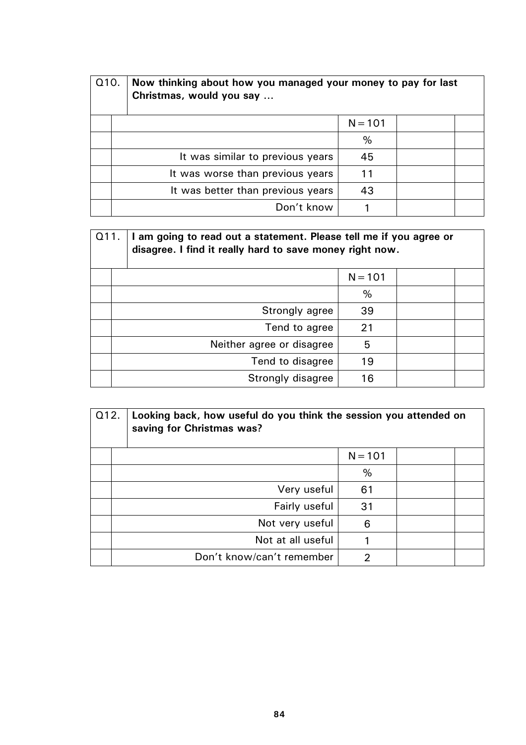| Q10. | Now thinking about how you managed your money to pay for last Christmas, would you say … | | |
|---|---|---|---|
| | | N = 101 | |
| | | % | |
| | It was similar to previous years | 45 | |
| | It was worse than previous years | 11 | |
| | It was better than previous years | 43 | |
| | Don't know | 1 | |

| Q11. | I am going to read out a statement. Please tell me if you agree or disagree. I find it really hard to save money right now. | | |
|---|---|---|---|
| | | N = 101 | |
| | | % | |
| | Strongly agree | 39 | |
| | Tend to agree | 21 | |
| | Neither agree or disagree | 5 | |
| | Tend to disagree | 19 | |
| | Strongly disagree | 16 | |

| Q12. | Looking back, how useful do you think the session you attended on saving for Christmas was? | | |
|---|---|---|---|
| | | N = 101 | |
| | | % | |
| | Very useful | 61 | |
| | Fairly useful | 31 | |
| | Not very useful | 6 | |
| | Not at all useful | 1 | |
| | Don't know/can't remember | 2 | |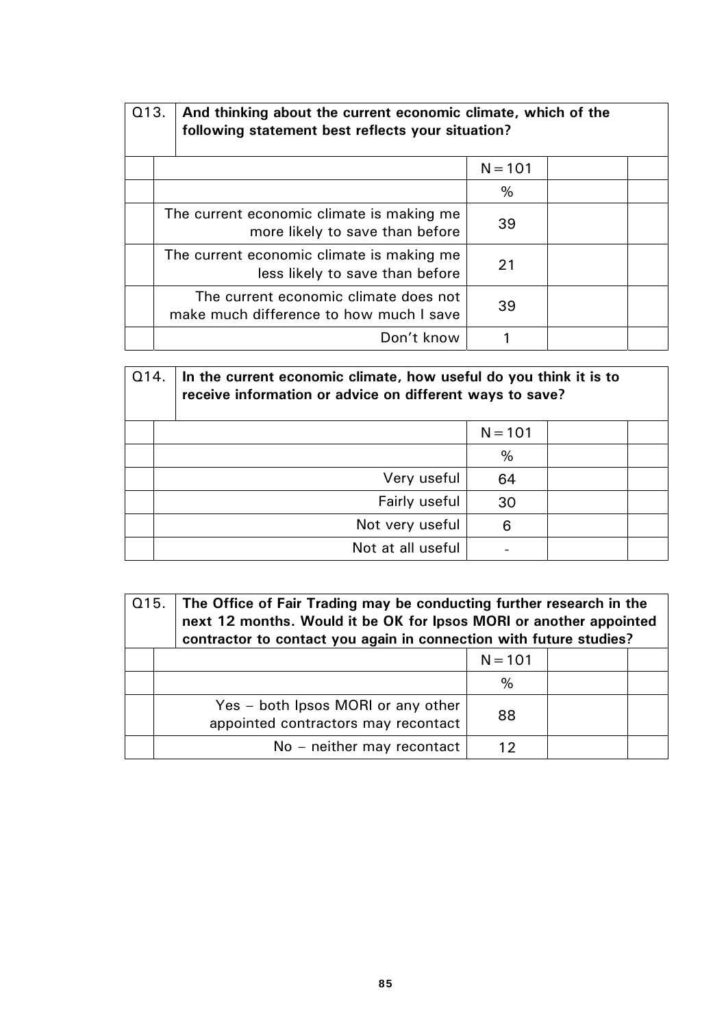**Q13. And thinking about the current economic climate, which of the following statement best reflects your situation?**

| | N = 101 |
|---|---|
| | % |
| The current economic climate is making me more likely to save than before | 39 |
| The current economic climate is making me less likely to save than before | 21 |
| The current economic climate does not make much difference to how much I save | 39 |
| Don't know | 1 |

**Q14. In the current economic climate, how useful do you think it is to receive information or advice on different ways to save?**

| | N = 101 |
|---|---|
| | % |
| Very useful | 64 |
| Fairly useful | 30 |
| Not very useful | 6 |
| Not at all useful | - |

**Q15. The Office of Fair Trading may be conducting further research in the next 12 months. Would it be OK for Ipsos MORI or another appointed contractor to contact you again in connection with future studies?**

| | N = 101 |
|---|---|
| | % |
| Yes – both Ipsos MORI or any other appointed contractors may recontact | 88 |
| No – neither may recontact | 12 |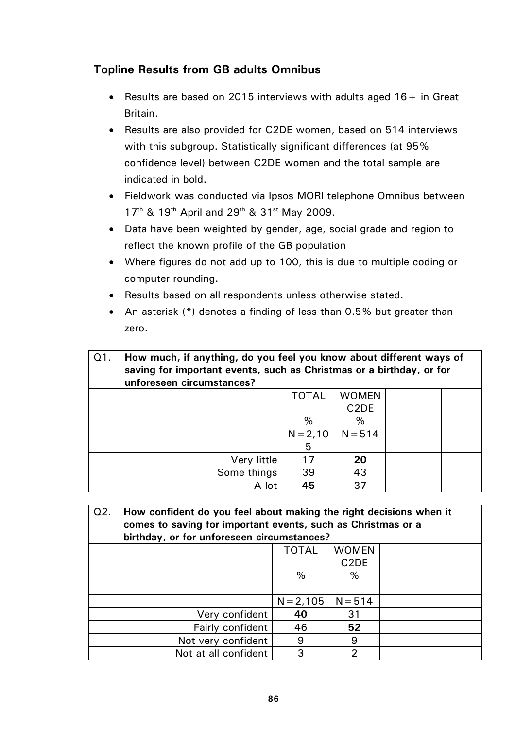## Topline Results from GB adults Omnibus

- Results are based on 2015 interviews with adults aged 16+ in Great Britain.
- Results are also provided for C2DE women, based on 514 interviews with this subgroup. Statistically significant differences (at 95% confidence level) between C2DE women and the total sample are indicated in bold.
- Fieldwork was conducted via Ipsos MORI telephone Omnibus between 17th & 19th April and 29th & 31st May 2009.
- Data have been weighted by gender, age, social grade and region to reflect the known profile of the GB population
- Where figures do not add up to 100, this is due to multiple coding or computer rounding.
- Results based on all respondents unless otherwise stated.
- An asterisk (*) denotes a finding of less than 0.5% but greater than zero.

**Q1. How much, if anything, do you feel you know about different ways of saving for important events, such as Christmas or a birthday, or for unforeseen circumstances?**

| | TOTAL<br>% | WOMEN C2DE<br>% |
|---|---|---|
| | N=2,105 | N=514 |
| Very little | 17 | **20** |
| Some things | 39 | 43 |
| A lot | **45** | 37 |

**Q2. How confident do you feel about making the right decisions when it comes to saving for important events, such as Christmas or a birthday, or for unforeseen circumstances?**

| | TOTAL<br>% | WOMEN C2DE<br>% |
|---|---|---|
| | N=2,105 | N=514 |
| Very confident | **40** | 31 |
| Fairly confident | 46 | **52** |
| Not very confident | 9 | 9 |
| Not at all confident | 3 | 2 |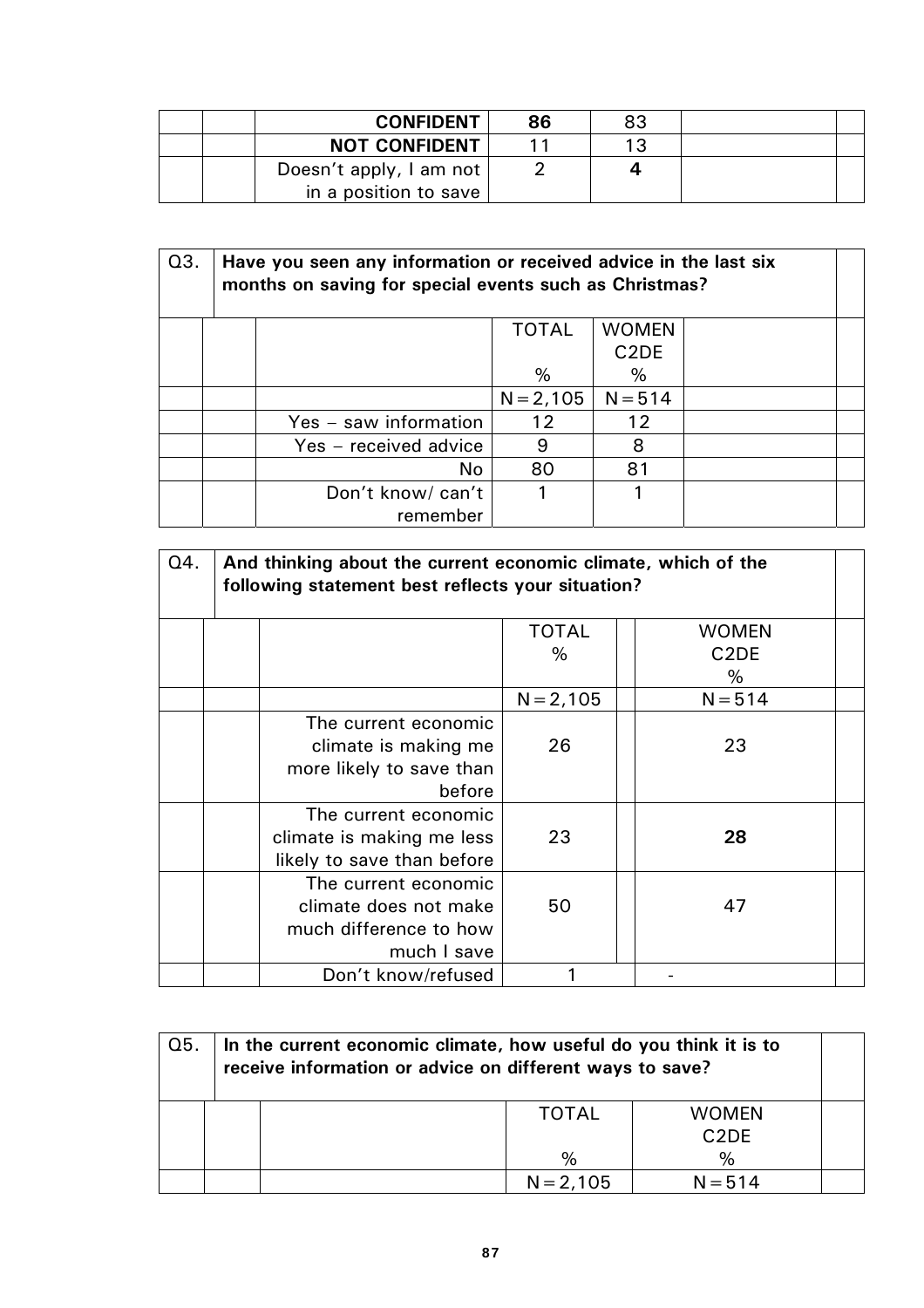| | | | TOTAL | WOMEN C2DE | | |
|---|---|---|---|---|---|---|
| | | **CONFIDENT** | **86** | 83 | | |
| | | **NOT CONFIDENT** | 11 | 13 | | |
| | | Doesn't apply, I am not in a position to save | 2 | **4** | | |

| Q3. | Have you seen any information or received advice in the last six months on saving for special events such as Christmas? | | | | |
|---|---|---|---|---|---|
| | | | TOTAL % | WOMEN C2DE % | |
| | | | N=2,105 | N=514 | |
| | | Yes – saw information | 12 | 12 | |
| | | Yes – received advice | 9 | 8 | |
| | | No | 80 | 81 | |
| | | Don't know/ can't remember | 1 | 1 | |

| Q4. | And thinking about the current economic climate, which of the following statement best reflects your situation? | | | | | |
|---|---|---|---|---|---|---|
| | | | TOTAL % | | WOMEN C2DE % | |
| | | | N=2,105 | | N=514 | |
| | | The current economic climate is making me more likely to save than before | 26 | | 23 | |
| | | The current economic climate is making me less likely to save than before | 23 | | **28** | |
| | | The current economic climate does not make much difference to how much I save | 50 | | 47 | |
| | | Don't know/refused | 1 | | - | |

| Q5. | In the current economic climate, how useful do you think it is to receive information or advice on different ways to save? | | | | |
|---|---|---|---|---|---|
| | | | TOTAL % | WOMEN C2DE % | |
| | | | N=2,105 | N=514 | |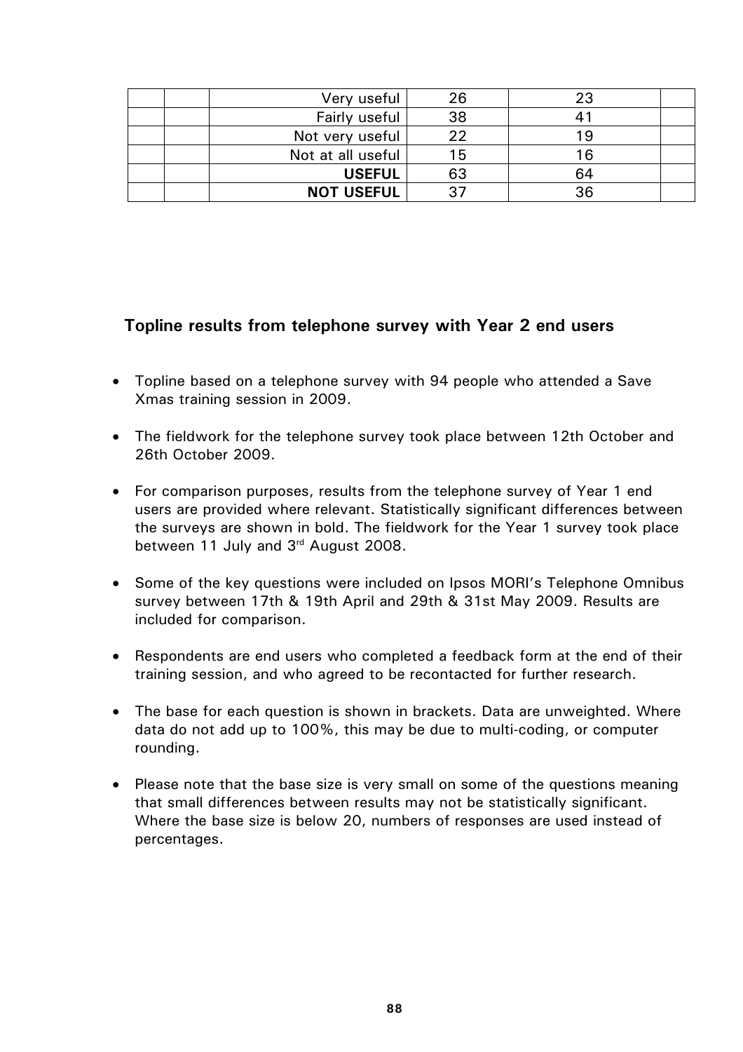| | | | | | |
|---|---|---|---|---|---|
| | | Very useful | 26 | 23 | |
| | | Fairly useful | 38 | 41 | |
| | | Not very useful | 22 | 19 | |
| | | Not at all useful | 15 | 16 | |
| | | **USEFUL** | 63 | 64 | |
| | | **NOT USEFUL** | 37 | 36 | |

## Topline results from telephone survey with Year 2 end users

- Topline based on a telephone survey with 94 people who attended a Save Xmas training session in 2009.

- The fieldwork for the telephone survey took place between 12th October and 26th October 2009.

- For comparison purposes, results from the telephone survey of Year 1 end users are provided where relevant. Statistically significant differences between the surveys are shown in bold. The fieldwork for the Year 1 survey took place between 11 July and 3rd August 2008.

- Some of the key questions were included on Ipsos MORI's Telephone Omnibus survey between 17th & 19th April and 29th & 31st May 2009. Results are included for comparison.

- Respondents are end users who completed a feedback form at the end of their training session, and who agreed to be recontacted for further research.

- The base for each question is shown in brackets. Data are unweighted. Where data do not add up to 100%, this may be due to multi-coding, or computer rounding.

- Please note that the base size is very small on some of the questions meaning that small differences between results may not be statistically significant. Where the base size is below 20, numbers of responses are used instead of percentages.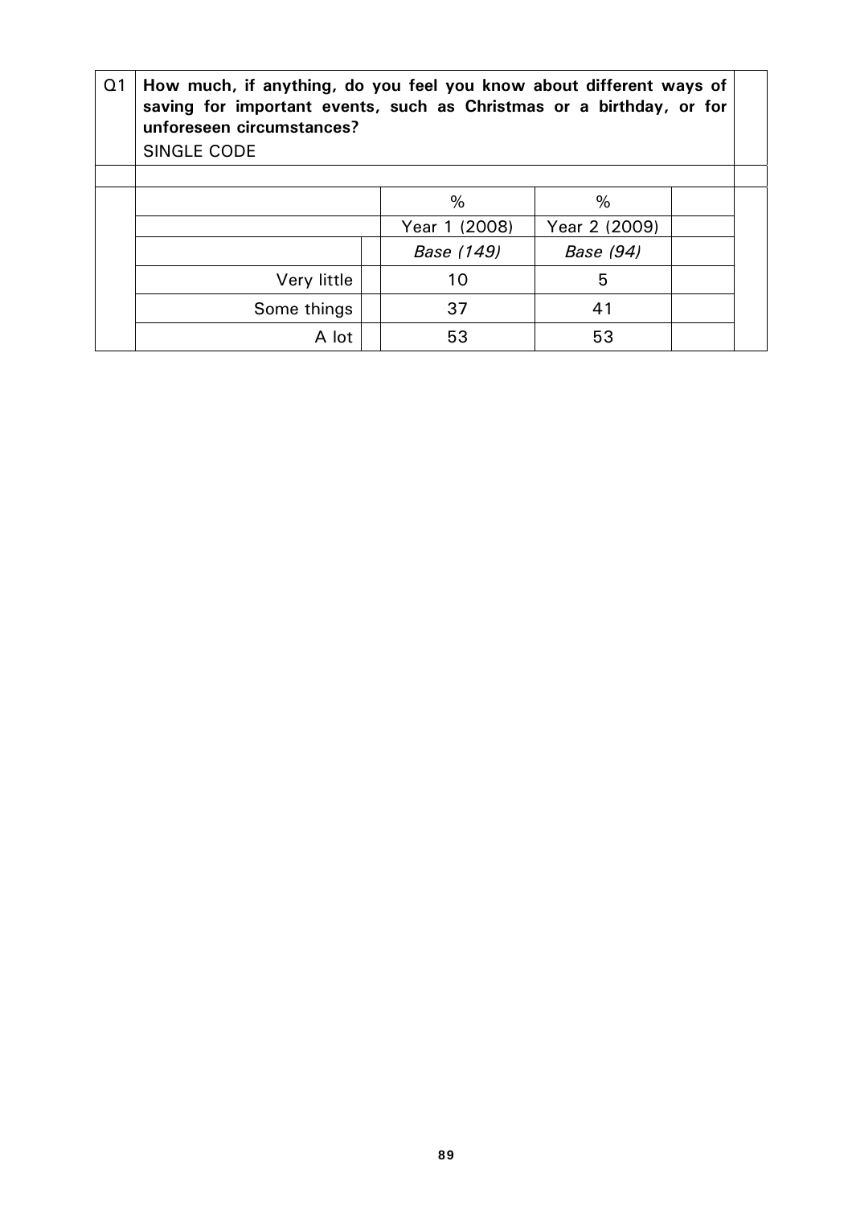Q1 **How much, if anything, do you feel you know about different ways of saving for important events, such as Christmas or a birthday, or for unforeseen circumstances?**

SINGLE CODE

| | % | % |
|---|---|---|
| | Year 1 (2008) | Year 2 (2009) |
| | *Base (149)* | *Base (94)* |
| Very little | 10 | 5 |
| Some things | 37 | 41 |
| A lot | 53 | 53 |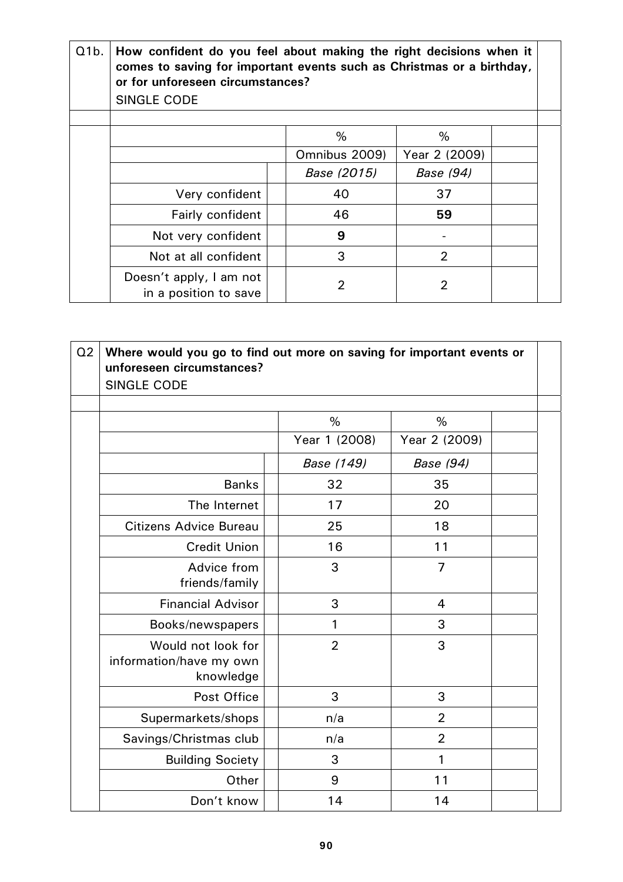| Q1b. | **How confident do you feel about making the right decisions when it comes to saving for important events such as Christmas or a birthday, or for unforeseen circumstances?** SINGLE CODE |
|---|---|

| | % | % |
|---|---|---|
| | Omnibus 2009) | Year 2 (2009) |
| | *Base (2015)* | *Base (94)* |
| Very confident | 40 | 37 |
| Fairly confident | 46 | **59** |
| Not very confident | **9** | - |
| Not at all confident | 3 | 2 |
| Doesn't apply, I am not in a position to save | 2 | 2 |

| Q2 | **Where would you go to find out more on saving for important events or unforeseen circumstances?** SINGLE CODE |
|---|---|

| | % | % |
|---|---|---|
| | Year 1 (2008) | Year 2 (2009) |
| | *Base (149)* | *Base (94)* |
| Banks | 32 | 35 |
| The Internet | 17 | 20 |
| Citizens Advice Bureau | 25 | 18 |
| Credit Union | 16 | 11 |
| Advice from friends/family | 3 | 7 |
| Financial Advisor | 3 | 4 |
| Books/newspapers | 1 | 3 |
| Would not look for information/have my own knowledge | 2 | 3 |
| Post Office | 3 | 3 |
| Supermarkets/shops | n/a | 2 |
| Savings/Christmas club | n/a | 2 |
| Building Society | 3 | 1 |
| Other | 9 | 11 |
| Don't know | 14 | 14 |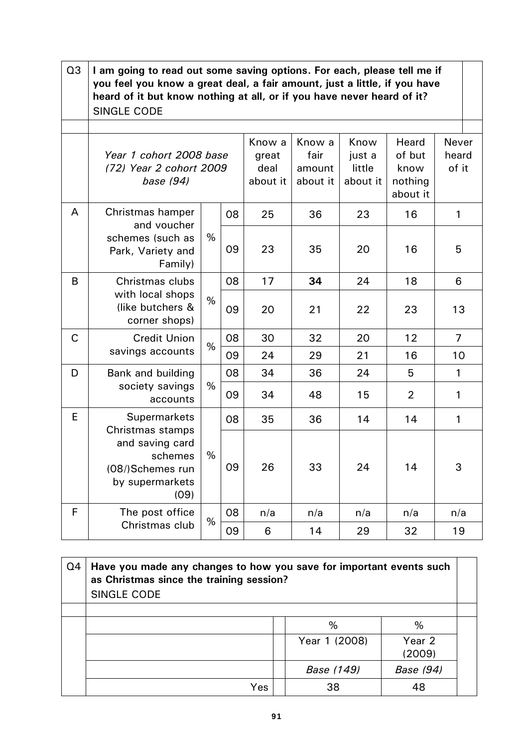| Q3 | **I am going to read out some saving options. For each, please tell me if you feel you know a great deal, a fair amount, just a little, if you have heard of it but know nothing at all, or if you have never heard of it?** SINGLE CODE | | | | | | | |
|---|---|---|---|---|---|---|---|---|
| | *Year 1 cohort 2008 base (72) Year 2 cohort 2009 base (94)* | | | Know a great deal about it | Know a fair amount about it | Know just a little about it | Heard of but know nothing about it | Never heard of it |
| A | Christmas hamper and voucher schemes (such as Park, Variety and Family) | % | 08 | 25 | 36 | 23 | 16 | 1 |
| | | | 09 | 23 | 35 | 20 | 16 | 5 |
| B | Christmas clubs with local shops (like butchers & corner shops) | % | 08 | 17 | **34** | 24 | 18 | 6 |
| | | | 09 | 20 | 21 | 22 | 23 | 13 |
| C | Credit Union savings accounts | % | 08 | 30 | 32 | 20 | 12 | 7 |
| | | | 09 | 24 | 29 | 21 | 16 | 10 |
| D | Bank and building society savings accounts | % | 08 | 34 | 36 | 24 | 5 | 1 |
| | | | 09 | 34 | 48 | 15 | 2 | 1 |
| E | Supermarkets Christmas stamps and saving card schemes (08/)Schemes run by supermarkets (09) | % | 08 | 35 | 36 | 14 | 14 | 1 |
| | | | 09 | 26 | 33 | 24 | 14 | 3 |
| F | The post office Christmas club | % | 08 | n/a | n/a | n/a | n/a | n/a |
| | | | 09 | 6 | 14 | 29 | 32 | 19 |

| Q4 | **Have you made any changes to how you save for important events such as Christmas since the training session?** SINGLE CODE | | |
|---|---|---|---|
| | | % | % |
| | | Year 1 (2008) | Year 2 (2009) |
| | | *Base (149)* | *Base (94)* |
| | Yes | 38 | 48 |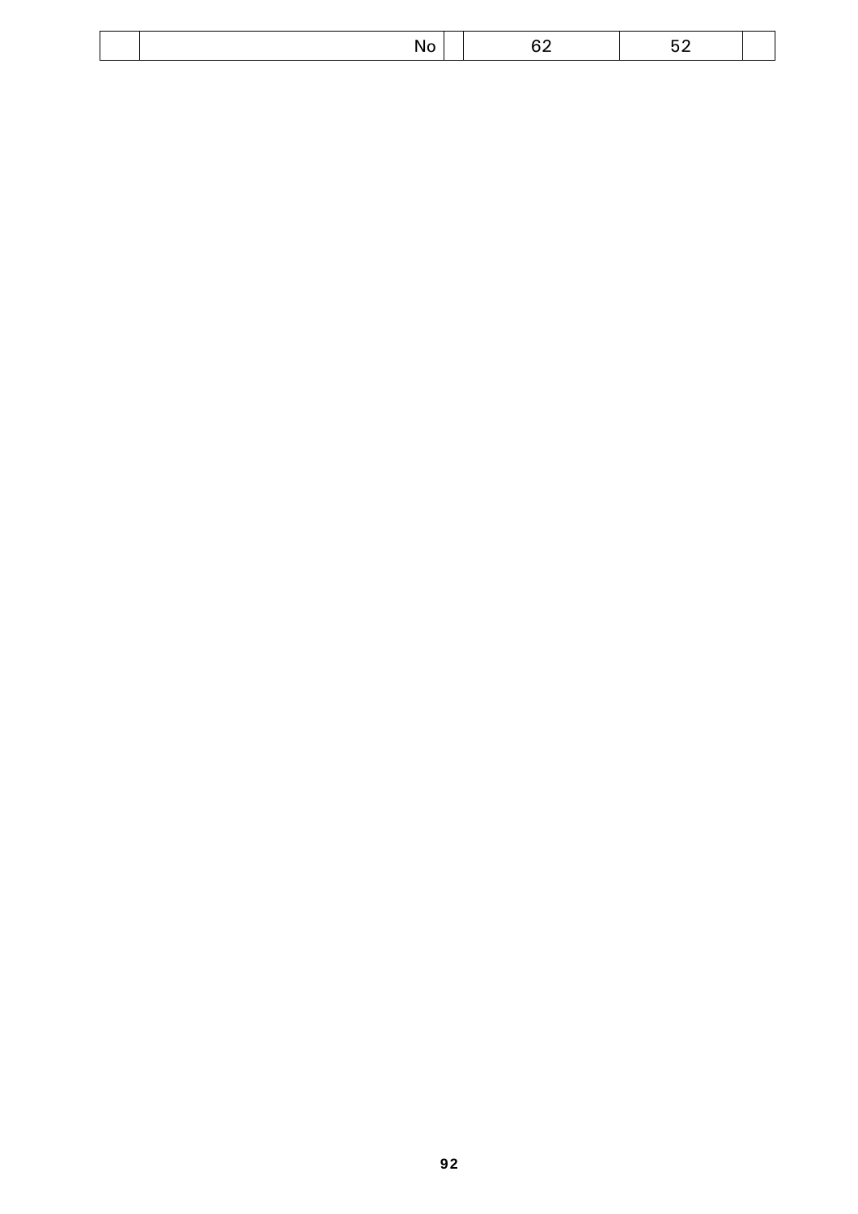| | | | | | |
|---|---|---|---|---|---|
| | No | | 62 | 52 | |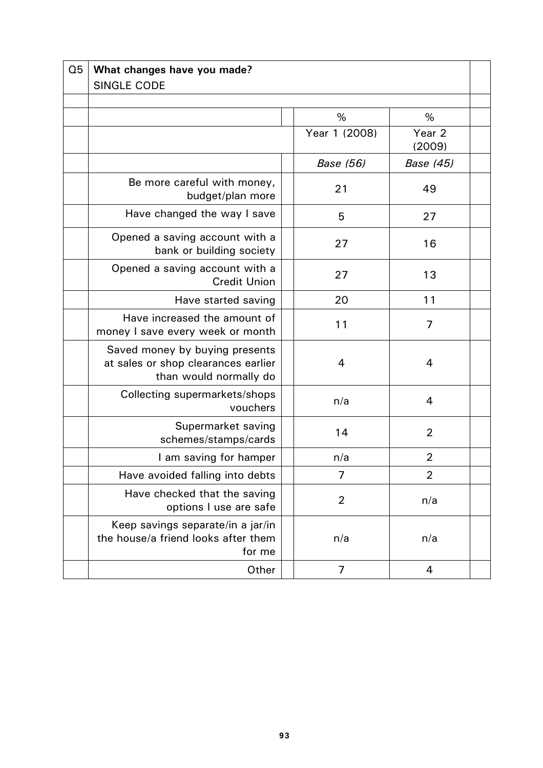| Q5 | **What changes have you made?** SINGLE CODE | | |
|---|---|---|---|
| | | % | % |
| | | Year 1 (2008) | Year 2 (2009) |
| | | *Base (56)* | *Base (45)* |
| | Be more careful with money, budget/plan more | 21 | 49 |
| | Have changed the way I save | 5 | 27 |
| | Opened a saving account with a bank or building society | 27 | 16 |
| | Opened a saving account with a Credit Union | 27 | 13 |
| | Have started saving | 20 | 11 |
| | Have increased the amount of money I save every week or month | 11 | 7 |
| | Saved money by buying presents at sales or shop clearances earlier than would normally do | 4 | 4 |
| | Collecting supermarkets/shops vouchers | n/a | 4 |
| | Supermarket saving schemes/stamps/cards | 14 | 2 |
| | I am saving for hamper | n/a | 2 |
| | Have avoided falling into debts | 7 | 2 |
| | Have checked that the saving options I use are safe | 2 | n/a |
| | Keep savings separate/in a jar/in the house/a friend looks after them for me | n/a | n/a |
| | Other | 7 | 4 |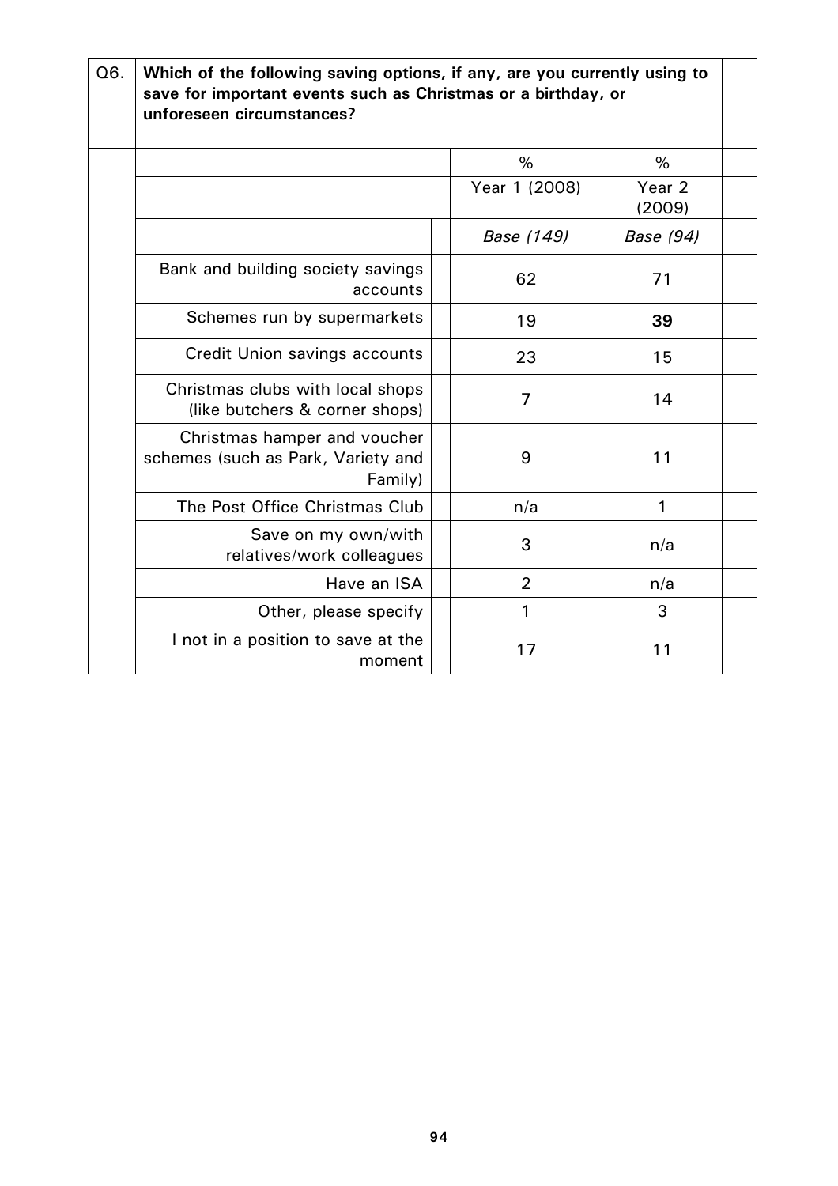**Q6. Which of the following saving options, if any, are you currently using to save for important events such as Christmas or a birthday, or unforeseen circumstances?**

| | % | % |
|---|---|---|
| | Year 1 (2008) | Year 2 (2009) |
| | *Base (149)* | *Base (94)* |
| Bank and building society savings accounts | 62 | 71 |
| Schemes run by supermarkets | 19 | **39** |
| Credit Union savings accounts | 23 | 15 |
| Christmas clubs with local shops (like butchers & corner shops) | 7 | 14 |
| Christmas hamper and voucher schemes (such as Park, Variety and Family) | 9 | 11 |
| The Post Office Christmas Club | n/a | 1 |
| Save on my own/with relatives/work colleagues | 3 | n/a |
| Have an ISA | 2 | n/a |
| Other, please specify | 1 | 3 |
| I not in a position to save at the moment | 17 | 11 |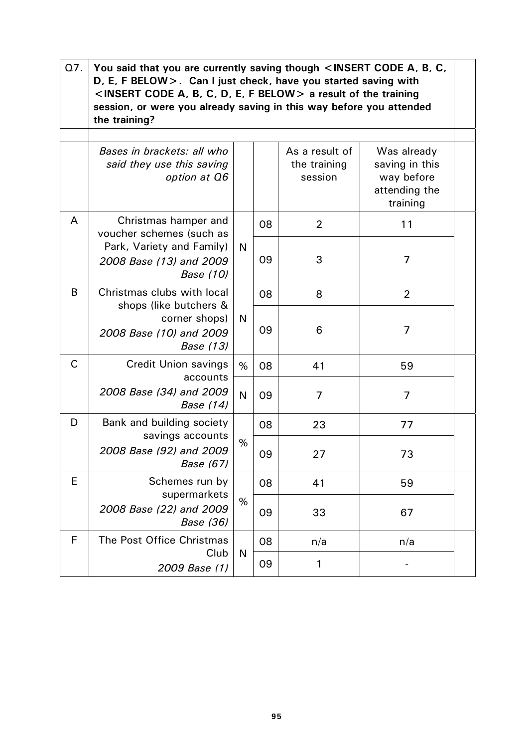| Q7. | You said that you are currently saving though <INSERT CODE A, B, C, D, E, F BELOW>. Can I just check, have you started saving with <INSERT CODE A, B, C, D, E, F BELOW> a result of the training session, or were you already saving in this way before you attended the training? | | | | |
|---|---|---|---|---|---|
| | *Bases in brackets: all who said they use this saving option at Q6* | | | As a result of the training session | Was already saving in this way before attending the training |
| A | Christmas hamper and voucher schemes (such as Park, Variety and Family) *2008 Base (13) and 2009 Base (10)* | N | 08 | 2 | 11 |
| | | | 09 | 3 | 7 |
| B | Christmas clubs with local shops (like butchers & corner shops) *2008 Base (10) and 2009 Base (13)* | N | 08 | 8 | 2 |
| | | | 09 | 6 | 7 |
| C | Credit Union savings accounts *2008 Base (34) and 2009 Base (14)* | % | 08 | 41 | 59 |
| | | N | 09 | 7 | 7 |
| D | Bank and building society savings accounts *2008 Base (92) and 2009 Base (67)* | % | 08 | 23 | 77 |
| | | | 09 | 27 | 73 |
| E | Schemes run by supermarkets *2008 Base (22) and 2009 Base (36)* | % | 08 | 41 | 59 |
| | | | 09 | 33 | 67 |
| F | The Post Office Christmas Club *2009 Base (1)* | N | 08 | n/a | n/a |
| | | | 09 | 1 | - |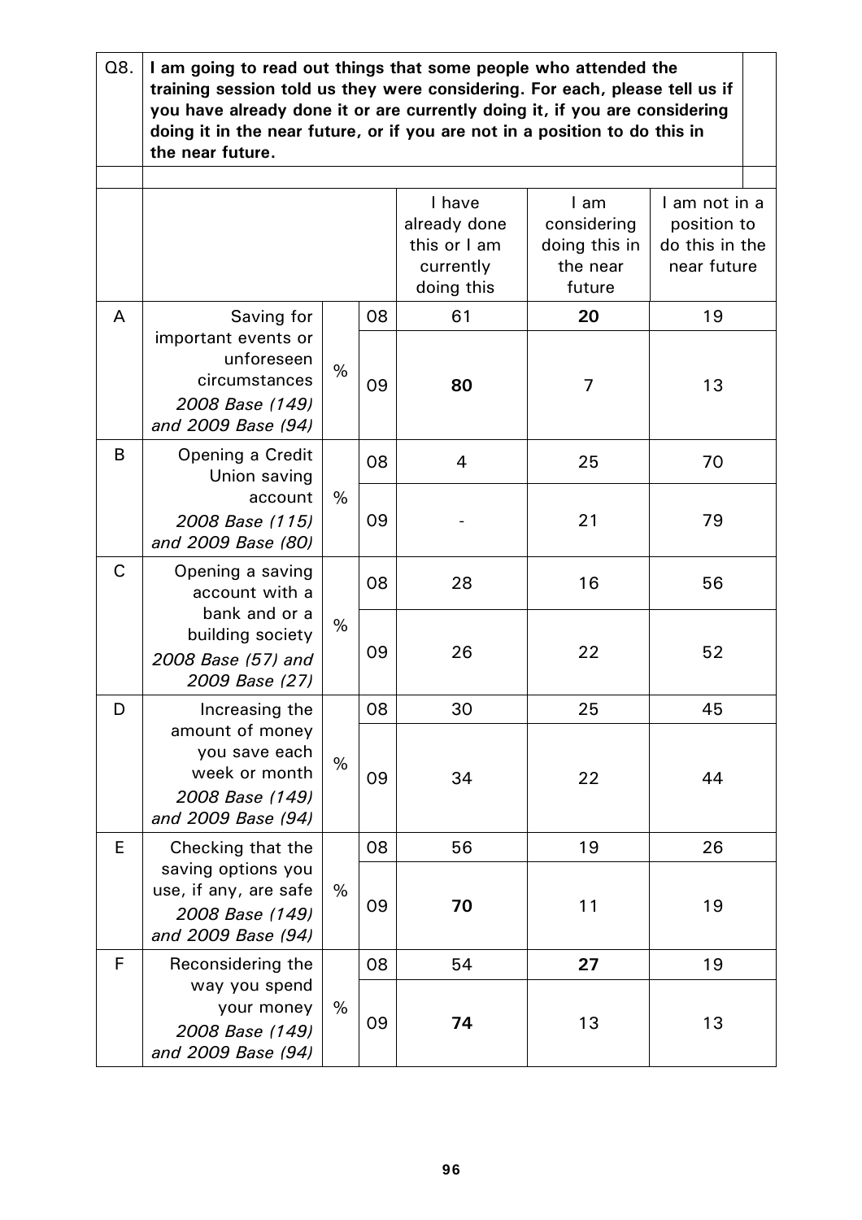| Q8. | I am going to read out things that some people who attended the training session told us they were considering. For each, please tell us if you have already done it or are currently doing it, if you are considering doing it in the near future, or if you are not in a position to do this in the near future. | | | | | |
|---|---|---|---|---|---|---|
| | | | | I have already done this or I am currently doing this | I am considering doing this in the near future | I am not in a position to do this in the near future |
| A | Saving for important events or unforeseen circumstances *2008 Base (149) and 2009 Base (94)* | % | 08 | 61 | **20** | 19 |
| | | | 09 | **80** | 7 | 13 |
| B | Opening a Credit Union saving account *2008 Base (115) and 2009 Base (80)* | % | 08 | 4 | 25 | 70 |
| | | | 09 | - | 21 | 79 |
| C | Opening a saving account with a bank and or a building society *2008 Base (57) and 2009 Base (27)* | % | 08 | 28 | 16 | 56 |
| | | | 09 | 26 | 22 | 52 |
| D | Increasing the amount of money you save each week or month *2008 Base (149) and 2009 Base (94)* | % | 08 | 30 | 25 | 45 |
| | | | 09 | 34 | 22 | 44 |
| E | Checking that the saving options you use, if any, are safe *2008 Base (149) and 2009 Base (94)* | % | 08 | 56 | 19 | 26 |
| | | | 09 | **70** | 11 | 19 |
| F | Reconsidering the way you spend your money *2008 Base (149) and 2009 Base (94)* | % | 08 | 54 | **27** | 19 |
| | | | 09 | **74** | 13 | 13 |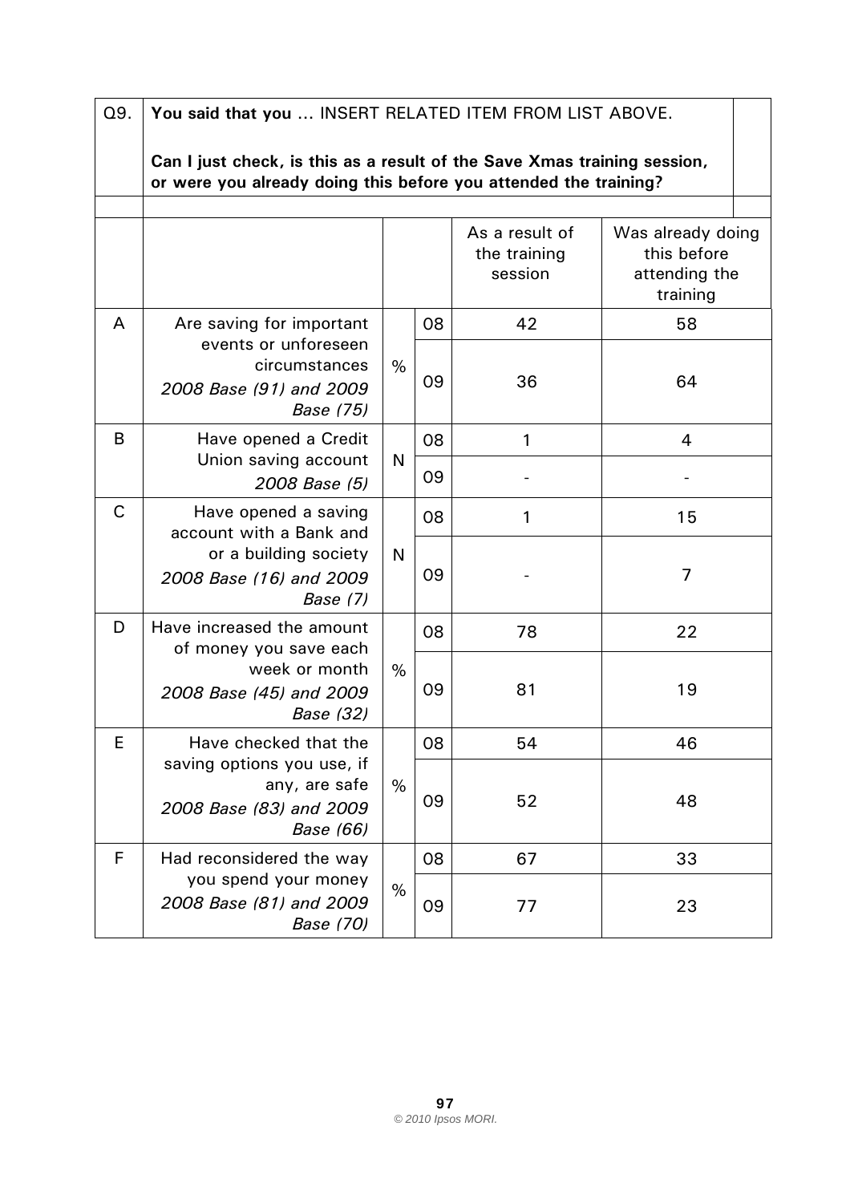| Q9. | **You said that you …** INSERT RELATED ITEM FROM LIST ABOVE.<br><br>**Can I just check, is this as a result of the Save Xmas training session, or were you already doing this before you attended the training?** | | | | |
|---|---|---|---|---|---|
| | | | | As a result of the training session | Was already doing this before attending the training |
| A | Are saving for important events or unforeseen circumstances *2008 Base (91) and 2009 Base (75)* | % | 08 | 42 | 58 |
| | | | 09 | 36 | 64 |
| B | Have opened a Credit Union saving account *2008 Base (5)* | N | 08 | 1 | 4 |
| | | | 09 | - | - |
| C | Have opened a saving account with a Bank and or a building society *2008 Base (16) and 2009 Base (7)* | N | 08 | 1 | 15 |
| | | | 09 | - | 7 |
| D | Have increased the amount of money you save each week or month *2008 Base (45) and 2009 Base (32)* | % | 08 | 78 | 22 |
| | | | 09 | 81 | 19 |
| E | Have checked that the saving options you use, if any, are safe *2008 Base (83) and 2009 Base (66)* | % | 08 | 54 | 46 |
| | | | 09 | 52 | 48 |
| F | Had reconsidered the way you spend your money *2008 Base (81) and 2009 Base (70)* | % | 08 | 67 | 33 |
| | | | 09 | 77 | 23 |

*© 2010 Ipsos MORI.*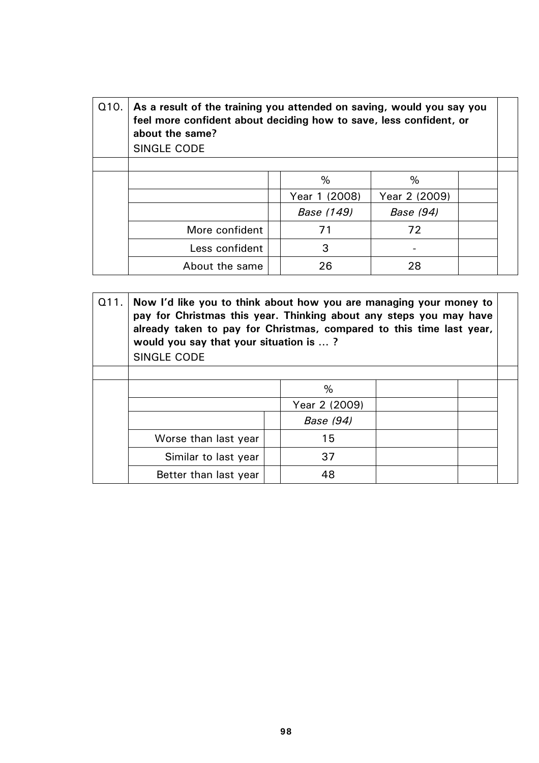**Q10. As a result of the training you attended on saving, would you say you feel more confident about deciding how to save, less confident, or about the same?**

SINGLE CODE

| | % | % |
|---|---|---|
| | Year 1 (2008) | Year 2 (2009) |
| | *Base (149)* | *Base (94)* |
| More confident | 71 | 72 |
| Less confident | 3 | - |
| About the same | 26 | 28 |

**Q11. Now I'd like you to think about how you are managing your money to pay for Christmas this year. Thinking about any steps you may have already taken to pay for Christmas, compared to this time last year, would you say that your situation is … ?**

SINGLE CODE

| | % |
|---|---|
| | Year 2 (2009) |
| | *Base (94)* |
| Worse than last year | 15 |
| Similar to last year | 37 |
| Better than last year | 48 |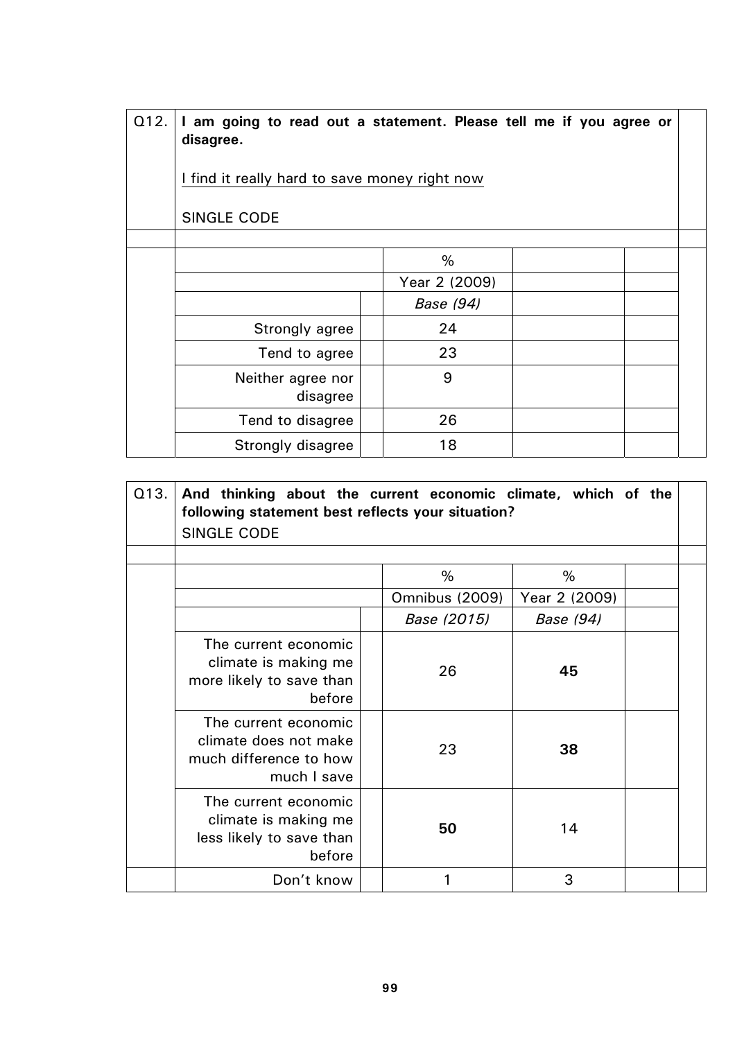**Q12. I am going to read out a statement. Please tell me if you agree or disagree.**

I find it really hard to save money right now

SINGLE CODE

| | % |
|---|---|
| | Year 2 (2009) |
| | *Base (94)* |
| Strongly agree | 24 |
| Tend to agree | 23 |
| Neither agree nor disagree | 9 |
| Tend to disagree | 26 |
| Strongly disagree | 18 |

**Q13. And thinking about the current economic climate, which of the following statement best reflects your situation?**

SINGLE CODE

| | % | % |
|---|---|---|
| | Omnibus (2009) | Year 2 (2009) |
| | *Base (2015)* | *Base (94)* |
| The current economic climate is making me more likely to save than before | 26 | **45** |
| The current economic climate does not make much difference to how much I save | 23 | **38** |
| The current economic climate is making me less likely to save than before | **50** | 14 |
| Don't know | 1 | 3 |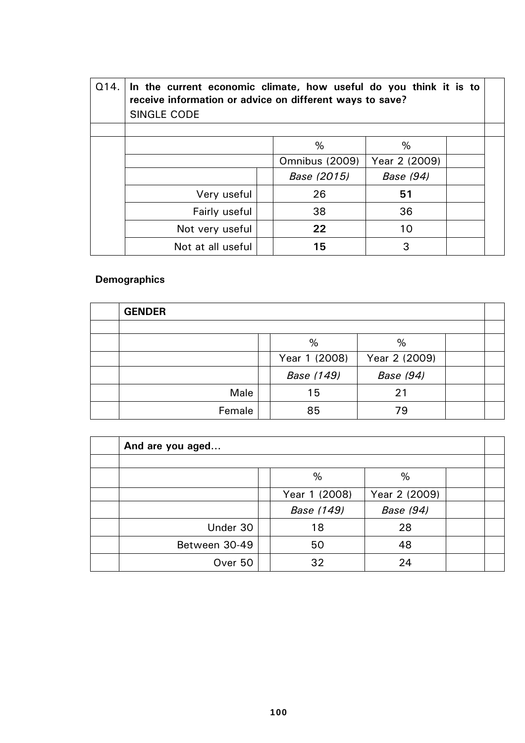**Q14. In the current economic climate, how useful do you think it is to receive information or advice on different ways to save?**
SINGLE CODE

| | % | % |
|---|---|---|
| | Omnibus (2009) | Year 2 (2009) |
| | *Base (2015)* | *Base (94)* |
| Very useful | 26 | **51** |
| Fairly useful | 38 | 36 |
| Not very useful | **22** | 10 |
| Not at all useful | **15** | 3 |

**Demographics**

**GENDER**

| | % | % |
|---|---|---|
| | Year 1 (2008) | Year 2 (2009) |
| | *Base (149)* | *Base (94)* |
| Male | 15 | 21 |
| Female | 85 | 79 |

**And are you aged…**

| | % | % |
|---|---|---|
| | Year 1 (2008) | Year 2 (2009) |
| | *Base (149)* | *Base (94)* |
| Under 30 | 18 | 28 |
| Between 30-49 | 50 | 48 |
| Over 50 | 32 | 24 |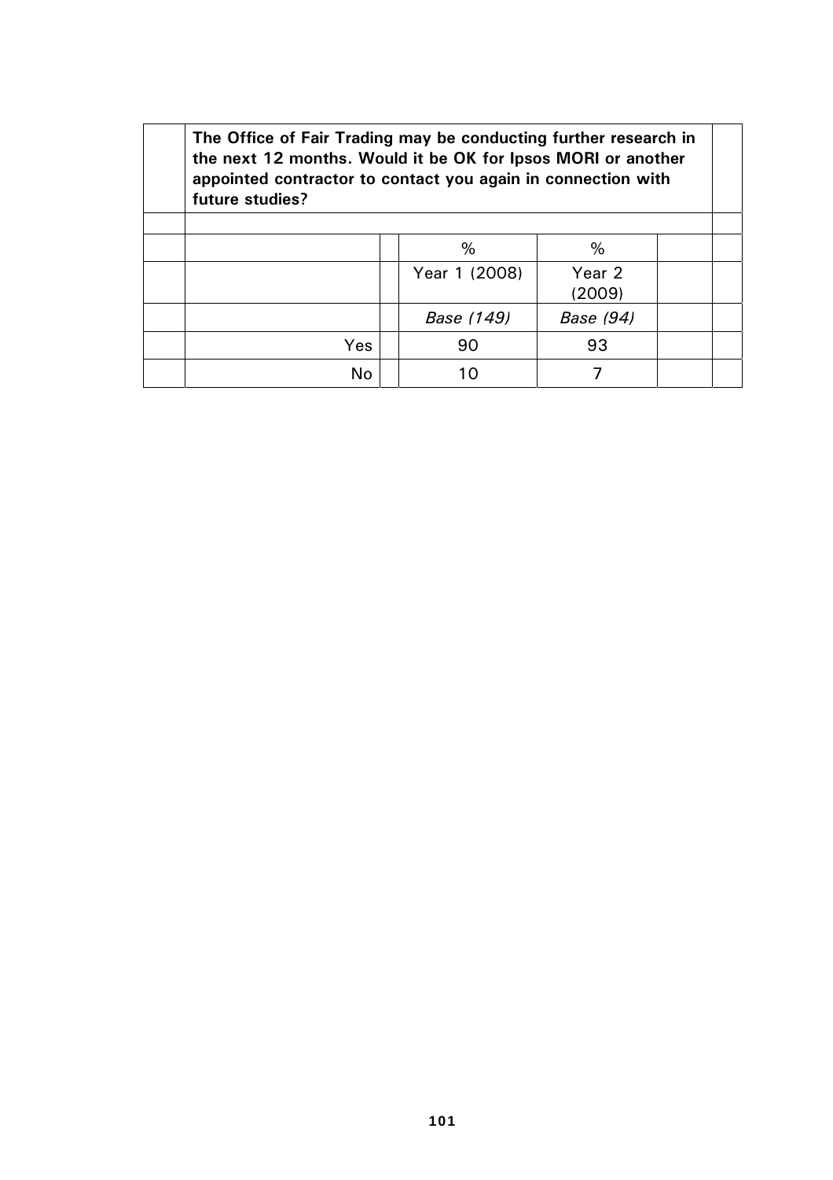**The Office of Fair Trading may be conducting further research in the next 12 months. Would it be OK for Ipsos MORI or another appointed contractor to contact you again in connection with future studies?**

| | % | % |
|---|---|---|
| | Year 1 (2008) | Year 2 (2009) |
| | *Base (149)* | *Base (94)* |
| Yes | 90 | 93 |
| No | 10 | 7 |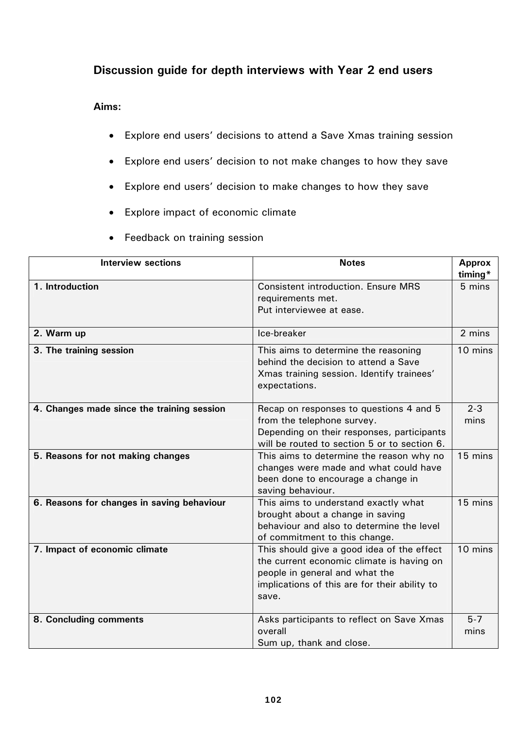## Discussion guide for depth interviews with Year 2 end users

**Aims:**

- Explore end users' decisions to attend a Save Xmas training session
- Explore end users' decision to not make changes to how they save
- Explore end users' decision to make changes to how they save
- Explore impact of economic climate
- Feedback on training session

| Interview sections | Notes | Approx timing* |
|---|---|---|
| **1. Introduction** | Consistent introduction. Ensure MRS requirements met. Put interviewee at ease. | 5 mins |
| **2. Warm up** | Ice-breaker | 2 mins |
| **3. The training session** | This aims to determine the reasoning behind the decision to attend a Save Xmas training session. Identify trainees' expectations. | 10 mins |
| **4. Changes made since the training session** | Recap on responses to questions 4 and 5 from the telephone survey. Depending on their responses, participants will be routed to section 5 or to section 6. | 2-3 mins |
| **5. Reasons for not making changes** | This aims to determine the reason why no changes were made and what could have been done to encourage a change in saving behaviour. | 15 mins |
| **6. Reasons for changes in saving behaviour** | This aims to understand exactly what brought about a change in saving behaviour and also to determine the level of commitment to this change. | 15 mins |
| **7. Impact of economic climate** | This should give a good idea of the effect the current economic climate is having on people in general and what the implications of this are for their ability to save. | 10 mins |
| **8. Concluding comments** | Asks participants to reflect on Save Xmas overall. Sum up, thank and close. | 5-7 mins |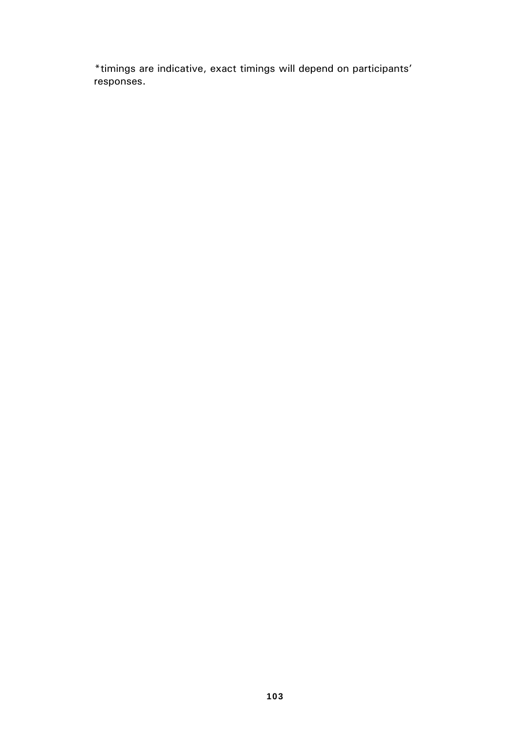*timings are indicative, exact timings will depend on participants' responses.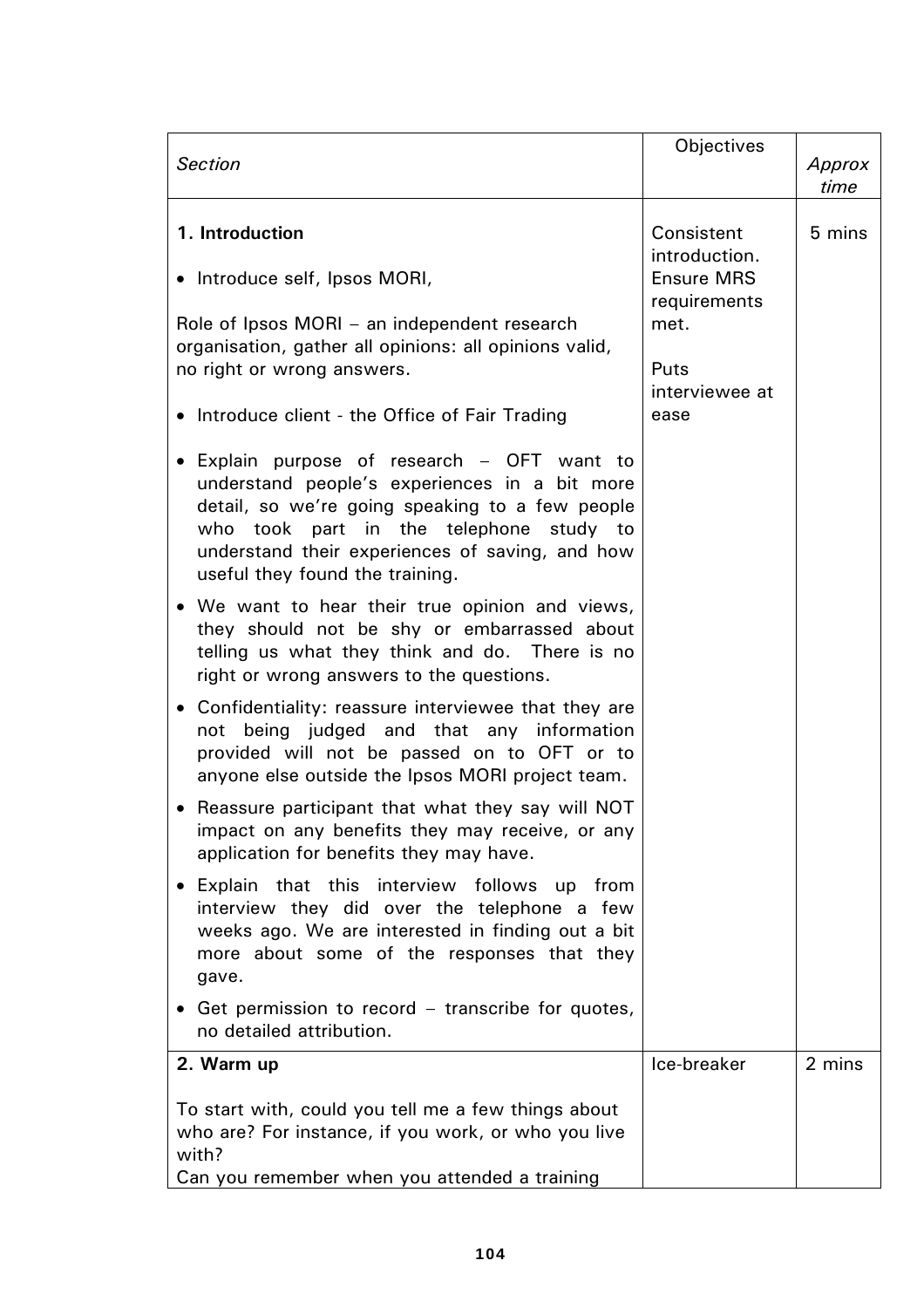| *Section* | Objectives | *Approx time* |
|---|---|---|
| **1. Introduction**<br><br>• Introduce self, Ipsos MORI,<br><br>Role of Ipsos MORI – an independent research organisation, gather all opinions: all opinions valid, no right or wrong answers.<br><br>• Introduce client - the Office of Fair Trading<br><br>• Explain purpose of research – OFT want to understand people's experiences in a bit more detail, so we're going speaking to a few people who took part in the telephone study to understand their experiences of saving, and how useful they found the training.<br><br>• We want to hear their true opinion and views, they should not be shy or embarrassed about telling us what they think and do. There is no right or wrong answers to the questions.<br><br>• Confidentiality: reassure interviewee that they are not being judged and that any information provided will not be passed on to OFT or to anyone else outside the Ipsos MORI project team.<br><br>• Reassure participant that what they say will NOT impact on any benefits they may receive, or any application for benefits they may have.<br><br>• Explain that this interview follows up from interview they did over the telephone a few weeks ago. We are interested in finding out a bit more about some of the responses that they gave.<br><br>• Get permission to record – transcribe for quotes, no detailed attribution. | Consistent introduction. Ensure MRS requirements met.<br><br>Puts interviewee at ease | 5 mins |
| **2. Warm up**<br><br>To start with, could you tell me a few things about who are? For instance, if you work, or who you live with?<br>Can you remember when you attended a training | Ice-breaker | 2 mins |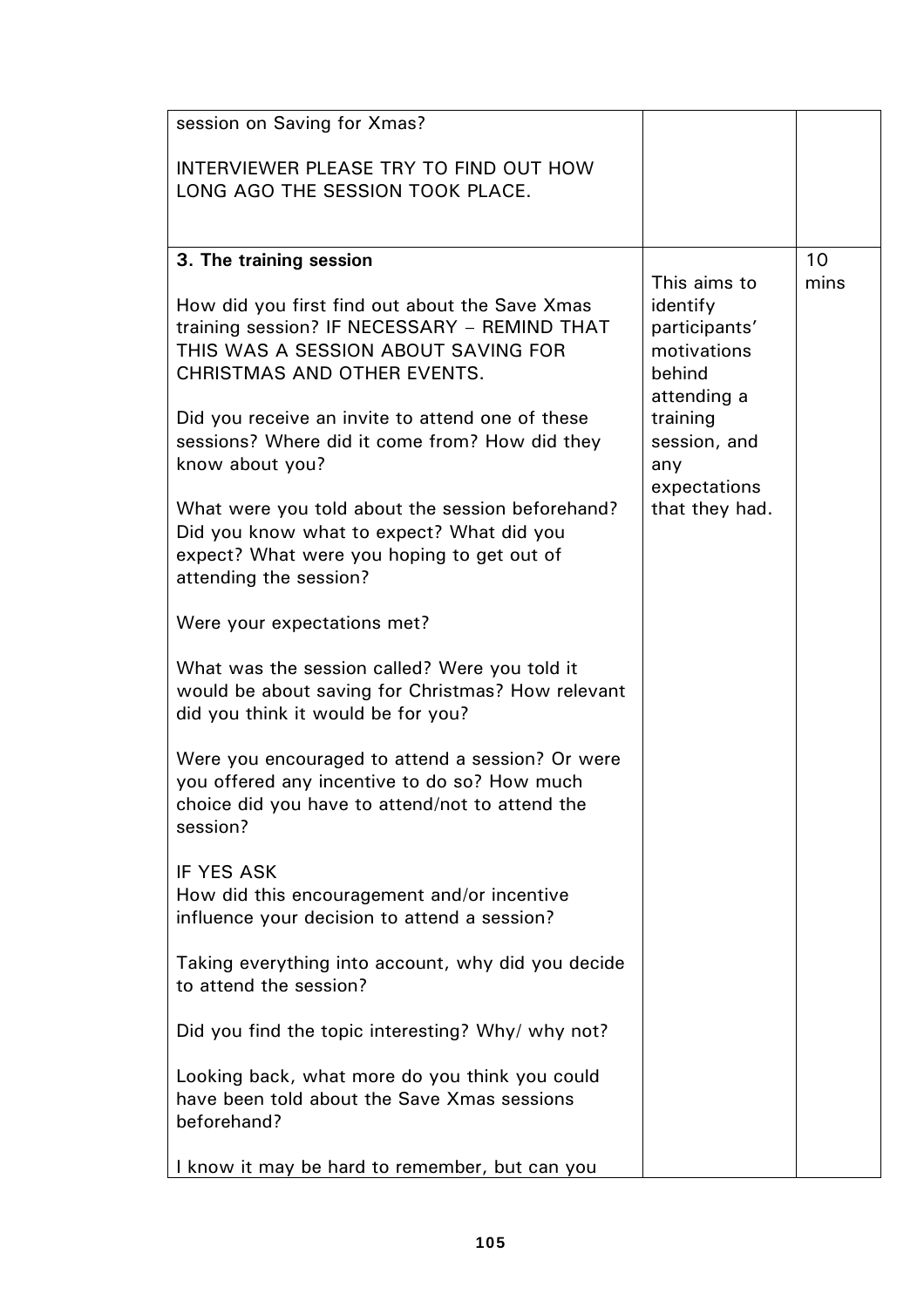| | | |
|---|---|---|
| session on Saving for Xmas?<br><br>INTERVIEWER PLEASE TRY TO FIND OUT HOW LONG AGO THE SESSION TOOK PLACE. | | |
| **3. The training session**<br><br>How did you first find out about the Save Xmas training session? IF NECESSARY – REMIND THAT THIS WAS A SESSION ABOUT SAVING FOR CHRISTMAS AND OTHER EVENTS.<br><br>Did you receive an invite to attend one of these sessions? Where did it come from? How did they know about you?<br><br>What were you told about the session beforehand? Did you know what to expect? What did you expect? What were you hoping to get out of attending the session?<br><br>Were your expectations met?<br><br>What was the session called? Were you told it would be about saving for Christmas? How relevant did you think it would be for you?<br><br>Were you encouraged to attend a session? Or were you offered any incentive to do so? How much choice did you have to attend/not to attend the session?<br><br>IF YES ASK<br>How did this encouragement and/or incentive influence your decision to attend a session?<br><br>Taking everything into account, why did you decide to attend the session?<br><br>Did you find the topic interesting? Why/ why not?<br><br>Looking back, what more do you think you could have been told about the Save Xmas sessions beforehand?<br><br>I know it may be hard to remember, but can you | This aims to identify participants' motivations behind attending a training session, and any expectations that they had. | 10 mins |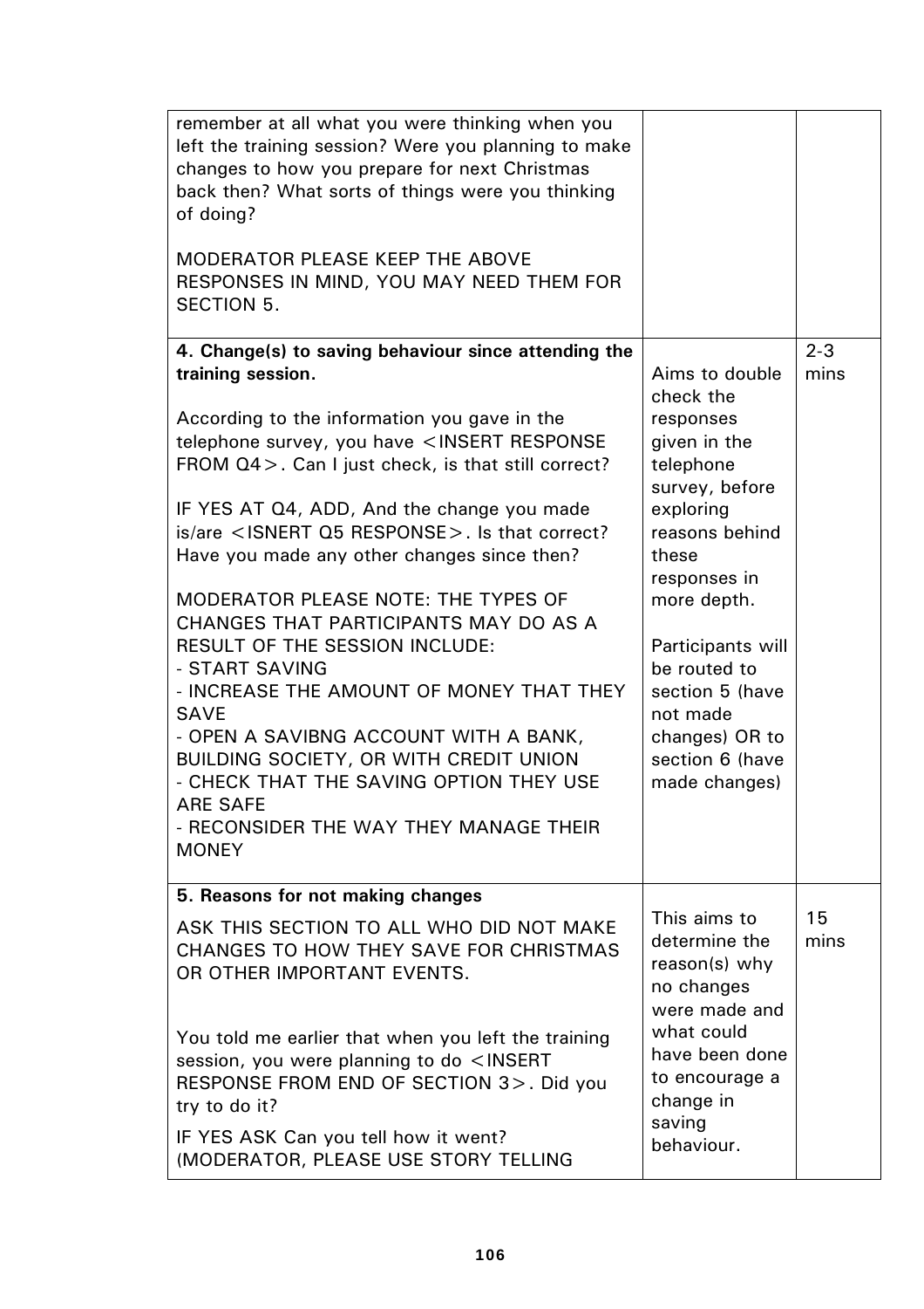| | | |
|---|---|---|
| remember at all what you were thinking when you left the training session? Were you planning to make changes to how you prepare for next Christmas back then? What sorts of things were you thinking of doing?<br><br>MODERATOR PLEASE KEEP THE ABOVE RESPONSES IN MIND, YOU MAY NEED THEM FOR SECTION 5. | | |
| **4. Change(s) to saving behaviour since attending the training session.**<br><br>According to the information you gave in the telephone survey, you have <INSERT RESPONSE FROM Q4>. Can I just check, is that still correct?<br><br>IF YES AT Q4, ADD, And the change you made is/are <ISNERT Q5 RESPONSE>. Is that correct? Have you made any other changes since then?<br><br>MODERATOR PLEASE NOTE: THE TYPES OF CHANGES THAT PARTICIPANTS MAY DO AS A RESULT OF THE SESSION INCLUDE:<br>- START SAVING<br>- INCREASE THE AMOUNT OF MONEY THAT THEY SAVE<br>- OPEN A SAVIBNG ACCOUNT WITH A BANK, BUILDING SOCIETY, OR WITH CREDIT UNION<br>- CHECK THAT THE SAVING OPTION THEY USE ARE SAFE<br>- RECONSIDER THE WAY THEY MANAGE THEIR MONEY | Aims to double check the responses given in the telephone survey, before exploring reasons behind these responses in more depth.<br><br>Participants will be routed to section 5 (have not made changes) OR to section 6 (have made changes) | 2-3 mins |
| **5. Reasons for not making changes**<br><br>ASK THIS SECTION TO ALL WHO DID NOT MAKE CHANGES TO HOW THEY SAVE FOR CHRISTMAS OR OTHER IMPORTANT EVENTS.<br><br>You told me earlier that when you left the training session, you were planning to do <INSERT RESPONSE FROM END OF SECTION 3>. Did you try to do it?<br><br>IF YES ASK Can you tell how it went? (MODERATOR, PLEASE USE STORY TELLING | This aims to determine the reason(s) why no changes were made and what could have been done to encourage a change in saving behaviour. | 15 mins |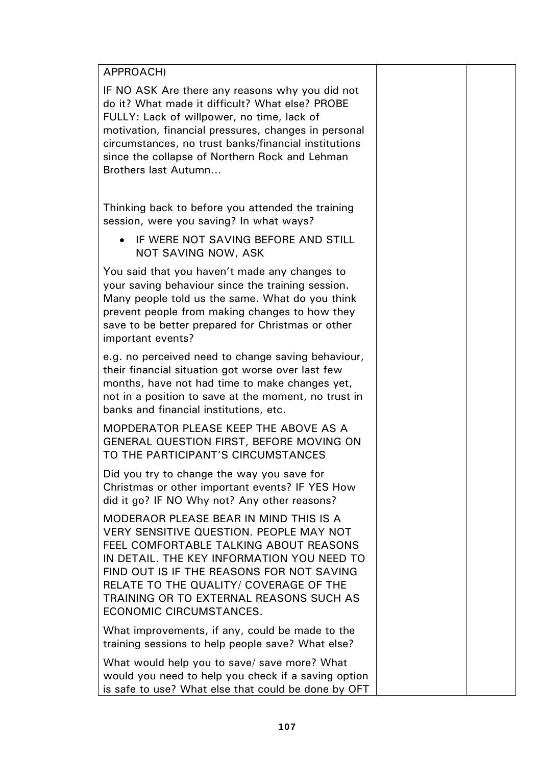| | | |
|---|---|---|
| APPROACH)<br><br>IF NO ASK Are there any reasons why you did not do it? What made it difficult? What else? PROBE FULLY: Lack of willpower, no time, lack of motivation, financial pressures, changes in personal circumstances, no trust banks/financial institutions since the collapse of Northern Rock and Lehman Brothers last Autumn…<br><br>Thinking back to before you attended the training session, were you saving? In what ways?<br><br>• IF WERE NOT SAVING BEFORE AND STILL NOT SAVING NOW, ASK<br><br>You said that you haven't made any changes to your saving behaviour since the training session. Many people told us the same. What do you think prevent people from making changes to how they save to be better prepared for Christmas or other important events?<br><br>e.g. no perceived need to change saving behaviour, their financial situation got worse over last few months, have not had time to make changes yet, not in a position to save at the moment, no trust in banks and financial institutions, etc.<br><br>MOPDERATOR PLEASE KEEP THE ABOVE AS A GENERAL QUESTION FIRST, BEFORE MOVING ON TO THE PARTICIPANT'S CIRCUMSTANCES<br><br>Did you try to change the way you save for Christmas or other important events? IF YES How did it go? IF NO Why not? Any other reasons?<br><br>MODERAOR PLEASE BEAR IN MIND THIS IS A VERY SENSITIVE QUESTION. PEOPLE MAY NOT FEEL COMFORTABLE TALKING ABOUT REASONS IN DETAIL. THE KEY INFORMATION YOU NEED TO FIND OUT IS IF THE REASONS FOR NOT SAVING RELATE TO THE QUALITY/ COVERAGE OF THE TRAINING OR TO EXTERNAL REASONS SUCH AS ECONOMIC CIRCUMSTANCES.<br><br>What improvements, if any, could be made to the training sessions to help people save? What else?<br><br>What would help you to save/ save more? What would you need to help you check if a saving option is safe to use? What else that could be done by OFT | | |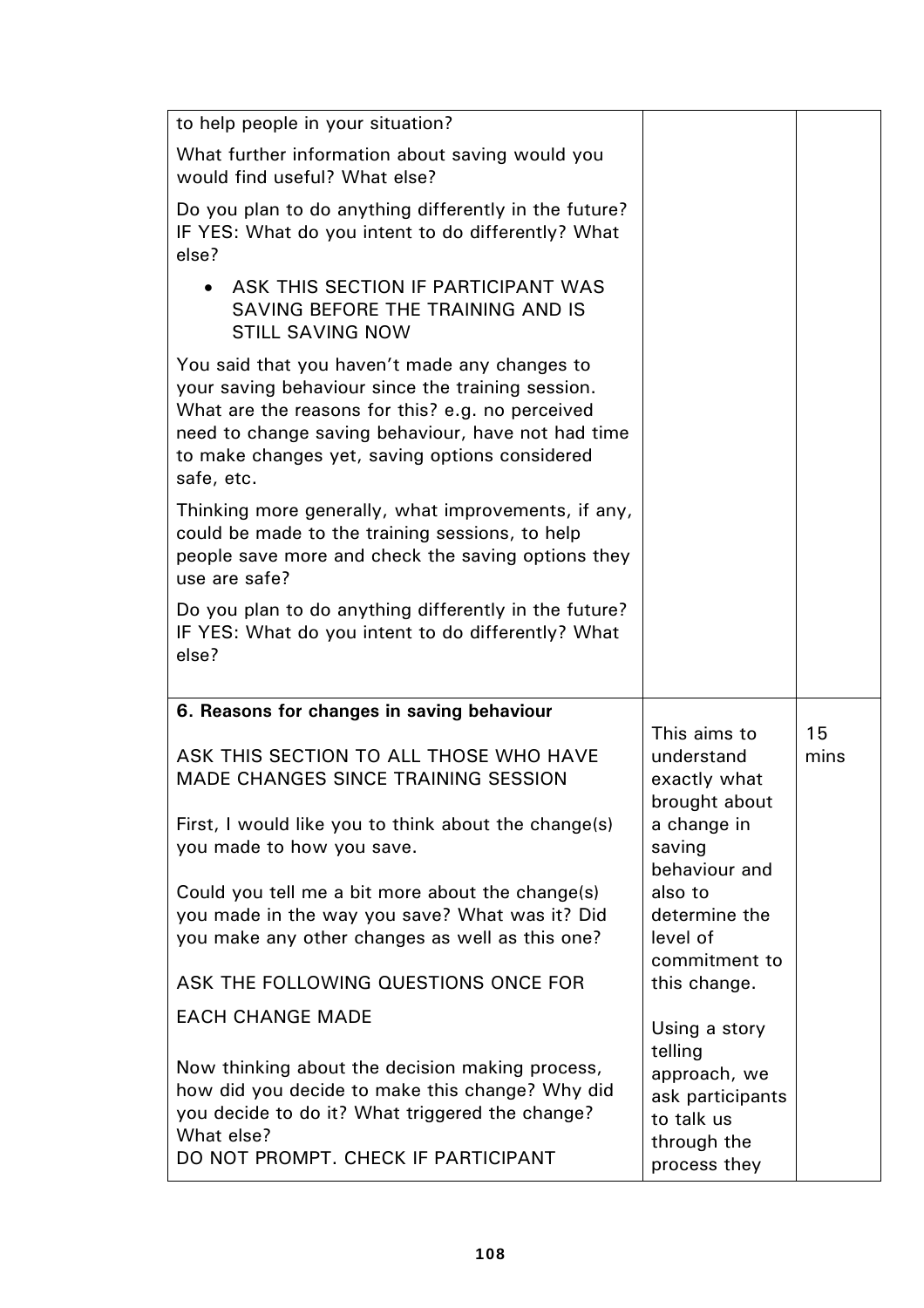| | | |
|---|---|---|
| to help people in your situation?<br><br>What further information about saving would you would find useful? What else?<br><br>Do you plan to do anything differently in the future? IF YES: What do you intent to do differently? What else?<br><br>• ASK THIS SECTION IF PARTICIPANT WAS SAVING BEFORE THE TRAINING AND IS STILL SAVING NOW<br><br>You said that you haven't made any changes to your saving behaviour since the training session. What are the reasons for this? e.g. no perceived need to change saving behaviour, have not had time to make changes yet, saving options considered safe, etc.<br><br>Thinking more generally, what improvements, if any, could be made to the training sessions, to help people save more and check the saving options they use are safe?<br><br>Do you plan to do anything differently in the future? IF YES: What do you intent to do differently? What else? | | |
| **6. Reasons for changes in saving behaviour**<br><br>ASK THIS SECTION TO ALL THOSE WHO HAVE MADE CHANGES SINCE TRAINING SESSION<br><br>First, I would like you to think about the change(s) you made to how you save.<br><br>Could you tell me a bit more about the change(s) you made in the way you save? What was it? Did you make any other changes as well as this one?<br><br>ASK THE FOLLOWING QUESTIONS ONCE FOR EACH CHANGE MADE<br><br>Now thinking about the decision making process, how did you decide to make this change? Why did you decide to do it? What triggered the change? What else?<br>DO NOT PROMPT. CHECK IF PARTICIPANT | This aims to understand exactly what brought about a change in saving behaviour and also to determine the level of commitment to this change.<br><br>Using a story telling approach, we ask participants to talk us through the process they | 15 mins |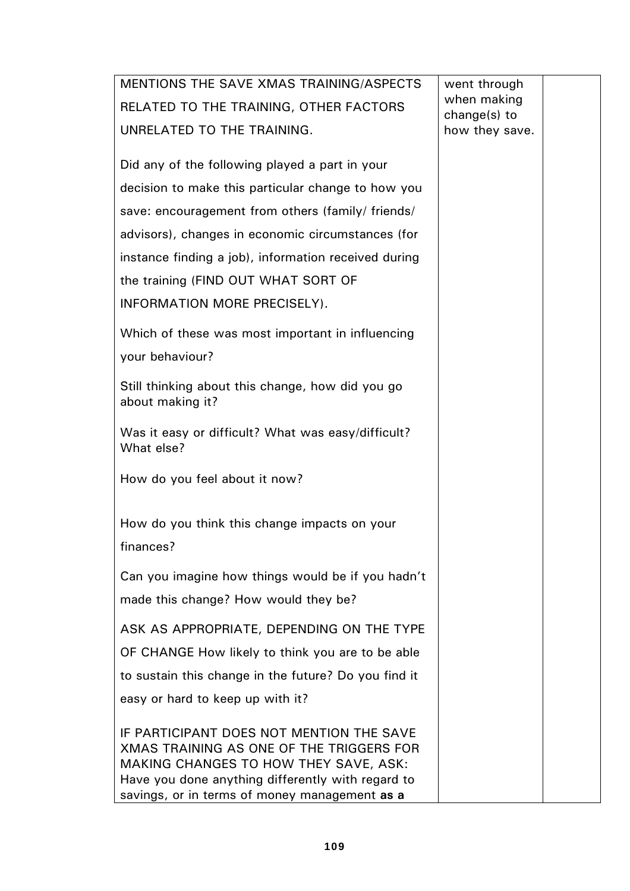| | | |
|---|---|---|
| MENTIONS THE SAVE XMAS TRAINING/ASPECTS RELATED TO THE TRAINING, OTHER FACTORS UNRELATED TO THE TRAINING.<br><br>Did any of the following played a part in your decision to make this particular change to how you save: encouragement from others (family/ friends/ advisors), changes in economic circumstances (for instance finding a job), information received during the training (FIND OUT WHAT SORT OF INFORMATION MORE PRECISELY).<br><br>Which of these was most important in influencing your behaviour?<br><br>Still thinking about this change, how did you go about making it?<br><br>Was it easy or difficult? What was easy/difficult? What else?<br><br>How do you feel about it now?<br><br>How do you think this change impacts on your finances?<br><br>Can you imagine how things would be if you hadn't made this change? How would they be?<br><br>ASK AS APPROPRIATE, DEPENDING ON THE TYPE OF CHANGE How likely to think you are to be able to sustain this change in the future? Do you find it easy or hard to keep up with it?<br><br>IF PARTICIPANT DOES NOT MENTION THE SAVE XMAS TRAINING AS ONE OF THE TRIGGERS FOR MAKING CHANGES TO HOW THEY SAVE, ASK: Have you done anything differently with regard to savings, or in terms of money management **as a** | went through when making change(s) to how they save. | |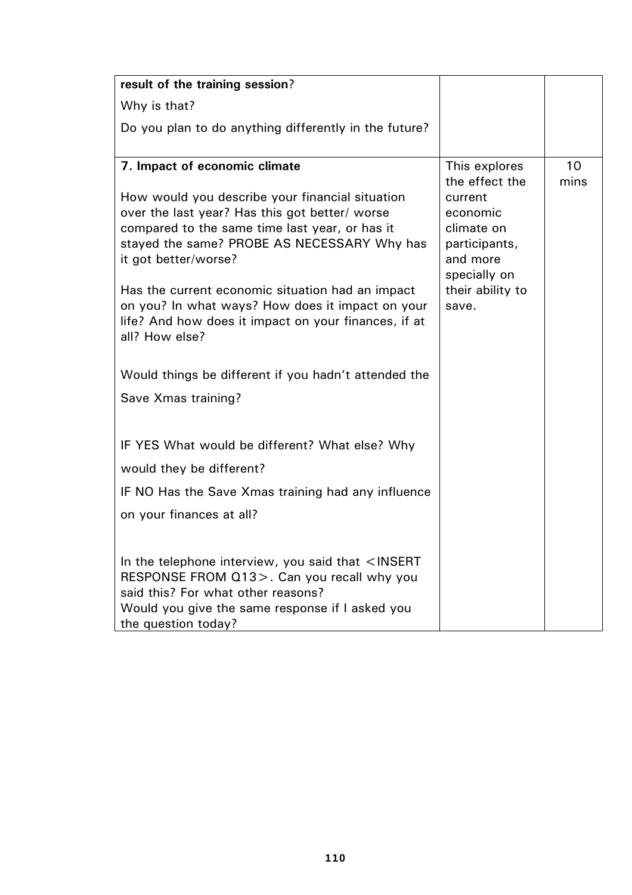| | | |
|---|---|---|
| **result of the training session**?<br><br>Why is that?<br><br>Do you plan to do anything differently in the future? | | |
| **7. Impact of economic climate**<br><br>How would you describe your financial situation over the last year? Has this got better/ worse compared to the same time last year, or has it stayed the same? PROBE AS NECESSARY Why has it got better/worse?<br><br>Has the current economic situation had an impact on you? In what ways? How does it impact on your life? And how does it impact on your finances, if at all? How else?<br><br>Would things be different if you hadn't attended the Save Xmas training?<br><br>IF YES What would be different? What else? Why would they be different?<br><br>IF NO Has the Save Xmas training had any influence on your finances at all?<br><br>In the telephone interview, you said that <INSERT RESPONSE FROM Q13>. Can you recall why you said this? For what other reasons?<br>Would you give the same response if I asked you the question today? | This explores the effect the current economic climate on participants, and more specially on their ability to save. | 10 mins |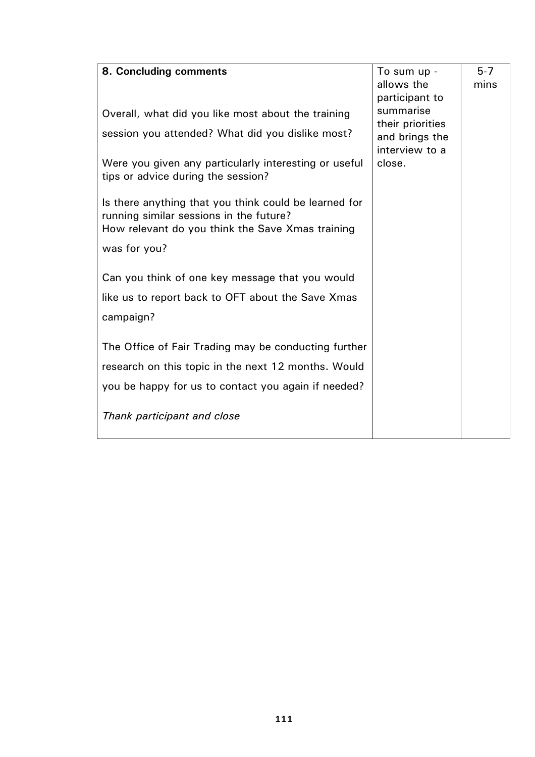| **8. Concluding comments**<br><br>Overall, what did you like most about the training session you attended? What did you dislike most?<br><br>Were you given any particularly interesting or useful tips or advice during the session?<br><br>Is there anything that you think could be learned for running similar sessions in the future?<br>How relevant do you think the Save Xmas training was for you?<br><br>Can you think of one key message that you would like us to report back to OFT about the Save Xmas campaign?<br><br>The Office of Fair Trading may be conducting further research on this topic in the next 12 months. Would you be happy for us to contact you again if needed?<br><br>*Thank participant and close* | To sum up - allows the participant to summarise their priorities and brings the interview to a close. | 5-7 mins |
|---|---|---|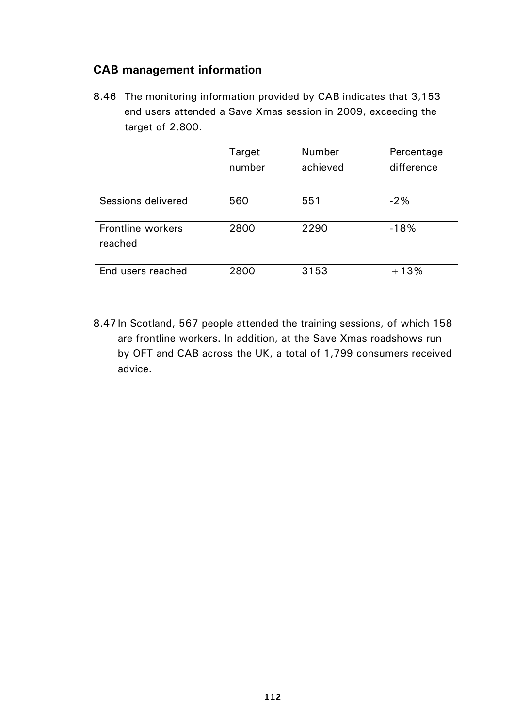## CAB management information

8.46 The monitoring information provided by CAB indicates that 3,153 end users attended a Save Xmas session in 2009, exceeding the target of 2,800.

| | Target number | Number achieved | Percentage difference |
|---|---|---|---|
| Sessions delivered | 560 | 551 | -2% |
| Frontline workers reached | 2800 | 2290 | -18% |
| End users reached | 2800 | 3153 | +13% |

8.47 In Scotland, 567 people attended the training sessions, of which 158 are frontline workers. In addition, at the Save Xmas roadshows run by OFT and CAB across the UK, a total of 1,799 consumers received advice.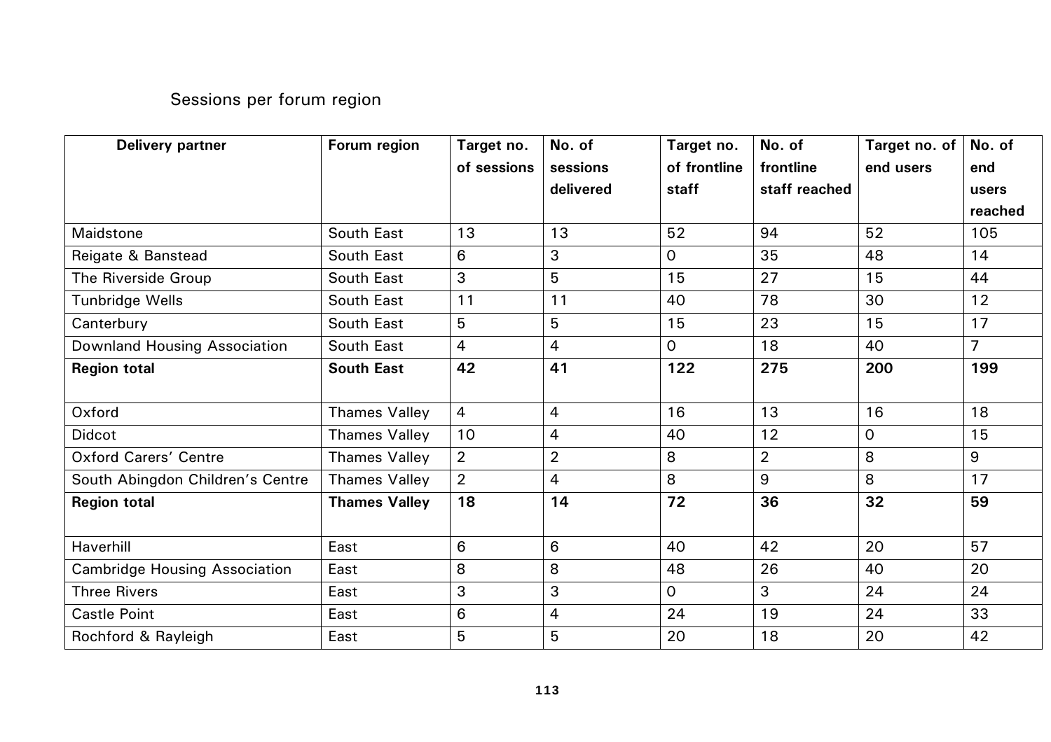Sessions per forum region

| Delivery partner | Forum region | Target no. of sessions | No. of sessions delivered | Target no. of frontline staff | No. of frontline staff reached | Target no. of end users | No. of end users reached |
|---|---|---|---|---|---|---|---|
| Maidstone | South East | 13 | 13 | 52 | 94 | 52 | 105 |
| Reigate & Banstead | South East | 6 | 3 | 0 | 35 | 48 | 14 |
| The Riverside Group | South East | 3 | 5 | 15 | 27 | 15 | 44 |
| Tunbridge Wells | South East | 11 | 11 | 40 | 78 | 30 | 12 |
| Canterbury | South East | 5 | 5 | 15 | 23 | 15 | 17 |
| Downland Housing Association | South East | 4 | 4 | 0 | 18 | 40 | 7 |
| **Region total** | **South East** | **42** | **41** | **122** | **275** | **200** | **199** |
| Oxford | Thames Valley | 4 | 4 | 16 | 13 | 16 | 18 |
| Didcot | Thames Valley | 10 | 4 | 40 | 12 | 0 | 15 |
| Oxford Carers' Centre | Thames Valley | 2 | 2 | 8 | 2 | 8 | 9 |
| South Abingdon Children's Centre | Thames Valley | 2 | 4 | 8 | 9 | 8 | 17 |
| **Region total** | **Thames Valley** | **18** | **14** | **72** | **36** | **32** | **59** |
| Haverhill | East | 6 | 6 | 40 | 42 | 20 | 57 |
| Cambridge Housing Association | East | 8 | 8 | 48 | 26 | 40 | 20 |
| Three Rivers | East | 3 | 3 | 0 | 3 | 24 | 24 |
| Castle Point | East | 6 | 4 | 24 | 19 | 24 | 33 |
| Rochford & Rayleigh | East | 5 | 5 | 20 | 18 | 20 | 42 |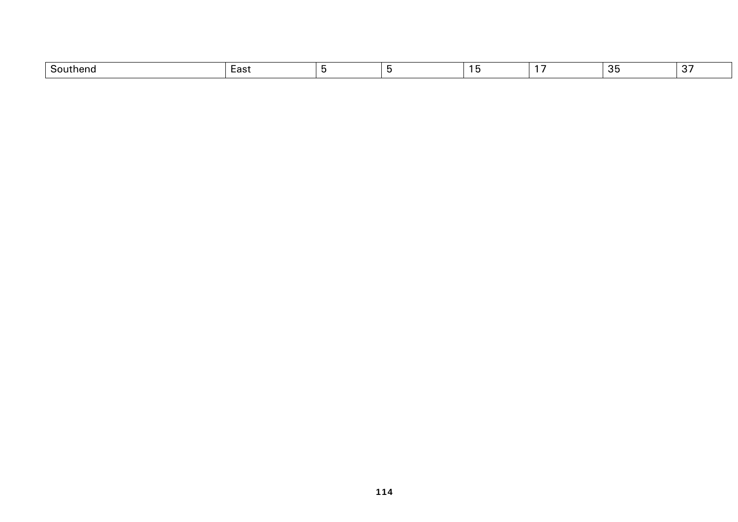| Southend | East | 5 | 5 | 15 | 17 | 35 | 37 |
|---|---|---|---|---|---|---|---|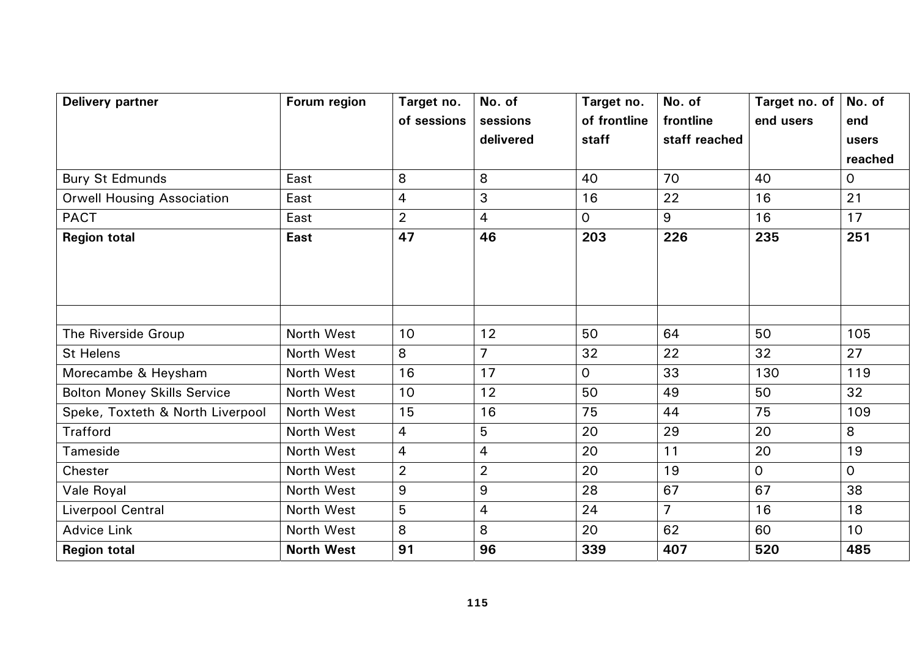| **Delivery partner** | **Forum region** | **Target no. of sessions** | **No. of sessions delivered** | **Target no. of frontline staff** | **No. of frontline staff reached** | **Target no. of end users** | **No. of end users reached** |
|---|---|---|---|---|---|---|---|
| Bury St Edmunds | East | 8 | 8 | 40 | 70 | 40 | 0 |
| Orwell Housing Association | East | 4 | 3 | 16 | 22 | 16 | 21 |
| PACT | East | 2 | 4 | 0 | 9 | 16 | 17 |
| **Region total** | **East** | **47** | **46** | **203** | **226** | **235** | **251** |
| | | | | | | | |
| The Riverside Group | North West | 10 | 12 | 50 | 64 | 50 | 105 |
| St Helens | North West | 8 | 7 | 32 | 22 | 32 | 27 |
| Morecambe & Heysham | North West | 16 | 17 | 0 | 33 | 130 | 119 |
| Bolton Money Skills Service | North West | 10 | 12 | 50 | 49 | 50 | 32 |
| Speke, Toxteth & North Liverpool | North West | 15 | 16 | 75 | 44 | 75 | 109 |
| Trafford | North West | 4 | 5 | 20 | 29 | 20 | 8 |
| Tameside | North West | 4 | 4 | 20 | 11 | 20 | 19 |
| Chester | North West | 2 | 2 | 20 | 19 | 0 | 0 |
| Vale Royal | North West | 9 | 9 | 28 | 67 | 67 | 38 |
| Liverpool Central | North West | 5 | 4 | 24 | 7 | 16 | 18 |
| Advice Link | North West | 8 | 8 | 20 | 62 | 60 | 10 |
| **Region total** | **North West** | **91** | **96** | **339** | **407** | **520** | **485** |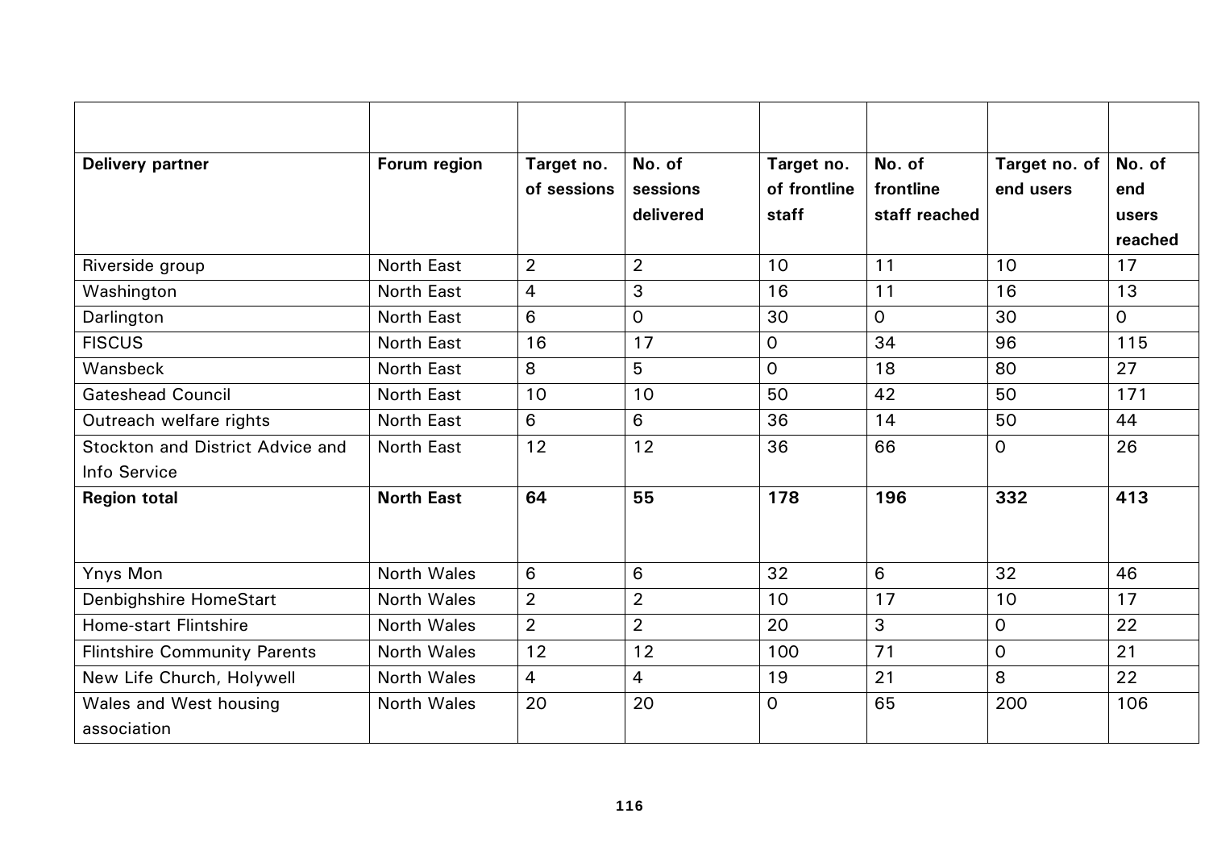| Delivery partner | Forum region | Target no. of sessions | No. of sessions delivered | Target no. of frontline staff | No. of frontline staff reached | Target no. of end users | No. of end users reached |
|---|---|---|---|---|---|---|---|
| Riverside group | North East | 2 | 2 | 10 | 11 | 10 | 17 |
| Washington | North East | 4 | 3 | 16 | 11 | 16 | 13 |
| Darlington | North East | 6 | 0 | 30 | 0 | 30 | 0 |
| FISCUS | North East | 16 | 17 | 0 | 34 | 96 | 115 |
| Wansbeck | North East | 8 | 5 | 0 | 18 | 80 | 27 |
| Gateshead Council | North East | 10 | 10 | 50 | 42 | 50 | 171 |
| Outreach welfare rights | North East | 6 | 6 | 36 | 14 | 50 | 44 |
| Stockton and District Advice and Info Service | North East | 12 | 12 | 36 | 66 | 0 | 26 |
| **Region total** | **North East** | **64** | **55** | **178** | **196** | **332** | **413** |
| Ynys Mon | North Wales | 6 | 6 | 32 | 6 | 32 | 46 |
| Denbighshire HomeStart | North Wales | 2 | 2 | 10 | 17 | 10 | 17 |
| Home-start Flintshire | North Wales | 2 | 2 | 20 | 3 | 0 | 22 |
| Flintshire Community Parents | North Wales | 12 | 12 | 100 | 71 | 0 | 21 |
| New Life Church, Holywell | North Wales | 4 | 4 | 19 | 21 | 8 | 22 |
| Wales and West housing association | North Wales | 20 | 20 | 0 | 65 | 200 | 106 |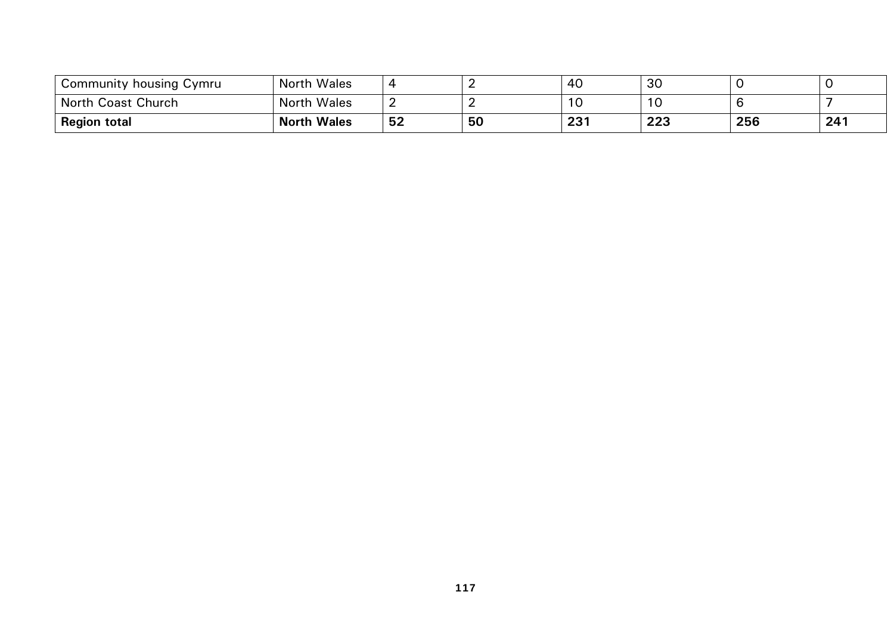| Community housing Cymru | North Wales | 4 | 2 | 40 | 30 | 0 | 0 |
| --- | --- | --- | --- | --- | --- | --- | --- |
| North Coast Church | North Wales | 2 | 2 | 10 | 10 | 6 | 7 |
| **Region total** | **North Wales** | **52** | **50** | **231** | **223** | **256** | **241** |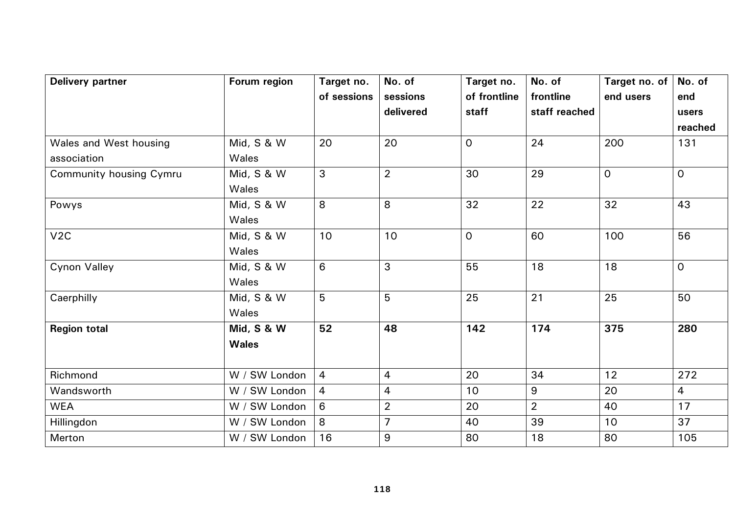| Delivery partner | Forum region | Target no. of sessions | No. of sessions delivered | Target no. of frontline staff | No. of frontline staff reached | Target no. of end users | No. of end users reached |
|---|---|---|---|---|---|---|---|
| Wales and West housing association | Mid, S & W Wales | 20 | 20 | 0 | 24 | 200 | 131 |
| Community housing Cymru | Mid, S & W Wales | 3 | 2 | 30 | 29 | 0 | 0 |
| Powys | Mid, S & W Wales | 8 | 8 | 32 | 22 | 32 | 43 |
| V2C | Mid, S & W Wales | 10 | 10 | 0 | 60 | 100 | 56 |
| Cynon Valley | Mid, S & W Wales | 6 | 3 | 55 | 18 | 18 | 0 |
| Caerphilly | Mid, S & W Wales | 5 | 5 | 25 | 21 | 25 | 50 |
| **Region total** | **Mid, S & W Wales** | **52** | **48** | **142** | **174** | **375** | **280** |
| Richmond | W / SW London | 4 | 4 | 20 | 34 | 12 | 272 |
| Wandsworth | W / SW London | 4 | 4 | 10 | 9 | 20 | 4 |
| WEA | W / SW London | 6 | 2 | 20 | 2 | 40 | 17 |
| Hillingdon | W / SW London | 8 | 7 | 40 | 39 | 10 | 37 |
| Merton | W / SW London | 16 | 9 | 80 | 18 | 80 | 105 |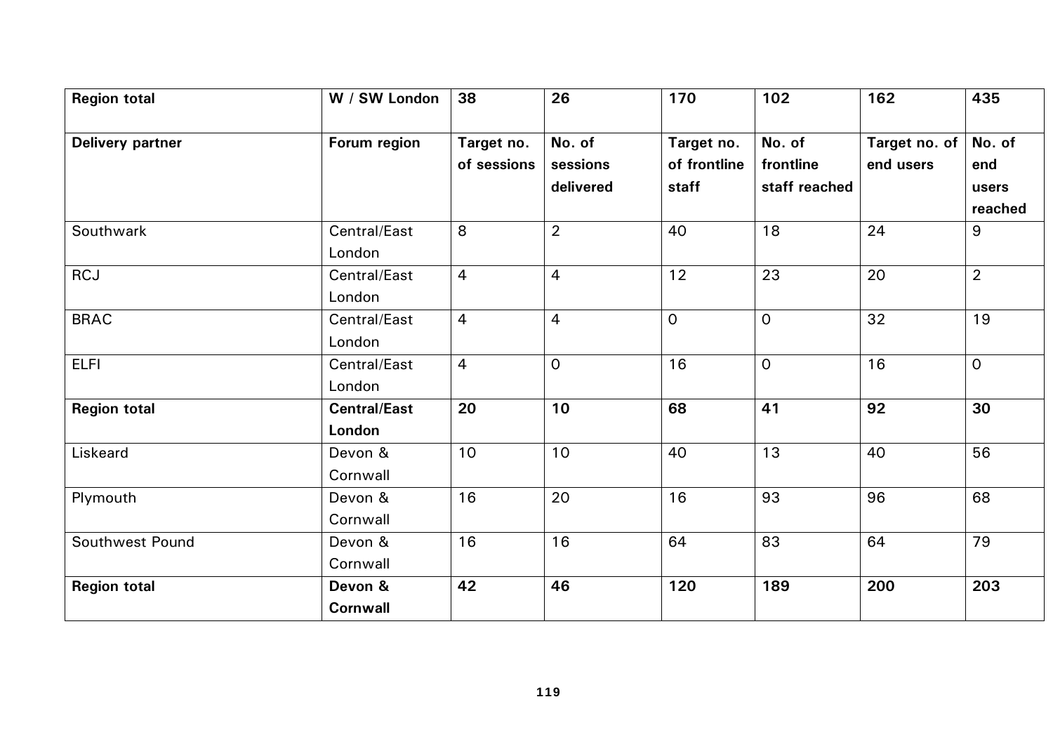| **Region total** | **W / SW London** | **38** | **26** | **170** | **102** | **162** | **435** |
|---|---|---|---|---|---|---|---|
| **Delivery partner** | **Forum region** | **Target no. of sessions** | **No. of sessions delivered** | **Target no. of frontline staff** | **No. of frontline staff reached** | **Target no. of end users** | **No. of end users reached** |
| Southwark | Central/East London | 8 | 2 | 40 | 18 | 24 | 9 |
| RCJ | Central/East London | 4 | 4 | 12 | 23 | 20 | 2 |
| BRAC | Central/East London | 4 | 4 | 0 | 0 | 32 | 19 |
| ELFI | Central/East London | 4 | 0 | 16 | 0 | 16 | 0 |
| **Region total** | **Central/East London** | **20** | **10** | **68** | **41** | **92** | **30** |
| Liskeard | Devon & Cornwall | 10 | 10 | 40 | 13 | 40 | 56 |
| Plymouth | Devon & Cornwall | 16 | 20 | 16 | 93 | 96 | 68 |
| Southwest Pound | Devon & Cornwall | 16 | 16 | 64 | 83 | 64 | 79 |
| **Region total** | **Devon & Cornwall** | **42** | **46** | **120** | **189** | **200** | **203** |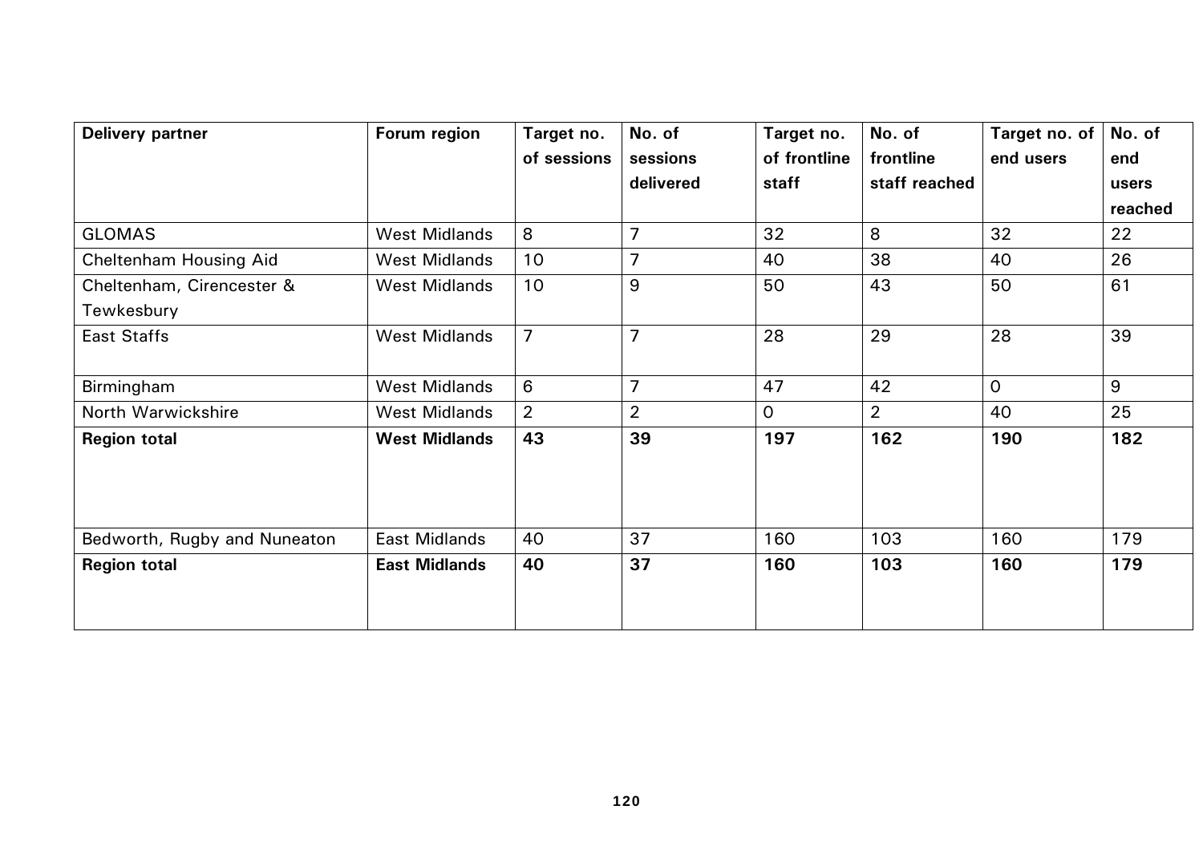| **Delivery partner** | **Forum region** | **Target no. of sessions** | **No. of sessions delivered** | **Target no. of frontline staff** | **No. of frontline staff reached** | **Target no. of end users** | **No. of end users reached** |
|---|---|---|---|---|---|---|---|
| GLOMAS | West Midlands | 8 | 7 | 32 | 8 | 32 | 22 |
| Cheltenham Housing Aid | West Midlands | 10 | 7 | 40 | 38 | 40 | 26 |
| Cheltenham, Cirencester & Tewkesbury | West Midlands | 10 | 9 | 50 | 43 | 50 | 61 |
| East Staffs | West Midlands | 7 | 7 | 28 | 29 | 28 | 39 |
| Birmingham | West Midlands | 6 | 7 | 47 | 42 | 0 | 9 |
| North Warwickshire | West Midlands | 2 | 2 | 0 | 2 | 40 | 25 |
| **Region total** | **West Midlands** | **43** | **39** | **197** | **162** | **190** | **182** |
| Bedworth, Rugby and Nuneaton | East Midlands | 40 | 37 | 160 | 103 | 160 | 179 |
| **Region total** | **East Midlands** | **40** | **37** | **160** | **103** | **160** | **179** |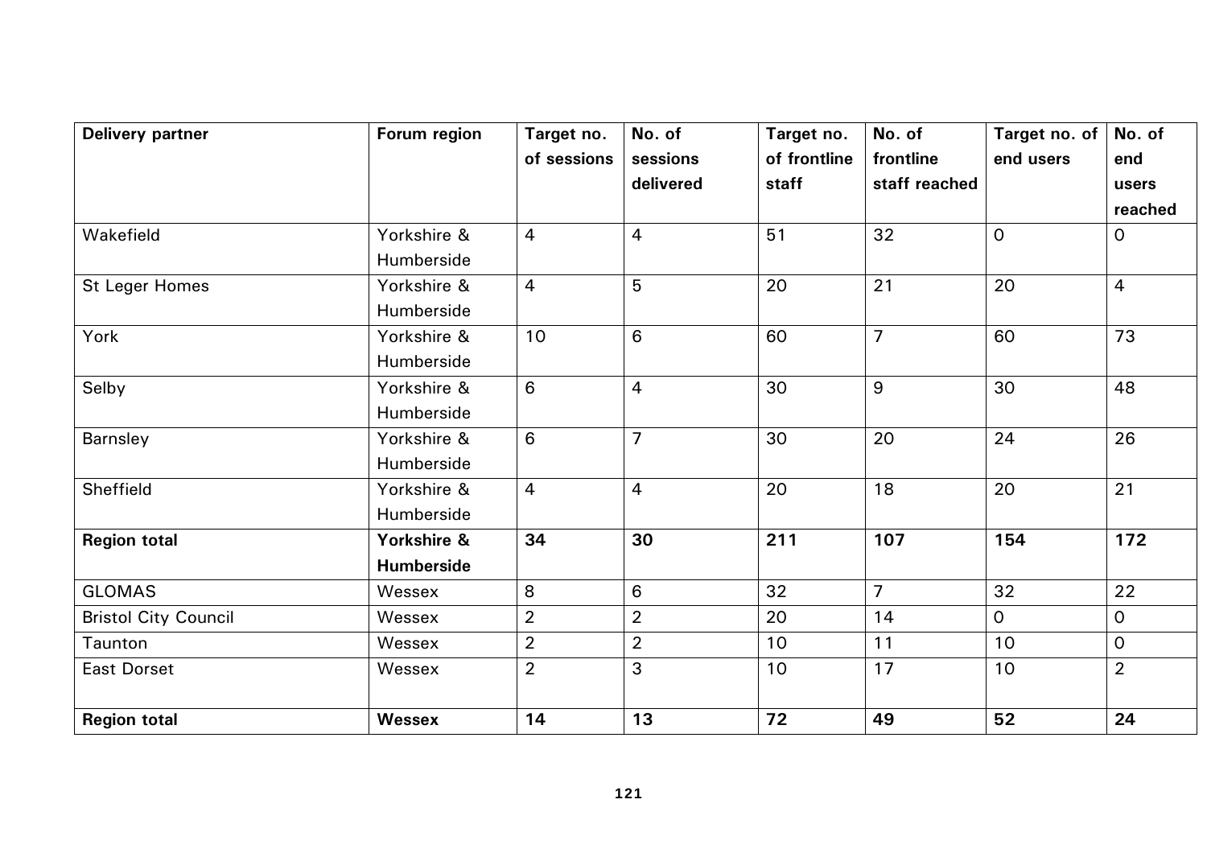| Delivery partner | Forum region | Target no. of sessions | No. of sessions delivered | Target no. of frontline staff | No. of frontline staff reached | Target no. of end users | No. of end users reached |
|---|---|---|---|---|---|---|---|
| Wakefield | Yorkshire & Humberside | 4 | 4 | 51 | 32 | 0 | 0 |
| St Leger Homes | Yorkshire & Humberside | 4 | 5 | 20 | 21 | 20 | 4 |
| York | Yorkshire & Humberside | 10 | 6 | 60 | 7 | 60 | 73 |
| Selby | Yorkshire & Humberside | 6 | 4 | 30 | 9 | 30 | 48 |
| Barnsley | Yorkshire & Humberside | 6 | 7 | 30 | 20 | 24 | 26 |
| Sheffield | Yorkshire & Humberside | 4 | 4 | 20 | 18 | 20 | 21 |
| **Region total** | **Yorkshire & Humberside** | **34** | **30** | **211** | **107** | **154** | **172** |
| GLOMAS | Wessex | 8 | 6 | 32 | 7 | 32 | 22 |
| Bristol City Council | Wessex | 2 | 2 | 20 | 14 | 0 | 0 |
| Taunton | Wessex | 2 | 2 | 10 | 11 | 10 | 0 |
| East Dorset | Wessex | 2 | 3 | 10 | 17 | 10 | 2 |
| **Region total** | **Wessex** | **14** | **13** | **72** | **49** | **52** | **24** |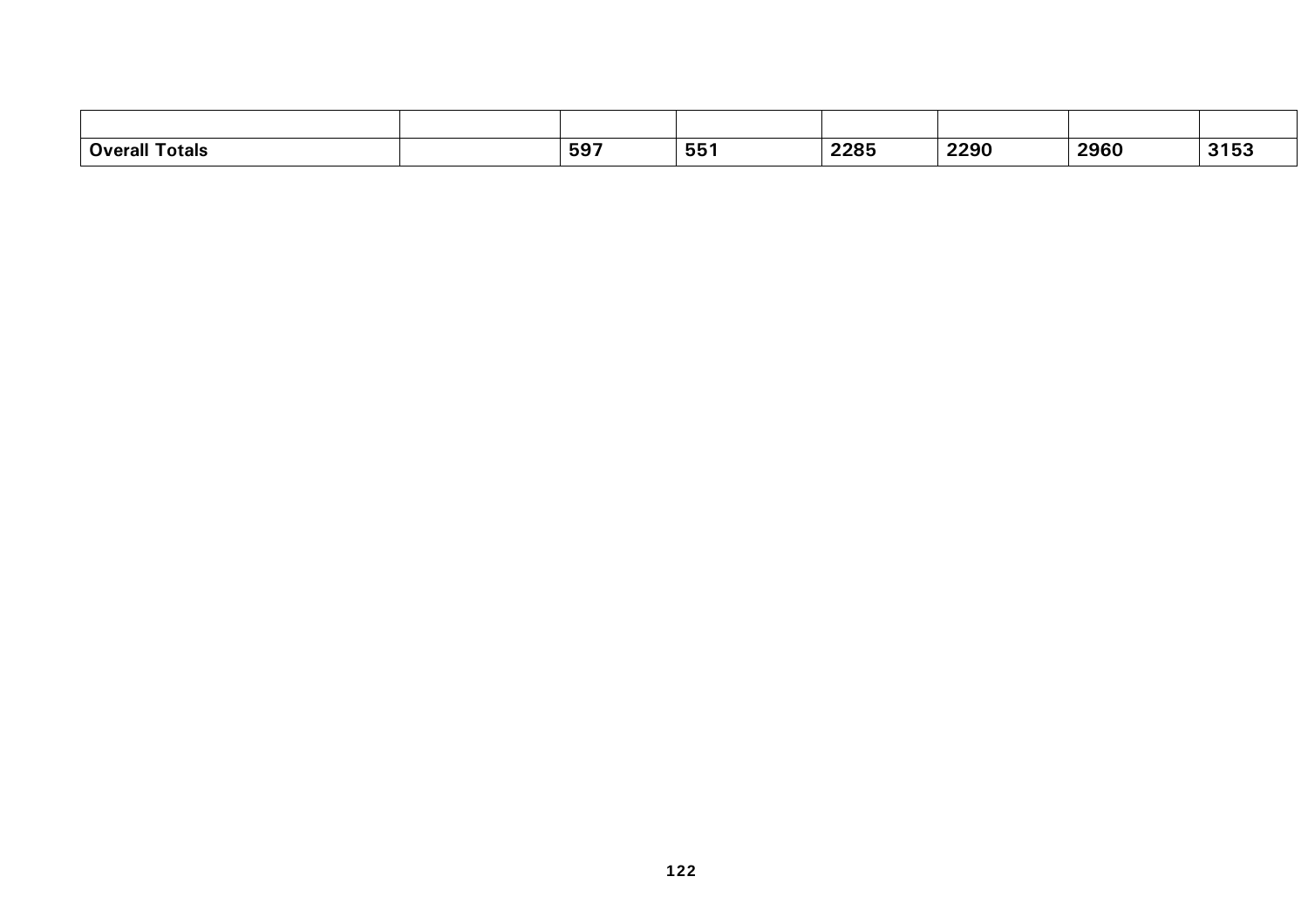| | | | | | | | |
|---|---|---|---|---|---|---|---|
| **Overall Totals** | | **597** | **551** | **2285** | **2290** | **2960** | **3153** |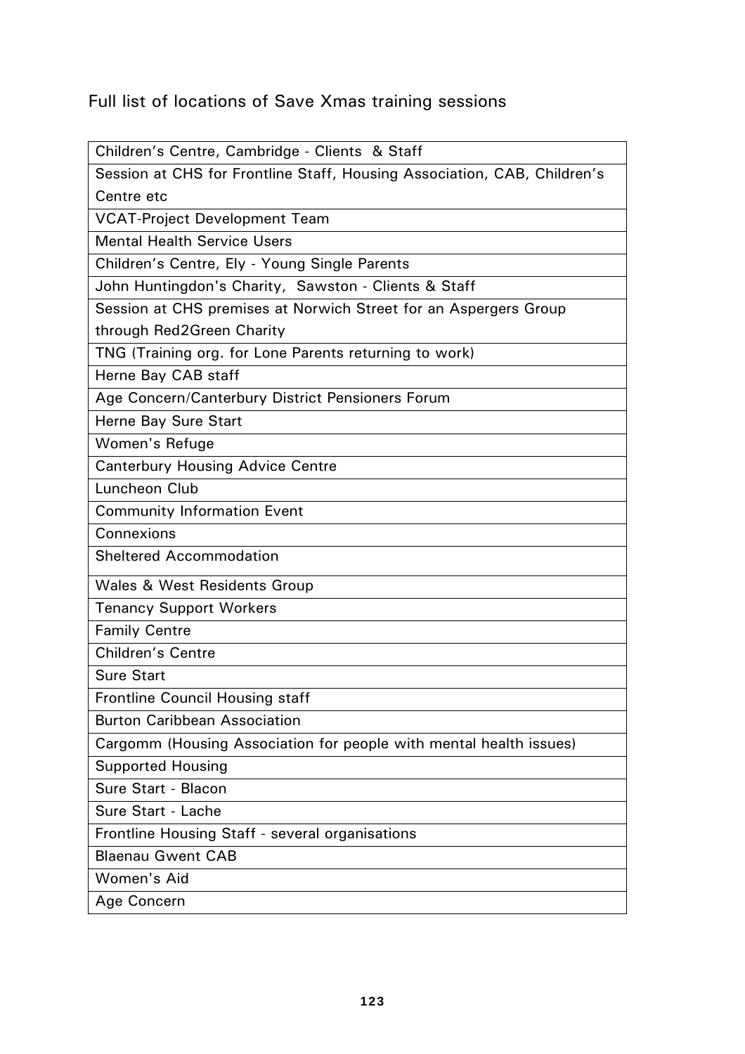Full list of locations of Save Xmas training sessions

| Children's Centre, Cambridge - Clients & Staff |
|---|
| Session at CHS for Frontline Staff, Housing Association, CAB, Children's Centre etc |
| VCAT-Project Development Team |
| Mental Health Service Users |
| Children's Centre, Ely - Young Single Parents |
| John Huntingdon's Charity, Sawston - Clients & Staff |
| Session at CHS premises at Norwich Street for an Aspergers Group through Red2Green Charity |
| TNG (Training org. for Lone Parents returning to work) |
| Herne Bay CAB staff |
| Age Concern/Canterbury District Pensioners Forum |
| Herne Bay Sure Start |
| Women's Refuge |
| Canterbury Housing Advice Centre |
| Luncheon Club |
| Community Information Event |
| Connexions |
| Sheltered Accommodation |
| Wales & West Residents Group |
| Tenancy Support Workers |
| Family Centre |
| Children's Centre |
| Sure Start |
| Frontline Council Housing staff |
| Burton Caribbean Association |
| Cargomm (Housing Association for people with mental health issues) |
| Supported Housing |
| Sure Start - Blacon |
| Sure Start - Lache |
| Frontline Housing Staff - several organisations |
| Blaenau Gwent CAB |
| Women's Aid |
| Age Concern |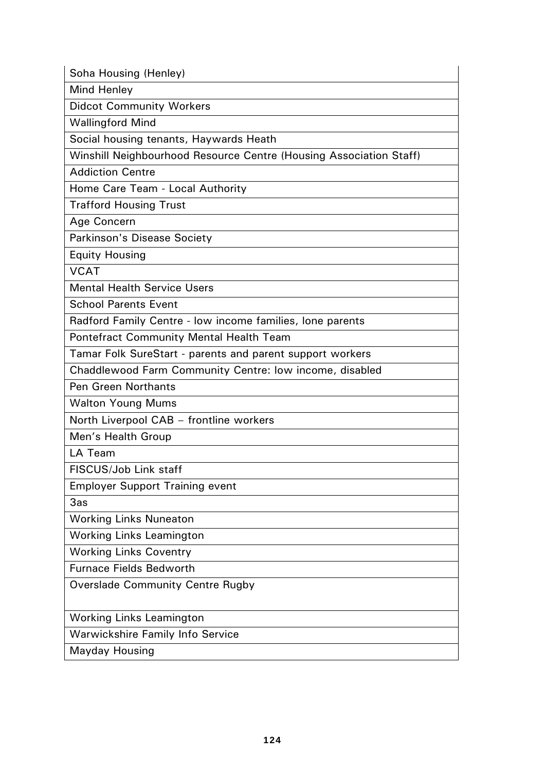| Soha Housing (Henley) |
|---|
| Mind Henley |
| Didcot Community Workers |
| Wallingford Mind |
| Social housing tenants, Haywards Heath |
| Winshill Neighbourhood Resource Centre (Housing Association Staff) |
| Addiction Centre |
| Home Care Team - Local Authority |
| Trafford Housing Trust |
| Age Concern |
| Parkinson's Disease Society |
| Equity Housing |
| VCAT |
| Mental Health Service Users |
| School Parents Event |
| Radford Family Centre - low income families, lone parents |
| Pontefract Community Mental Health Team |
| Tamar Folk SureStart - parents and parent support workers |
| Chaddlewood Farm Community Centre: low income, disabled |
| Pen Green Northants |
| Walton Young Mums |
| North Liverpool CAB – frontline workers |
| Men's Health Group |
| LA Team |
| FISCUS/Job Link staff |
| Employer Support Training event |
| 3as |
| Working Links Nuneaton |
| Working Links Leamington |
| Working Links Coventry |
| Furnace Fields Bedworth |
| Overslade Community Centre Rugby |
| Working Links Leamington |
| Warwickshire Family Info Service |
| Mayday Housing |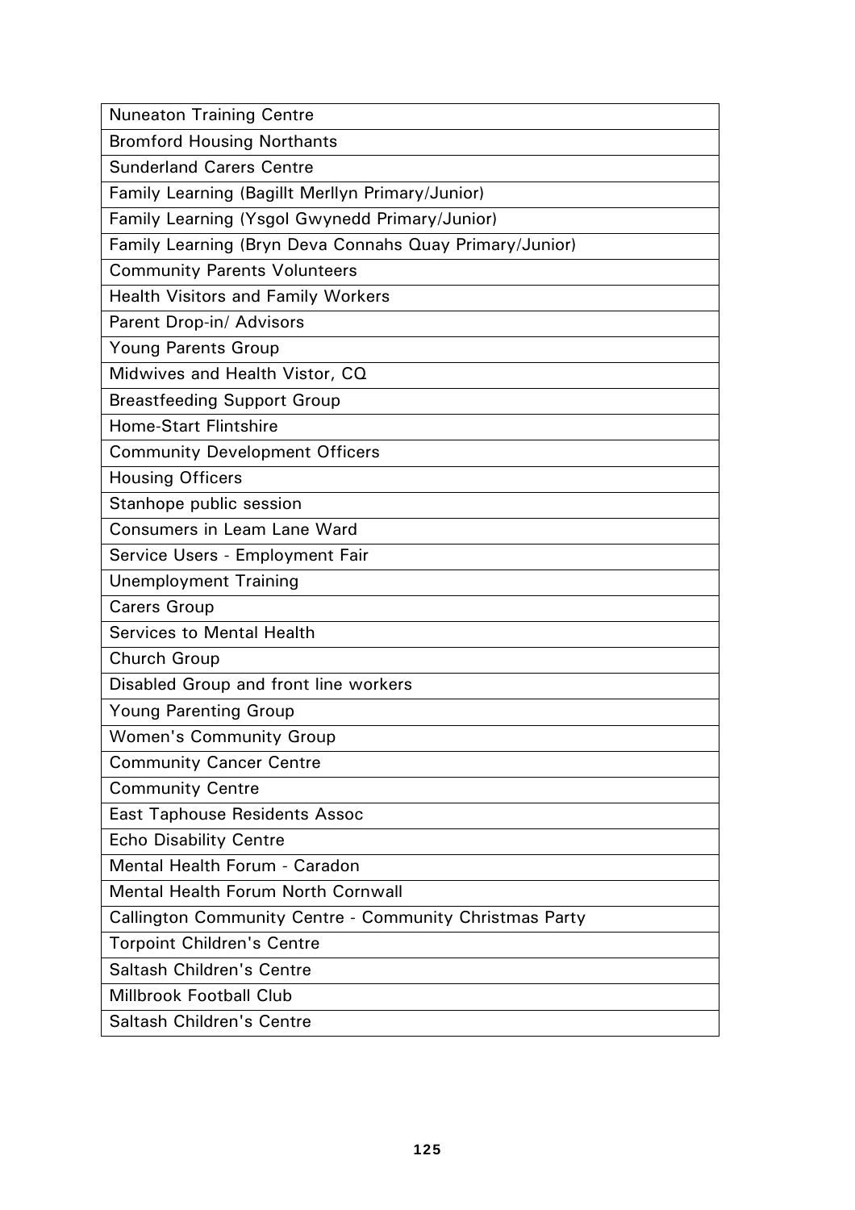| Nuneaton Training Centre |
|---|
| Bromford Housing Northants |
| Sunderland Carers Centre |
| Family Learning (Bagillt Merllyn Primary/Junior) |
| Family Learning (Ysgol Gwynedd Primary/Junior) |
| Family Learning (Bryn Deva Connahs Quay Primary/Junior) |
| Community Parents Volunteers |
| Health Visitors and Family Workers |
| Parent Drop-in/ Advisors |
| Young Parents Group |
| Midwives and Health Vistor, CQ |
| Breastfeeding Support Group |
| Home-Start Flintshire |
| Community Development Officers |
| Housing Officers |
| Stanhope public session |
| Consumers in Leam Lane Ward |
| Service Users - Employment Fair |
| Unemployment Training |
| Carers Group |
| Services to Mental Health |
| Church Group |
| Disabled Group and front line workers |
| Young Parenting Group |
| Women's Community Group |
| Community Cancer Centre |
| Community Centre |
| East Taphouse Residents Assoc |
| Echo Disability Centre |
| Mental Health Forum - Caradon |
| Mental Health Forum North Cornwall |
| Callington Community Centre - Community Christmas Party |
| Torpoint Children's Centre |
| Saltash Children's Centre |
| Millbrook Football Club |
| Saltash Children's Centre |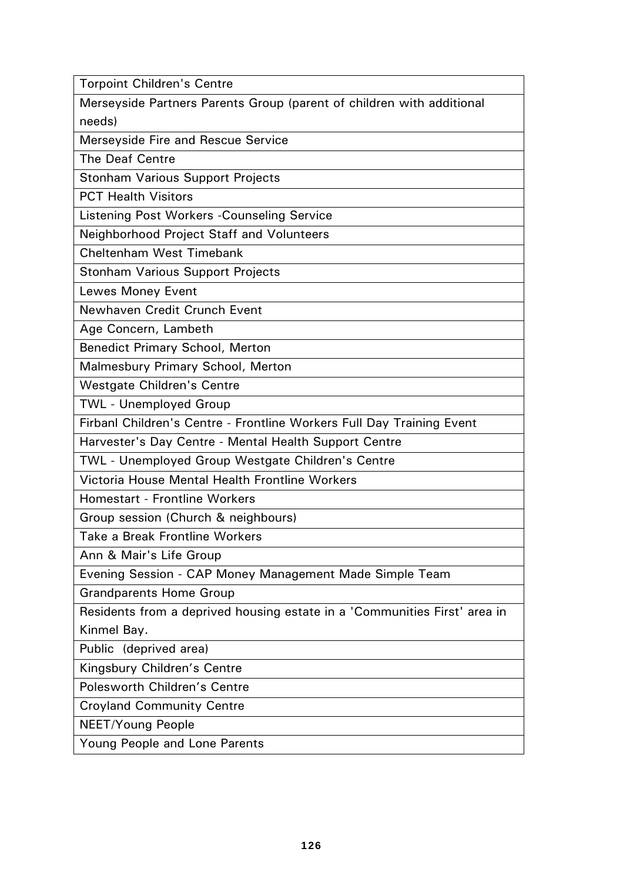| Torpoint Children's Centre |
| --- |
| Merseyside Partners Parents Group (parent of children with additional needs) |
| Merseyside Fire and Rescue Service |
| The Deaf Centre |
| Stonham Various Support Projects |
| PCT Health Visitors |
| Listening Post Workers -Counseling Service |
| Neighborhood Project Staff and Volunteers |
| Cheltenham West Timebank |
| Stonham Various Support Projects |
| Lewes Money Event |
| Newhaven Credit Crunch Event |
| Age Concern, Lambeth |
| Benedict Primary School, Merton |
| Malmesbury Primary School, Merton |
| Westgate Children's Centre |
| TWL - Unemployed Group |
| Firbanl Children's Centre - Frontline Workers Full Day Training Event |
| Harvester's Day Centre - Mental Health Support Centre |
| TWL - Unemployed Group Westgate Children's Centre |
| Victoria House Mental Health Frontline Workers |
| Homestart - Frontline Workers |
| Group session (Church & neighbours) |
| Take a Break Frontline Workers |
| Ann & Mair's Life Group |
| Evening Session - CAP Money Management Made Simple Team |
| Grandparents Home Group |
| Residents from a deprived housing estate in a 'Communities First' area in Kinmel Bay. |
| Public (deprived area) |
| Kingsbury Children's Centre |
| Polesworth Children's Centre |
| Croyland Community Centre |
| NEET/Young People |
| Young People and Lone Parents |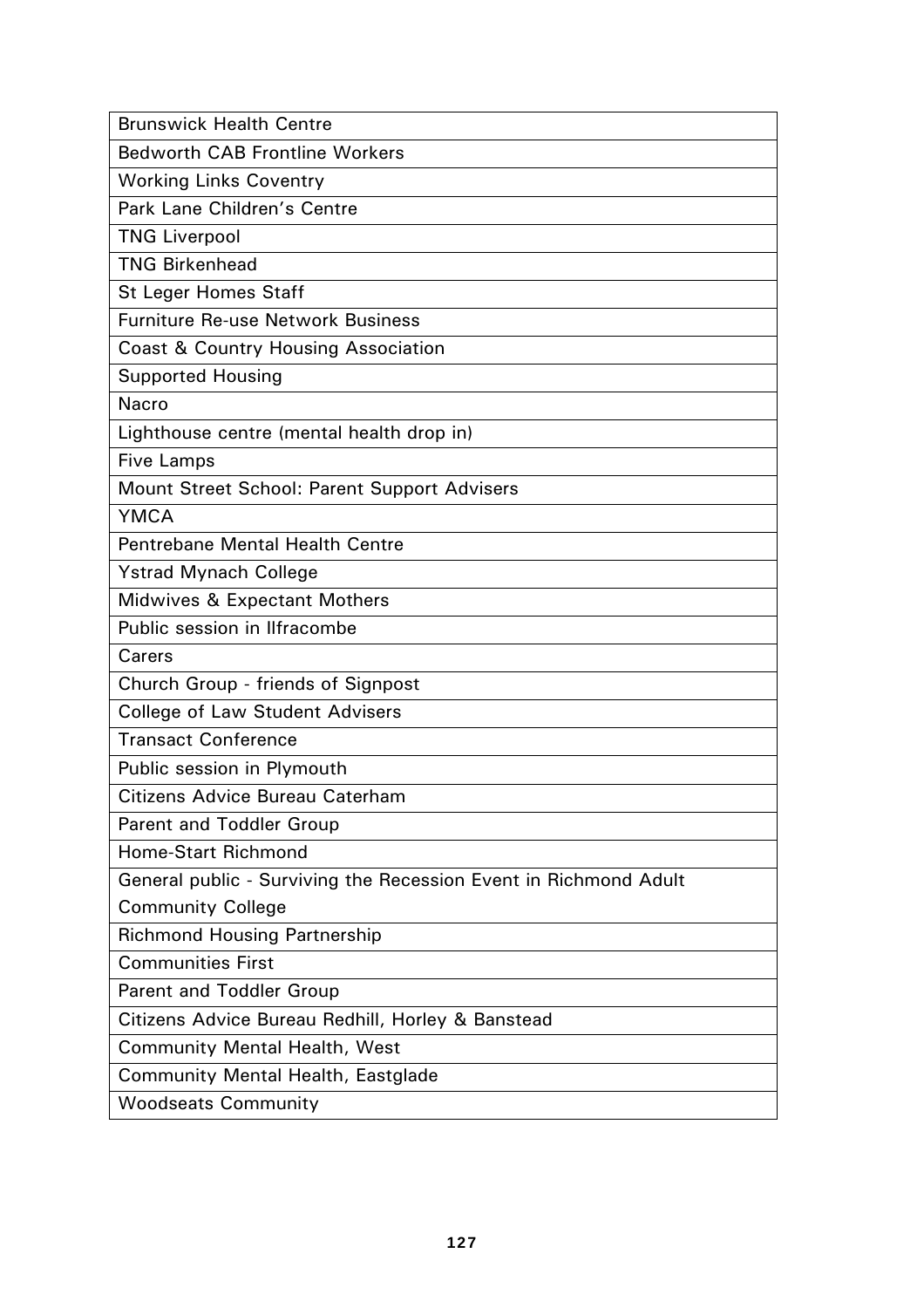| Brunswick Health Centre |
|---|
| Bedworth CAB Frontline Workers |
| Working Links Coventry |
| Park Lane Children's Centre |
| TNG Liverpool |
| TNG Birkenhead |
| St Leger Homes Staff |
| Furniture Re-use Network Business |
| Coast & Country Housing Association |
| Supported Housing |
| Nacro |
| Lighthouse centre (mental health drop in) |
| Five Lamps |
| Mount Street School: Parent Support Advisers |
| YMCA |
| Pentrebane Mental Health Centre |
| Ystrad Mynach College |
| Midwives & Expectant Mothers |
| Public session in Ilfracombe |
| Carers |
| Church Group - friends of Signpost |
| College of Law Student Advisers |
| Transact Conference |
| Public session in Plymouth |
| Citizens Advice Bureau Caterham |
| Parent and Toddler Group |
| Home-Start Richmond |
| General public - Surviving the Recession Event in Richmond Adult Community College |
| Richmond Housing Partnership |
| Communities First |
| Parent and Toddler Group |
| Citizens Advice Bureau Redhill, Horley & Banstead |
| Community Mental Health, West |
| Community Mental Health, Eastglade |
| Woodseats Community |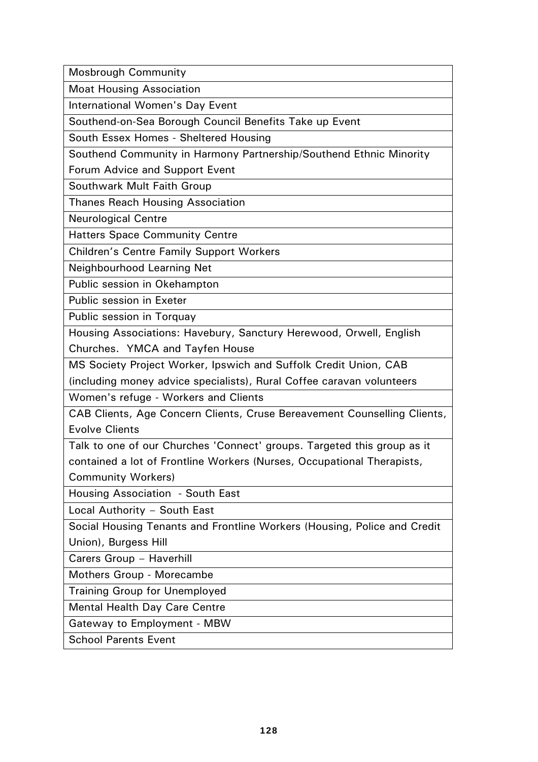| Mosbrough Community |
| --- |
| Moat Housing Association |
| International Women's Day Event |
| Southend-on-Sea Borough Council Benefits Take up Event |
| South Essex Homes - Sheltered Housing |
| Southend Community in Harmony Partnership/Southend Ethnic Minority Forum Advice and Support Event |
| Southwark Mult Faith Group |
| Thanes Reach Housing Association |
| Neurological Centre |
| Hatters Space Community Centre |
| Children's Centre Family Support Workers |
| Neighbourhood Learning Net |
| Public session in Okehampton |
| Public session in Exeter |
| Public session in Torquay |
| Housing Associations: Havebury, Sanctury Herewood, Orwell, English Churches. YMCA and Tayfen House |
| MS Society Project Worker, Ipswich and Suffolk Credit Union, CAB (including money advice specialists), Rural Coffee caravan volunteers |
| Women's refuge - Workers and Clients |
| CAB Clients, Age Concern Clients, Cruse Bereavement Counselling Clients, Evolve Clients |
| Talk to one of our Churches 'Connect' groups. Targeted this group as it contained a lot of Frontline Workers (Nurses, Occupational Therapists, Community Workers) |
| Housing Association - South East |
| Local Authority – South East |
| Social Housing Tenants and Frontline Workers (Housing, Police and Credit Union), Burgess Hill |
| Carers Group – Haverhill |
| Mothers Group - Morecambe |
| Training Group for Unemployed |
| Mental Health Day Care Centre |
| Gateway to Employment - MBW |
| School Parents Event |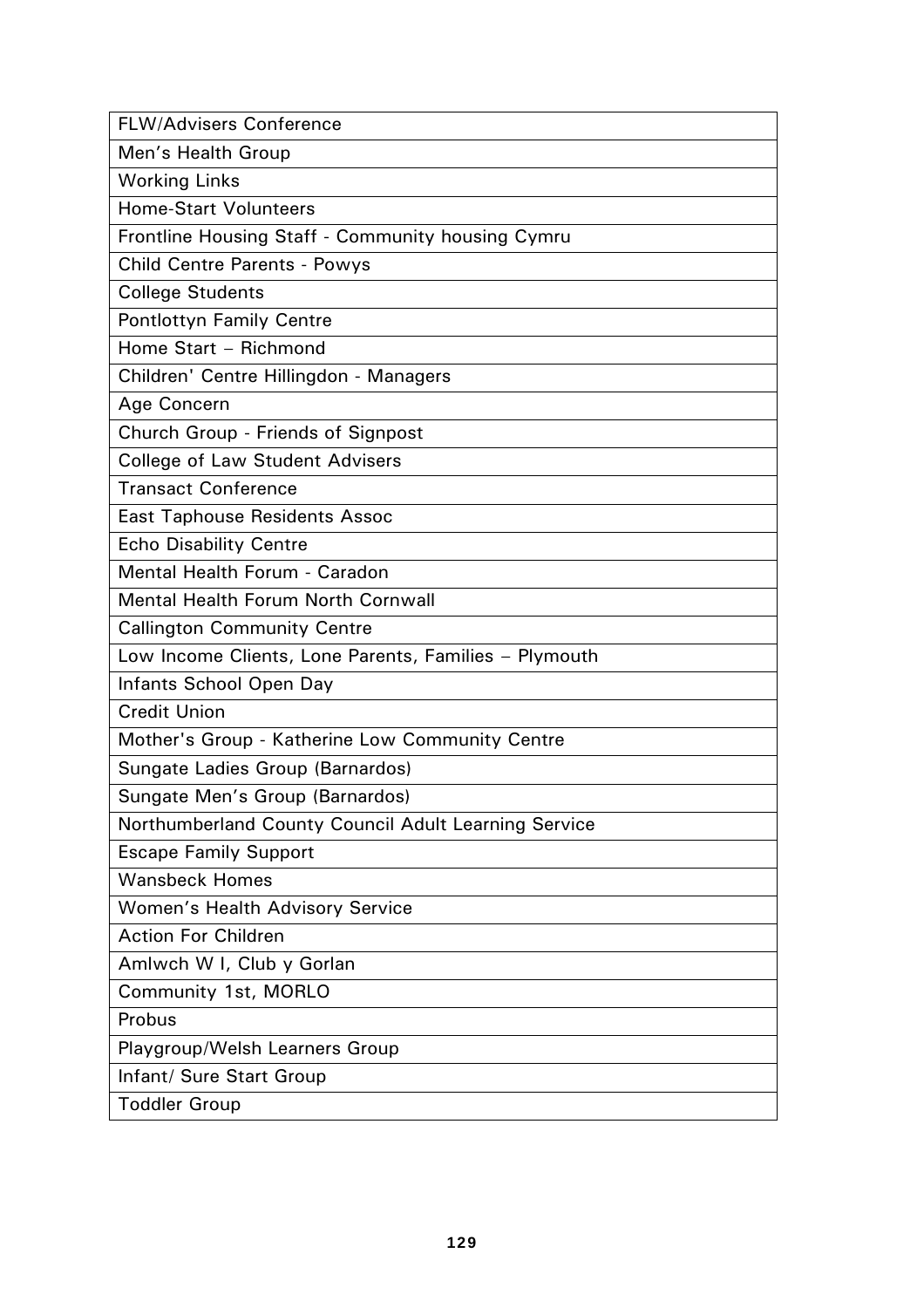| FLW/Advisers Conference |
| --- |
| Men's Health Group |
| Working Links |
| Home-Start Volunteers |
| Frontline Housing Staff - Community housing Cymru |
| Child Centre Parents - Powys |
| College Students |
| Pontlottyn Family Centre |
| Home Start – Richmond |
| Children' Centre Hillingdon - Managers |
| Age Concern |
| Church Group - Friends of Signpost |
| College of Law Student Advisers |
| Transact Conference |
| East Taphouse Residents Assoc |
| Echo Disability Centre |
| Mental Health Forum - Caradon |
| Mental Health Forum North Cornwall |
| Callington Community Centre |
| Low Income Clients, Lone Parents, Families – Plymouth |
| Infants School Open Day |
| Credit Union |
| Mother's Group - Katherine Low Community Centre |
| Sungate Ladies Group (Barnardos) |
| Sungate Men's Group (Barnardos) |
| Northumberland County Council Adult Learning Service |
| Escape Family Support |
| Wansbeck Homes |
| Women's Health Advisory Service |
| Action For Children |
| Amlwch W I, Club y Gorlan |
| Community 1st, MORLO |
| Probus |
| Playgroup/Welsh Learners Group |
| Infant/ Sure Start Group |
| Toddler Group |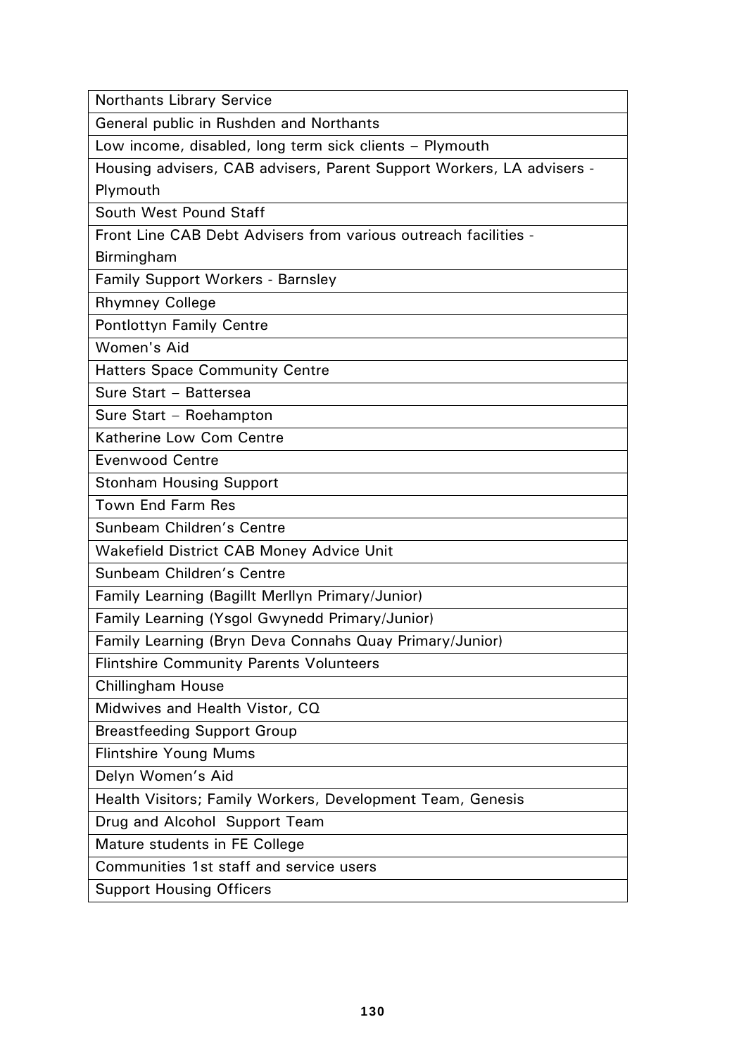| Northants Library Service |
|---|
| General public in Rushden and Northants |
| Low income, disabled, long term sick clients – Plymouth |
| Housing advisers, CAB advisers, Parent Support Workers, LA advisers - Plymouth |
| South West Pound Staff |
| Front Line CAB Debt Advisers from various outreach facilities - Birmingham |
| Family Support Workers - Barnsley |
| Rhymney College |
| Pontlottyn Family Centre |
| Women's Aid |
| Hatters Space Community Centre |
| Sure Start – Battersea |
| Sure Start – Roehampton |
| Katherine Low Com Centre |
| Evenwood Centre |
| Stonham Housing Support |
| Town End Farm Res |
| Sunbeam Children's Centre |
| Wakefield District CAB Money Advice Unit |
| Sunbeam Children's Centre |
| Family Learning (Bagillt Merllyn Primary/Junior) |
| Family Learning (Ysgol Gwynedd Primary/Junior) |
| Family Learning (Bryn Deva Connahs Quay Primary/Junior) |
| Flintshire Community Parents Volunteers |
| Chillingham House |
| Midwives and Health Vistor, CQ |
| Breastfeeding Support Group |
| Flintshire Young Mums |
| Delyn Women's Aid |
| Health Visitors; Family Workers, Development Team, Genesis |
| Drug and Alcohol Support Team |
| Mature students in FE College |
| Communities 1st staff and service users |
| Support Housing Officers |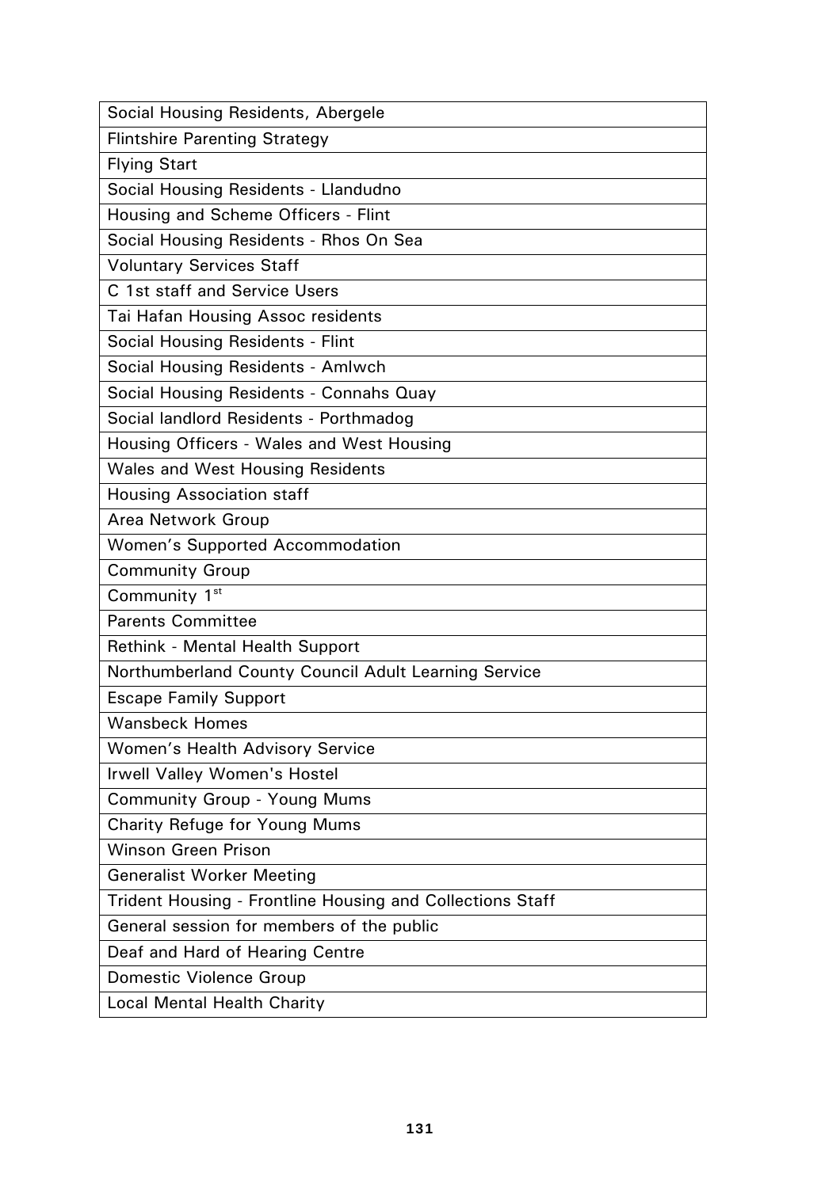| Social Housing Residents, Abergele |
| --- |
| Flintshire Parenting Strategy |
| Flying Start |
| Social Housing Residents - Llandudno |
| Housing and Scheme Officers - Flint |
| Social Housing Residents - Rhos On Sea |
| Voluntary Services Staff |
| C 1st staff and Service Users |
| Tai Hafan Housing Assoc residents |
| Social Housing Residents - Flint |
| Social Housing Residents - Amlwch |
| Social Housing Residents - Connahs Quay |
| Social landlord Residents - Porthmadog |
| Housing Officers - Wales and West Housing |
| Wales and West Housing Residents |
| Housing Association staff |
| Area Network Group |
| Women's Supported Accommodation |
| Community Group |
| Community 1st |
| Parents Committee |
| Rethink - Mental Health Support |
| Northumberland County Council Adult Learning Service |
| Escape Family Support |
| Wansbeck Homes |
| Women's Health Advisory Service |
| Irwell Valley Women's Hostel |
| Community Group - Young Mums |
| Charity Refuge for Young Mums |
| Winson Green Prison |
| Generalist Worker Meeting |
| Trident Housing - Frontline Housing and Collections Staff |
| General session for members of the public |
| Deaf and Hard of Hearing Centre |
| Domestic Violence Group |
| Local Mental Health Charity |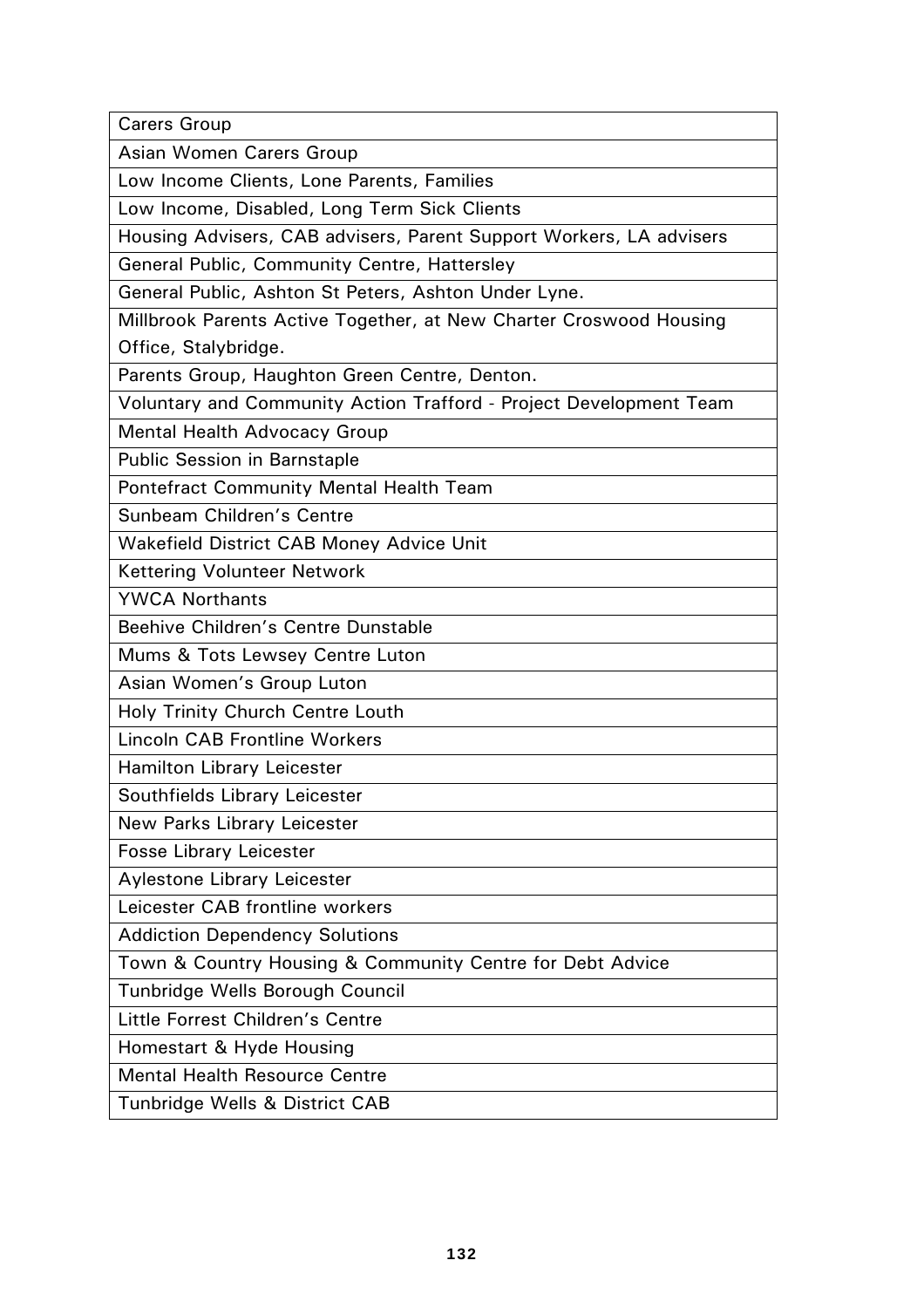| Carers Group |
|---|
| Asian Women Carers Group |
| Low Income Clients, Lone Parents, Families |
| Low Income, Disabled, Long Term Sick Clients |
| Housing Advisers, CAB advisers, Parent Support Workers, LA advisers |
| General Public, Community Centre, Hattersley |
| General Public, Ashton St Peters, Ashton Under Lyne. |
| Millbrook Parents Active Together, at New Charter Croswood Housing Office, Stalybridge. |
| Parents Group, Haughton Green Centre, Denton. |
| Voluntary and Community Action Trafford - Project Development Team |
| Mental Health Advocacy Group |
| Public Session in Barnstaple |
| Pontefract Community Mental Health Team |
| Sunbeam Children's Centre |
| Wakefield District CAB Money Advice Unit |
| Kettering Volunteer Network |
| YWCA Northants |
| Beehive Children's Centre Dunstable |
| Mums & Tots Lewsey Centre Luton |
| Asian Women's Group Luton |
| Holy Trinity Church Centre Louth |
| Lincoln CAB Frontline Workers |
| Hamilton Library Leicester |
| Southfields Library Leicester |
| New Parks Library Leicester |
| Fosse Library Leicester |
| Aylestone Library Leicester |
| Leicester CAB frontline workers |
| Addiction Dependency Solutions |
| Town & Country Housing & Community Centre for Debt Advice |
| Tunbridge Wells Borough Council |
| Little Forrest Children's Centre |
| Homestart & Hyde Housing |
| Mental Health Resource Centre |
| Tunbridge Wells & District CAB |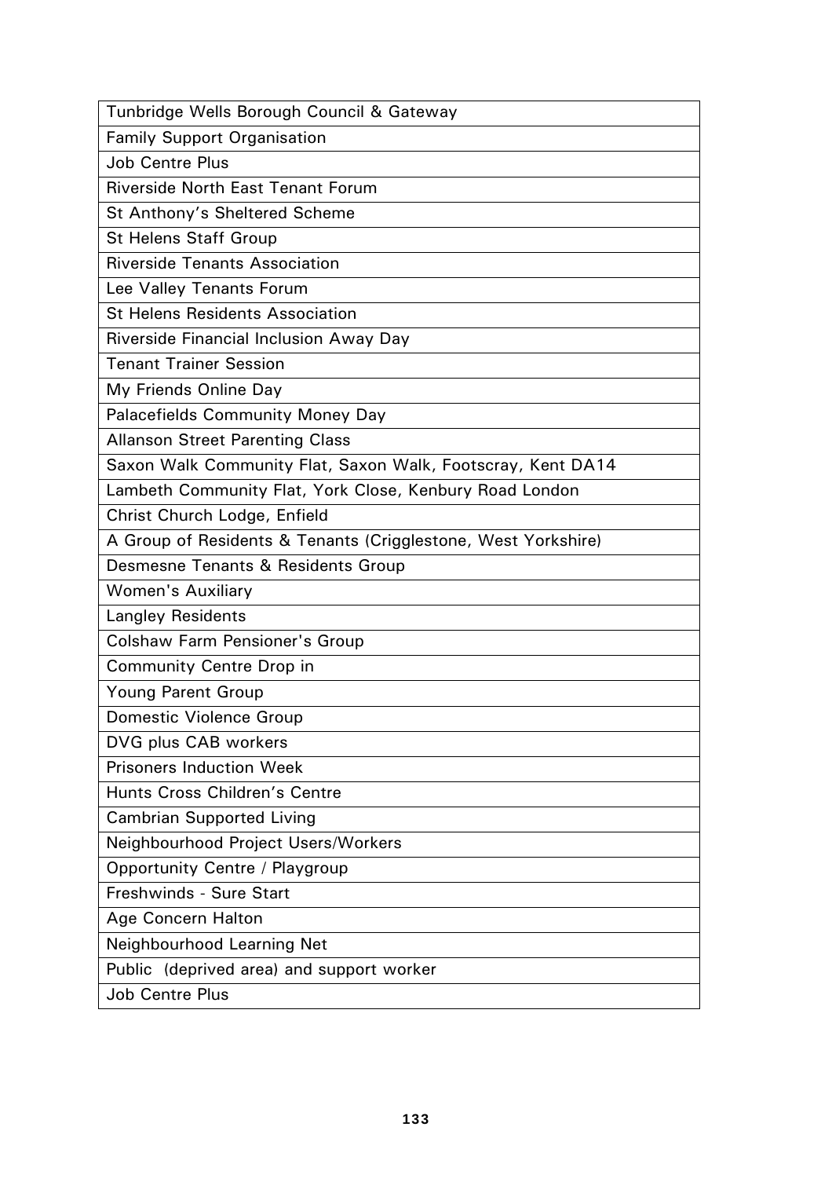| Tunbridge Wells Borough Council & Gateway |
|---|
| Family Support Organisation |
| Job Centre Plus |
| Riverside North East Tenant Forum |
| St Anthony's Sheltered Scheme |
| St Helens Staff Group |
| Riverside Tenants Association |
| Lee Valley Tenants Forum |
| St Helens Residents Association |
| Riverside Financial Inclusion Away Day |
| Tenant Trainer Session |
| My Friends Online Day |
| Palacefields Community Money Day |
| Allanson Street Parenting Class |
| Saxon Walk Community Flat, Saxon Walk, Footscray, Kent DA14 |
| Lambeth Community Flat, York Close, Kenbury Road London |
| Christ Church Lodge, Enfield |
| A Group of Residents & Tenants (Crigglestone, West Yorkshire) |
| Desmesne Tenants & Residents Group |
| Women's Auxiliary |
| Langley Residents |
| Colshaw Farm Pensioner's Group |
| Community Centre Drop in |
| Young Parent Group |
| Domestic Violence Group |
| DVG plus CAB workers |
| Prisoners Induction Week |
| Hunts Cross Children's Centre |
| Cambrian Supported Living |
| Neighbourhood Project Users/Workers |
| Opportunity Centre / Playgroup |
| Freshwinds - Sure Start |
| Age Concern Halton |
| Neighbourhood Learning Net |
| Public (deprived area) and support worker |
| Job Centre Plus |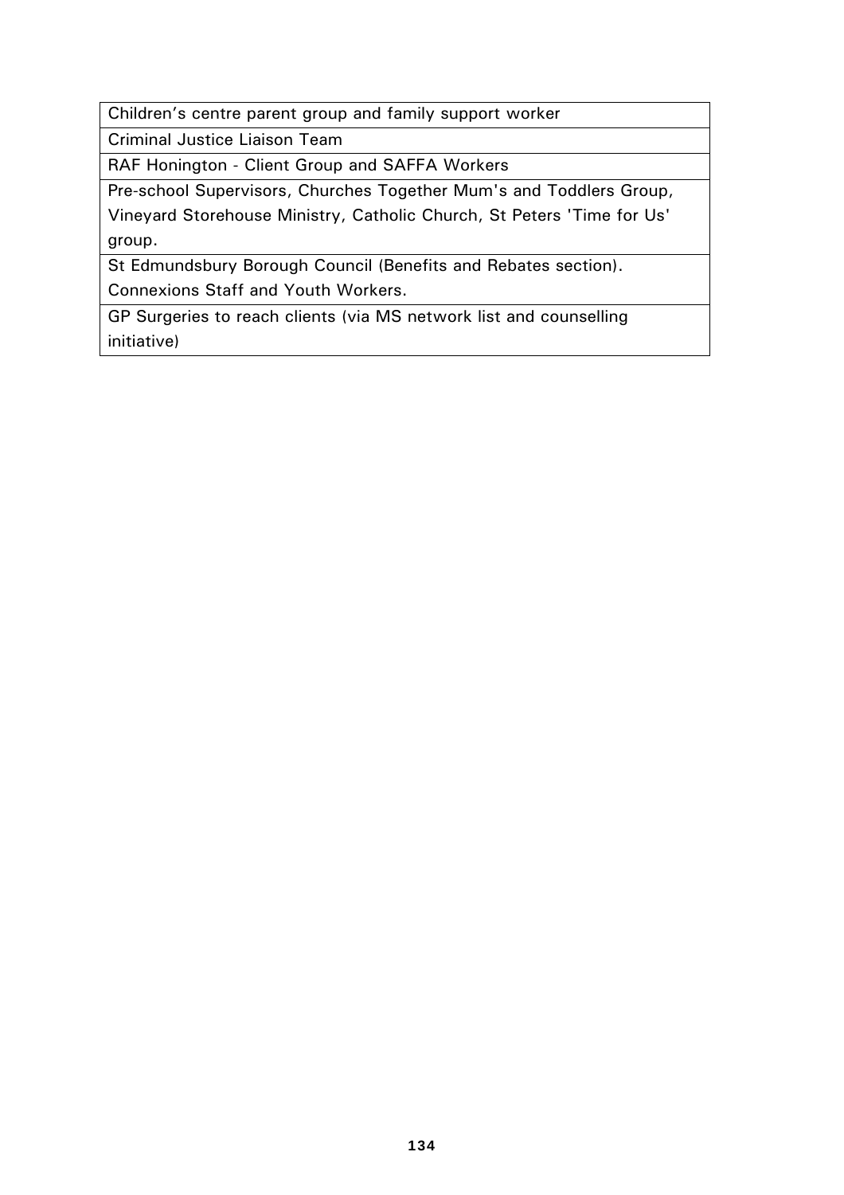| Children's centre parent group and family support worker |
|---|
| Criminal Justice Liaison Team |
| RAF Honington - Client Group and SAFFA Workers |
| Pre-school Supervisors, Churches Together Mum's and Toddlers Group, Vineyard Storehouse Ministry, Catholic Church, St Peters 'Time for Us' group. |
| St Edmundsbury Borough Council (Benefits and Rebates section). Connexions Staff and Youth Workers. |
| GP Surgeries to reach clients (via MS network list and counselling initiative) |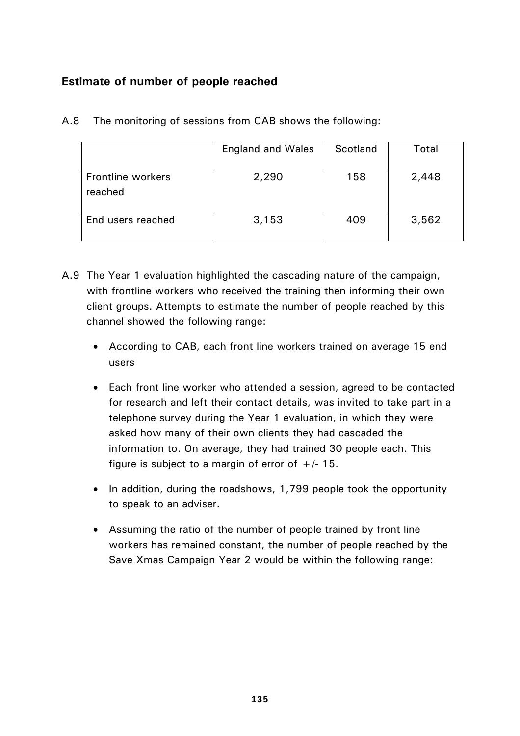## Estimate of number of people reached

A.8 The monitoring of sessions from CAB shows the following:

| | England and Wales | Scotland | Total |
|---|---|---|---|
| Frontline workers reached | 2,290 | 158 | 2,448 |
| End users reached | 3,153 | 409 | 3,562 |

A.9 The Year 1 evaluation highlighted the cascading nature of the campaign, with frontline workers who received the training then informing their own client groups. Attempts to estimate the number of people reached by this channel showed the following range:

- According to CAB, each front line workers trained on average 15 end users
- Each front line worker who attended a session, agreed to be contacted for research and left their contact details, was invited to take part in a telephone survey during the Year 1 evaluation, in which they were asked how many of their own clients they had cascaded the information to. On average, they had trained 30 people each. This figure is subject to a margin of error of +/- 15.
- In addition, during the roadshows, 1,799 people took the opportunity to speak to an adviser.
- Assuming the ratio of the number of people trained by front line workers has remained constant, the number of people reached by the Save Xmas Campaign Year 2 would be within the following range: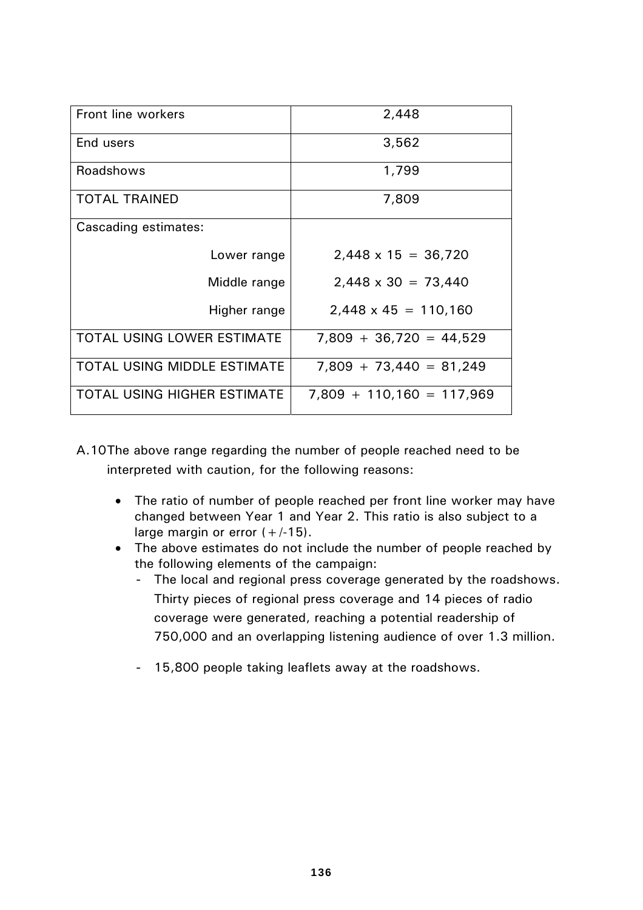| | |
|---|---|
| Front line workers | 2,448 |
| End users | 3,562 |
| Roadshows | 1,799 |
| TOTAL TRAINED | 7,809 |
| Cascading estimates:<br>Lower range<br>Middle range<br>Higher range | <br>2,448 x 15 = 36,720<br>2,448 x 30 = 73,440<br>2,448 x 45 = 110,160 |
| TOTAL USING LOWER ESTIMATE | 7,809 + 36,720 = 44,529 |
| TOTAL USING MIDDLE ESTIMATE | 7,809 + 73,440 = 81,249 |
| TOTAL USING HIGHER ESTIMATE | 7,809 + 110,160 = 117,969 |

A.10 The above range regarding the number of people reached need to be interpreted with caution, for the following reasons:

- The ratio of number of people reached per front line worker may have changed between Year 1 and Year 2. This ratio is also subject to a large margin or error (+/-15).
- The above estimates do not include the number of people reached by the following elements of the campaign:
  - The local and regional press coverage generated by the roadshows. Thirty pieces of regional press coverage and 14 pieces of radio coverage were generated, reaching a potential readership of 750,000 and an overlapping listening audience of over 1.3 million.
  - 15,800 people taking leaflets away at the roadshows.